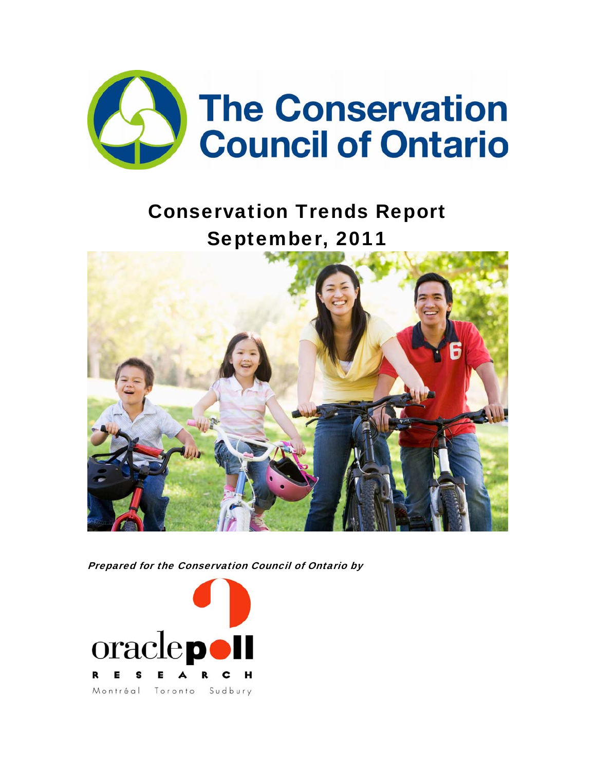# The Conservation Council of Ontario

## Conservation Trends Report
## September, 2011

***Prepared for the Conservation Council of Ontario by***

oraclepoll RESEARCH

Montréal Toronto Sudbury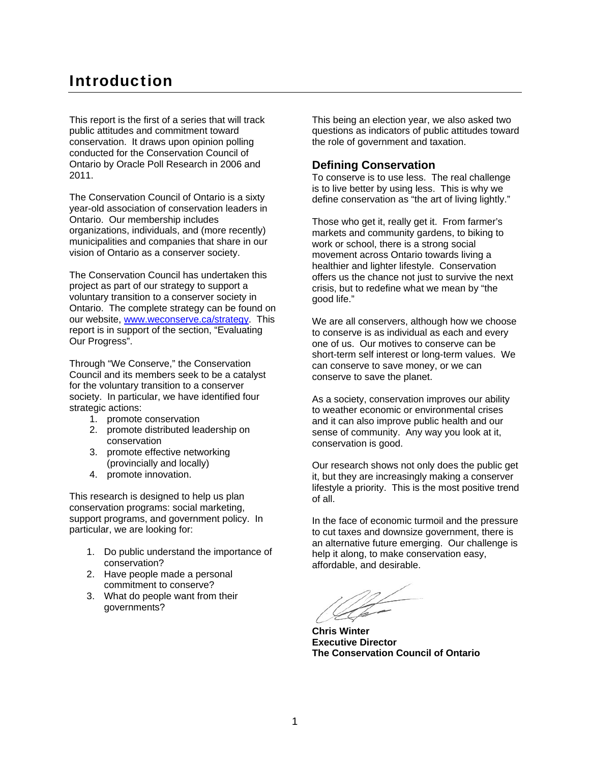# Introduction

This report is the first of a series that will track public attitudes and commitment toward conservation. It draws upon opinion polling conducted for the Conservation Council of Ontario by Oracle Poll Research in 2006 and 2011.

The Conservation Council of Ontario is a sixty year-old association of conservation leaders in Ontario. Our membership includes organizations, individuals, and (more recently) municipalities and companies that share in our vision of Ontario as a conserver society.

The Conservation Council has undertaken this project as part of our strategy to support a voluntary transition to a conserver society in Ontario. The complete strategy can be found on our website, [www.weconserve.ca/strategy](http://www.weconserve.ca/strategy). This report is in support of the section, "Evaluating Our Progress".

Through "We Conserve," the Conservation Council and its members seek to be a catalyst for the voluntary transition to a conserver society. In particular, we have identified four strategic actions:

1. promote conservation
2. promote distributed leadership on conservation
3. promote effective networking (provincially and locally)
4. promote innovation.

This research is designed to help us plan conservation programs: social marketing, support programs, and government policy. In particular, we are looking for:

1. Do public understand the importance of conservation?
2. Have people made a personal commitment to conserve?
3. What do people want from their governments?

This being an election year, we also asked two questions as indicators of public attitudes toward the role of government and taxation.

## Defining Conservation

To conserve is to use less. The real challenge is to live better by using less. This is why we define conservation as "the art of living lightly."

Those who get it, really get it. From farmer's markets and community gardens, to biking to work or school, there is a strong social movement across Ontario towards living a healthier and lighter lifestyle. Conservation offers us the chance not just to survive the next crisis, but to redefine what we mean by "the good life."

We are all conservers, although how we choose to conserve is as individual as each and every one of us. Our motives to conserve can be short-term self interest or long-term values. We can conserve to save money, or we can conserve to save the planet.

As a society, conservation improves our ability to weather economic or environmental crises and it can also improve public health and our sense of community. Any way you look at it, conservation is good.

Our research shows not only does the public get it, but they are increasingly making a conserver lifestyle a priority. This is the most positive trend of all.

In the face of economic turmoil and the pressure to cut taxes and downsize government, there is an alternative future emerging. Our challenge is help it along, to make conservation easy, affordable, and desirable.

**Chris Winter**
**Executive Director**
**The Conservation Council of Ontario**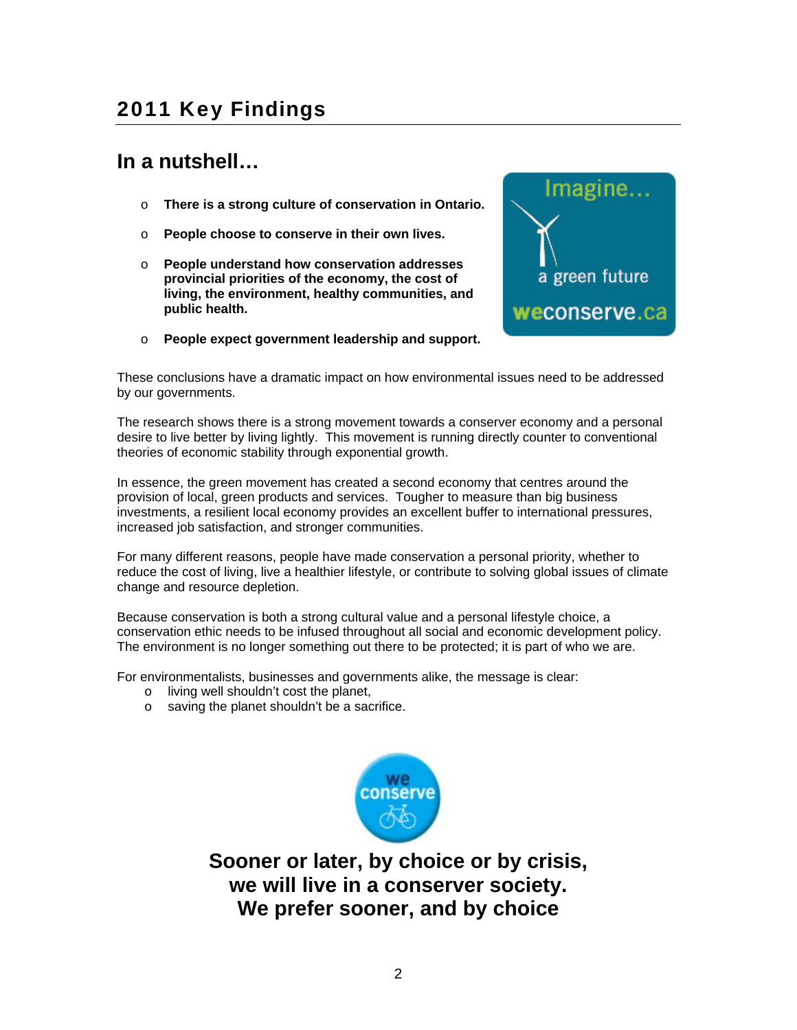# 2011 Key Findings

## In a nutshell…

- **There is a strong culture of conservation in Ontario.**
- **People choose to conserve in their own lives.**
- **People understand how conservation addresses provincial priorities of the economy, the cost of living, the environment, healthy communities, and public health.**
- **People expect government leadership and support.**

These conclusions have a dramatic impact on how environmental issues need to be addressed by our governments.

The research shows there is a strong movement towards a conserver economy and a personal desire to live better by living lightly. This movement is running directly counter to conventional theories of economic stability through exponential growth.

In essence, the green movement has created a second economy that centres around the provision of local, green products and services. Tougher to measure than big business investments, a resilient local economy provides an excellent buffer to international pressures, increased job satisfaction, and stronger communities.

For many different reasons, people have made conservation a personal priority, whether to reduce the cost of living, live a healthier lifestyle, or contribute to solving global issues of climate change and resource depletion.

Because conservation is both a strong cultural value and a personal lifestyle choice, a conservation ethic needs to be infused throughout all social and economic development policy. The environment is no longer something out there to be protected; it is part of who we are.

For environmentalists, businesses and governments alike, the message is clear:

- living well shouldn't cost the planet,
- saving the planet shouldn't be a sacrifice.

**Sooner or later, by choice or by crisis, we will live in a conserver society. We prefer sooner, and by choice**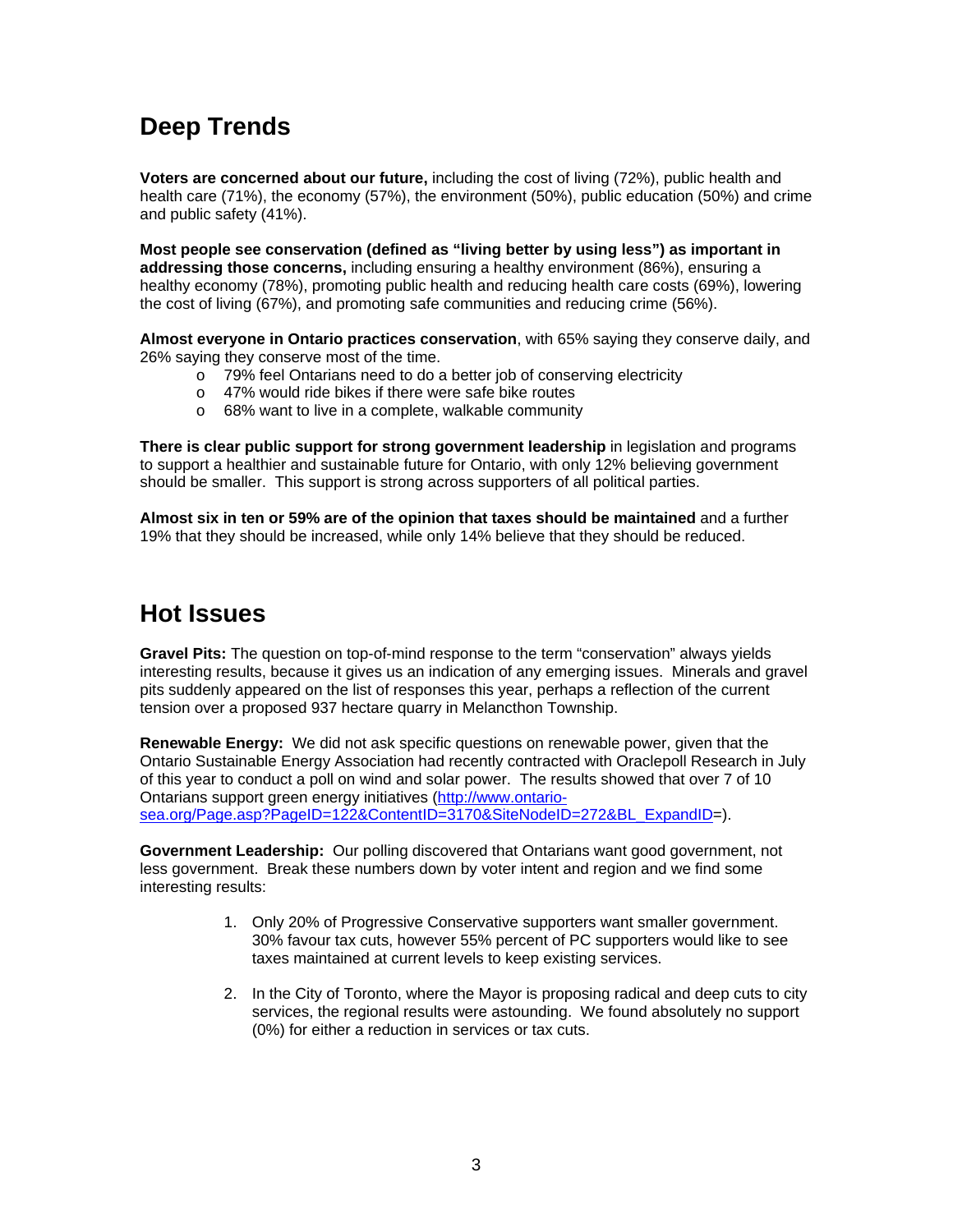## Deep Trends

**Voters are concerned about our future,** including the cost of living (72%), public health and health care (71%), the economy (57%), the environment (50%), public education (50%) and crime and public safety (41%).

**Most people see conservation (defined as "living better by using less") as important in addressing those concerns,** including ensuring a healthy environment (86%), ensuring a healthy economy (78%), promoting public health and reducing health care costs (69%), lowering the cost of living (67%), and promoting safe communities and reducing crime (56%).

**Almost everyone in Ontario practices conservation**, with 65% saying they conserve daily, and 26% saying they conserve most of the time.

- 79% feel Ontarians need to do a better job of conserving electricity
- 47% would ride bikes if there were safe bike routes
- 68% want to live in a complete, walkable community

**There is clear public support for strong government leadership** in legislation and programs to support a healthier and sustainable future for Ontario, with only 12% believing government should be smaller. This support is strong across supporters of all political parties.

**Almost six in ten or 59% are of the opinion that taxes should be maintained** and a further 19% that they should be increased, while only 14% believe that they should be reduced.

## Hot Issues

**Gravel Pits:** The question on top-of-mind response to the term "conservation" always yields interesting results, because it gives us an indication of any emerging issues. Minerals and gravel pits suddenly appeared on the list of responses this year, perhaps a reflection of the current tension over a proposed 937 hectare quarry in Melancthon Township.

**Renewable Energy:** We did not ask specific questions on renewable power, given that the Ontario Sustainable Energy Association had recently contracted with Oraclepoll Research in July of this year to conduct a poll on wind and solar power. The results showed that over 7 of 10 Ontarians support green energy initiatives (http://www.ontario-sea.org/Page.asp?PageID=122&ContentID=3170&SiteNodeID=272&BL_ExpandID=).

**Government Leadership:** Our polling discovered that Ontarians want good government, not less government. Break these numbers down by voter intent and region and we find some interesting results:

1. Only 20% of Progressive Conservative supporters want smaller government. 30% favour tax cuts, however 55% percent of PC supporters would like to see taxes maintained at current levels to keep existing services.
2. In the City of Toronto, where the Mayor is proposing radical and deep cuts to city services, the regional results were astounding. We found absolutely no support (0%) for either a reduction in services or tax cuts.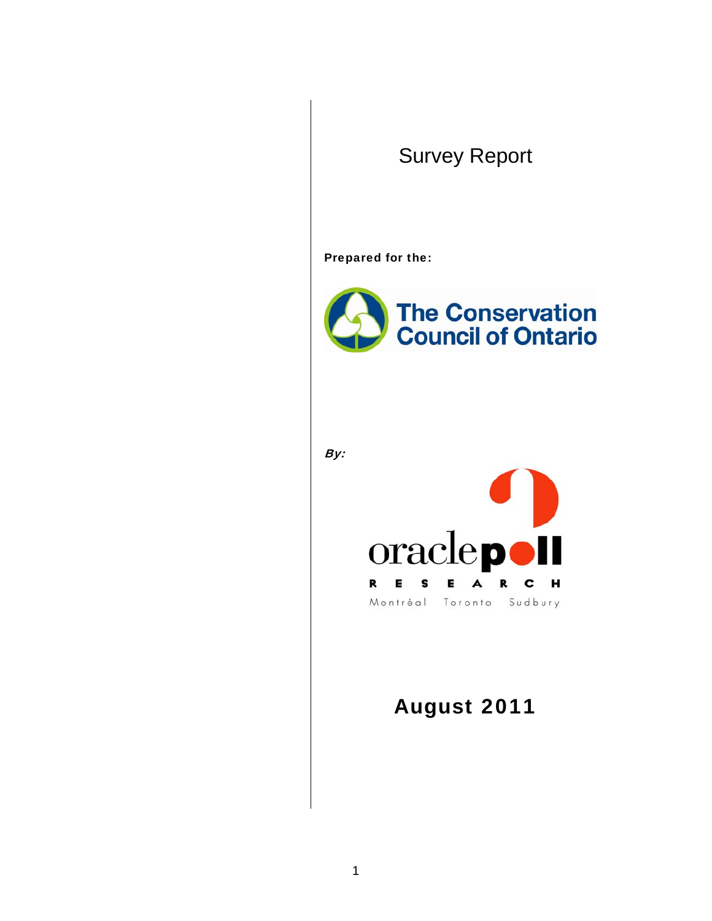# Survey Report

**Prepared for the:**

The Conservation Council of Ontario

***By:***

oraclepoll RESEARCH

Montréal Toronto Sudbury

## August 2011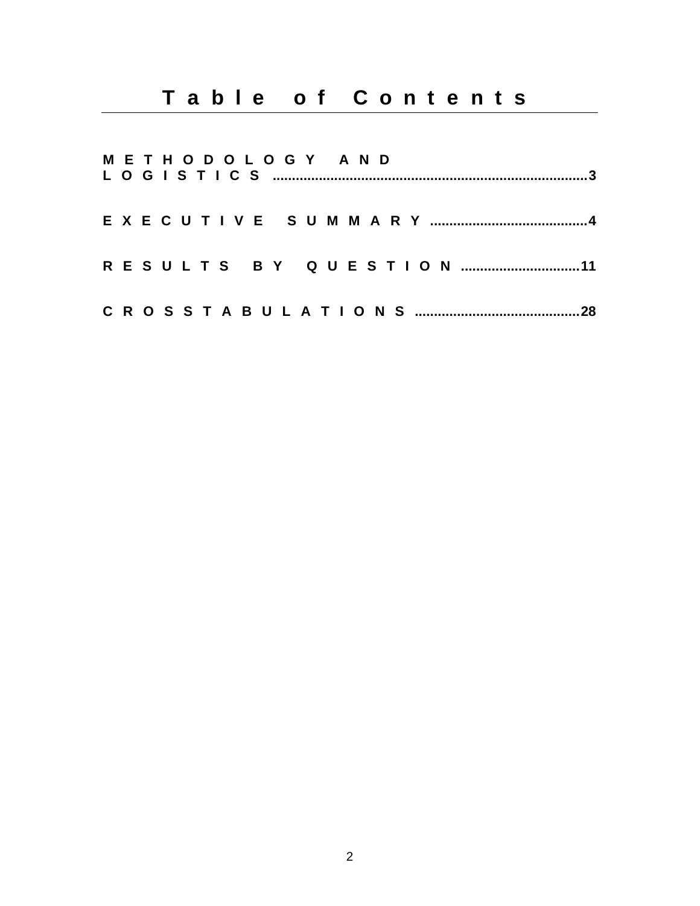# Table of Contents

METHODOLOGY AND LOGISTICS ..................................................................................3

EXECUTIVE SUMMARY .........................................4

RESULTS BY QUESTION ...............................11

CROSSTABULATIONS ...........................................28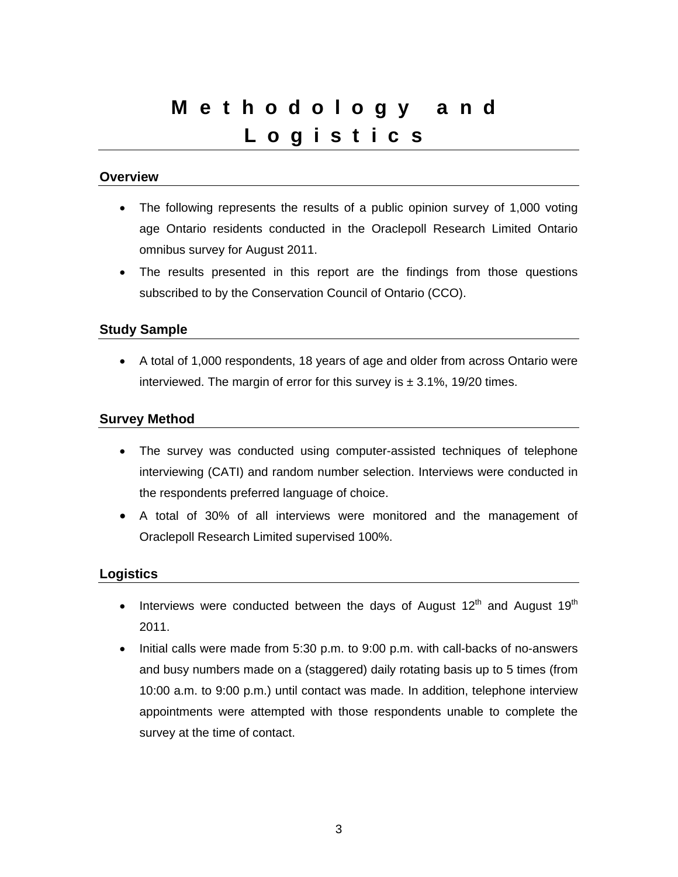# Methodology and Logistics

## Overview

- The following represents the results of a public opinion survey of 1,000 voting age Ontario residents conducted in the Oraclepoll Research Limited Ontario omnibus survey for August 2011.
- The results presented in this report are the findings from those questions subscribed to by the Conservation Council of Ontario (CCO).

## Study Sample

- A total of 1,000 respondents, 18 years of age and older from across Ontario were interviewed. The margin of error for this survey is ± 3.1%, 19/20 times.

## Survey Method

- The survey was conducted using computer-assisted techniques of telephone interviewing (CATI) and random number selection. Interviews were conducted in the respondents preferred language of choice.
- A total of 30% of all interviews were monitored and the management of Oraclepoll Research Limited supervised 100%.

## Logistics

- Interviews were conducted between the days of August 12th and August 19th 2011.
- Initial calls were made from 5:30 p.m. to 9:00 p.m. with call-backs of no-answers and busy numbers made on a (staggered) daily rotating basis up to 5 times (from 10:00 a.m. to 9:00 p.m.) until contact was made. In addition, telephone interview appointments were attempted with those respondents unable to complete the survey at the time of contact.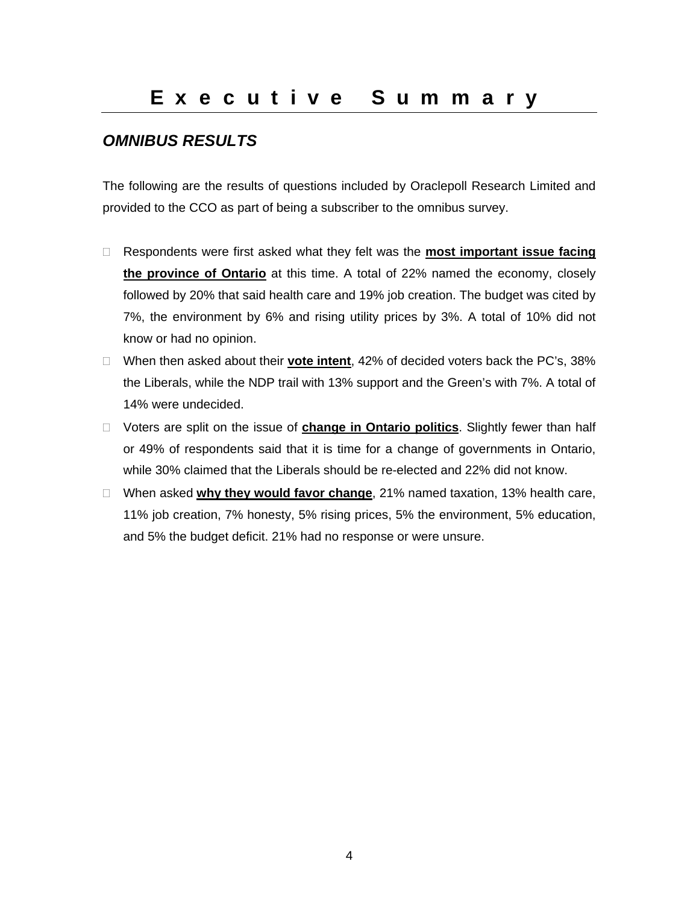# Executive Summary

## *OMNIBUS RESULTS*

The following are the results of questions included by Oraclepoll Research Limited and provided to the CCO as part of being a subscriber to the omnibus survey.

- Respondents were first asked what they felt was the **most important issue facing the province of Ontario** at this time. A total of 22% named the economy, closely followed by 20% that said health care and 19% job creation. The budget was cited by 7%, the environment by 6% and rising utility prices by 3%. A total of 10% did not know or had no opinion.
- When then asked about their **vote intent**, 42% of decided voters back the PC's, 38% the Liberals, while the NDP trail with 13% support and the Green's with 7%. A total of 14% were undecided.
- Voters are split on the issue of **change in Ontario politics**. Slightly fewer than half or 49% of respondents said that it is time for a change of governments in Ontario, while 30% claimed that the Liberals should be re-elected and 22% did not know.
- When asked **why they would favor change**, 21% named taxation, 13% health care, 11% job creation, 7% honesty, 5% rising prices, 5% the environment, 5% education, and 5% the budget deficit. 21% had no response or were unsure.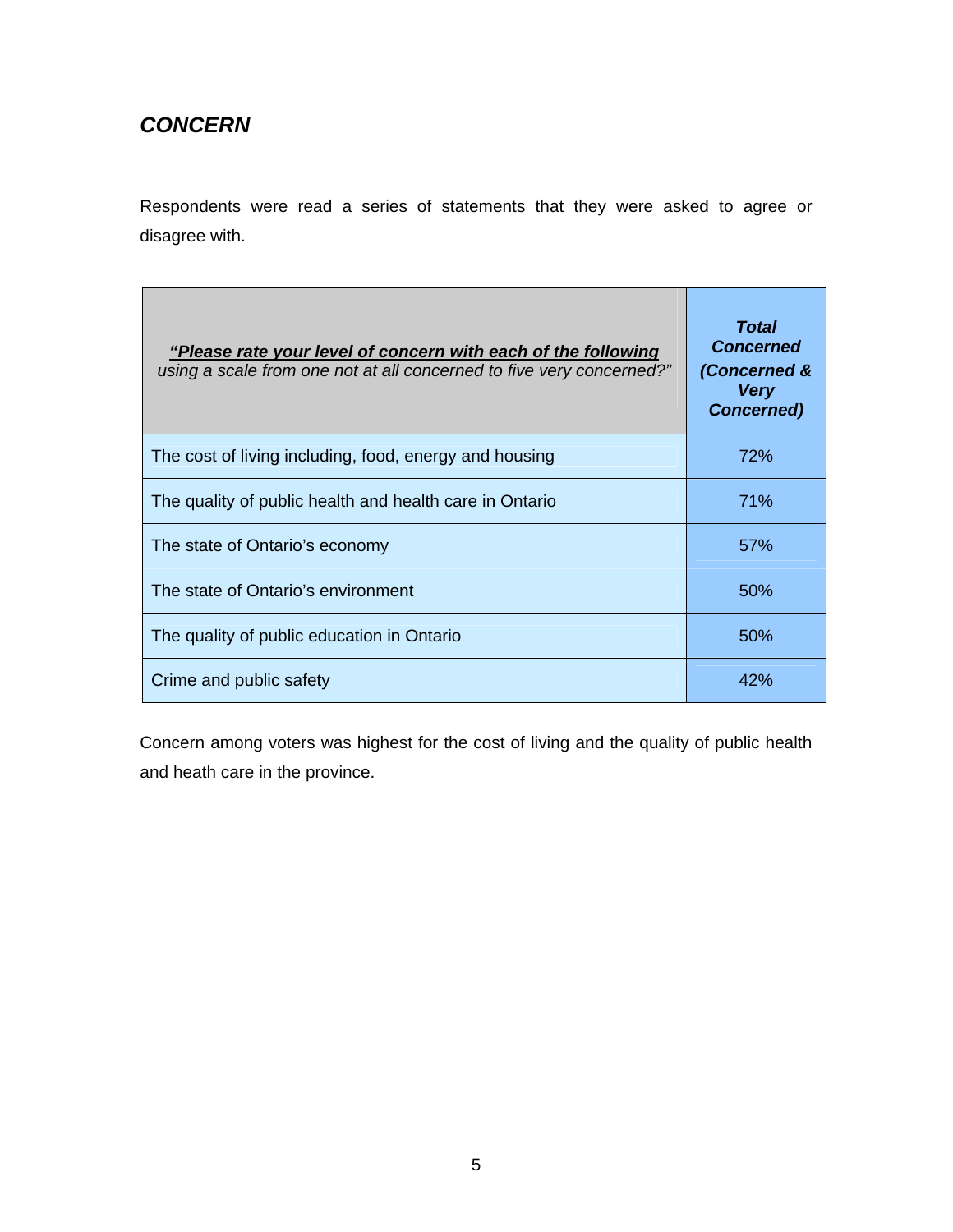## *CONCERN*

Respondents were read a series of statements that they were asked to agree or disagree with.

| ***"Please rate your level of concern with each of the following*** *using a scale from one not at all concerned to five very concerned?"* | ***Total Concerned (Concerned & Very Concerned)*** |
|---|---|
| The cost of living including, food, energy and housing | 72% |
| The quality of public health and health care in Ontario | 71% |
| The state of Ontario's economy | 57% |
| The state of Ontario's environment | 50% |
| The quality of public education in Ontario | 50% |
| Crime and public safety | 42% |

Concern among voters was highest for the cost of living and the quality of public health and heath care in the province.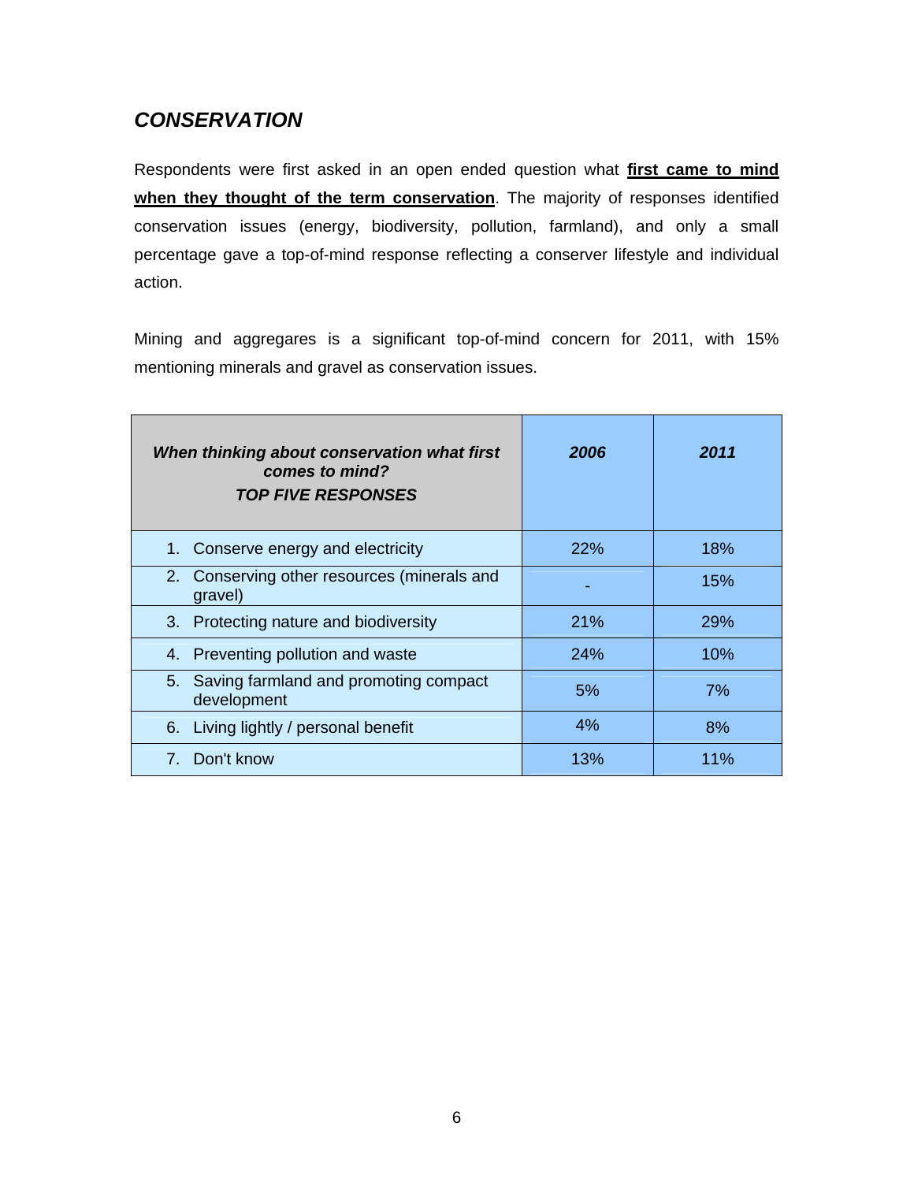## *CONSERVATION*

Respondents were first asked in an open ended question what **first came to mind when they thought of the term conservation**. The majority of responses identified conservation issues (energy, biodiversity, pollution, farmland), and only a small percentage gave a top-of-mind response reflecting a conserver lifestyle and individual action.

Mining and aggregares is a significant top-of-mind concern for 2011, with 15% mentioning minerals and gravel as conservation issues.

| ***When thinking about conservation what first comes to mind? TOP FIVE RESPONSES*** | ***2006*** | ***2011*** |
|---|---|---|
| 1. Conserve energy and electricity | 22% | 18% |
| 2. Conserving other resources (minerals and gravel) | - | 15% |
| 3. Protecting nature and biodiversity | 21% | 29% |
| 4. Preventing pollution and waste | 24% | 10% |
| 5. Saving farmland and promoting compact development | 5% | 7% |
| 6. Living lightly / personal benefit | 4% | 8% |
| 7. Don't know | 13% | 11% |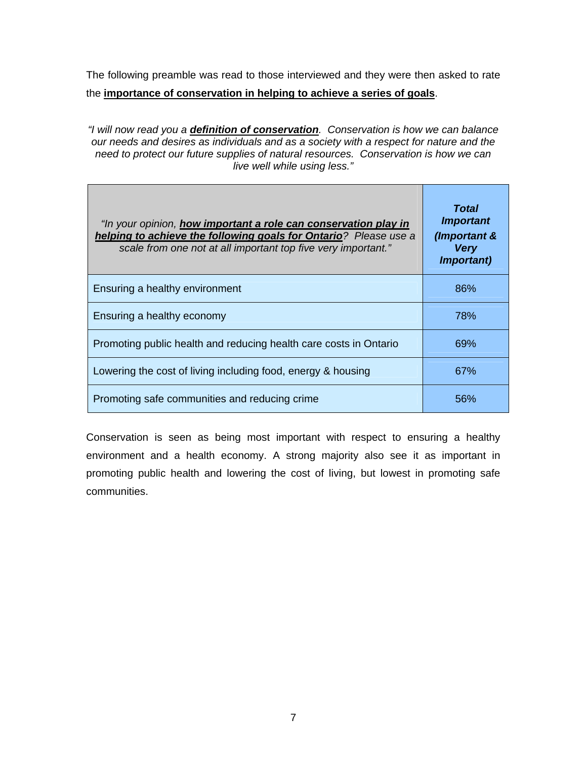The following preamble was read to those interviewed and they were then asked to rate the **importance of conservation in helping to achieve a series of goals**.

*"I will now read you a **definition of conservation**. Conservation is how we can balance our needs and desires as individuals and as a society with a respect for nature and the need to protect our future supplies of natural resources. Conservation is how we can live well while using less."*

| *"In your opinion, **how important a role can conservation play in helping to achieve the following goals for Ontario**? Please use a scale from one not at all important top five very important."* | ***Total Important (Important & Very Important)*** |
|---|---|
| Ensuring a healthy environment | 86% |
| Ensuring a healthy economy | 78% |
| Promoting public health and reducing health care costs in Ontario | 69% |
| Lowering the cost of living including food, energy & housing | 67% |
| Promoting safe communities and reducing crime | 56% |

Conservation is seen as being most important with respect to ensuring a healthy environment and a health economy. A strong majority also see it as important in promoting public health and lowering the cost of living, but lowest in promoting safe communities.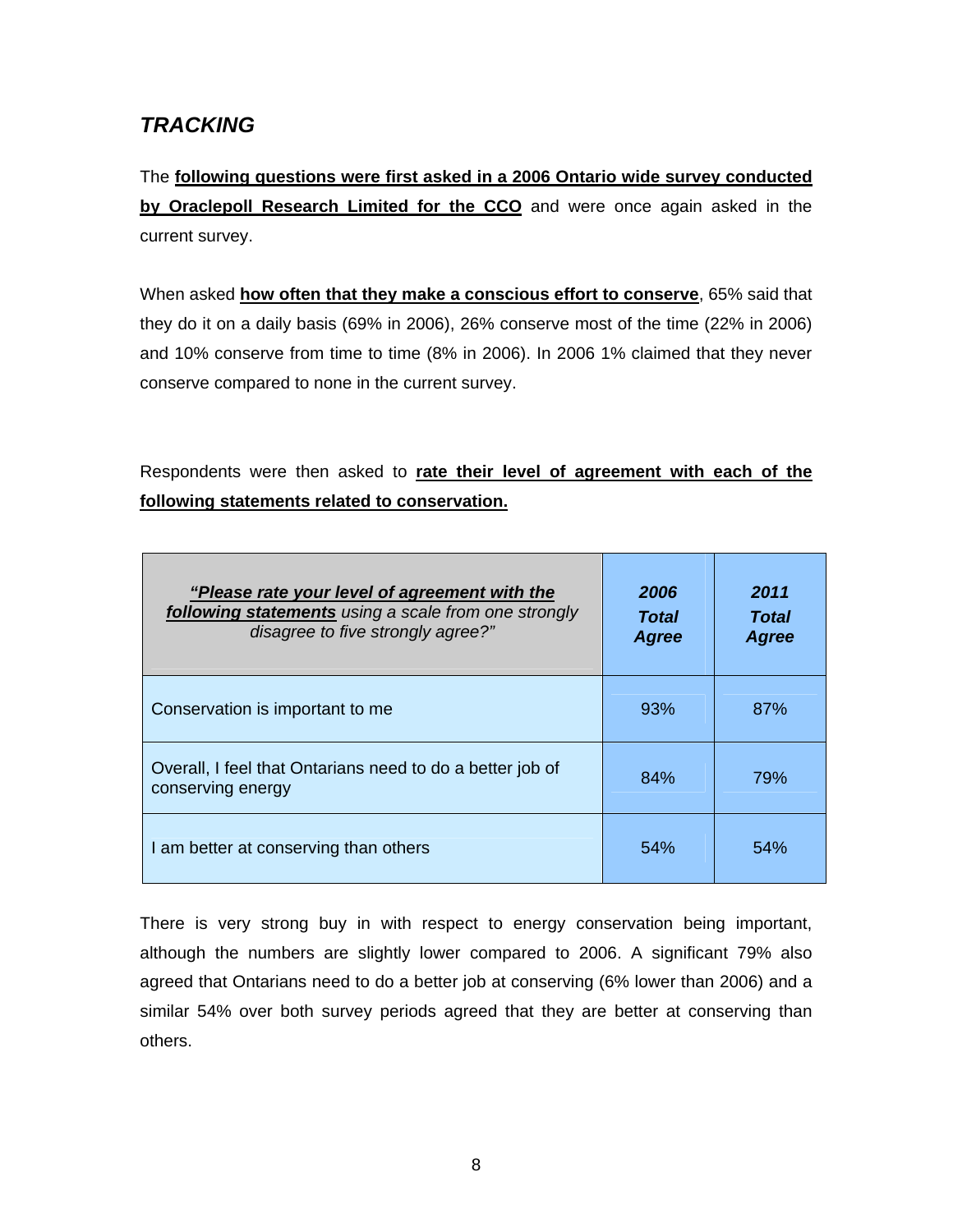## *TRACKING*

The **following questions were first asked in a 2006 Ontario wide survey conducted by Oraclepoll Research Limited for the CCO** and were once again asked in the current survey.

When asked **how often that they make a conscious effort to conserve**, 65% said that they do it on a daily basis (69% in 2006), 26% conserve most of the time (22% in 2006) and 10% conserve from time to time (8% in 2006). In 2006 1% claimed that they never conserve compared to none in the current survey.

Respondents were then asked to **rate their level of agreement with each of the following statements related to conservation.**

| *"**Please rate your level of agreement with the following statements** using a scale from one strongly disagree to five strongly agree?"* | ***2006 Total Agree*** | ***2011 Total Agree*** |
|---|---|---|
| Conservation is important to me | 93% | 87% |
| Overall, I feel that Ontarians need to do a better job of conserving energy | 84% | 79% |
| I am better at conserving than others | 54% | 54% |

There is very strong buy in with respect to energy conservation being important, although the numbers are slightly lower compared to 2006. A significant 79% also agreed that Ontarians need to do a better job at conserving (6% lower than 2006) and a similar 54% over both survey periods agreed that they are better at conserving than others.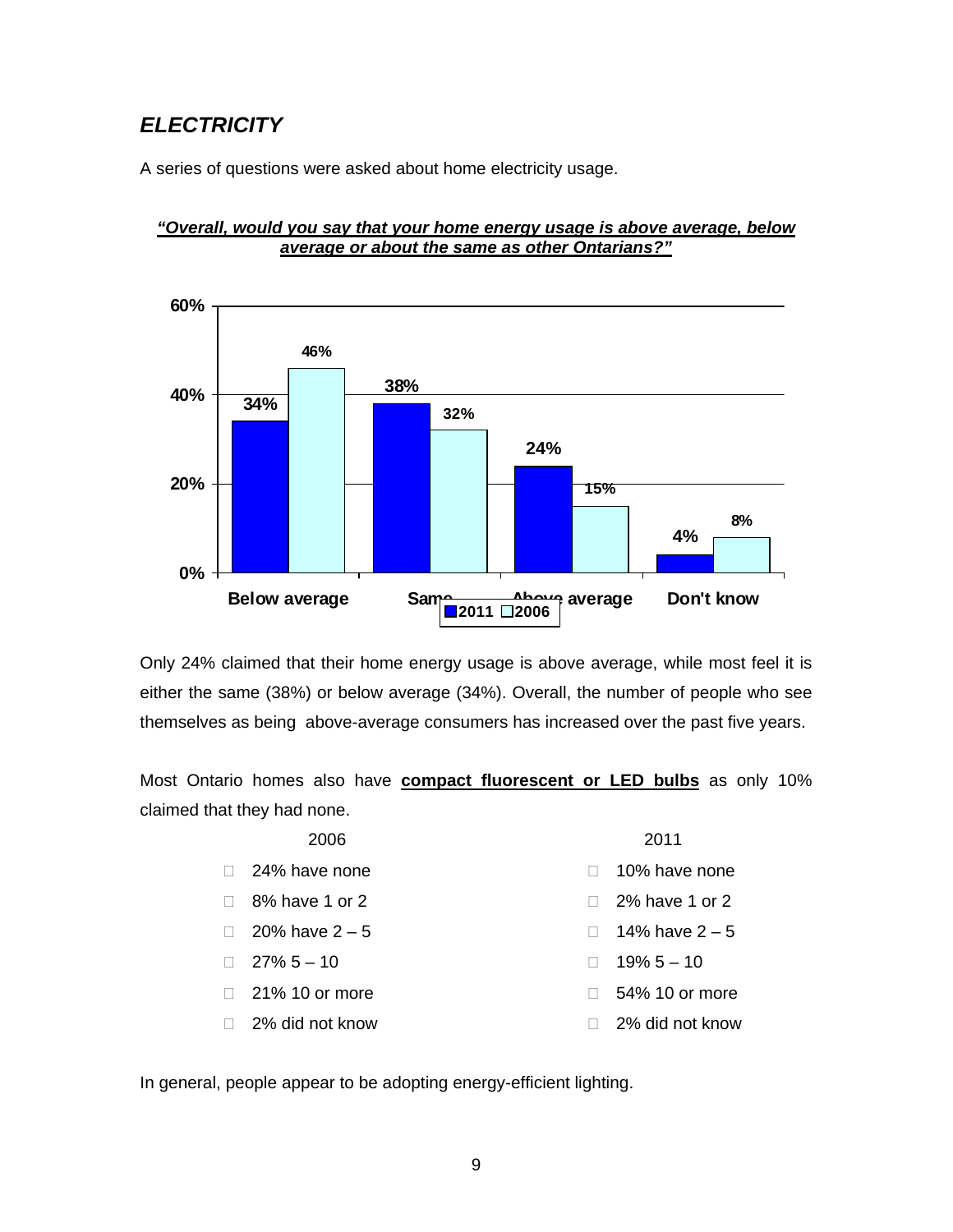## *ELECTRICITY*

A series of questions were asked about home electricity usage.

***"Overall, would you say that your home energy usage is above average, below average or about the same as other Ontarians?"***

| | 2011 | 2006 |
|---|---|---|
| Below average | 34% | 46% |
| Same | 38% | 32% |
| Above average | 24% | 15% |
| Don't know | 4% | 8% |

Only 24% claimed that their home energy usage is above average, while most feel it is either the same (38%) or below average (34%). Overall, the number of people who see themselves as being above-average consumers has increased over the past five years.

Most Ontario homes also have **compact fluorescent or LED bulbs** as only 10% claimed that they had none.

2006

- 24% have none
- 8% have 1 or 2
- 20% have 2 – 5
- 27% 5 – 10
- 21% 10 or more
- 2% did not know

2011

- 10% have none
- 2% have 1 or 2
- 14% have 2 – 5
- 19% 5 – 10
- 54% 10 or more
- 2% did not know

In general, people appear to be adopting energy-efficient lighting.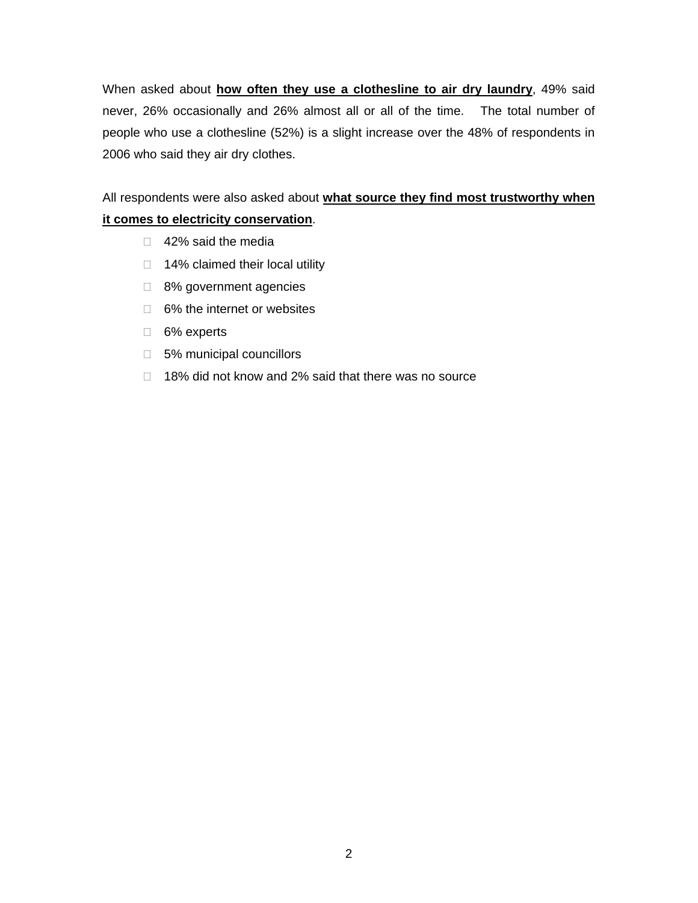When asked about **how often they use a clothesline to air dry laundry**, 49% said never, 26% occasionally and 26% almost all or all of the time. The total number of people who use a clothesline (52%) is a slight increase over the 48% of respondents in 2006 who said they air dry clothes.

All respondents were also asked about **what source they find most trustworthy when it comes to electricity conservation**.

- 42% said the media
- 14% claimed their local utility
- 8% government agencies
- 6% the internet or websites
- 6% experts
- 5% municipal councillors
- 18% did not know and 2% said that there was no source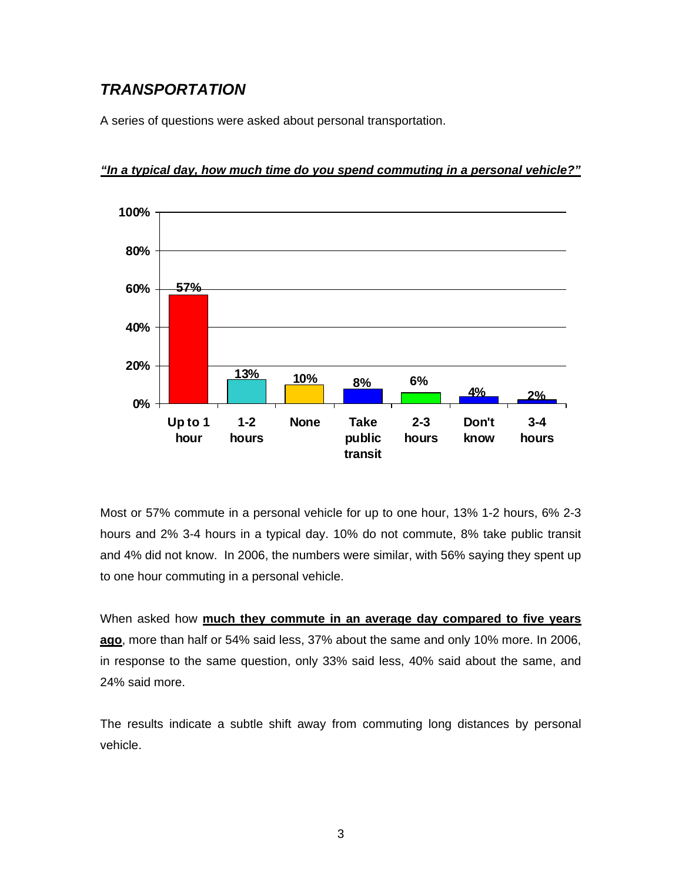## *TRANSPORTATION*

A series of questions were asked about personal transportation.

***"In a typical day, how much time do you spend commuting in a personal vehicle?"***

| Response | Percent |
|---|---|
| Up to 1 hour | 57% |
| 1-2 hours | 13% |
| None | 10% |
| Take public transit | 8% |
| 2-3 hours | 6% |
| Don't know | 4% |
| 3-4 hours | 2% |

Most or 57% commute in a personal vehicle for up to one hour, 13% 1-2 hours, 6% 2-3 hours and 2% 3-4 hours in a typical day. 10% do not commute, 8% take public transit and 4% did not know. In 2006, the numbers were similar, with 56% saying they spent up to one hour commuting in a personal vehicle.

When asked how **much they commute in an average day compared to five years ago**, more than half or 54% said less, 37% about the same and only 10% more. In 2006, in response to the same question, only 33% said less, 40% said about the same, and 24% said more.

The results indicate a subtle shift away from commuting long distances by personal vehicle.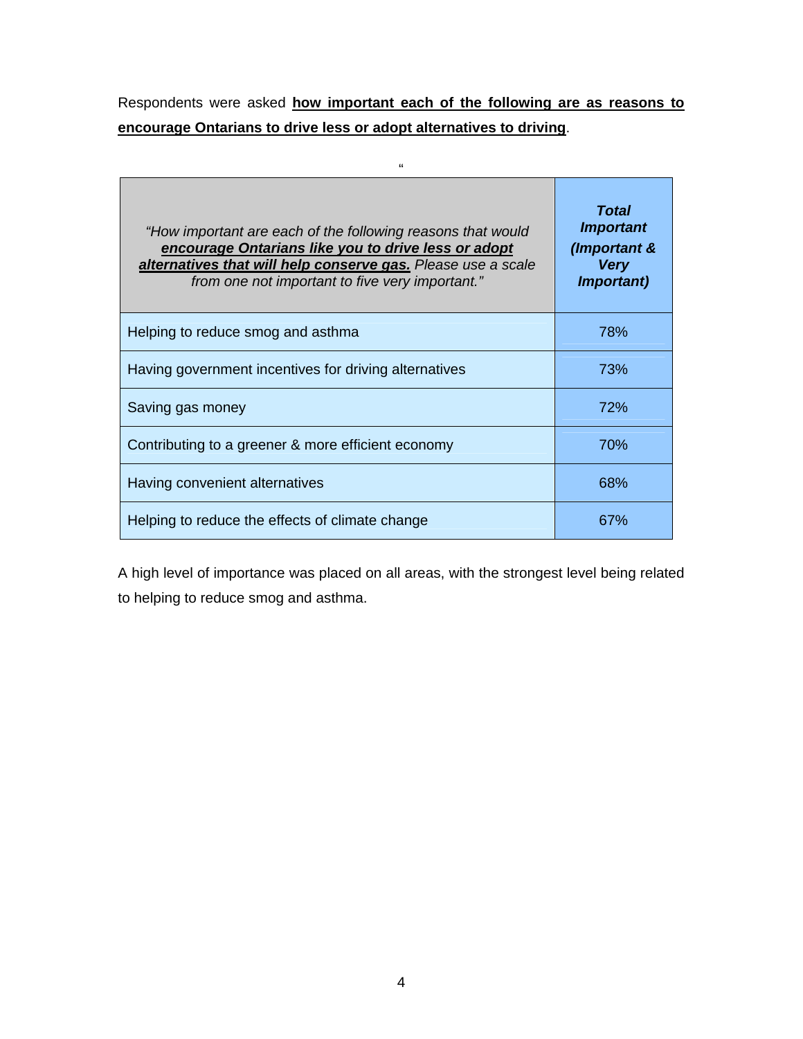Respondents were asked **how important each of the following are as reasons to encourage Ontarians to drive less or adopt alternatives to driving**.

"

| *"How important are each of the following reasons that would **encourage Ontarians like you to drive less or adopt alternatives that will help conserve gas.** Please use a scale from one not important to five very important."* | ***Total Important (Important & Very Important)*** |
|---|---|
| Helping to reduce smog and asthma | 78% |
| Having government incentives for driving alternatives | 73% |
| Saving gas money | 72% |
| Contributing to a greener & more efficient economy | 70% |
| Having convenient alternatives | 68% |
| Helping to reduce the effects of climate change | 67% |

A high level of importance was placed on all areas, with the strongest level being related to helping to reduce smog and asthma.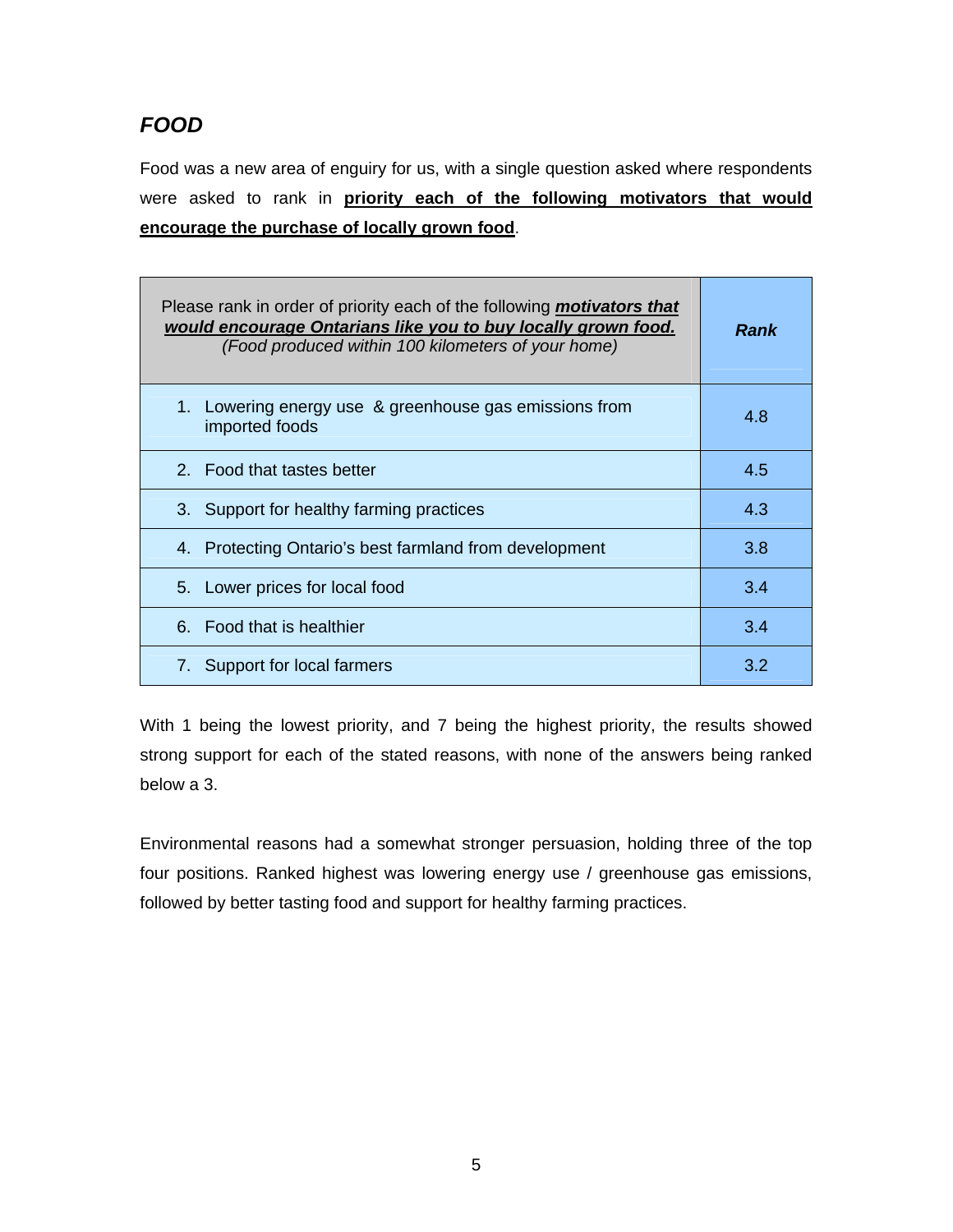## *FOOD*

Food was a new area of enguiry for us, with a single question asked where respondents were asked to rank in **priority each of the following motivators that would encourage the purchase of locally grown food**.

| Please rank in order of priority each of the following ***motivators that would encourage Ontarians like you to buy locally grown food.*** *(Food produced within 100 kilometers of your home)* | ***Rank*** |
|---|---|
| 1. Lowering energy use & greenhouse gas emissions from imported foods | 4.8 |
| 2. Food that tastes better | 4.5 |
| 3. Support for healthy farming practices | 4.3 |
| 4. Protecting Ontario's best farmland from development | 3.8 |
| 5. Lower prices for local food | 3.4 |
| 6. Food that is healthier | 3.4 |
| 7. Support for local farmers | 3.2 |

With 1 being the lowest priority, and 7 being the highest priority, the results showed strong support for each of the stated reasons, with none of the answers being ranked below a 3.

Environmental reasons had a somewhat stronger persuasion, holding three of the top four positions. Ranked highest was lowering energy use / greenhouse gas emissions, followed by better tasting food and support for healthy farming practices.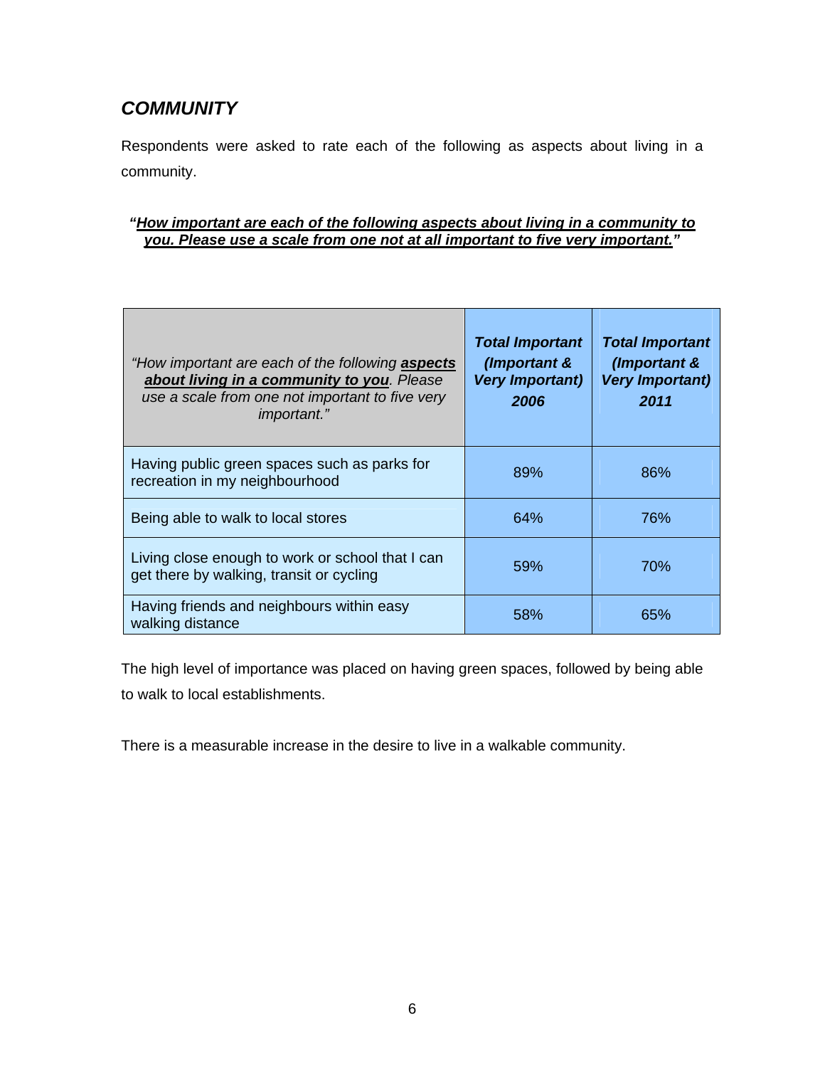## *COMMUNITY*

Respondents were asked to rate each of the following as aspects about living in a community.

***"How important are each of the following aspects about living in a community to you. Please use a scale from one not at all important to five very important."***

| *"How important are each of the following **aspects about living in a community to you**. Please use a scale from one not important to five very important."* | ***Total Important (Important & Very Important) 2006*** | ***Total Important (Important & Very Important) 2011*** |
|---|---|---|
| Having public green spaces such as parks for recreation in my neighbourhood | 89% | 86% |
| Being able to walk to local stores | 64% | 76% |
| Living close enough to work or school that I can get there by walking, transit or cycling | 59% | 70% |
| Having friends and neighbours within easy walking distance | 58% | 65% |

The high level of importance was placed on having green spaces, followed by being able to walk to local establishments.

There is a measurable increase in the desire to live in a walkable community.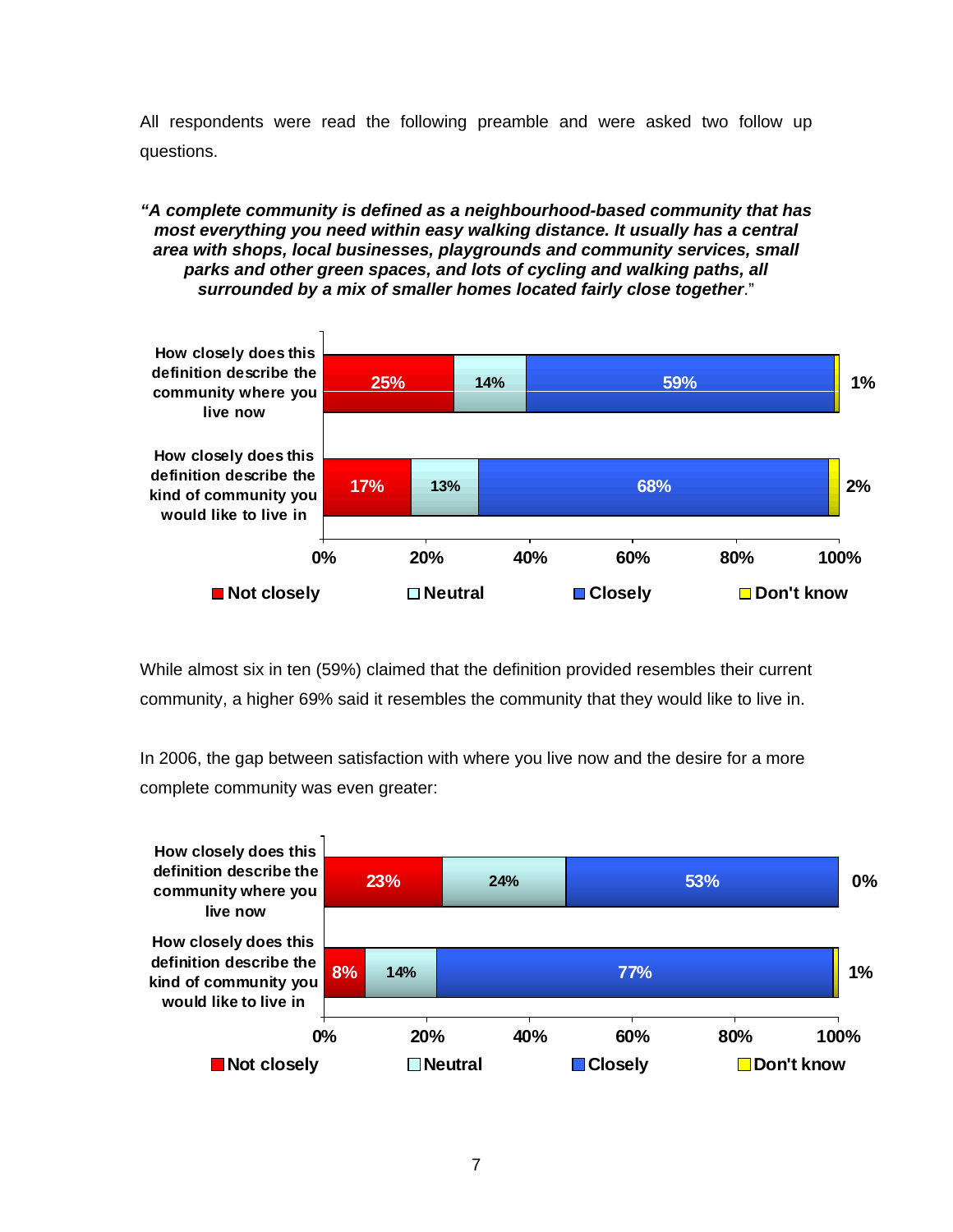All respondents were read the following preamble and were asked two follow up questions.

***"A complete community is defined as a neighbourhood-based community that has most everything you need within easy walking distance. It usually has a central area with shops, local businesses, playgrounds and community services, small parks and other green spaces, and lots of cycling and walking paths, all surrounded by a mix of smaller homes located fairly close together*."**

| | Not closely | Neutral | Closely | Don't know |
|---|---|---|---|---|
| How closely does this definition describe the community where you live now | 25% | 14% | 59% | 1% |
| How closely does this definition describe the kind of community you would like to live in | 17% | 13% | 68% | 2% |

While almost six in ten (59%) claimed that the definition provided resembles their current community, a higher 69% said it resembles the community that they would like to live in.

In 2006, the gap between satisfaction with where you live now and the desire for a more complete community was even greater:

| | Not closely | Neutral | Closely | Don't know |
|---|---|---|---|---|
| How closely does this definition describe the community where you live now | 23% | 24% | 53% | 0% |
| How closely does this definition describe the kind of community you would like to live in | 8% | 14% | 77% | 1% |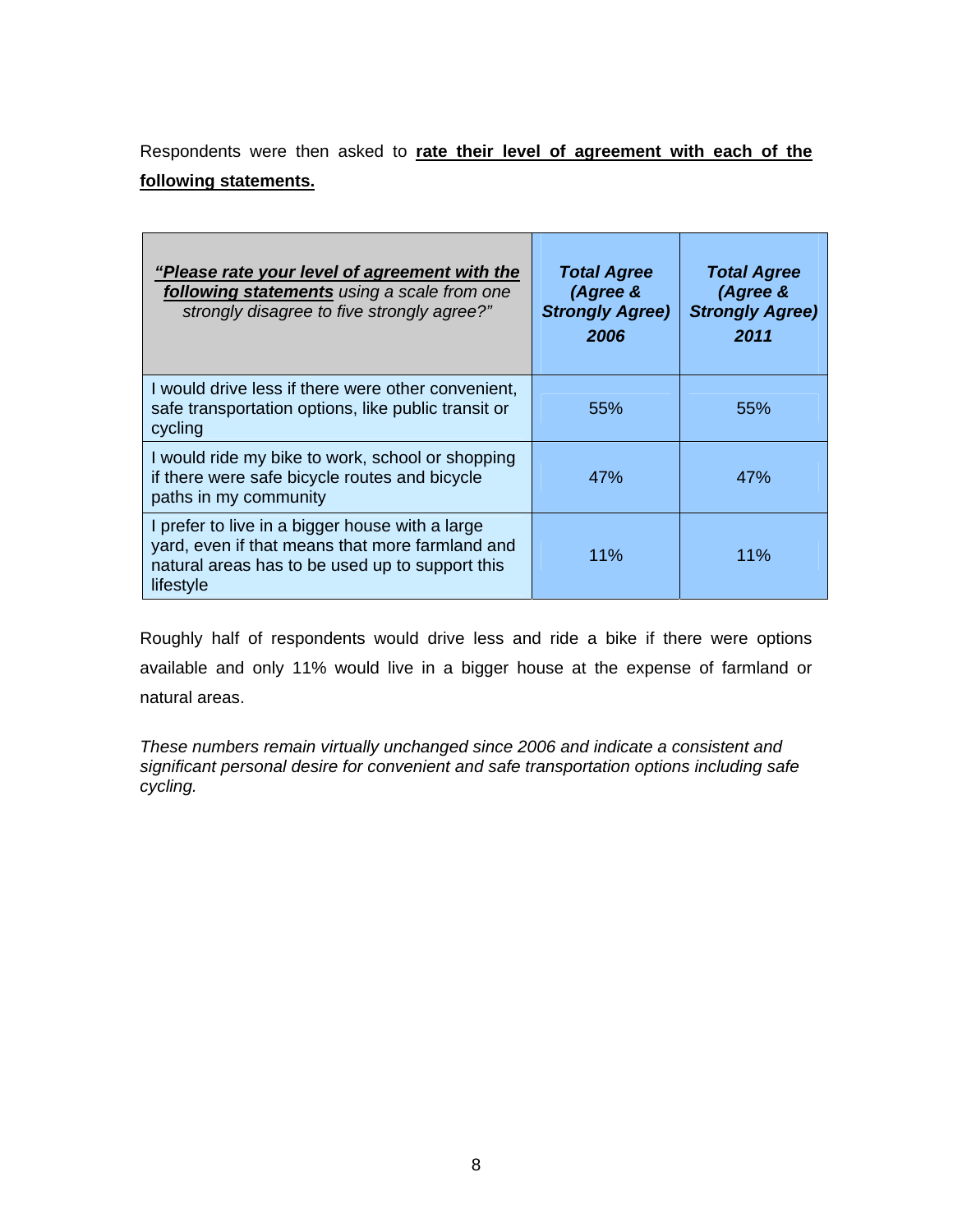Respondents were then asked to **rate their level of agreement with each of the following statements.**

| *"**Please rate your level of agreement with the following statements** using a scale from one strongly disagree to five strongly agree?"* | ***Total Agree (Agree & Strongly Agree) 2006*** | ***Total Agree (Agree & Strongly Agree) 2011*** |
|---|---|---|
| I would drive less if there were other convenient, safe transportation options, like public transit or cycling | 55% | 55% |
| I would ride my bike to work, school or shopping if there were safe bicycle routes and bicycle paths in my community | 47% | 47% |
| I prefer to live in a bigger house with a large yard, even if that means that more farmland and natural areas has to be used up to support this lifestyle | 11% | 11% |

Roughly half of respondents would drive less and ride a bike if there were options available and only 11% would live in a bigger house at the expense of farmland or natural areas.

*These numbers remain virtually unchanged since 2006 and indicate a consistent and significant personal desire for convenient and safe transportation options including safe cycling.*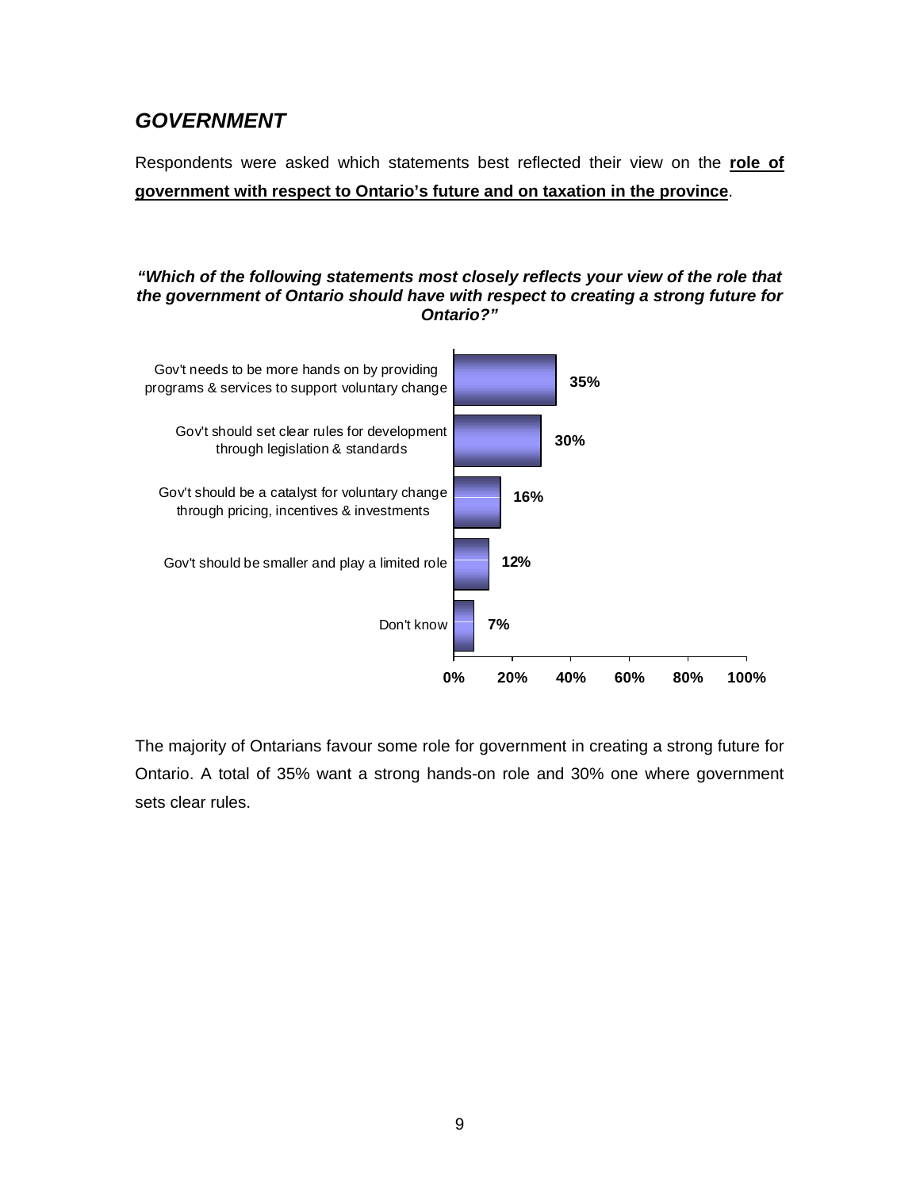## *GOVERNMENT*

Respondents were asked which statements best reflected their view on the **role of government with respect to Ontario's future and on taxation in the province**.

***"Which of the following statements most closely reflects your view of the role that the government of Ontario should have with respect to creating a strong future for Ontario?"***

| Statement | % |
|---|---|
| Gov't needs to be more hands on by providing programs & services to support voluntary change | 35% |
| Gov't should set clear rules for development through legislation & standards | 30% |
| Gov't should be a catalyst for voluntary change through pricing, incentives & investments | 16% |
| Gov't should be smaller and play a limited role | 12% |
| Don't know | 7% |

The majority of Ontarians favour some role for government in creating a strong future for Ontario. A total of 35% want a strong hands-on role and 30% one where government sets clear rules.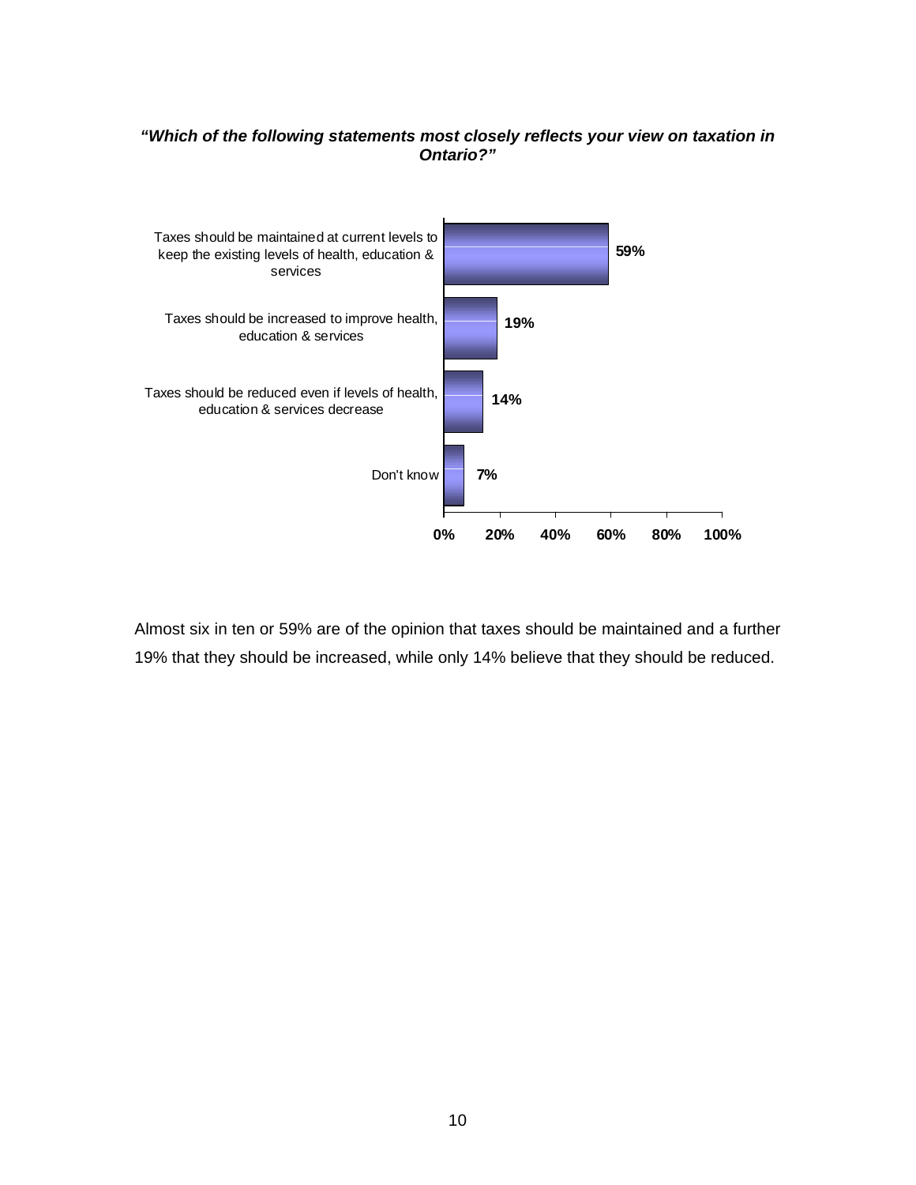***"Which of the following statements most closely reflects your view on taxation in Ontario?"***

| Response | % |
|---|---|
| Taxes should be maintained at current levels to keep the existing levels of health, education & services | 59% |
| Taxes should be increased to improve health, education & services | 19% |
| Taxes should be reduced even if levels of health, education & services decrease | 14% |
| Don't know | 7% |

Almost six in ten or 59% are of the opinion that taxes should be maintained and a further 19% that they should be increased, while only 14% believe that they should be reduced.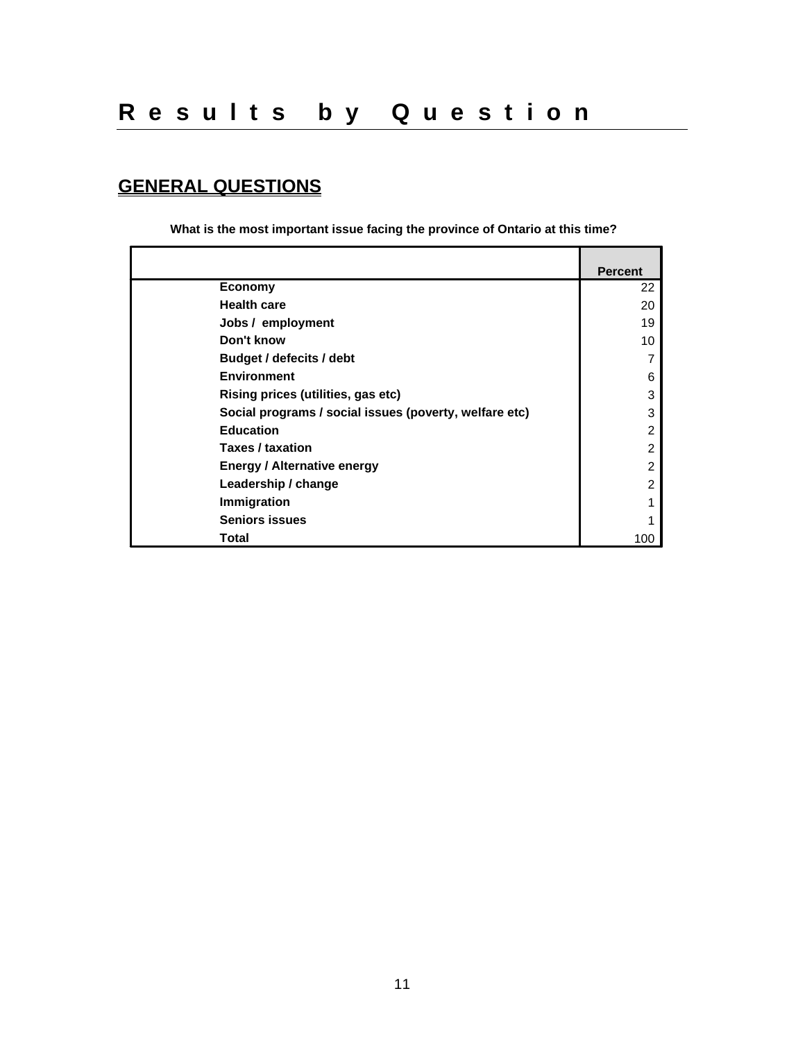# Results by Question

## GENERAL QUESTIONS

**What is the most important issue facing the province of Ontario at this time?**

| | Percent |
|---|---|
| **Economy** | 22 |
| **Health care** | 20 |
| **Jobs / employment** | 19 |
| **Don't know** | 10 |
| **Budget / defecits / debt** | 7 |
| **Environment** | 6 |
| **Rising prices (utilities, gas etc)** | 3 |
| **Social programs / social issues (poverty, welfare etc)** | 3 |
| **Education** | 2 |
| **Taxes / taxation** | 2 |
| **Energy / Alternative energy** | 2 |
| **Leadership / change** | 2 |
| **Immigration** | 1 |
| **Seniors issues** | 1 |
| **Total** | 100 |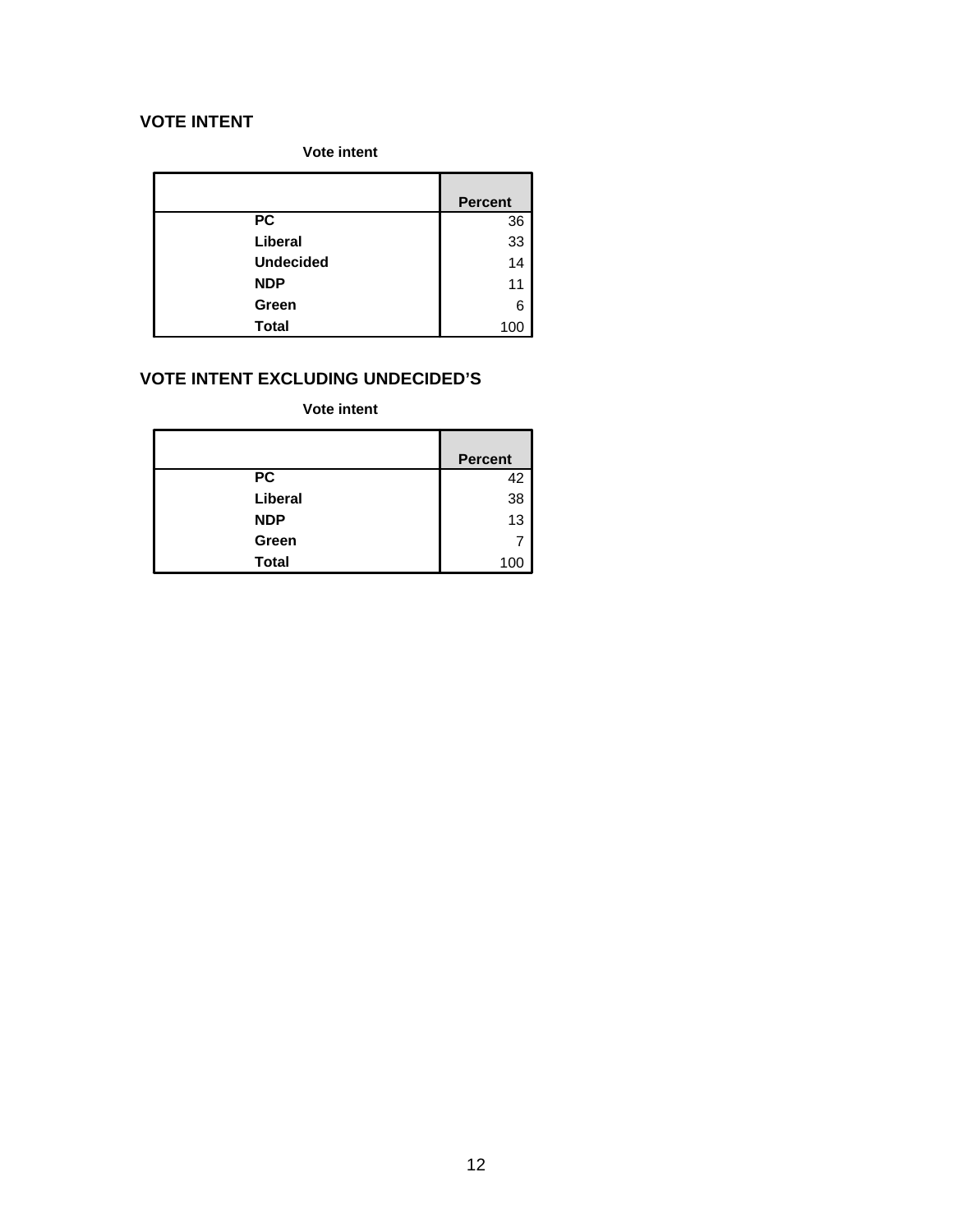## VOTE INTENT

**Vote intent**

| | Percent |
|---|---|
| **PC** | 36 |
| **Liberal** | 33 |
| **Undecided** | 14 |
| **NDP** | 11 |
| **Green** | 6 |
| **Total** | 100 |

## VOTE INTENT EXCLUDING UNDECIDED'S

**Vote intent**

| | Percent |
|---|---|
| **PC** | 42 |
| **Liberal** | 38 |
| **NDP** | 13 |
| **Green** | 7 |
| **Total** | 100 |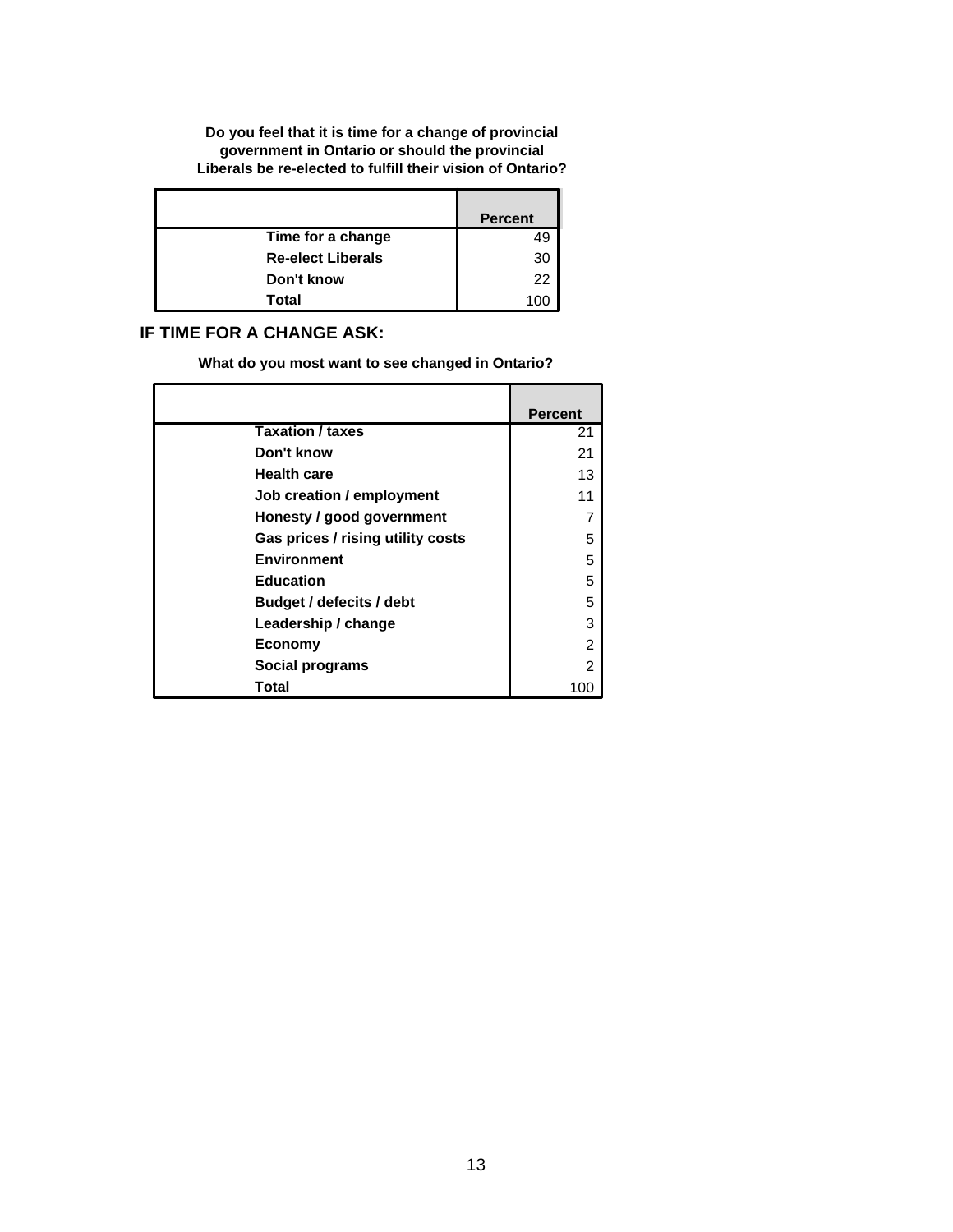**Do you feel that it is time for a change of provincial government in Ontario or should the provincial Liberals be re-elected to fulfill their vision of Ontario?**

| | Percent |
|---|---|
| Time for a change | 49 |
| Re-elect Liberals | 30 |
| Don't know | 22 |
| Total | 100 |

## IF TIME FOR A CHANGE ASK:

**What do you most want to see changed in Ontario?**

| | Percent |
|---|---|
| Taxation / taxes | 21 |
| Don't know | 21 |
| Health care | 13 |
| Job creation / employment | 11 |
| Honesty / good government | 7 |
| Gas prices / rising utility costs | 5 |
| Environment | 5 |
| Education | 5 |
| Budget / defecits / debt | 5 |
| Leadership / change | 3 |
| Economy | 2 |
| Social programs | 2 |
| Total | 100 |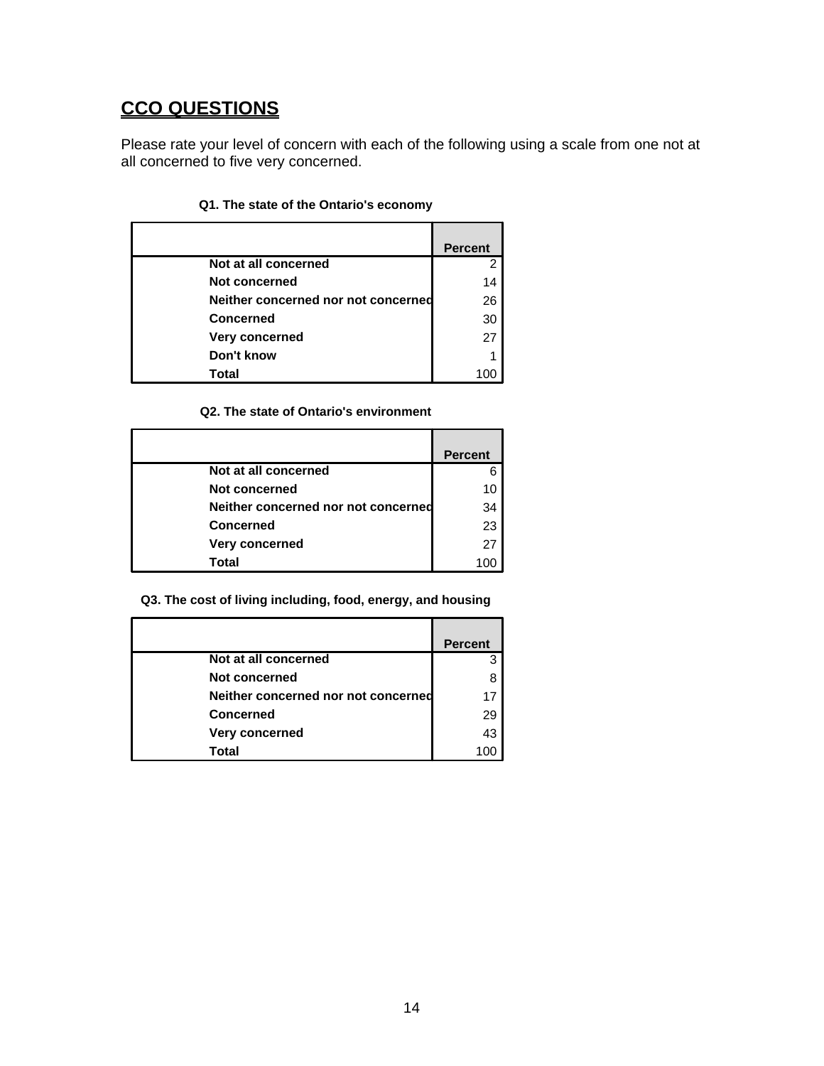## CCO QUESTIONS

Please rate your level of concern with each of the following using a scale from one not at all concerned to five very concerned.

**Q1. The state of the Ontario's economy**

| | Percent |
|---|---|
| **Not at all concerned** | 2 |
| **Not concerned** | 14 |
| **Neither concerned nor not concerned** | 26 |
| **Concerned** | 30 |
| **Very concerned** | 27 |
| **Don't know** | 1 |
| **Total** | 100 |

**Q2. The state of Ontario's environment**

| | Percent |
|---|---|
| **Not at all concerned** | 6 |
| **Not concerned** | 10 |
| **Neither concerned nor not concerned** | 34 |
| **Concerned** | 23 |
| **Very concerned** | 27 |
| **Total** | 100 |

**Q3. The cost of living including, food, energy, and housing**

| | Percent |
|---|---|
| **Not at all concerned** | 3 |
| **Not concerned** | 8 |
| **Neither concerned nor not concerned** | 17 |
| **Concerned** | 29 |
| **Very concerned** | 43 |
| **Total** | 100 |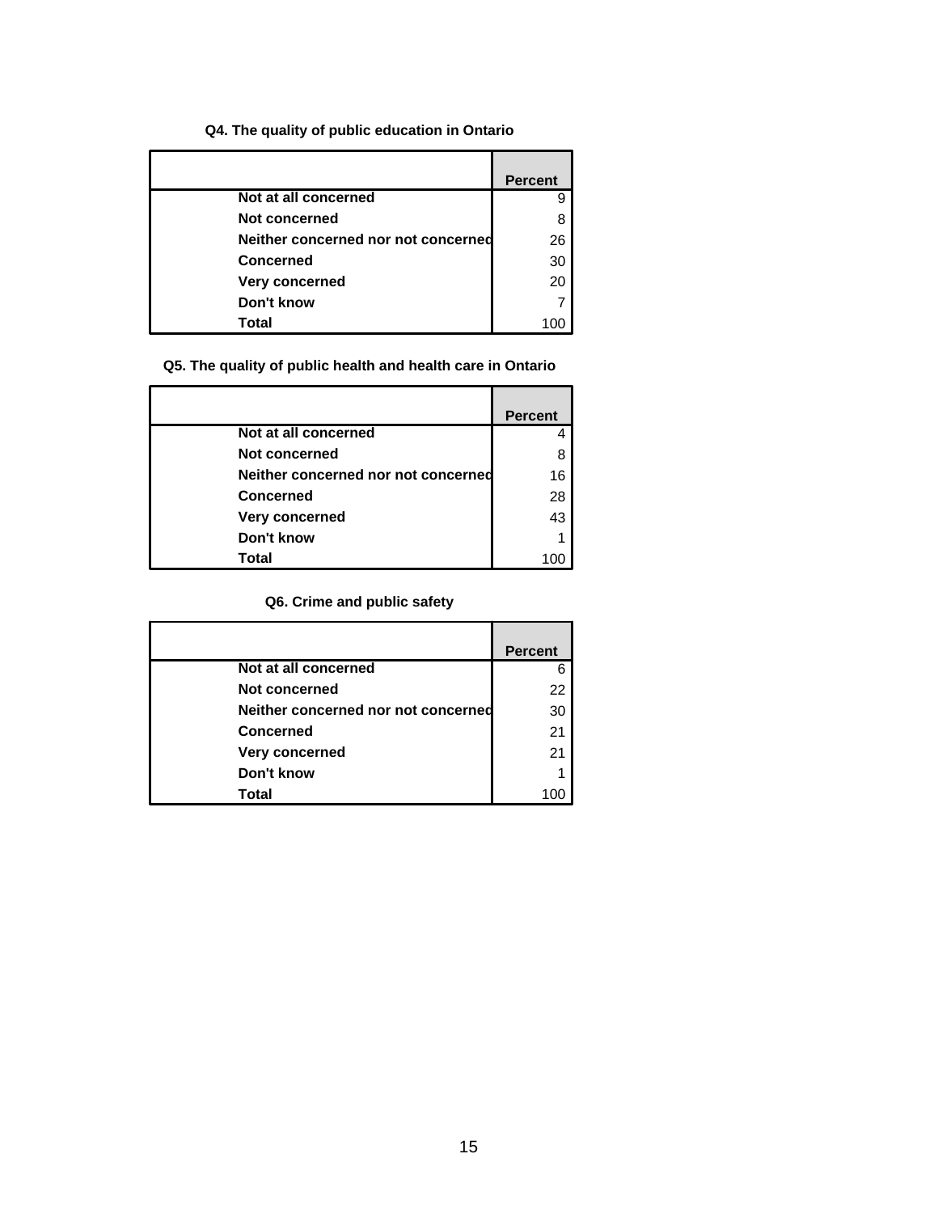**Q4. The quality of public education in Ontario**

| | Percent |
|---|---|
| Not at all concerned | 9 |
| Not concerned | 8 |
| Neither concerned nor not concerned | 26 |
| Concerned | 30 |
| Very concerned | 20 |
| Don't know | 7 |
| Total | 100 |

**Q5. The quality of public health and health care in Ontario**

| | Percent |
|---|---|
| Not at all concerned | 4 |
| Not concerned | 8 |
| Neither concerned nor not concerned | 16 |
| Concerned | 28 |
| Very concerned | 43 |
| Don't know | 1 |
| Total | 100 |

**Q6. Crime and public safety**

| | Percent |
|---|---|
| Not at all concerned | 6 |
| Not concerned | 22 |
| Neither concerned nor not concerned | 30 |
| Concerned | 21 |
| Very concerned | 21 |
| Don't know | 1 |
| Total | 100 |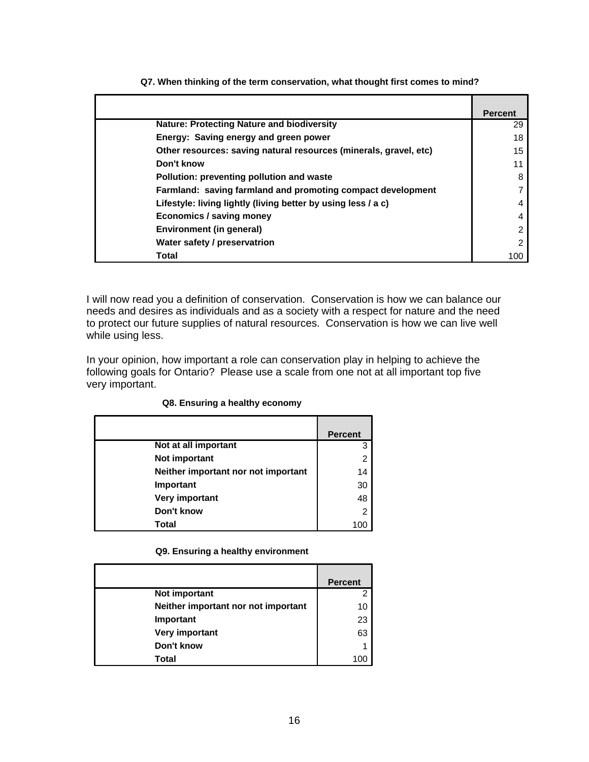**Q7. When thinking of the term conservation, what thought first comes to mind?**

| | Percent |
|---|---|
| **Nature: Protecting Nature and biodiversity** | 29 |
| **Energy: Saving energy and green power** | 18 |
| **Other resources: saving natural resources (minerals, gravel, etc)** | 15 |
| **Don't know** | 11 |
| **Pollution: preventing pollution and waste** | 8 |
| **Farmland: saving farmland and promoting compact development** | 7 |
| **Lifestyle: living lightly (living better by using less / a c)** | 4 |
| **Economics / saving money** | 4 |
| **Environment (in general)** | 2 |
| **Water safety / preservatrion** | 2 |
| **Total** | 100 |

I will now read you a definition of conservation. Conservation is how we can balance our needs and desires as individuals and as a society with a respect for nature and the need to protect our future supplies of natural resources. Conservation is how we can live well while using less.

In your opinion, how important a role can conservation play in helping to achieve the following goals for Ontario? Please use a scale from one not at all important top five very important.

**Q8. Ensuring a healthy economy**

| | Percent |
|---|---|
| **Not at all important** | 3 |
| **Not important** | 2 |
| **Neither important nor not important** | 14 |
| **Important** | 30 |
| **Very important** | 48 |
| **Don't know** | 2 |
| **Total** | 100 |

**Q9. Ensuring a healthy environment**

| | Percent |
|---|---|
| **Not important** | 2 |
| **Neither important nor not important** | 10 |
| **Important** | 23 |
| **Very important** | 63 |
| **Don't know** | 1 |
| **Total** | 100 |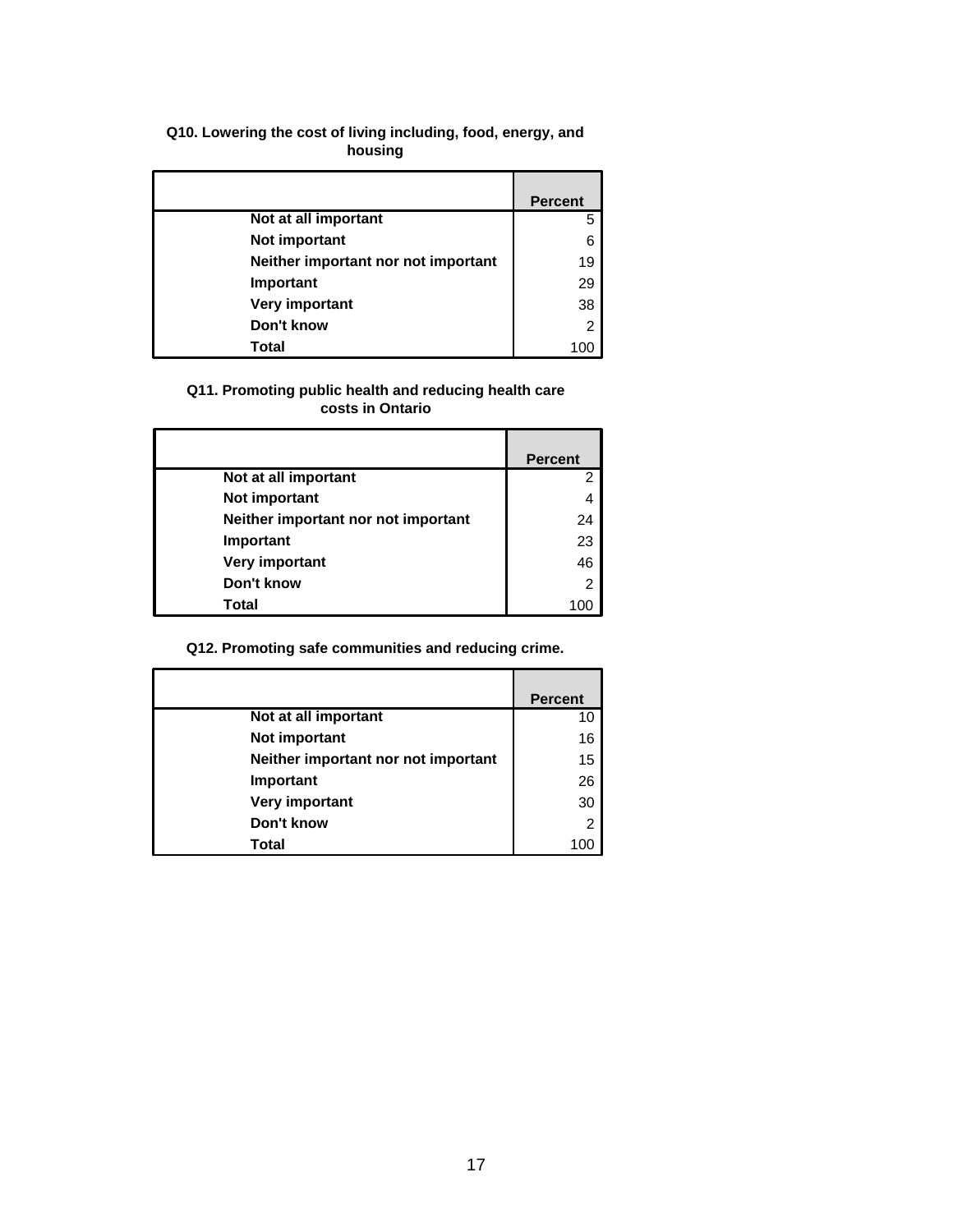**Q10. Lowering the cost of living including, food, energy, and housing**

| | Percent |
|---|---|
| Not at all important | 5 |
| Not important | 6 |
| Neither important nor not important | 19 |
| Important | 29 |
| Very important | 38 |
| Don't know | 2 |
| Total | 100 |

**Q11. Promoting public health and reducing health care costs in Ontario**

| | Percent |
|---|---|
| Not at all important | 2 |
| Not important | 4 |
| Neither important nor not important | 24 |
| Important | 23 |
| Very important | 46 |
| Don't know | 2 |
| Total | 100 |

**Q12. Promoting safe communities and reducing crime.**

| | Percent |
|---|---|
| Not at all important | 10 |
| Not important | 16 |
| Neither important nor not important | 15 |
| Important | 26 |
| Very important | 30 |
| Don't know | 2 |
| Total | 100 |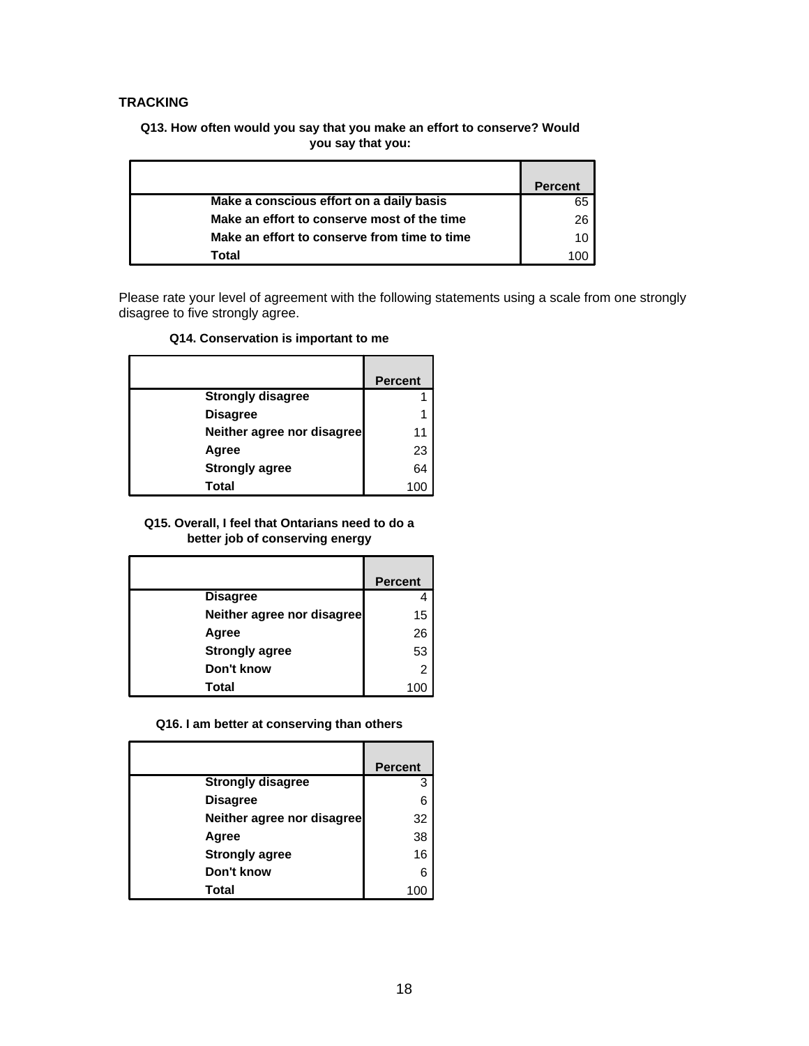**TRACKING**

**Q13. How often would you say that you make an effort to conserve? Would you say that you:**

| | Percent |
|---|---|
| **Make a conscious effort on a daily basis** | 65 |
| **Make an effort to conserve most of the time** | 26 |
| **Make an effort to conserve from time to time** | 10 |
| **Total** | 100 |

Please rate your level of agreement with the following statements using a scale from one strongly disagree to five strongly agree.

**Q14. Conservation is important to me**

| | Percent |
|---|---|
| **Strongly disagree** | 1 |
| **Disagree** | 1 |
| **Neither agree nor disagree** | 11 |
| **Agree** | 23 |
| **Strongly agree** | 64 |
| **Total** | 100 |

**Q15. Overall, I feel that Ontarians need to do a better job of conserving energy**

| | Percent |
|---|---|
| **Disagree** | 4 |
| **Neither agree nor disagree** | 15 |
| **Agree** | 26 |
| **Strongly agree** | 53 |
| **Don't know** | 2 |
| **Total** | 100 |

**Q16. I am better at conserving than others**

| | Percent |
|---|---|
| **Strongly disagree** | 3 |
| **Disagree** | 6 |
| **Neither agree nor disagree** | 32 |
| **Agree** | 38 |
| **Strongly agree** | 16 |
| **Don't know** | 6 |
| **Total** | 100 |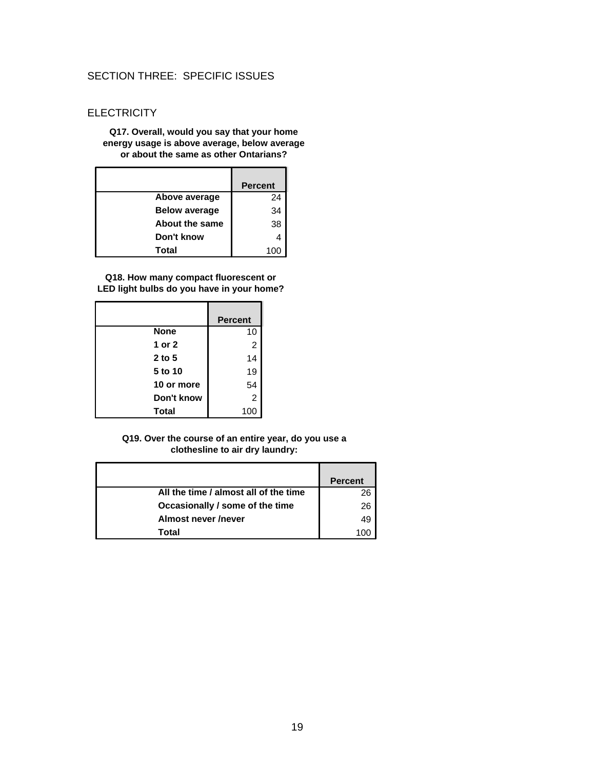## SECTION THREE: SPECIFIC ISSUES

### ELECTRICITY

**Q17. Overall, would you say that your home energy usage is above average, below average or about the same as other Ontarians?**

| | Percent |
|---|---|
| **Above average** | 24 |
| **Below average** | 34 |
| **About the same** | 38 |
| **Don't know** | 4 |
| **Total** | 100 |

**Q18. How many compact fluorescent or LED light bulbs do you have in your home?**

| | Percent |
|---|---|
| **None** | 10 |
| **1 or 2** | 2 |
| **2 to 5** | 14 |
| **5 to 10** | 19 |
| **10 or more** | 54 |
| **Don't know** | 2 |
| **Total** | 100 |

**Q19. Over the course of an entire year, do you use a clothesline to air dry laundry:**

| | Percent |
|---|---|
| **All the time / almost all of the time** | 26 |
| **Occasionally / some of the time** | 26 |
| **Almost never /never** | 49 |
| **Total** | 100 |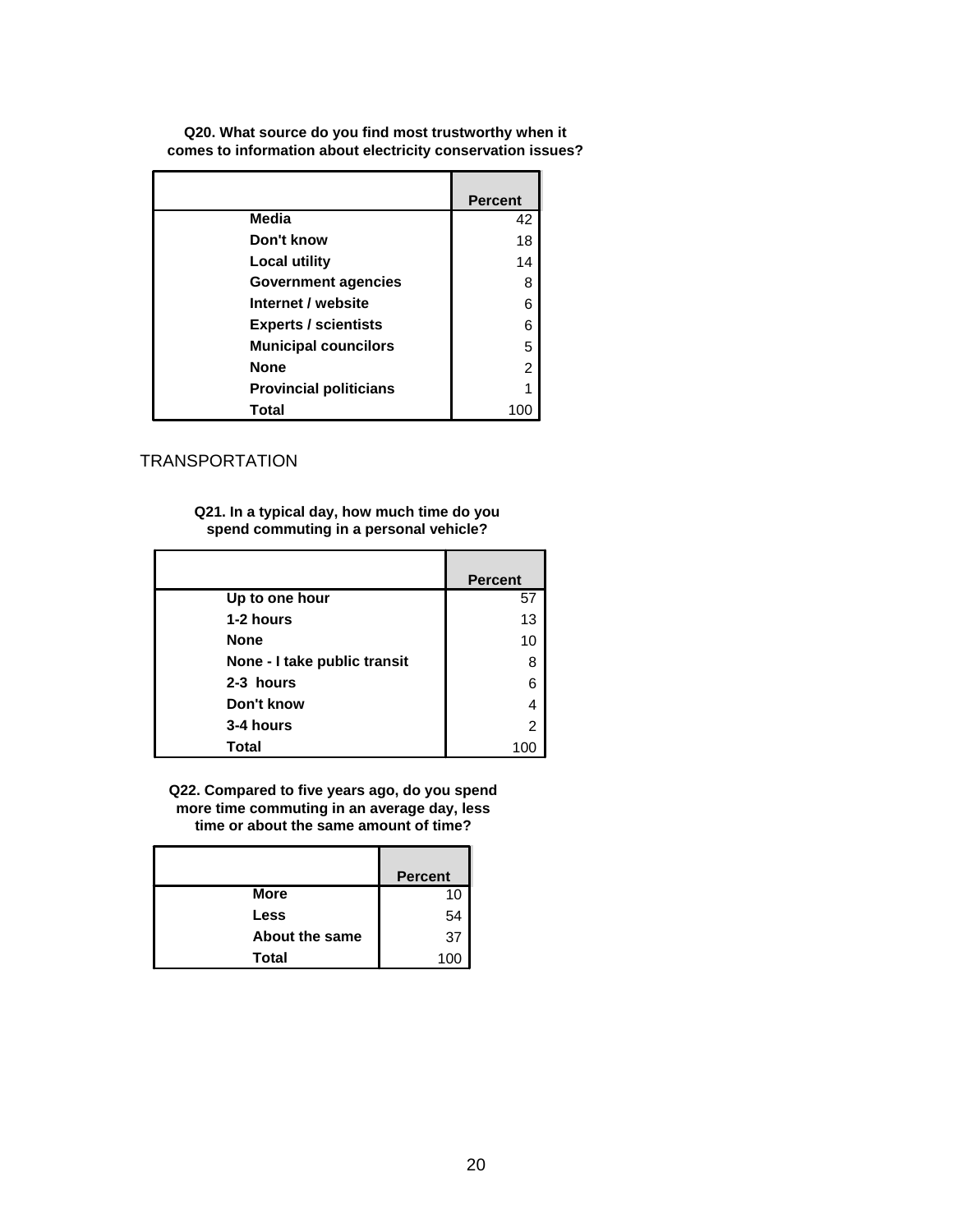**Q20. What source do you find most trustworthy when it comes to information about electricity conservation issues?**

| | Percent |
|---|---|
| Media | 42 |
| Don't know | 18 |
| Local utility | 14 |
| Government agencies | 8 |
| Internet / website | 6 |
| Experts / scientists | 6 |
| Municipal councilors | 5 |
| None | 2 |
| Provincial politicians | 1 |
| Total | 100 |

## TRANSPORTATION

**Q21. In a typical day, how much time do you spend commuting in a personal vehicle?**

| | Percent |
|---|---|
| Up to one hour | 57 |
| 1-2 hours | 13 |
| None | 10 |
| None - I take public transit | 8 |
| 2-3 hours | 6 |
| Don't know | 4 |
| 3-4 hours | 2 |
| Total | 100 |

**Q22. Compared to five years ago, do you spend more time commuting in an average day, less time or about the same amount of time?**

| | Percent |
|---|---|
| More | 10 |
| Less | 54 |
| About the same | 37 |
| Total | 100 |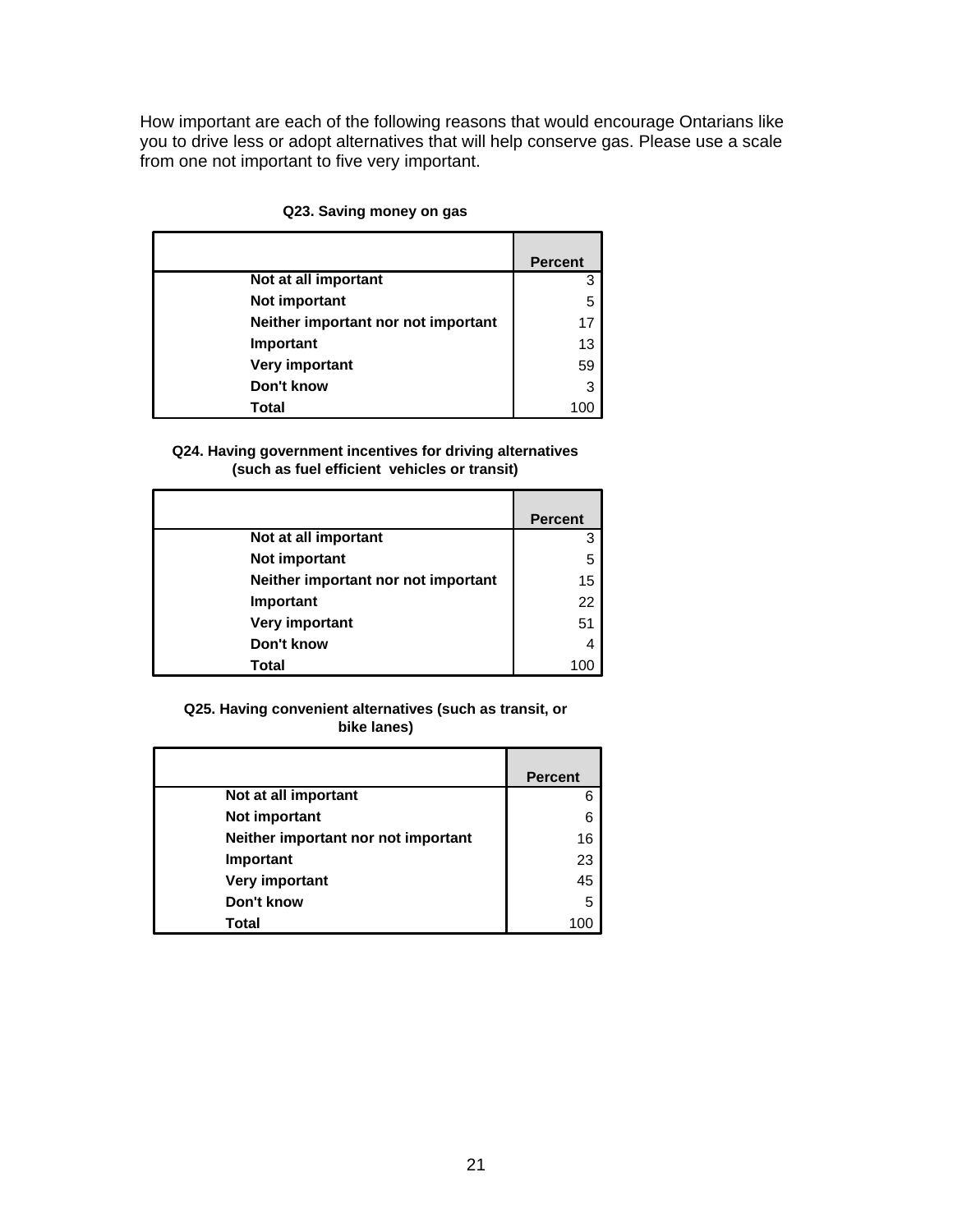How important are each of the following reasons that would encourage Ontarians like you to drive less or adopt alternatives that will help conserve gas. Please use a scale from one not important to five very important.

**Q23. Saving money on gas**

| | Percent |
|---|---|
| Not at all important | 3 |
| Not important | 5 |
| Neither important nor not important | 17 |
| Important | 13 |
| Very important | 59 |
| Don't know | 3 |
| Total | 100 |

**Q24. Having government incentives for driving alternatives (such as fuel efficient vehicles or transit)**

| | Percent |
|---|---|
| Not at all important | 3 |
| Not important | 5 |
| Neither important nor not important | 15 |
| Important | 22 |
| Very important | 51 |
| Don't know | 4 |
| Total | 100 |

**Q25. Having convenient alternatives (such as transit, or bike lanes)**

| | Percent |
|---|---|
| Not at all important | 6 |
| Not important | 6 |
| Neither important nor not important | 16 |
| Important | 23 |
| Very important | 45 |
| Don't know | 5 |
| Total | 100 |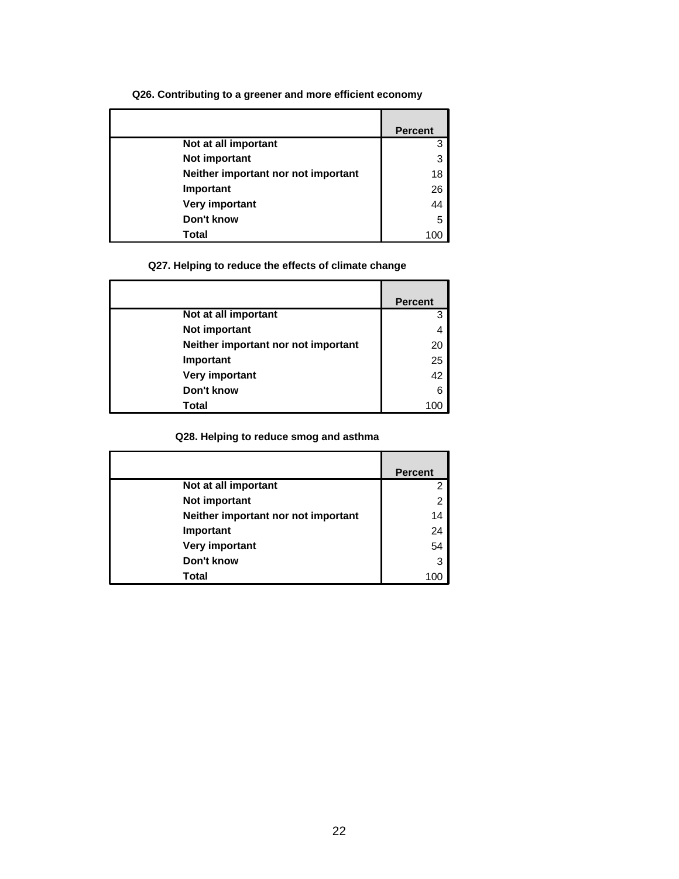**Q26. Contributing to a greener and more efficient economy**

| | Percent |
|---|---|
| **Not at all important** | 3 |
| **Not important** | 3 |
| **Neither important nor not important** | 18 |
| **Important** | 26 |
| **Very important** | 44 |
| **Don't know** | 5 |
| **Total** | 100 |

**Q27. Helping to reduce the effects of climate change**

| | Percent |
|---|---|
| **Not at all important** | 3 |
| **Not important** | 4 |
| **Neither important nor not important** | 20 |
| **Important** | 25 |
| **Very important** | 42 |
| **Don't know** | 6 |
| **Total** | 100 |

**Q28. Helping to reduce smog and asthma**

| | Percent |
|---|---|
| **Not at all important** | 2 |
| **Not important** | 2 |
| **Neither important nor not important** | 14 |
| **Important** | 24 |
| **Very important** | 54 |
| **Don't know** | 3 |
| **Total** | 100 |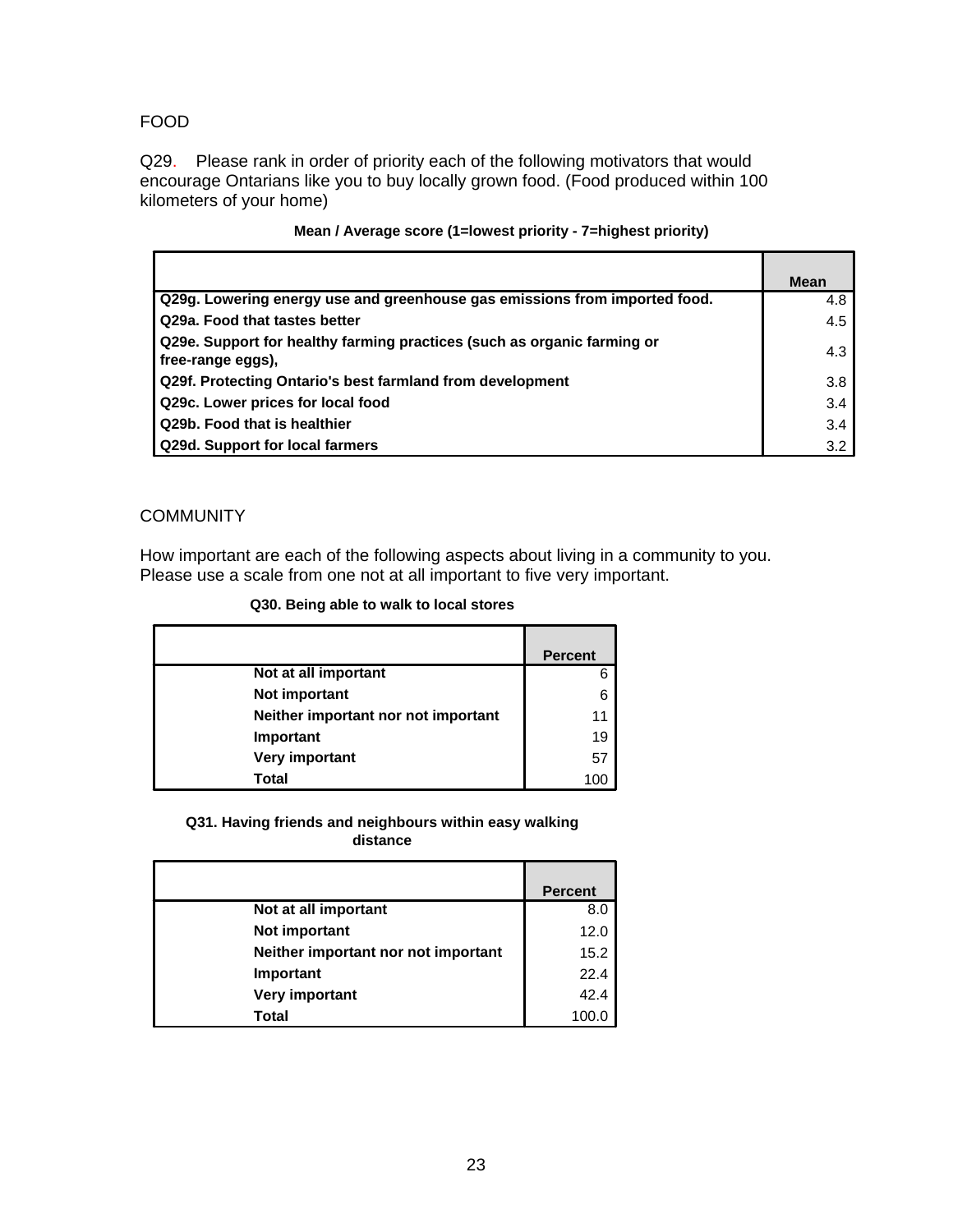## FOOD

Q29. Please rank in order of priority each of the following motivators that would encourage Ontarians like you to buy locally grown food. (Food produced within 100 kilometers of your home)

**Mean / Average score (1=lowest priority - 7=highest priority)**

| | Mean |
|---|---|
| **Q29g. Lowering energy use and greenhouse gas emissions from imported food.** | 4.8 |
| **Q29a. Food that tastes better** | 4.5 |
| **Q29e. Support for healthy farming practices (such as organic farming or free-range eggs),** | 4.3 |
| **Q29f. Protecting Ontario's best farmland from development** | 3.8 |
| **Q29c. Lower prices for local food** | 3.4 |
| **Q29b. Food that is healthier** | 3.4 |
| **Q29d. Support for local farmers** | 3.2 |

## COMMUNITY

How important are each of the following aspects about living in a community to you. Please use a scale from one not at all important to five very important.

**Q30. Being able to walk to local stores**

| | Percent |
|---|---|
| **Not at all important** | 6 |
| **Not important** | 6 |
| **Neither important nor not important** | 11 |
| **Important** | 19 |
| **Very important** | 57 |
| **Total** | 100 |

**Q31. Having friends and neighbours within easy walking distance**

| | Percent |
|---|---|
| **Not at all important** | 8.0 |
| **Not important** | 12.0 |
| **Neither important nor not important** | 15.2 |
| **Important** | 22.4 |
| **Very important** | 42.4 |
| **Total** | 100.0 |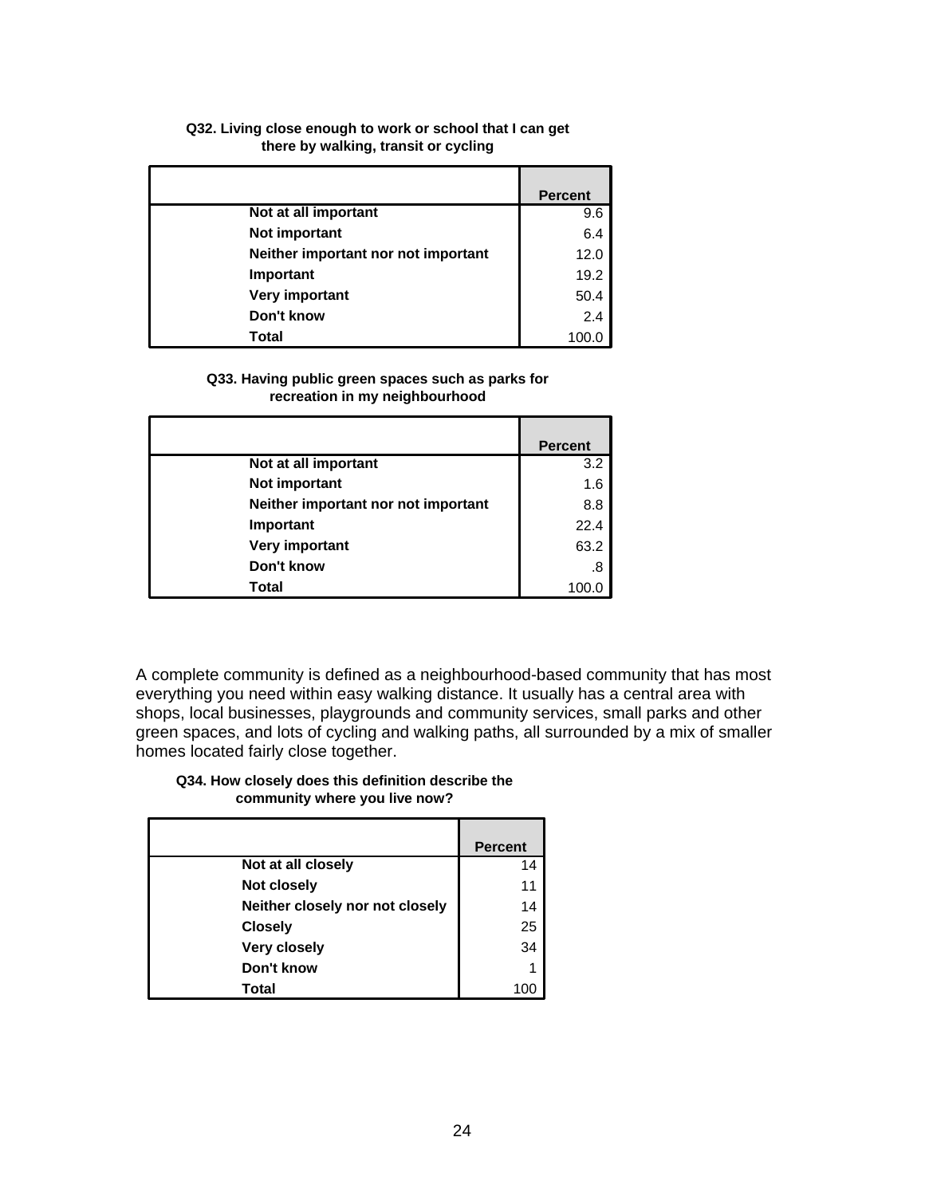**Q32. Living close enough to work or school that I can get there by walking, transit or cycling**

| | Percent |
|---|---|
| Not at all important | 9.6 |
| Not important | 6.4 |
| Neither important nor not important | 12.0 |
| Important | 19.2 |
| Very important | 50.4 |
| Don't know | 2.4 |
| Total | 100.0 |

**Q33. Having public green spaces such as parks for recreation in my neighbourhood**

| | Percent |
|---|---|
| Not at all important | 3.2 |
| Not important | 1.6 |
| Neither important nor not important | 8.8 |
| Important | 22.4 |
| Very important | 63.2 |
| Don't know | .8 |
| Total | 100.0 |

A complete community is defined as a neighbourhood-based community that has most everything you need within easy walking distance. It usually has a central area with shops, local businesses, playgrounds and community services, small parks and other green spaces, and lots of cycling and walking paths, all surrounded by a mix of smaller homes located fairly close together.

**Q34. How closely does this definition describe the community where you live now?**

| | Percent |
|---|---|
| Not at all closely | 14 |
| Not closely | 11 |
| Neither closely nor not closely | 14 |
| Closely | 25 |
| Very closely | 34 |
| Don't know | 1 |
| Total | 100 |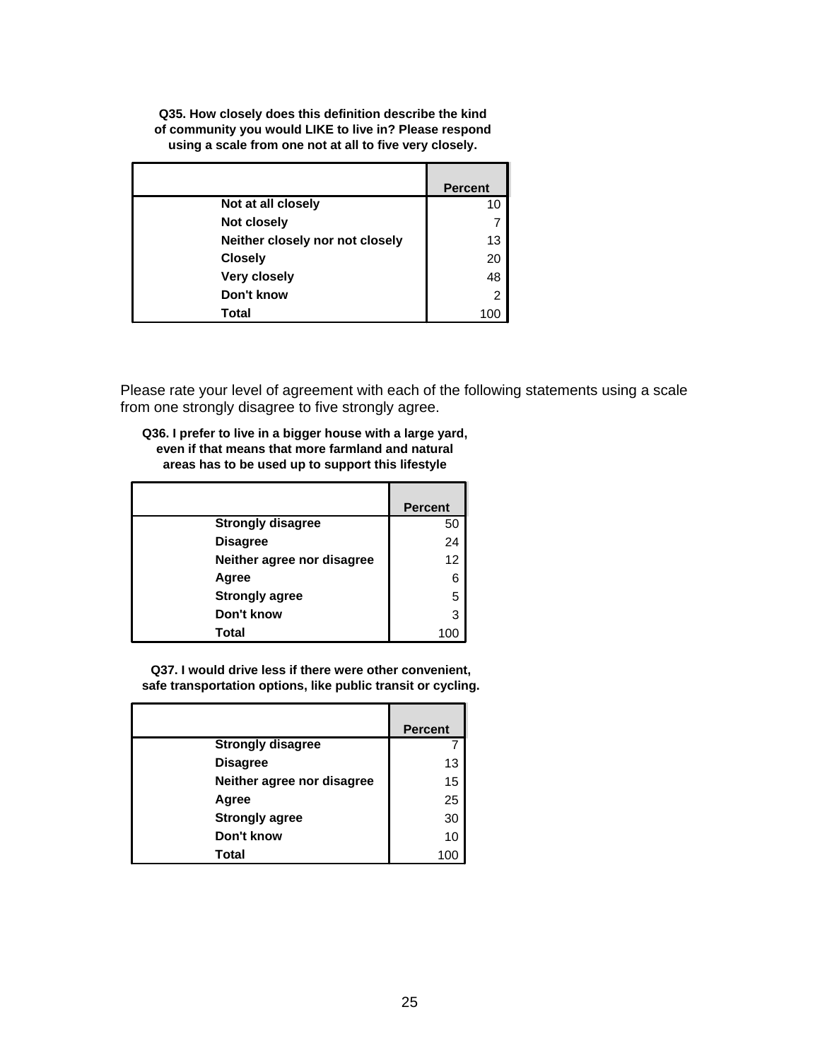**Q35. How closely does this definition describe the kind of community you would LIKE to live in? Please respond using a scale from one not at all to five very closely.**

| | Percent |
|---|---|
| Not at all closely | 10 |
| Not closely | 7 |
| Neither closely nor not closely | 13 |
| Closely | 20 |
| Very closely | 48 |
| Don't know | 2 |
| Total | 100 |

Please rate your level of agreement with each of the following statements using a scale from one strongly disagree to five strongly agree.

**Q36. I prefer to live in a bigger house with a large yard, even if that means that more farmland and natural areas has to be used up to support this lifestyle**

| | Percent |
|---|---|
| Strongly disagree | 50 |
| Disagree | 24 |
| Neither agree nor disagree | 12 |
| Agree | 6 |
| Strongly agree | 5 |
| Don't know | 3 |
| Total | 100 |

**Q37. I would drive less if there were other convenient, safe transportation options, like public transit or cycling.**

| | Percent |
|---|---|
| Strongly disagree | 7 |
| Disagree | 13 |
| Neither agree nor disagree | 15 |
| Agree | 25 |
| Strongly agree | 30 |
| Don't know | 10 |
| Total | 100 |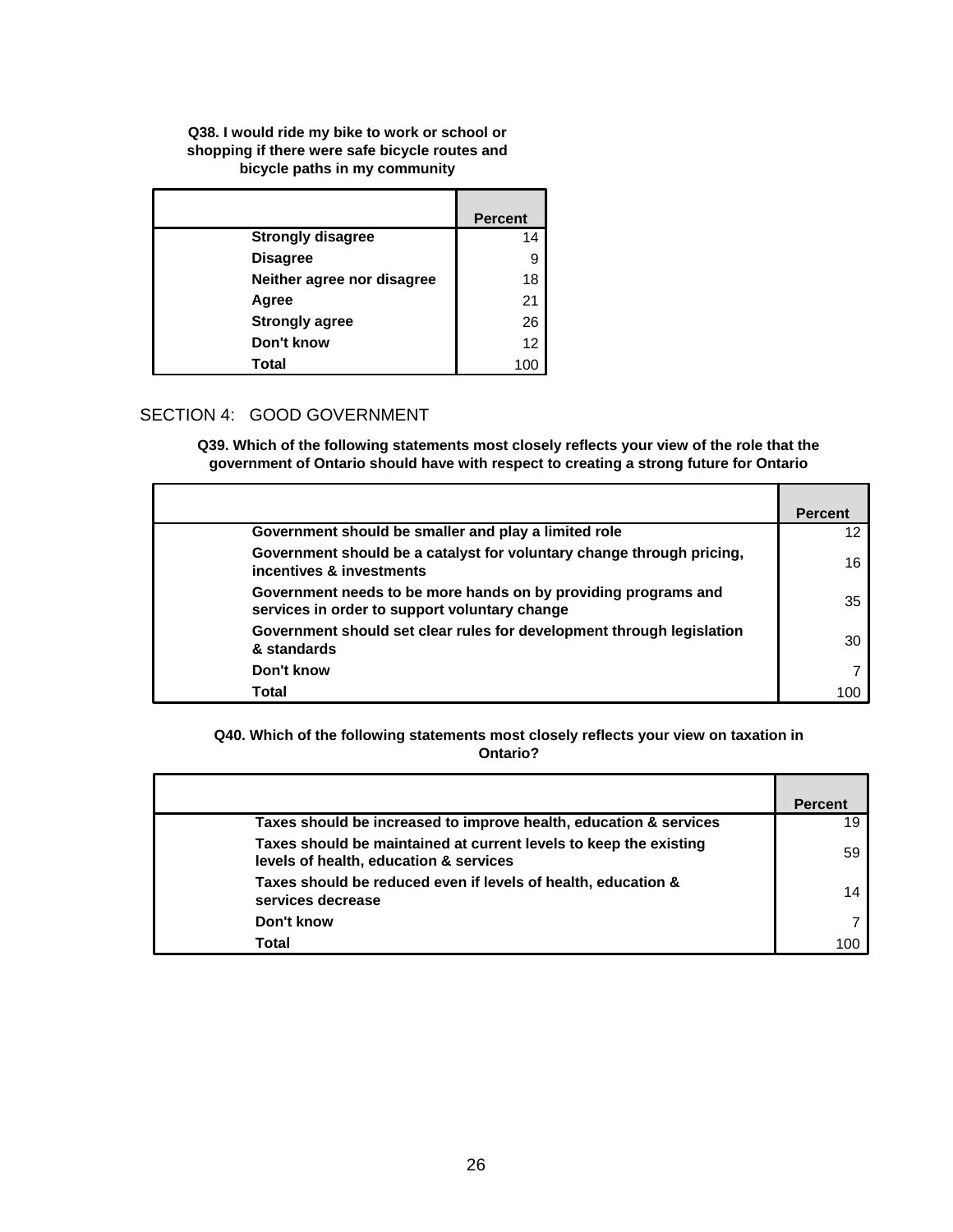**Q38. I would ride my bike to work or school or shopping if there were safe bicycle routes and bicycle paths in my community**

| | Percent |
|---|---|
| **Strongly disagree** | 14 |
| **Disagree** | 9 |
| **Neither agree nor disagree** | 18 |
| **Agree** | 21 |
| **Strongly agree** | 26 |
| **Don't know** | 12 |
| **Total** | 100 |

## SECTION 4: GOOD GOVERNMENT

**Q39. Which of the following statements most closely reflects your view of the role that the government of Ontario should have with respect to creating a strong future for Ontario**

| | Percent |
|---|---|
| **Government should be smaller and play a limited role** | 12 |
| **Government should be a catalyst for voluntary change through pricing, incentives & investments** | 16 |
| **Government needs to be more hands on by providing programs and services in order to support voluntary change** | 35 |
| **Government should set clear rules for development through legislation & standards** | 30 |
| **Don't know** | 7 |
| **Total** | 100 |

**Q40. Which of the following statements most closely reflects your view on taxation in Ontario?**

| | Percent |
|---|---|
| **Taxes should be increased to improve health, education & services** | 19 |
| **Taxes should be maintained at current levels to keep the existing levels of health, education & services** | 59 |
| **Taxes should be reduced even if levels of health, education & services decrease** | 14 |
| **Don't know** | 7 |
| **Total** | 100 |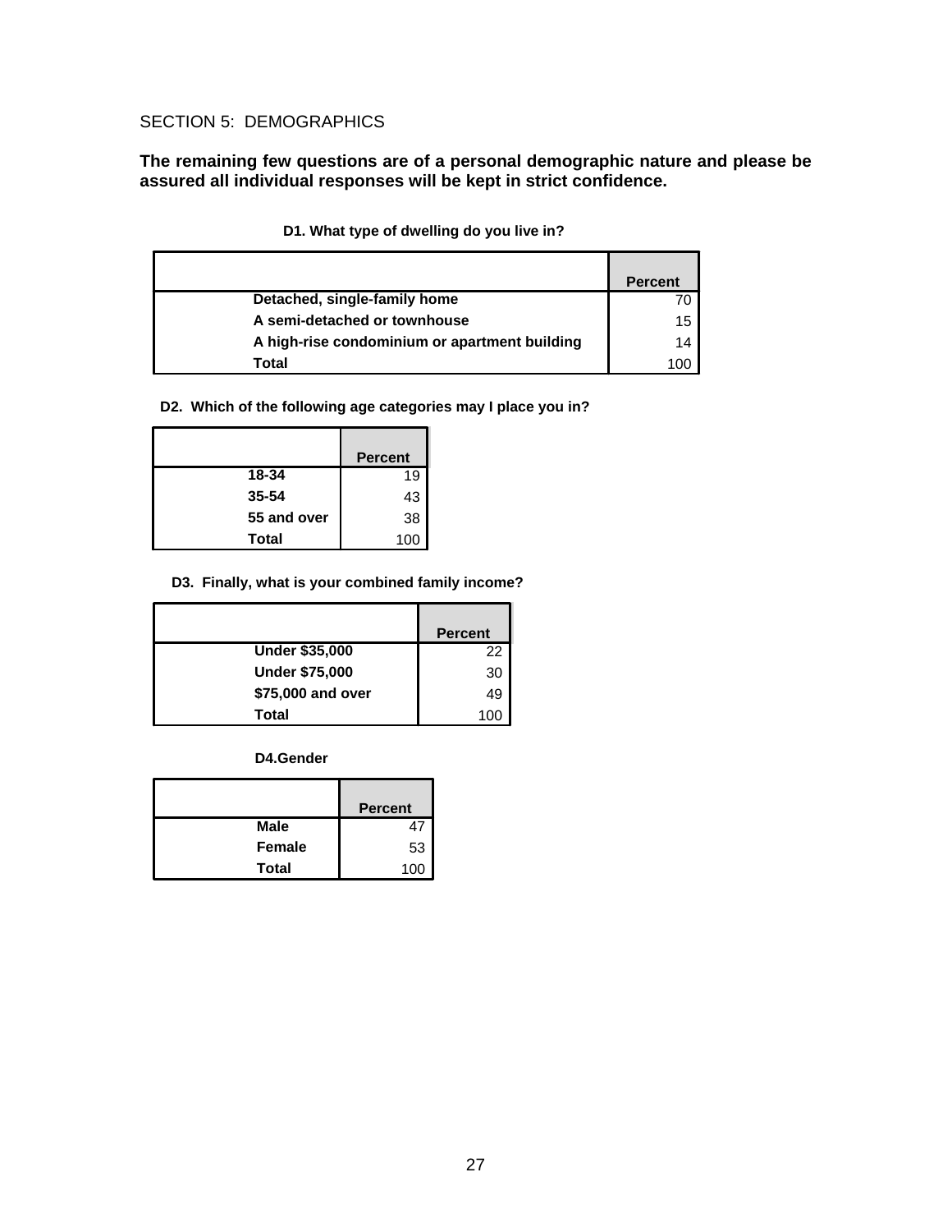SECTION 5: DEMOGRAPHICS

**The remaining few questions are of a personal demographic nature and please be assured all individual responses will be kept in strict confidence.**

**D1. What type of dwelling do you live in?**

| | Percent |
|---|---|
| Detached, single-family home | 70 |
| A semi-detached or townhouse | 15 |
| A high-rise condominium or apartment building | 14 |
| Total | 100 |

**D2. Which of the following age categories may I place you in?**

| | Percent |
|---|---|
| 18-34 | 19 |
| 35-54 | 43 |
| 55 and over | 38 |
| Total | 100 |

**D3. Finally, what is your combined family income?**

| | Percent |
|---|---|
| Under $35,000 | 22 |
| Under $75,000 | 30 |
| $75,000 and over | 49 |
| Total | 100 |

**D4.Gender**

| | Percent |
|---|---|
| Male | 47 |
| Female | 53 |
| Total | 100 |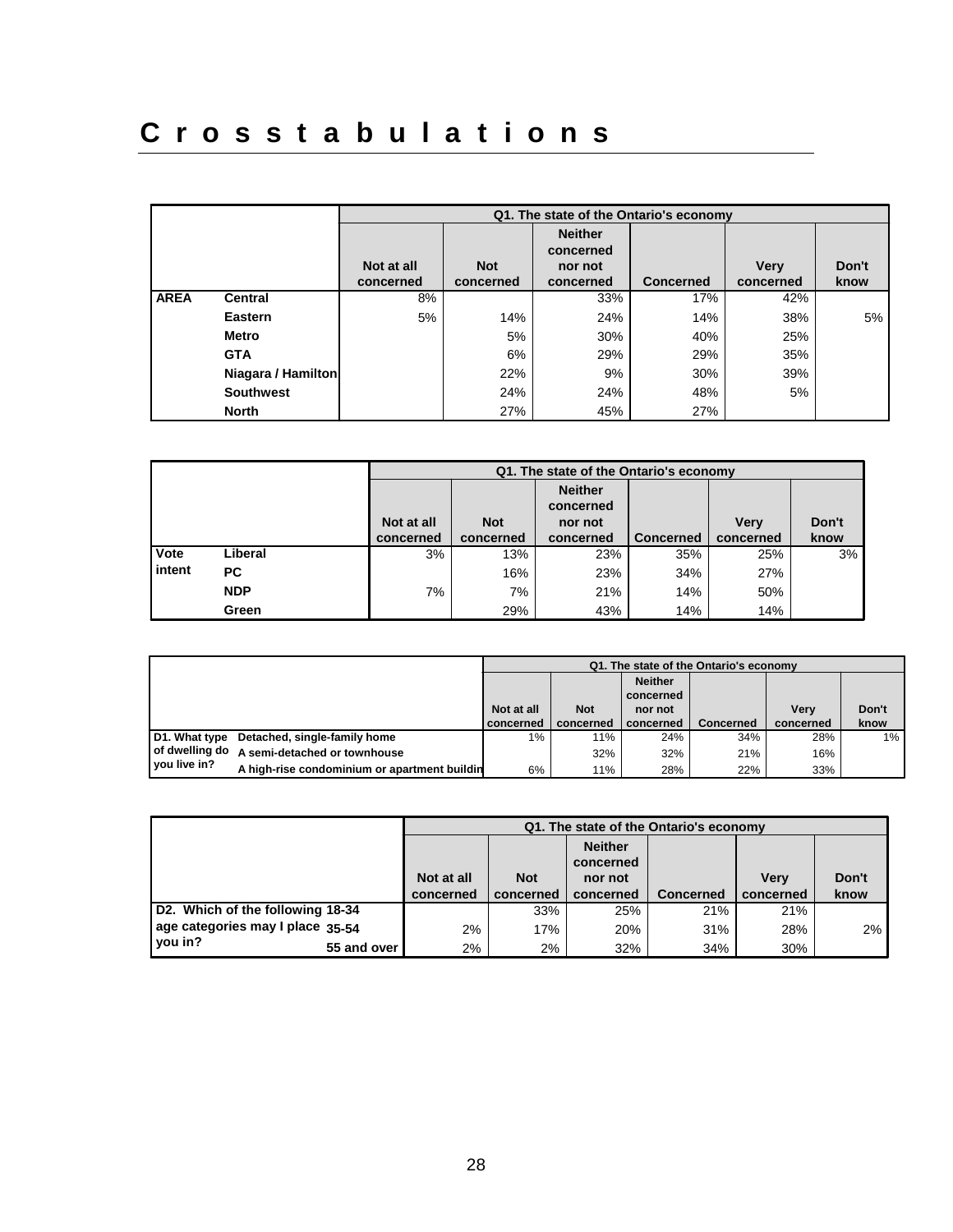# Crosstabulations

| | | Q1. The state of the Ontario's economy | | | | | |
|---|---|---|---|---|---|---|---|
| | | Not at all concerned | Not concerned | Neither concerned nor not concerned | Concerned | Very concerned | Don't know |
| **AREA** | **Central** | 8% | | 33% | 17% | 42% | |
| | **Eastern** | 5% | 14% | 24% | 14% | 38% | 5% |
| | **Metro** | | 5% | 30% | 40% | 25% | |
| | **GTA** | | 6% | 29% | 29% | 35% | |
| | **Niagara / Hamilton** | | 22% | 9% | 30% | 39% | |
| | **Southwest** | | 24% | 24% | 48% | 5% | |
| | **North** | | 27% | 45% | 27% | | |

| | | Q1. The state of the Ontario's economy | | | | | |
|---|---|---|---|---|---|---|---|
| | | Not at all concerned | Not concerned | Neither concerned nor not concerned | Concerned | Very concerned | Don't know |
| **Vote intent** | **Liberal** | 3% | 13% | 23% | 35% | 25% | 3% |
| | **PC** | | 16% | 23% | 34% | 27% | |
| | **NDP** | 7% | 7% | 21% | 14% | 50% | |
| | **Green** | | 29% | 43% | 14% | 14% | |

| | | Q1. The state of the Ontario's economy | | | | | |
|---|---|---|---|---|---|---|---|
| | | Not at all concerned | Not concerned | Neither concerned nor not concerned | Concerned | Very concerned | Don't know |
| **D1. What type of dwelling do you live in?** | **Detached, single-family home** | 1% | 11% | 24% | 34% | 28% | 1% |
| | **A semi-detached or townhouse** | | 32% | 32% | 21% | 16% | |
| | **A high-rise condominium or apartment buildin** | 6% | 11% | 28% | 22% | 33% | |

| | | Q1. The state of the Ontario's economy | | | | | |
|---|---|---|---|---|---|---|---|
| | | Not at all concerned | Not concerned | Neither concerned nor not concerned | Concerned | Very concerned | Don't know |
| **D2. Which of the following age categories may I place you in?** | **18-34** | | 33% | 25% | 21% | 21% | |
| | **35-54** | 2% | 17% | 20% | 31% | 28% | 2% |
| | **55 and over** | 2% | 2% | 32% | 34% | 30% | |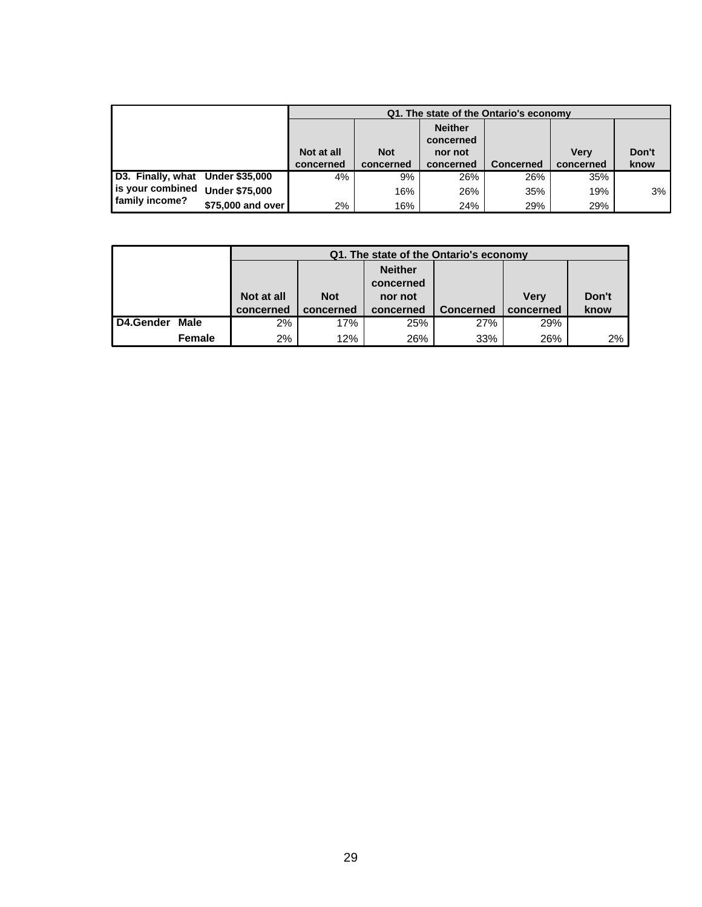| | | Q1. The state of the Ontario's economy | | | | | |
|---|---|---|---|---|---|---|---|
| | | Not at all concerned | Not concerned | Neither concerned nor not concerned | Concerned | Very concerned | Don't know |
| D3. Finally, what is your combined family income? | Under $35,000 | 4% | 9% | 26% | 26% | 35% | |
| | Under $75,000 | | 16% | 26% | 35% | 19% | 3% |
| | $75,000 and over | 2% | 16% | 24% | 29% | 29% | |

| | | Q1. The state of the Ontario's economy | | | | | |
|---|---|---|---|---|---|---|---|
| | | Not at all concerned | Not concerned | Neither concerned nor not concerned | Concerned | Very concerned | Don't know |
| D4.Gender | Male | 2% | 17% | 25% | 27% | 29% | |
| | Female | 2% | 12% | 26% | 33% | 26% | 2% |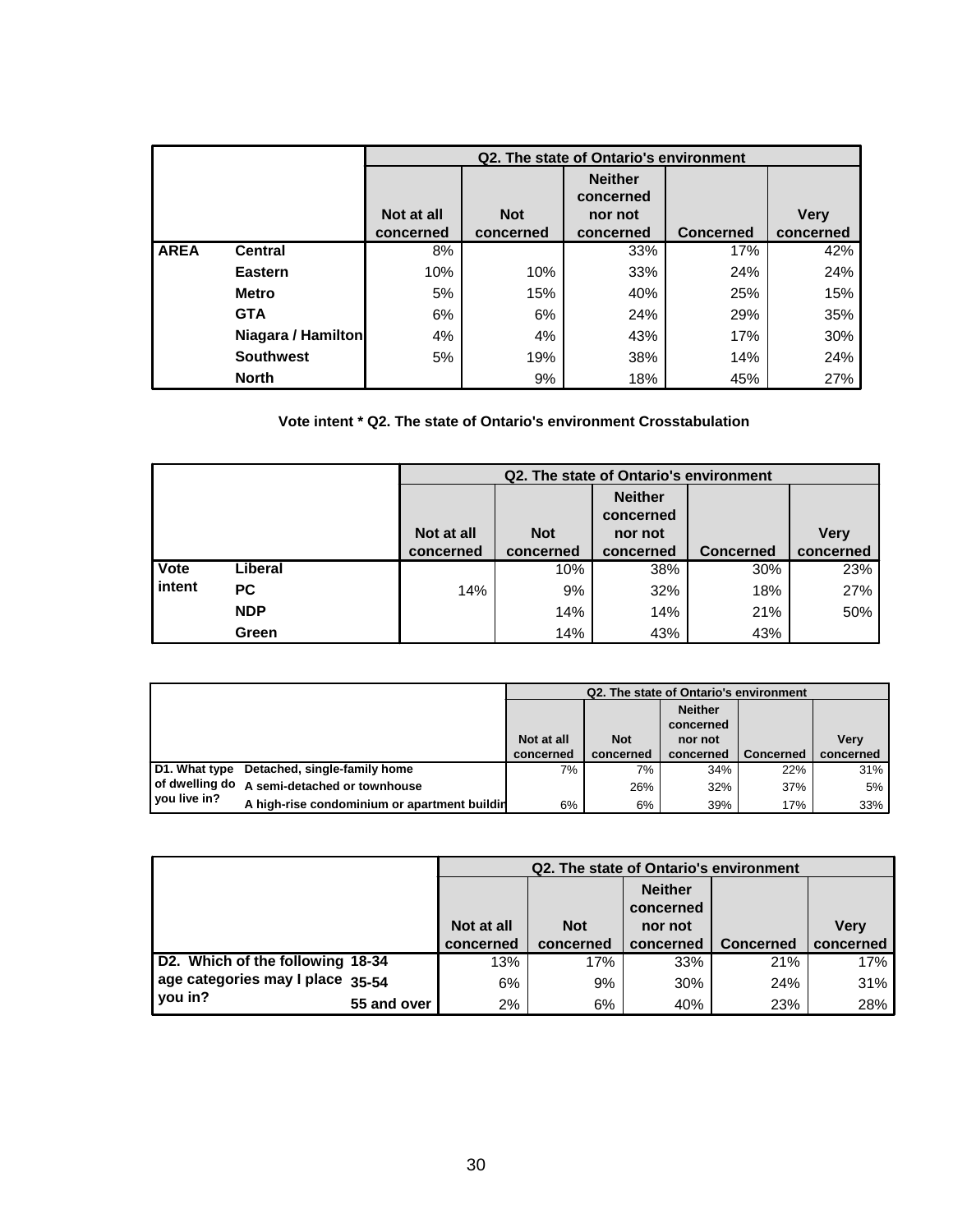| | | Q2. The state of Ontario's environment | | | | |
|---|---|---|---|---|---|---|
| | | Not at all concerned | Not concerned | Neither concerned nor not concerned | Concerned | Very concerned |
| AREA | Central | 8% | | 33% | 17% | 42% |
| | Eastern | 10% | 10% | 33% | 24% | 24% |
| | Metro | 5% | 15% | 40% | 25% | 15% |
| | GTA | 6% | 6% | 24% | 29% | 35% |
| | Niagara / Hamilton | 4% | 4% | 43% | 17% | 30% |
| | Southwest | 5% | 19% | 38% | 14% | 24% |
| | North | | 9% | 18% | 45% | 27% |

**Vote intent * Q2. The state of Ontario's environment Crosstabulation**

| | | Q2. The state of Ontario's environment | | | | |
|---|---|---|---|---|---|---|
| | | Not at all concerned | Not concerned | Neither concerned nor not concerned | Concerned | Very concerned |
| Vote intent | Liberal | | 10% | 38% | 30% | 23% |
| | PC | 14% | 9% | 32% | 18% | 27% |
| | NDP | | 14% | 14% | 21% | 50% |
| | Green | | 14% | 43% | 43% | |

| | | Q2. The state of Ontario's environment | | | | |
|---|---|---|---|---|---|---|
| | | Not at all concerned | Not concerned | Neither concerned nor not concerned | Concerned | Very concerned |
| D1. What type of dwelling do you live in? | Detached, single-family home | 7% | 7% | 34% | 22% | 31% |
| | A semi-detached or townhouse | | 26% | 32% | 37% | 5% |
| | A high-rise condominium or apartment buildin | 6% | 6% | 39% | 17% | 33% |

| | | Q2. The state of Ontario's environment | | | | |
|---|---|---|---|---|---|---|
| | | Not at all concerned | Not concerned | Neither concerned nor not concerned | Concerned | Very concerned |
| D2. Which of the following age categories may I place you in? | 18-34 | 13% | 17% | 33% | 21% | 17% |
| | 35-54 | 6% | 9% | 30% | 24% | 31% |
| | 55 and over | 2% | 6% | 40% | 23% | 28% |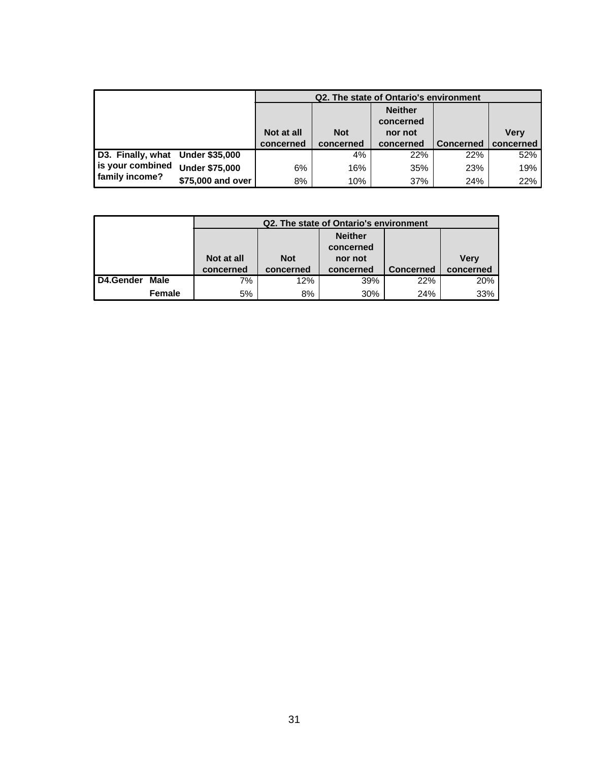| | | Q2. The state of Ontario's environment | | | | |
|---|---|---|---|---|---|---|
| | | Not at all concerned | Not concerned | Neither concerned nor not concerned | Concerned | Very concerned |
| D3. Finally, what is your combined family income? | Under $35,000 | | 4% | 22% | 22% | 52% |
| | Under $75,000 | 6% | 16% | 35% | 23% | 19% |
| | $75,000 and over | 8% | 10% | 37% | 24% | 22% |

| | | Q2. The state of Ontario's environment | | | | |
|---|---|---|---|---|---|---|
| | | Not at all concerned | Not concerned | Neither concerned nor not concerned | Concerned | Very concerned |
| D4.Gender | Male | 7% | 12% | 39% | 22% | 20% |
| | Female | 5% | 8% | 30% | 24% | 33% |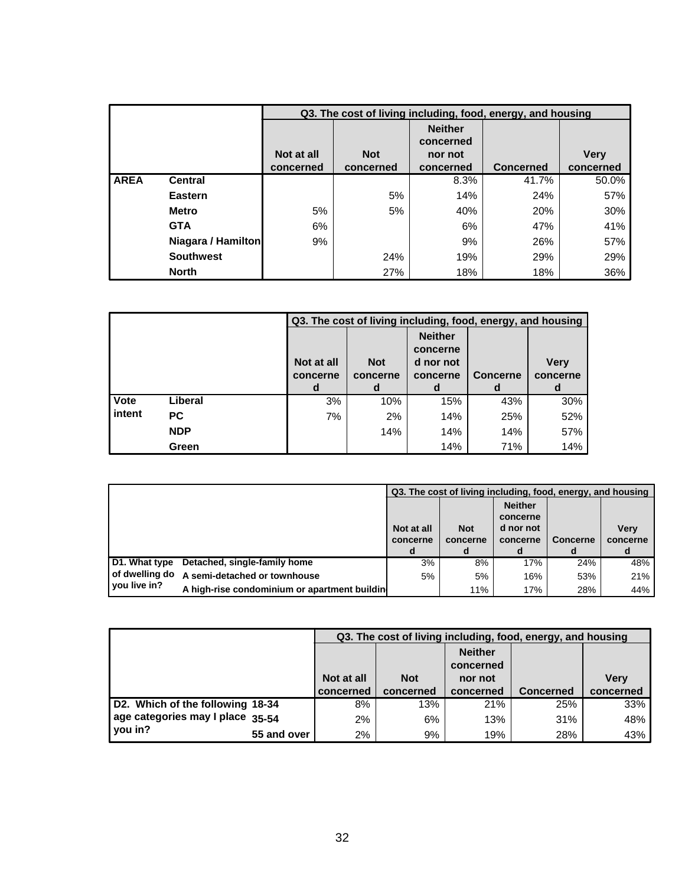| | | Q3. The cost of living including, food, energy, and housing | | | | |
|---|---|---|---|---|---|---|
| | | Not at all concerned | Not concerned | Neither concerned nor not concerned | Concerned | Very concerned |
| AREA | Central | | | 8.3% | 41.7% | 50.0% |
| | Eastern | | 5% | 14% | 24% | 57% |
| | Metro | 5% | 5% | 40% | 20% | 30% |
| | GTA | 6% | | 6% | 47% | 41% |
| | Niagara / Hamilton | 9% | | 9% | 26% | 57% |
| | Southwest | | 24% | 19% | 29% | 29% |
| | North | | 27% | 18% | 18% | 36% |

| | | Q3. The cost of living including, food, energy, and housing | | | | |
|---|---|---|---|---|---|---|
| | | Not at all concerned | Not concerned | Neither concerned nor not concerned | Concerned | Very concerned |
| Vote intent | Liberal | 3% | 10% | 15% | 43% | 30% |
| | PC | 7% | 2% | 14% | 25% | 52% |
| | NDP | | 14% | 14% | 14% | 57% |
| | Green | | | 14% | 71% | 14% |

| | | Q3. The cost of living including, food, energy, and housing | | | | |
|---|---|---|---|---|---|---|
| | | Not at all concerned | Not concerned | Neither concerned nor not concerned | Concerned | Very concerned |
| D1. What type of dwelling do you live in? | Detached, single-family home | 3% | 8% | 17% | 24% | 48% |
| | A semi-detached or townhouse | 5% | 5% | 16% | 53% | 21% |
| | A high-rise condominium or apartment building | | 11% | 17% | 28% | 44% |

| | | Q3. The cost of living including, food, energy, and housing | | | | |
|---|---|---|---|---|---|---|
| | | Not at all concerned | Not concerned | Neither concerned nor not concerned | Concerned | Very concerned |
| D2. Which of the following age categories may I place you in? | 18-34 | 8% | 13% | 21% | 25% | 33% |
| | 35-54 | 2% | 6% | 13% | 31% | 48% |
| | 55 and over | 2% | 9% | 19% | 28% | 43% |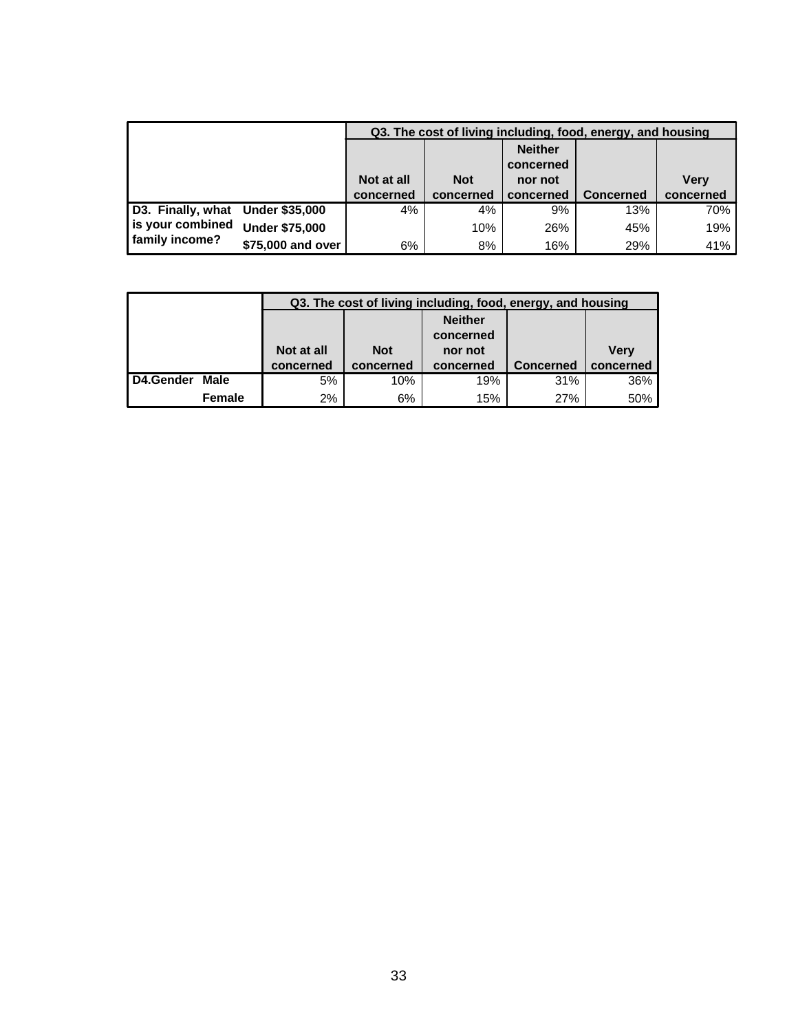| | | Q3. The cost of living including, food, energy, and housing | | | | |
|---|---|---|---|---|---|---|
| | | Not at all concerned | Not concerned | Neither concerned nor not concerned | Concerned | Very concerned |
| D3. Finally, what is your combined family income? | Under $35,000 | 4% | 4% | 9% | 13% | 70% |
| | Under $75,000 | | 10% | 26% | 45% | 19% |
| | $75,000 and over | 6% | 8% | 16% | 29% | 41% |

| | | Q3. The cost of living including, food, energy, and housing | | | | |
|---|---|---|---|---|---|---|
| | | Not at all concerned | Not concerned | Neither concerned nor not concerned | Concerned | Very concerned |
| D4.Gender | Male | 5% | 10% | 19% | 31% | 36% |
| | Female | 2% | 6% | 15% | 27% | 50% |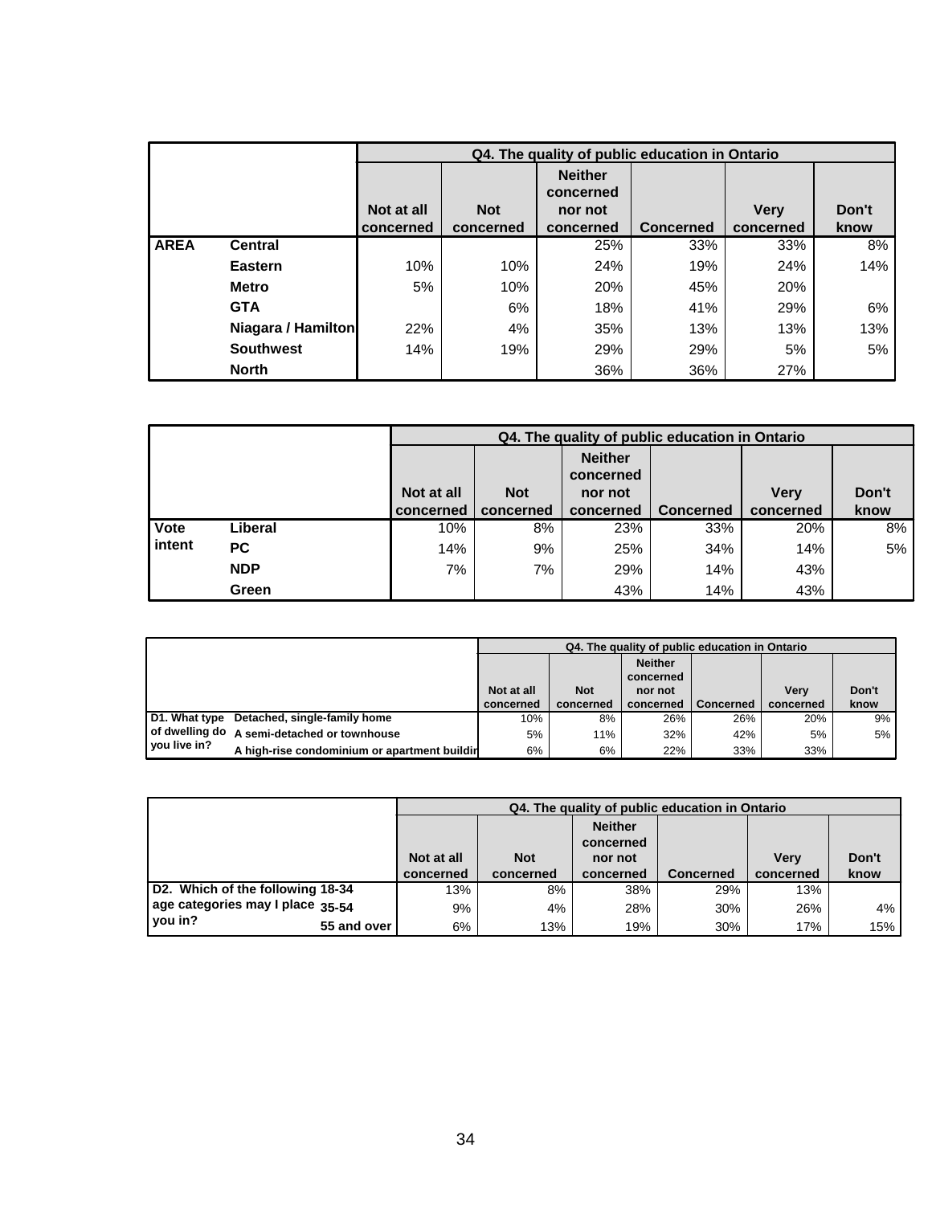| | | Q4. The quality of public education in Ontario | | | | | |
|---|---|---|---|---|---|---|---|
| | | Not at all concerned | Not concerned | Neither concerned nor not concerned | Concerned | Very concerned | Don't know |
| **AREA** | **Central** | | | 25% | 33% | 33% | 8% |
| | **Eastern** | 10% | 10% | 24% | 19% | 24% | 14% |
| | **Metro** | 5% | 10% | 20% | 45% | 20% | |
| | **GTA** | | 6% | 18% | 41% | 29% | 6% |
| | **Niagara / Hamilton** | 22% | 4% | 35% | 13% | 13% | 13% |
| | **Southwest** | 14% | 19% | 29% | 29% | 5% | 5% |
| | **North** | | | 36% | 36% | 27% | |

| | | Q4. The quality of public education in Ontario | | | | | |
|---|---|---|---|---|---|---|---|
| | | Not at all concerned | Not concerned | Neither concerned nor not concerned | Concerned | Very concerned | Don't know |
| **Vote intent** | **Liberal** | 10% | 8% | 23% | 33% | 20% | 8% |
| | **PC** | 14% | 9% | 25% | 34% | 14% | 5% |
| | **NDP** | 7% | 7% | 29% | 14% | 43% | |
| | **Green** | | | 43% | 14% | 43% | |

| | | Q4. The quality of public education in Ontario | | | | | |
|---|---|---|---|---|---|---|---|
| | | Not at all concerned | Not concerned | Neither concerned nor not concerned | Concerned | Very concerned | Don't know |
| **D1. What type of dwelling do you live in?** | **Detached, single-family home** | 10% | 8% | 26% | 26% | 20% | 9% |
| | **A semi-detached or townhouse** | 5% | 11% | 32% | 42% | 5% | 5% |
| | **A high-rise condominium or apartment buildin** | 6% | 6% | 22% | 33% | 33% | |

| | | Q4. The quality of public education in Ontario | | | | | |
|---|---|---|---|---|---|---|---|
| | | Not at all concerned | Not concerned | Neither concerned nor not concerned | Concerned | Very concerned | Don't know |
| **D2. Which of the following age categories may I place you in?** | **18-34** | 13% | 8% | 38% | 29% | 13% | |
| | **35-54** | 9% | 4% | 28% | 30% | 26% | 4% |
| | **55 and over** | 6% | 13% | 19% | 30% | 17% | 15% |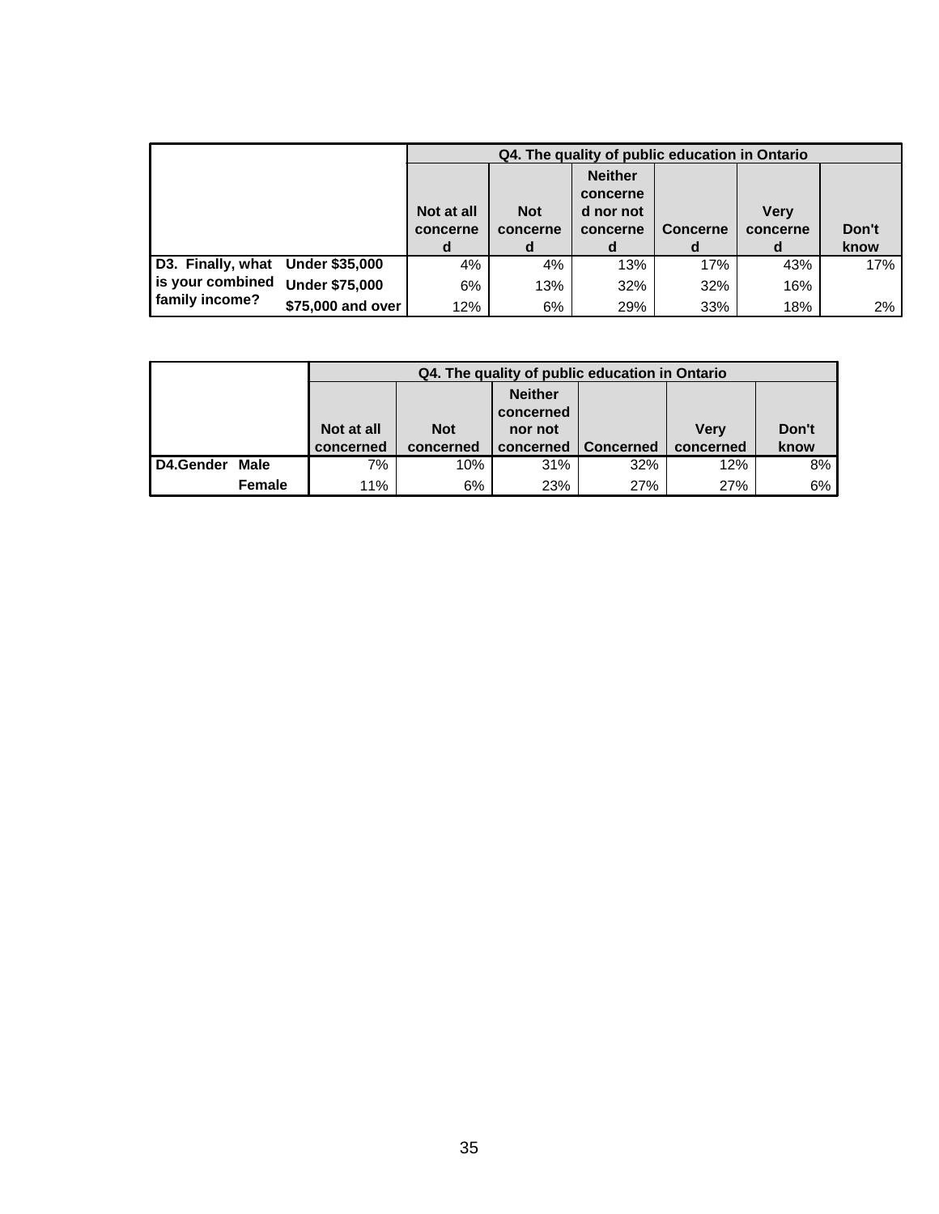| | | Q4. The quality of public education in Ontario | | | | | |
|---|---|---|---|---|---|---|---|
| | | Not at all concerned | Not concerned | Neither concerned nor not concerned | Concerned | Very concerned | Don't know |
| D3. Finally, what is your combined family income? | Under $35,000 | 4% | 4% | 13% | 17% | 43% | 17% |
| | Under $75,000 | 6% | 13% | 32% | 32% | 16% | |
| | $75,000 and over | 12% | 6% | 29% | 33% | 18% | 2% |

| | | Q4. The quality of public education in Ontario | | | | | |
|---|---|---|---|---|---|---|---|
| | | Not at all concerned | Not concerned | Neither concerned nor not concerned | Concerned | Very concerned | Don't know |
| D4.Gender | Male | 7% | 10% | 31% | 32% | 12% | 8% |
| | Female | 11% | 6% | 23% | 27% | 27% | 6% |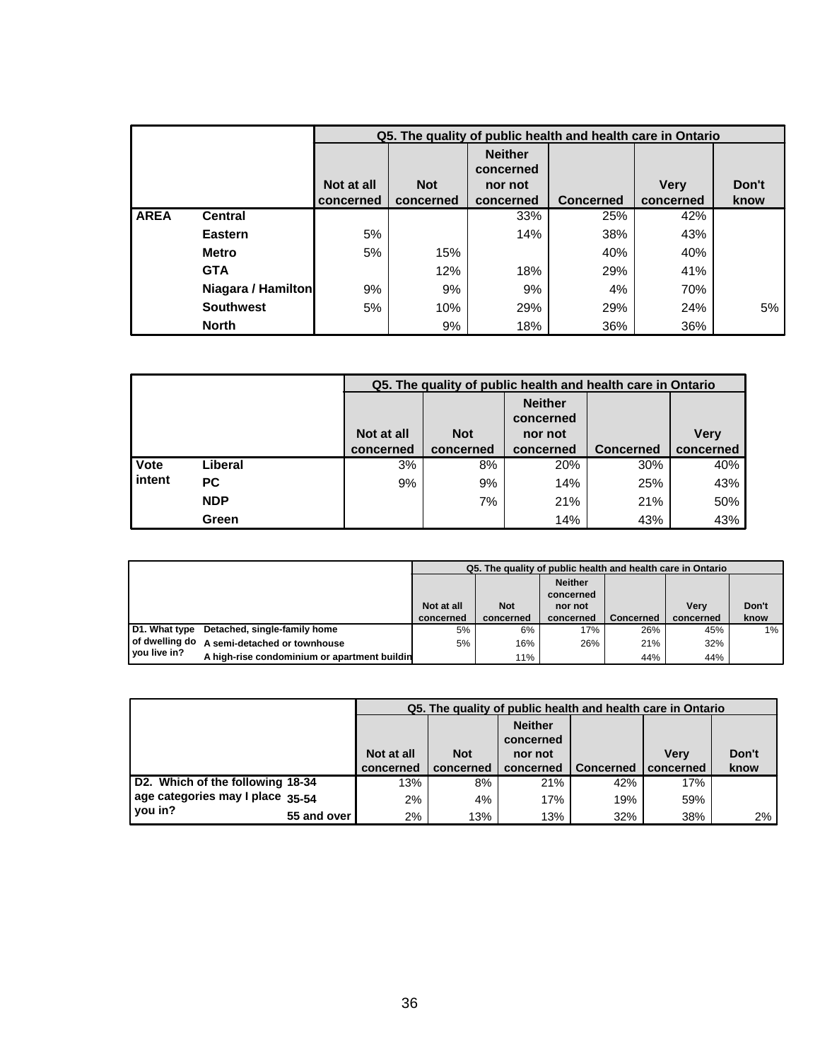| | | Q5. The quality of public health and health care in Ontario | | | | | |
|---|---|---|---|---|---|---|---|
| | | Not at all concerned | Not concerned | Neither concerned nor not concerned | Concerned | Very concerned | Don't know |
| **AREA** | **Central** | | | 33% | 25% | 42% | |
| | **Eastern** | 5% | | 14% | 38% | 43% | |
| | **Metro** | 5% | 15% | | 40% | 40% | |
| | **GTA** | | 12% | 18% | 29% | 41% | |
| | **Niagara / Hamilton** | 9% | 9% | 9% | 4% | 70% | |
| | **Southwest** | 5% | 10% | 29% | 29% | 24% | 5% |
| | **North** | | 9% | 18% | 36% | 36% | |

| | | Q5. The quality of public health and health care in Ontario | | | | |
|---|---|---|---|---|---|---|
| | | Not at all concerned | Not concerned | Neither concerned nor not concerned | Concerned | Very concerned |
| **Vote intent** | **Liberal** | 3% | 8% | 20% | 30% | 40% |
| | **PC** | 9% | 9% | 14% | 25% | 43% |
| | **NDP** | | 7% | 21% | 21% | 50% |
| | **Green** | | | 14% | 43% | 43% |

| | | Q5. The quality of public health and health care in Ontario | | | | | |
|---|---|---|---|---|---|---|---|
| | | Not at all concerned | Not concerned | Neither concerned nor not concerned | Concerned | Very concerned | Don't know |
| **D1. What type of dwelling do you live in?** | **Detached, single-family home** | 5% | 6% | 17% | 26% | 45% | 1% |
| | **A semi-detached or townhouse** | 5% | 16% | 26% | 21% | 32% | |
| | **A high-rise condominium or apartment buildin** | | 11% | | 44% | 44% | |

| | | Q5. The quality of public health and health care in Ontario | | | | | |
|---|---|---|---|---|---|---|---|
| | | Not at all concerned | Not concerned | Neither concerned nor not concerned | Concerned | Very concerned | Don't know |
| **D2. Which of the following age categories may I place you in?** | **18-34** | 13% | 8% | 21% | 42% | 17% | |
| | **35-54** | 2% | 4% | 17% | 19% | 59% | |
| | **55 and over** | 2% | 13% | 13% | 32% | 38% | 2% |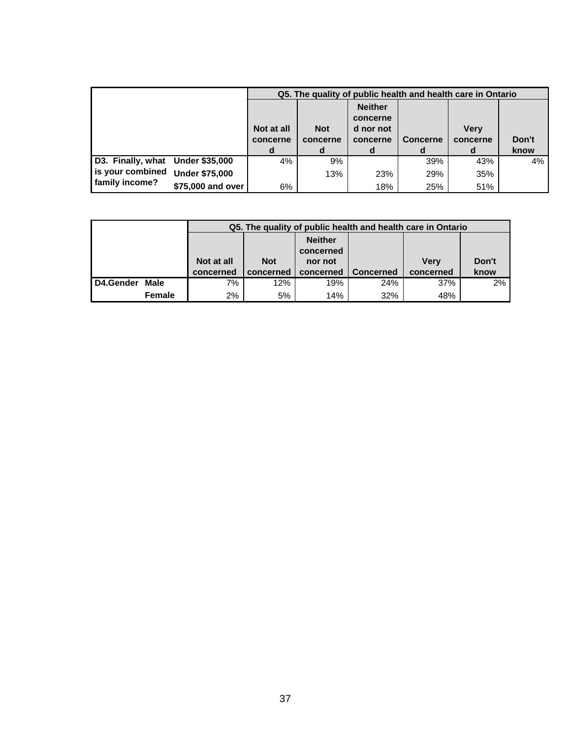| | | Q5. The quality of public health and health care in Ontario | | | | | |
|---|---|---|---|---|---|---|---|
| | | Not at all concerned | Not concerned | Neither concerned nor not concerned | Concerned | Very concerned | Don't know |
| D3. Finally, what is your combined family income? | Under $35,000 | 4% | 9% | | 39% | 43% | 4% |
| | Under $75,000 | | 13% | 23% | 29% | 35% | |
| | $75,000 and over | 6% | | 18% | 25% | 51% | |

| | | Q5. The quality of public health and health care in Ontario | | | | | |
|---|---|---|---|---|---|---|---|
| | | Not at all concerned | Not concerned | Neither concerned nor not concerned | Concerned | Very concerned | Don't know |
| D4.Gender | Male | 7% | 12% | 19% | 24% | 37% | 2% |
| | Female | 2% | 5% | 14% | 32% | 48% | |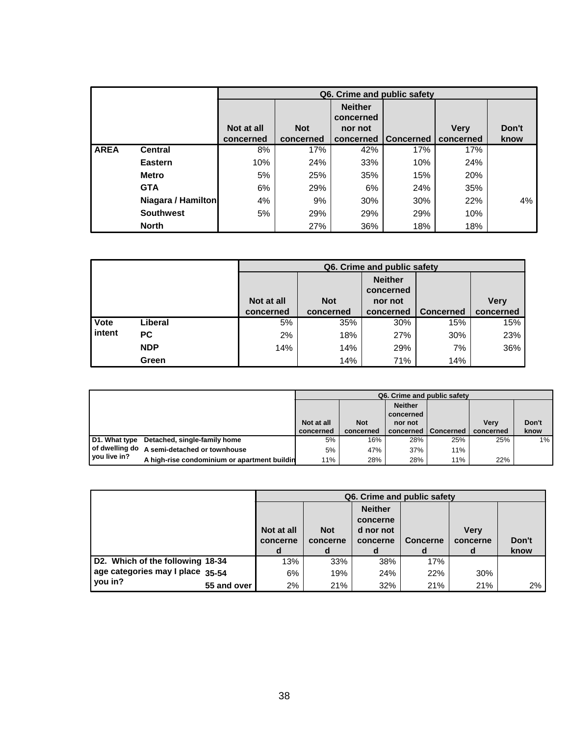| | | Q6. Crime and public safety | | | | | |
|---|---|---|---|---|---|---|---|
| | | Not at all concerned | Not concerned | Neither concerned nor not concerned | Concerned | Very concerned | Don't know |
| AREA | Central | 8% | 17% | 42% | 17% | 17% | |
| | Eastern | 10% | 24% | 33% | 10% | 24% | |
| | Metro | 5% | 25% | 35% | 15% | 20% | |
| | GTA | 6% | 29% | 6% | 24% | 35% | |
| | Niagara / Hamilton | 4% | 9% | 30% | 30% | 22% | 4% |
| | Southwest | 5% | 29% | 29% | 29% | 10% | |
| | North | | 27% | 36% | 18% | 18% | |

| | | Q6. Crime and public safety | | | | |
|---|---|---|---|---|---|---|
| | | Not at all concerned | Not concerned | Neither concerned nor not concerned | Concerned | Very concerned |
| Vote intent | Liberal | 5% | 35% | 30% | 15% | 15% |
| | PC | 2% | 18% | 27% | 30% | 23% |
| | NDP | 14% | 14% | 29% | 7% | 36% |
| | Green | | 14% | 71% | 14% | |

| | | Q6. Crime and public safety | | | | | |
|---|---|---|---|---|---|---|---|
| | | Not at all concerned | Not concerned | Neither concerned nor not concerned | Concerned | Very concerned | Don't know |
| D1. What type of dwelling do you live in? | Detached, single-family home | 5% | 16% | 28% | 25% | 25% | 1% |
| | A semi-detached or townhouse | 5% | 47% | 37% | 11% | | |
| | A high-rise condominium or apartment buildin | 11% | 28% | 28% | 11% | 22% | |

| | | Q6. Crime and public safety | | | | | |
|---|---|---|---|---|---|---|---|
| | | Not at all concerned | Not concerned | Neither concerned nor not concerned | Concerned | Very concerned | Don't know |
| D2. Which of the following age categories may I place you in? | 18-34 | 13% | 33% | 38% | 17% | | |
| | 35-54 | 6% | 19% | 24% | 22% | 30% | |
| | 55 and over | 2% | 21% | 32% | 21% | 21% | 2% |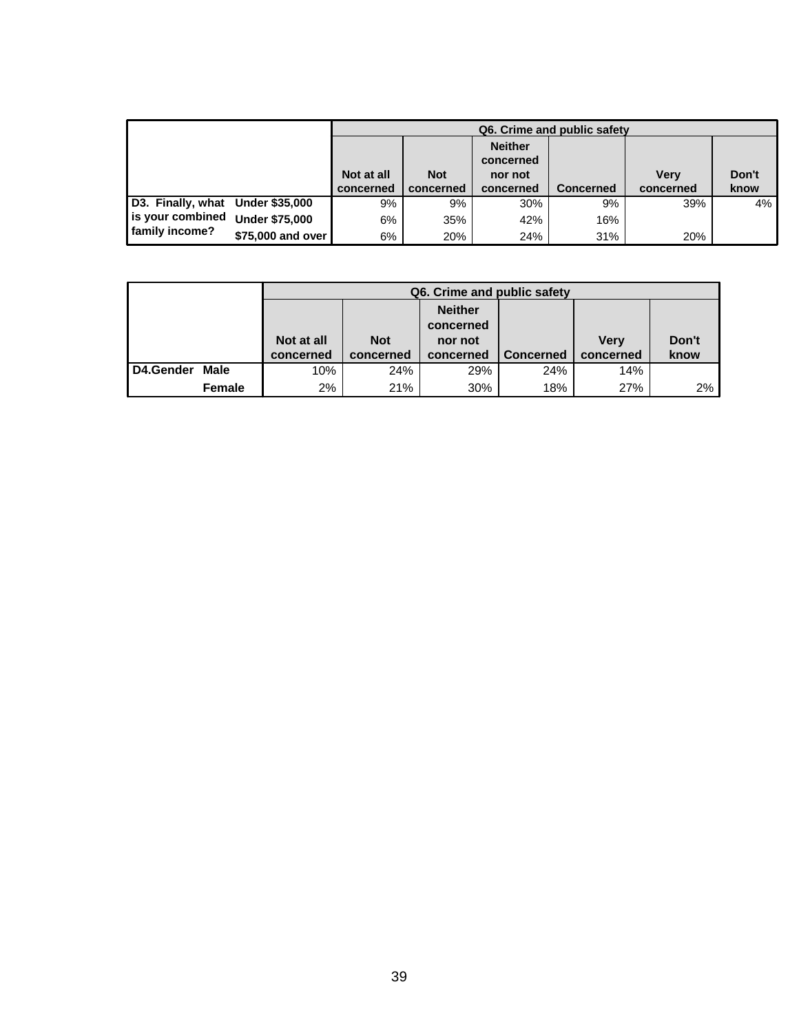| | | Q6. Crime and public safety | | | | | |
|---|---|---|---|---|---|---|---|
| | | Not at all concerned | Not concerned | Neither concerned nor not concerned | Concerned | Very concerned | Don't know |
| D3. Finally, what is your combined family income? | Under $35,000 | 9% | 9% | 30% | 9% | 39% | 4% |
| | Under $75,000 | 6% | 35% | 42% | 16% | | |
| | $75,000 and over | 6% | 20% | 24% | 31% | 20% | |

| | | Q6. Crime and public safety | | | | | |
|---|---|---|---|---|---|---|---|
| | | Not at all concerned | Not concerned | Neither concerned nor not concerned | Concerned | Very concerned | Don't know |
| D4.Gender | Male | 10% | 24% | 29% | 24% | 14% | |
| | Female | 2% | 21% | 30% | 18% | 27% | 2% |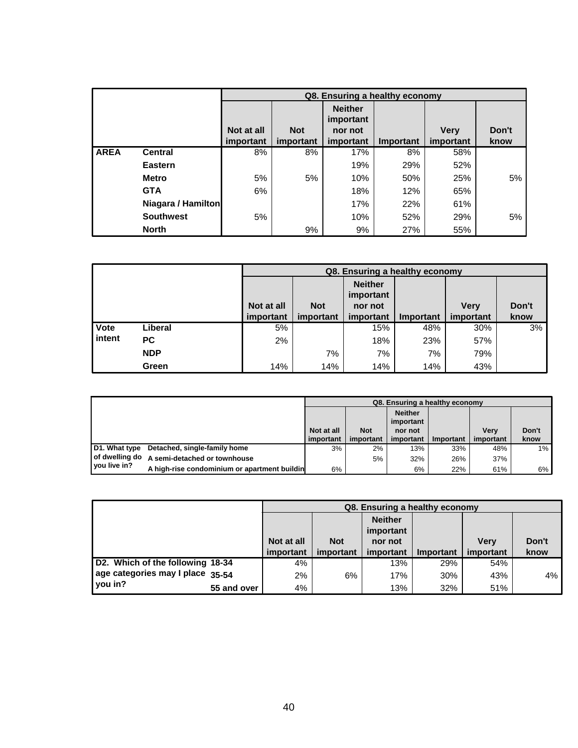| | | Q8. Ensuring a healthy economy | | | | | |
|---|---|---|---|---|---|---|---|
| | | Not at all important | Not important | Neither important nor not important | Important | Very important | Don't know |
| **AREA** | **Central** | 8% | 8% | 17% | 8% | 58% | |
| | **Eastern** | | | 19% | 29% | 52% | |
| | **Metro** | 5% | 5% | 10% | 50% | 25% | 5% |
| | **GTA** | 6% | | 18% | 12% | 65% | |
| | **Niagara / Hamilton** | | | 17% | 22% | 61% | |
| | **Southwest** | 5% | | 10% | 52% | 29% | 5% |
| | **North** | | 9% | 9% | 27% | 55% | |

| | | Q8. Ensuring a healthy economy | | | | | |
|---|---|---|---|---|---|---|---|
| | | Not at all important | Not important | Neither important nor not important | Important | Very important | Don't know |
| **Vote intent** | **Liberal** | 5% | | 15% | 48% | 30% | 3% |
| | **PC** | 2% | | 18% | 23% | 57% | |
| | **NDP** | | 7% | 7% | 7% | 79% | |
| | **Green** | 14% | 14% | 14% | 14% | 43% | |

| | | Q8. Ensuring a healthy economy | | | | | |
|---|---|---|---|---|---|---|---|
| | | Not at all important | Not important | Neither important nor not important | Important | Very important | Don't know |
| **D1. What type of dwelling do you live in?** | **Detached, single-family home** | 3% | 2% | 13% | 33% | 48% | 1% |
| | **A semi-detached or townhouse** | | 5% | 32% | 26% | 37% | |
| | **A high-rise condominium or apartment buildin** | 6% | | 6% | 22% | 61% | 6% |

| | | Q8. Ensuring a healthy economy | | | | | |
|---|---|---|---|---|---|---|---|
| | | Not at all important | Not important | Neither important nor not important | Important | Very important | Don't know |
| **D2. Which of the following age categories may I place you in?** | **18-34** | 4% | | 13% | 29% | 54% | |
| | **35-54** | 2% | 6% | 17% | 30% | 43% | 4% |
| | **55 and over** | 4% | | 13% | 32% | 51% | |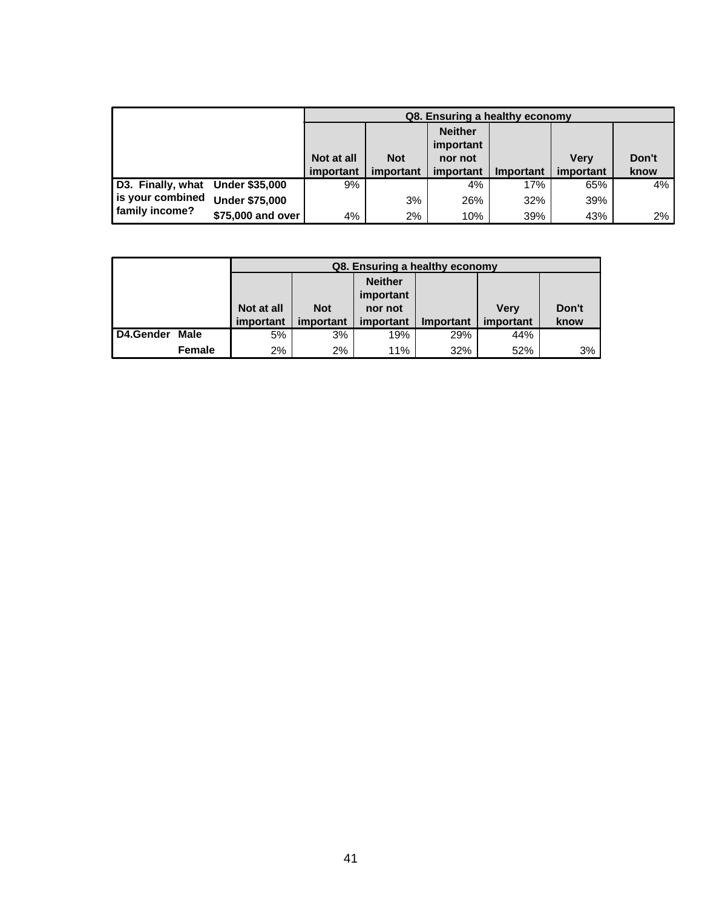| | | Q8. Ensuring a healthy economy | | | | | |
|---|---|---|---|---|---|---|---|
| | | Not at all important | Not important | Neither important nor not important | Important | Very important | Don't know |
| D3. Finally, what is your combined family income? | Under $35,000 | 9% | | 4% | 17% | 65% | 4% |
| | Under $75,000 | | 3% | 26% | 32% | 39% | |
| | $75,000 and over | 4% | 2% | 10% | 39% | 43% | 2% |

| | | Q8. Ensuring a healthy economy | | | | | |
|---|---|---|---|---|---|---|---|
| | | Not at all important | Not important | Neither important nor not important | Important | Very important | Don't know |
| D4.Gender | Male | 5% | 3% | 19% | 29% | 44% | |
| | Female | 2% | 2% | 11% | 32% | 52% | 3% |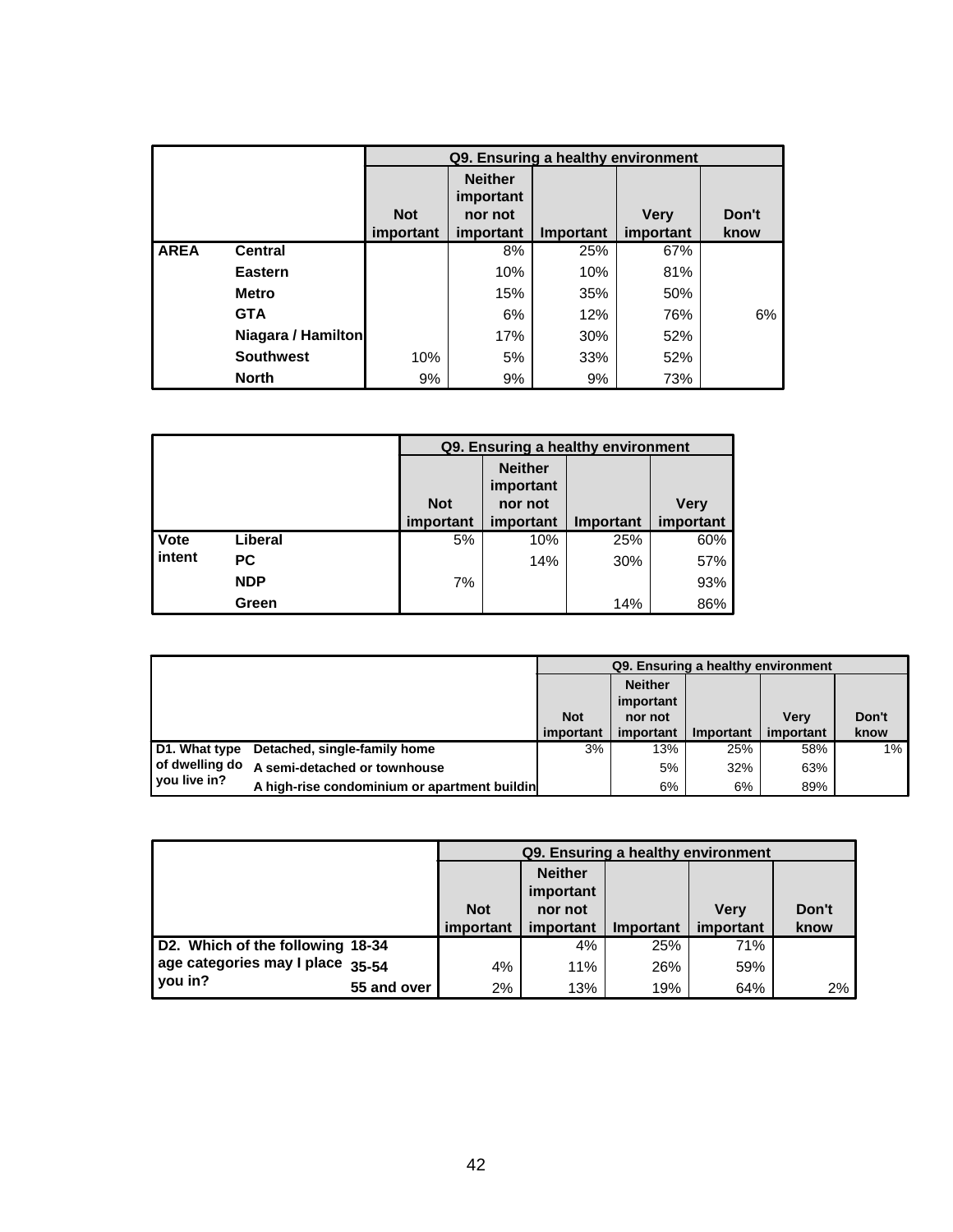| | | Q9. Ensuring a healthy environment | | | | |
|---|---|---|---|---|---|---|
| | | Not important | Neither important nor not important | Important | Very important | Don't know |
| AREA | Central | | 8% | 25% | 67% | |
| | Eastern | | 10% | 10% | 81% | |
| | Metro | | 15% | 35% | 50% | |
| | GTA | | 6% | 12% | 76% | 6% |
| | Niagara / Hamilton | | 17% | 30% | 52% | |
| | Southwest | 10% | 5% | 33% | 52% | |
| | North | 9% | 9% | 9% | 73% | |

| | | Q9. Ensuring a healthy environment | | | |
|---|---|---|---|---|---|
| | | Not important | Neither important nor not important | Important | Very important |
| Vote intent | Liberal | 5% | 10% | 25% | 60% |
| | PC | | 14% | 30% | 57% |
| | NDP | 7% | | | 93% |
| | Green | | | 14% | 86% |

| | | Q9. Ensuring a healthy environment | | | | |
|---|---|---|---|---|---|---|
| | | Not important | Neither important nor not important | Important | Very important | Don't know |
| D1. What type of dwelling do you live in? | Detached, single-family home | 3% | 13% | 25% | 58% | 1% |
| | A semi-detached or townhouse | | 5% | 32% | 63% | |
| | A high-rise condominium or apartment buildin | | 6% | 6% | 89% | |

| | | Q9. Ensuring a healthy environment | | | | |
|---|---|---|---|---|---|---|
| | | Not important | Neither important nor not important | Important | Very important | Don't know |
| D2. Which of the following age categories may I place you in? | 18-34 | | 4% | 25% | 71% | |
| | 35-54 | 4% | 11% | 26% | 59% | |
| | 55 and over | 2% | 13% | 19% | 64% | 2% |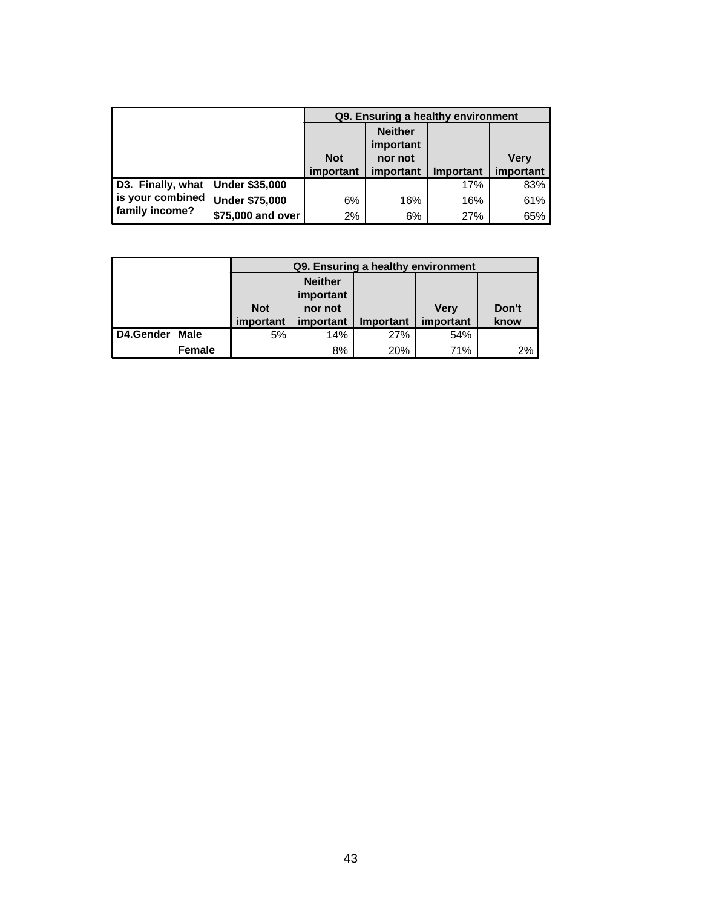| | | Q9. Ensuring a healthy environment | | | |
|---|---|---|---|---|---|
| | | Not important | Neither important nor not important | Important | Very important |
| D3. Finally, what is your combined family income? | Under $35,000 | | | 17% | 83% |
| | Under $75,000 | 6% | 16% | 16% | 61% |
| | $75,000 and over | 2% | 6% | 27% | 65% |

| | | Q9. Ensuring a healthy environment | | | | |
|---|---|---|---|---|---|---|
| | | Not important | Neither important nor not important | Important | Very important | Don't know |
| D4.Gender | Male | 5% | 14% | 27% | 54% | |
| | Female | | 8% | 20% | 71% | 2% |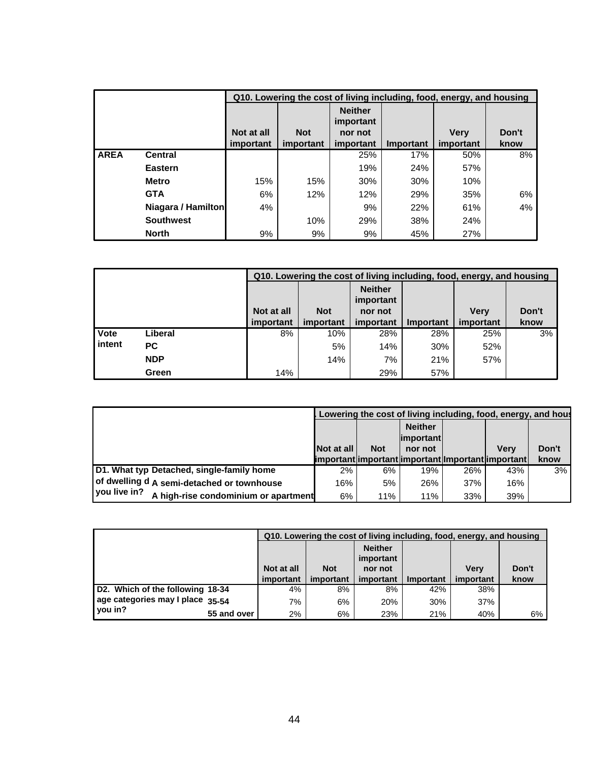| | | Q10. Lowering the cost of living including, food, energy, and housing | | | | | |
|---|---|---|---|---|---|---|---|
| | | Not at all important | Not important | Neither important nor not important | Important | Very important | Don't know |
| **AREA** | **Central** | | | 25% | 17% | 50% | 8% |
| | **Eastern** | | | 19% | 24% | 57% | |
| | **Metro** | 15% | 15% | 30% | 30% | 10% | |
| | **GTA** | 6% | 12% | 12% | 29% | 35% | 6% |
| | **Niagara / Hamilton** | 4% | | 9% | 22% | 61% | 4% |
| | **Southwest** | | 10% | 29% | 38% | 24% | |
| | **North** | 9% | 9% | 9% | 45% | 27% | |

| | | Q10. Lowering the cost of living including, food, energy, and housing | | | | | |
|---|---|---|---|---|---|---|---|
| | | Not at all important | Not important | Neither important nor not important | Important | Very important | Don't know |
| **Vote intent** | **Liberal** | 8% | 10% | 28% | 28% | 25% | 3% |
| | **PC** | | 5% | 14% | 30% | 52% | |
| | **NDP** | | 14% | 7% | 21% | 57% | |
| | **Green** | 14% | | 29% | 57% | | |

| | | . Lowering the cost of living including, food, energy, and hous | | | | | |
|---|---|---|---|---|---|---|---|
| | | Not at all important | Not important | Neither important nor not important | Important | Very important | Don't know |
| **D1. What typ of dwelling d you live in?** | **Detached, single-family home** | 2% | 6% | 19% | 26% | 43% | 3% |
| | **A semi-detached or townhouse** | 16% | 5% | 26% | 37% | 16% | |
| | **A high-rise condominium or apartment** | 6% | 11% | 11% | 33% | 39% | |

| | | Q10. Lowering the cost of living including, food, energy, and housing | | | | | |
|---|---|---|---|---|---|---|---|
| | | Not at all important | Not important | Neither important nor not important | Important | Very important | Don't know |
| **D2. Which of the following age categories may I place you in?** | **18-34** | 4% | 8% | 8% | 42% | 38% | |
| | **35-54** | 7% | 6% | 20% | 30% | 37% | |
| | **55 and over** | 2% | 6% | 23% | 21% | 40% | 6% |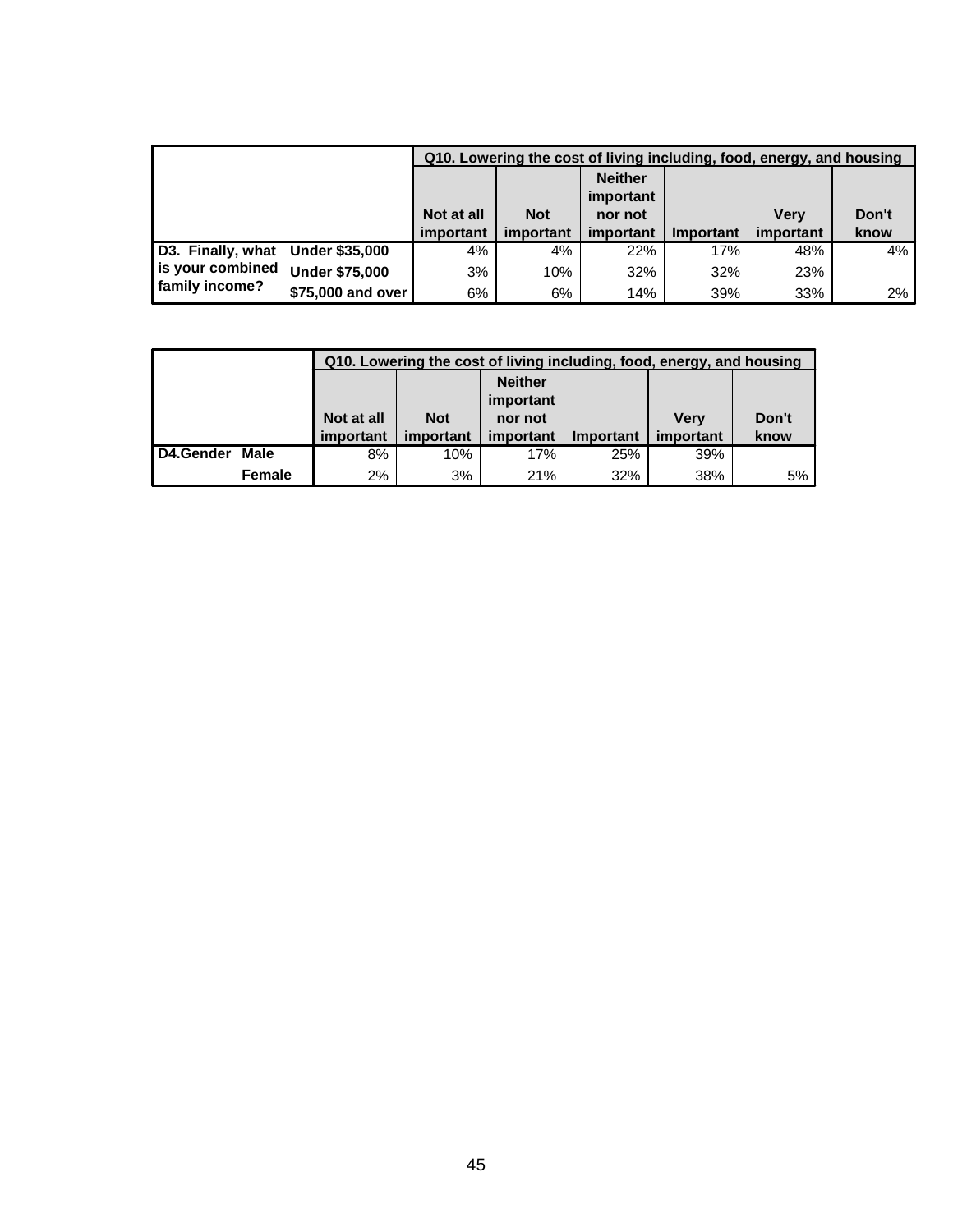| | | Q10. Lowering the cost of living including, food, energy, and housing | | | | | |
|---|---|---|---|---|---|---|---|
| | | Not at all important | Not important | Neither important nor not important | Important | Very important | Don't know |
| D3. Finally, what is your combined family income? | Under $35,000 | 4% | 4% | 22% | 17% | 48% | 4% |
| | Under $75,000 | 3% | 10% | 32% | 32% | 23% | |
| | $75,000 and over | 6% | 6% | 14% | 39% | 33% | 2% |

| | | Q10. Lowering the cost of living including, food, energy, and housing | | | | | |
|---|---|---|---|---|---|---|---|
| | | Not at all important | Not important | Neither important nor not important | Important | Very important | Don't know |
| D4.Gender | Male | 8% | 10% | 17% | 25% | 39% | |
| | Female | 2% | 3% | 21% | 32% | 38% | 5% |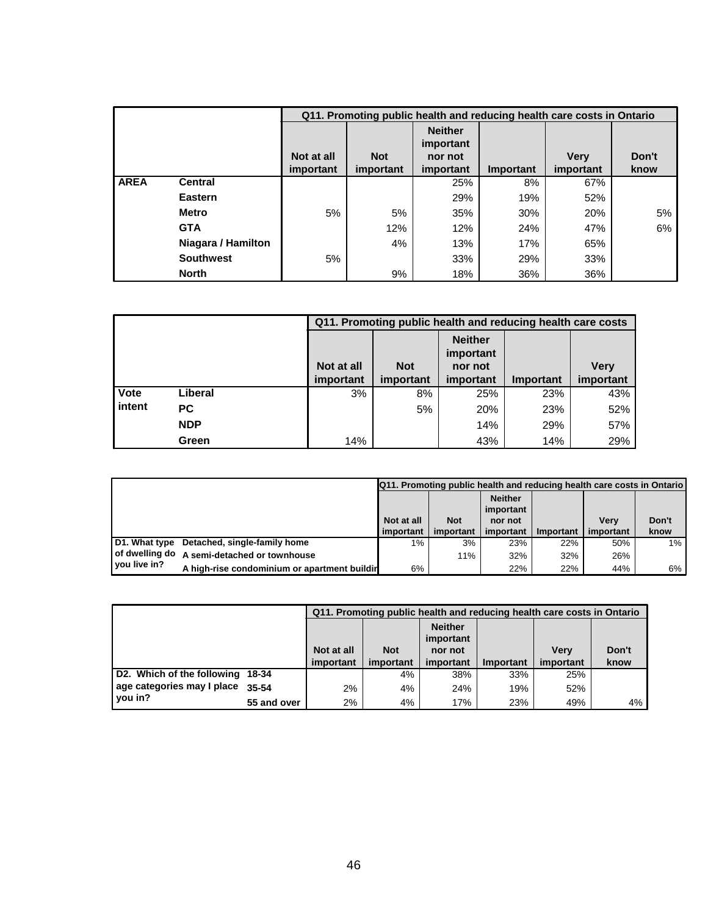| | | Q11. Promoting public health and reducing health care costs in Ontario | | | | | |
|---|---|---|---|---|---|---|---|
| | | Not at all important | Not important | Neither important nor not important | Important | Very important | Don't know |
| AREA | Central | | | 25% | 8% | 67% | |
| | Eastern | | | 29% | 19% | 52% | |
| | Metro | 5% | 5% | 35% | 30% | 20% | 5% |
| | GTA | | 12% | 12% | 24% | 47% | 6% |
| | Niagara / Hamilton | | 4% | 13% | 17% | 65% | |
| | Southwest | 5% | | 33% | 29% | 33% | |
| | North | | 9% | 18% | 36% | 36% | |

| | | Q11. Promoting public health and reducing health care costs | | | | |
|---|---|---|---|---|---|---|
| | | Not at all important | Not important | Neither important nor not important | Important | Very important |
| Vote intent | Liberal | 3% | 8% | 25% | 23% | 43% |
| | PC | | 5% | 20% | 23% | 52% |
| | NDP | | | 14% | 29% | 57% |
| | Green | 14% | | 43% | 14% | 29% |

| | | Q11. Promoting public health and reducing health care costs in Ontario | | | | | |
|---|---|---|---|---|---|---|---|
| | | Not at all important | Not important | Neither important nor not important | Important | Very important | Don't know |
| D1. What type of dwelling do you live in? | Detached, single-family home | 1% | 3% | 23% | 22% | 50% | 1% |
| | A semi-detached or townhouse | | 11% | 32% | 32% | 26% | |
| | A high-rise condominium or apartment buildir | 6% | | 22% | 22% | 44% | 6% |

| | | Q11. Promoting public health and reducing health care costs in Ontario | | | | | |
|---|---|---|---|---|---|---|---|
| | | Not at all important | Not important | Neither important nor not important | Important | Very important | Don't know |
| D2. Which of the following age categories may I place you in? | 18-34 | | 4% | 38% | 33% | 25% | |
| | 35-54 | 2% | 4% | 24% | 19% | 52% | |
| | 55 and over | 2% | 4% | 17% | 23% | 49% | 4% |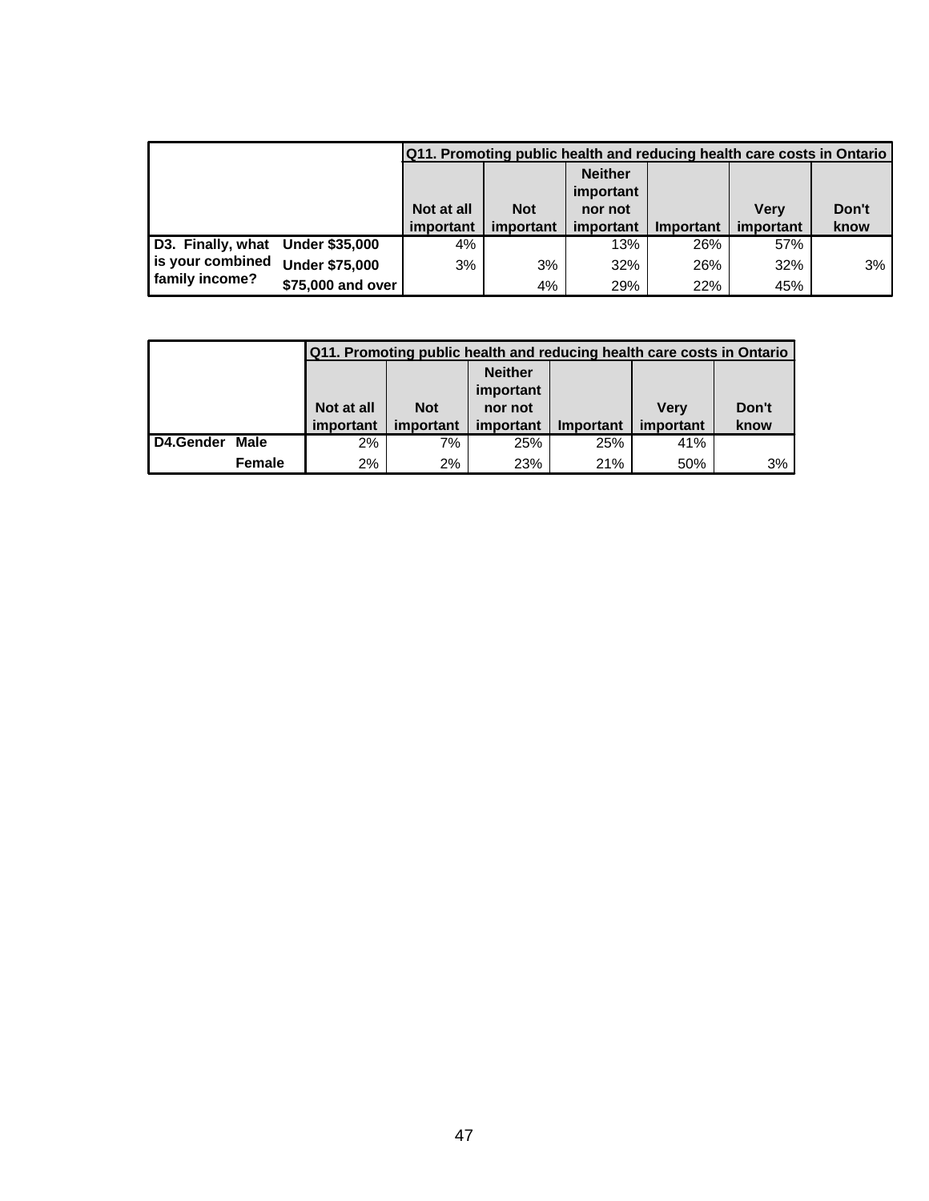| | | Q11. Promoting public health and reducing health care costs in Ontario | | | | | |
|---|---|---|---|---|---|---|---|
| | | Not at all important | Not important | Neither important nor not important | Important | Very important | Don't know |
| **D3. Finally, what is your combined family income?** | **Under \$35,000** | 4% | | 13% | 26% | 57% | |
| | **Under \$75,000** | 3% | 3% | 32% | 26% | 32% | 3% |
| | **\$75,000 and over** | | 4% | 29% | 22% | 45% | |

| | | Q11. Promoting public health and reducing health care costs in Ontario | | | | | |
|---|---|---|---|---|---|---|---|
| | | Not at all important | Not important | Neither important nor not important | Important | Very important | Don't know |
| **D4.Gender** | **Male** | 2% | 7% | 25% | 25% | 41% | |
| | **Female** | 2% | 2% | 23% | 21% | 50% | 3% |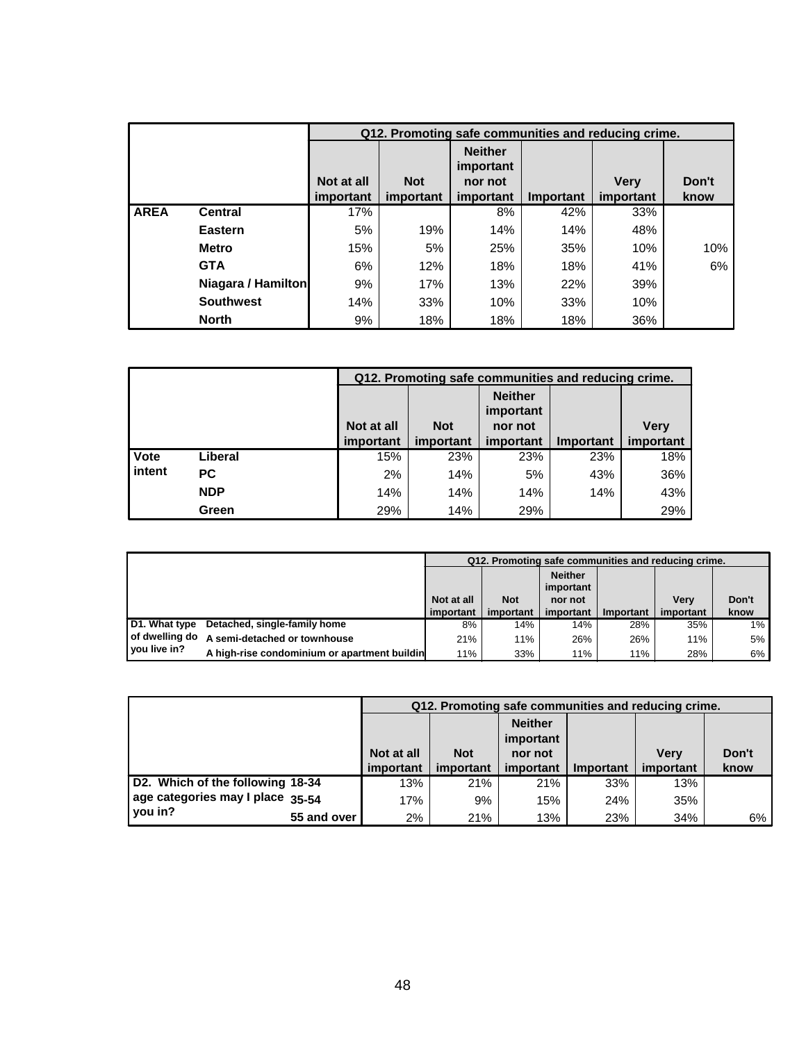| | | Q12. Promoting safe communities and reducing crime. | | | | | |
|---|---|---|---|---|---|---|---|
| | | Not at all important | Not important | Neither important nor not important | Important | Very important | Don't know |
| **AREA** | **Central** | 17% | | 8% | 42% | 33% | |
| | **Eastern** | 5% | 19% | 14% | 14% | 48% | |
| | **Metro** | 15% | 5% | 25% | 35% | 10% | 10% |
| | **GTA** | 6% | 12% | 18% | 18% | 41% | 6% |
| | **Niagara / Hamilton** | 9% | 17% | 13% | 22% | 39% | |
| | **Southwest** | 14% | 33% | 10% | 33% | 10% | |
| | **North** | 9% | 18% | 18% | 18% | 36% | |

| | | Q12. Promoting safe communities and reducing crime. | | | | |
|---|---|---|---|---|---|---|
| | | Not at all important | Not important | Neither important nor not important | Important | Very important |
| **Vote intent** | **Liberal** | 15% | 23% | 23% | 23% | 18% |
| | **PC** | 2% | 14% | 5% | 43% | 36% |
| | **NDP** | 14% | 14% | 14% | 14% | 43% |
| | **Green** | 29% | 14% | 29% | | 29% |

| | | Q12. Promoting safe communities and reducing crime. | | | | | |
|---|---|---|---|---|---|---|---|
| | | Not at all important | Not important | Neither important nor not important | Important | Very important | Don't know |
| **D1. What type of dwelling do you live in?** | **Detached, single-family home** | 8% | 14% | 14% | 28% | 35% | 1% |
| | **A semi-detached or townhouse** | 21% | 11% | 26% | 26% | 11% | 5% |
| | **A high-rise condominium or apartment buildin** | 11% | 33% | 11% | 11% | 28% | 6% |

| | | Q12. Promoting safe communities and reducing crime. | | | | | |
|---|---|---|---|---|---|---|---|
| | | Not at all important | Not important | Neither important nor not important | Important | Very important | Don't know |
| **D2. Which of the following age categories may I place you in?** | **18-34** | 13% | 21% | 21% | 33% | 13% | |
| | **35-54** | 17% | 9% | 15% | 24% | 35% | |
| | **55 and over** | 2% | 21% | 13% | 23% | 34% | 6% |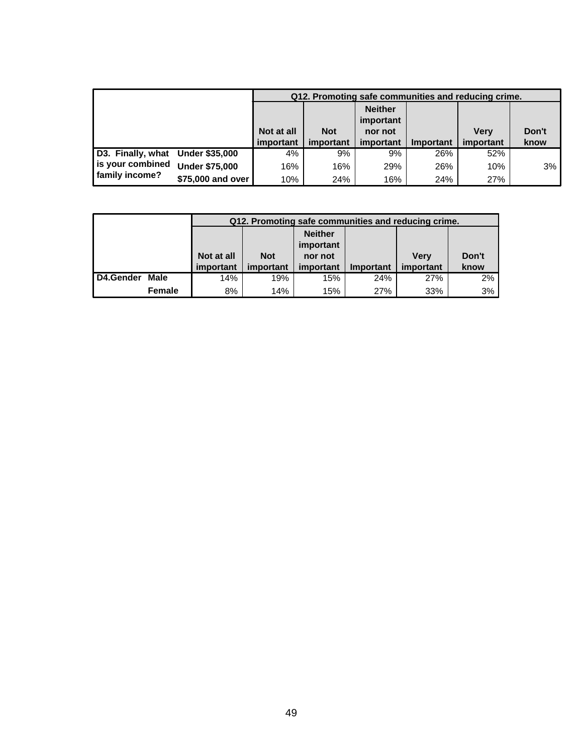| | | Q12. Promoting safe communities and reducing crime. | | | | | |
|---|---|---|---|---|---|---|---|
| | | Not at all important | Not important | Neither important nor not important | Important | Very important | Don't know |
| D3. Finally, what is your combined family income? | Under $35,000 | 4% | 9% | 9% | 26% | 52% | |
| | Under $75,000 | 16% | 16% | 29% | 26% | 10% | 3% |
| | $75,000 and over | 10% | 24% | 16% | 24% | 27% | |

| | | Q12. Promoting safe communities and reducing crime. | | | | | |
|---|---|---|---|---|---|---|---|
| | | Not at all important | Not important | Neither important nor not important | Important | Very important | Don't know |
| D4.Gender | Male | 14% | 19% | 15% | 24% | 27% | 2% |
| | Female | 8% | 14% | 15% | 27% | 33% | 3% |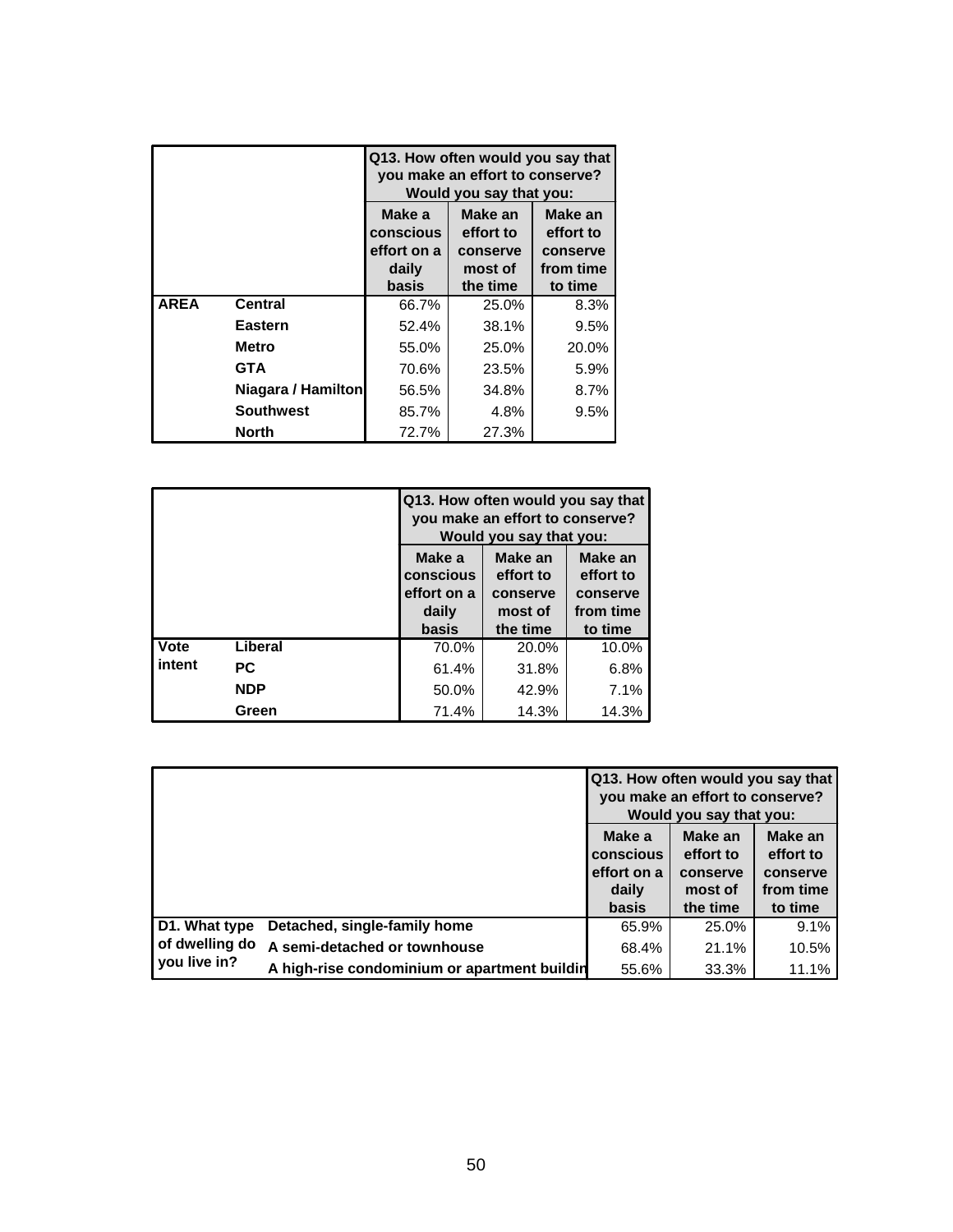| | | Q13. How often would you say that you make an effort to conserve? Would you say that you: | | |
|---|---|---|---|---|
| | | Make a conscious effort on a daily basis | Make an effort to conserve most of the time | Make an effort to conserve from time to time |
| AREA | Central | 66.7% | 25.0% | 8.3% |
| | Eastern | 52.4% | 38.1% | 9.5% |
| | Metro | 55.0% | 25.0% | 20.0% |
| | GTA | 70.6% | 23.5% | 5.9% |
| | Niagara / Hamilton | 56.5% | 34.8% | 8.7% |
| | Southwest | 85.7% | 4.8% | 9.5% |
| | North | 72.7% | 27.3% | |

| | | Q13. How often would you say that you make an effort to conserve? Would you say that you: | | |
|---|---|---|---|---|
| | | Make a conscious effort on a daily basis | Make an effort to conserve most of the time | Make an effort to conserve from time to time |
| Vote intent | Liberal | 70.0% | 20.0% | 10.0% |
| | PC | 61.4% | 31.8% | 6.8% |
| | NDP | 50.0% | 42.9% | 7.1% |
| | Green | 71.4% | 14.3% | 14.3% |

| | | Q13. How often would you say that you make an effort to conserve? Would you say that you: | | |
|---|---|---|---|---|
| | | Make a conscious effort on a daily basis | Make an effort to conserve most of the time | Make an effort to conserve from time to time |
| D1. What type of dwelling do you live in? | Detached, single-family home | 65.9% | 25.0% | 9.1% |
| | A semi-detached or townhouse | 68.4% | 21.1% | 10.5% |
| | A high-rise condominium or apartment buildin | 55.6% | 33.3% | 11.1% |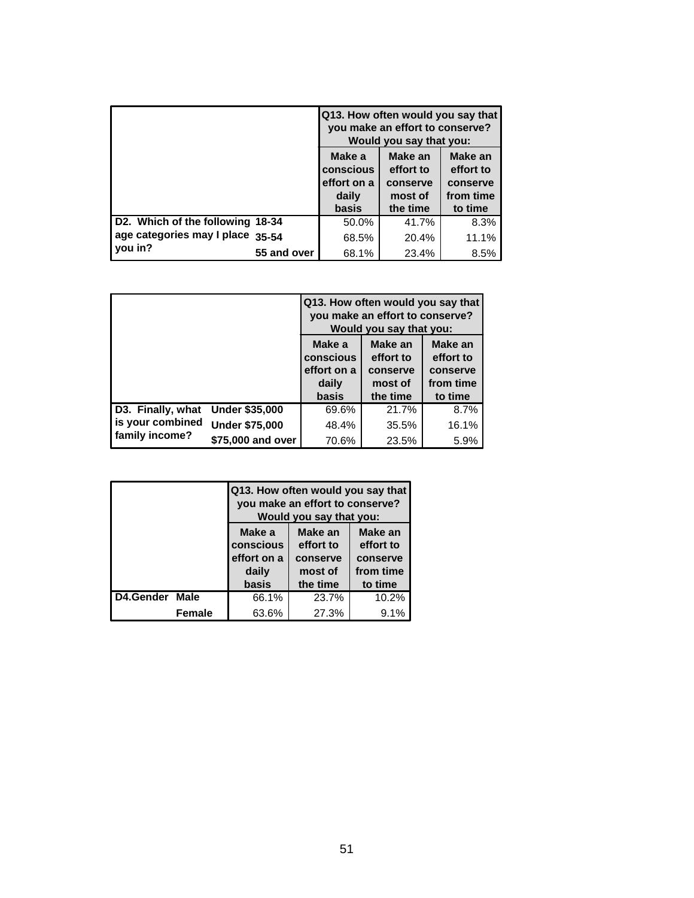| | | Q13. How often would you say that you make an effort to conserve? Would you say that you: | | |
|---|---|---|---|---|
| | | Make a conscious effort on a daily basis | Make an effort to conserve most of the time | Make an effort to conserve from time to time |
| D2. Which of the following age categories may I place you in? | 18-34 | 50.0% | 41.7% | 8.3% |
| | 35-54 | 68.5% | 20.4% | 11.1% |
| | 55 and over | 68.1% | 23.4% | 8.5% |

| | | Q13. How often would you say that you make an effort to conserve? Would you say that you: | | |
|---|---|---|---|---|
| | | Make a conscious effort on a daily basis | Make an effort to conserve most of the time | Make an effort to conserve from time to time |
| D3. Finally, what is your combined family income? | Under $35,000 | 69.6% | 21.7% | 8.7% |
| | Under $75,000 | 48.4% | 35.5% | 16.1% |
| | $75,000 and over | 70.6% | 23.5% | 5.9% |

| | | Q13. How often would you say that you make an effort to conserve? Would you say that you: | | |
|---|---|---|---|---|
| | | Make a conscious effort on a daily basis | Make an effort to conserve most of the time | Make an effort to conserve from time to time |
| D4.Gender | Male | 66.1% | 23.7% | 10.2% |
| | Female | 63.6% | 27.3% | 9.1% |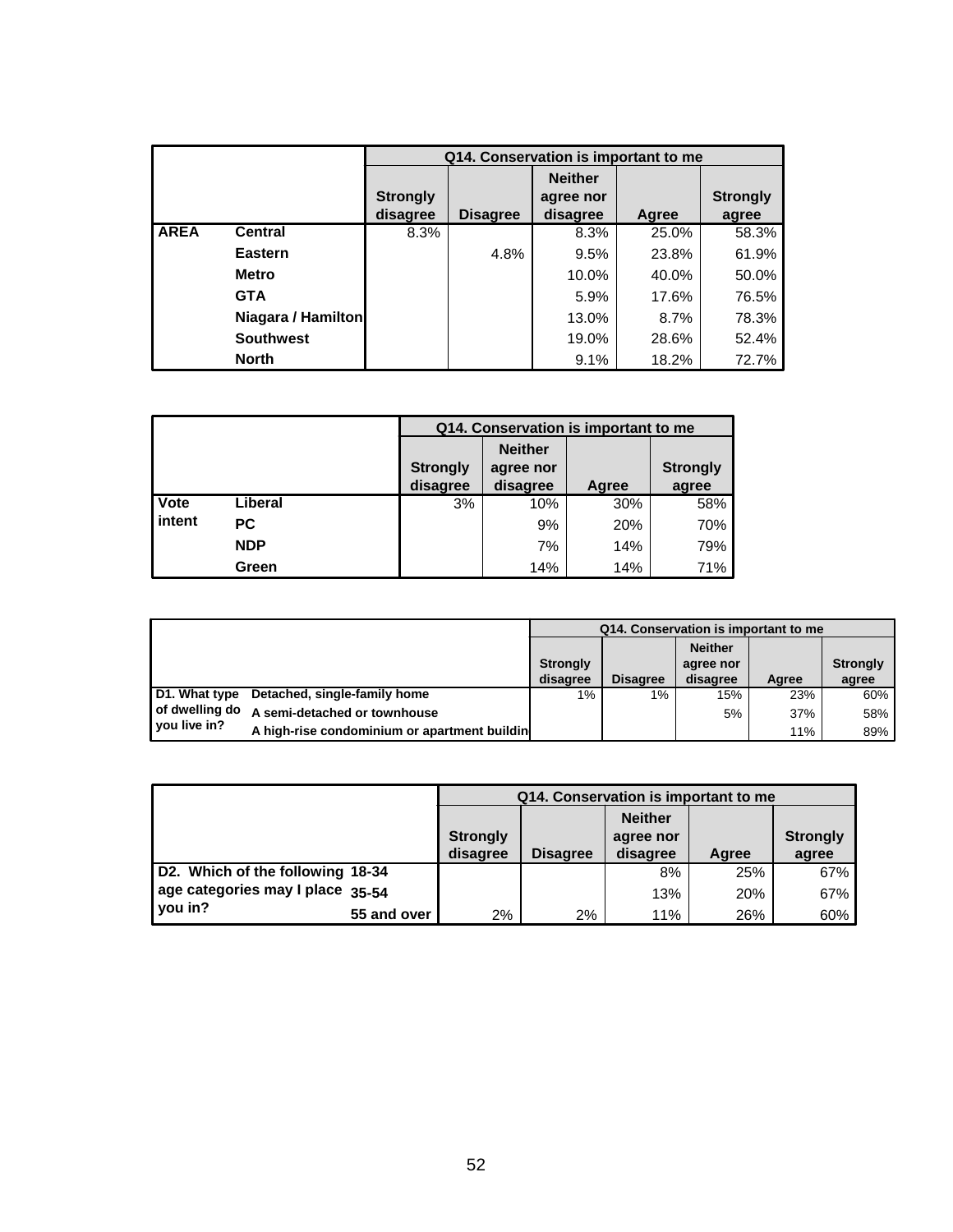| | | Q14. Conservation is important to me | | | | |
|---|---|---|---|---|---|---|
| | | Strongly disagree | Disagree | Neither agree nor disagree | Agree | Strongly agree |
| AREA | Central | 8.3% | | 8.3% | 25.0% | 58.3% |
| | Eastern | | 4.8% | 9.5% | 23.8% | 61.9% |
| | Metro | | | 10.0% | 40.0% | 50.0% |
| | GTA | | | 5.9% | 17.6% | 76.5% |
| | Niagara / Hamilton | | | 13.0% | 8.7% | 78.3% |
| | Southwest | | | 19.0% | 28.6% | 52.4% |
| | North | | | 9.1% | 18.2% | 72.7% |

| | | Q14. Conservation is important to me | | | |
|---|---|---|---|---|---|
| | | Strongly disagree | Neither agree nor disagree | Agree | Strongly agree |
| Vote intent | Liberal | 3% | 10% | 30% | 58% |
| | PC | | 9% | 20% | 70% |
| | NDP | | 7% | 14% | 79% |
| | Green | | 14% | 14% | 71% |

| | | Q14. Conservation is important to me | | | | |
|---|---|---|---|---|---|---|
| | | Strongly disagree | Disagree | Neither agree nor disagree | Agree | Strongly agree |
| D1. What type of dwelling do you live in? | Detached, single-family home | 1% | 1% | 15% | 23% | 60% |
| | A semi-detached or townhouse | | | 5% | 37% | 58% |
| | A high-rise condominium or apartment buildin | | | | 11% | 89% |

| | | Q14. Conservation is important to me | | | | |
|---|---|---|---|---|---|---|
| | | Strongly disagree | Disagree | Neither agree nor disagree | Agree | Strongly agree |
| D2. Which of the following age categories may I place you in? | 18-34 | | | 8% | 25% | 67% |
| | 35-54 | | | 13% | 20% | 67% |
| | 55 and over | 2% | 2% | 11% | 26% | 60% |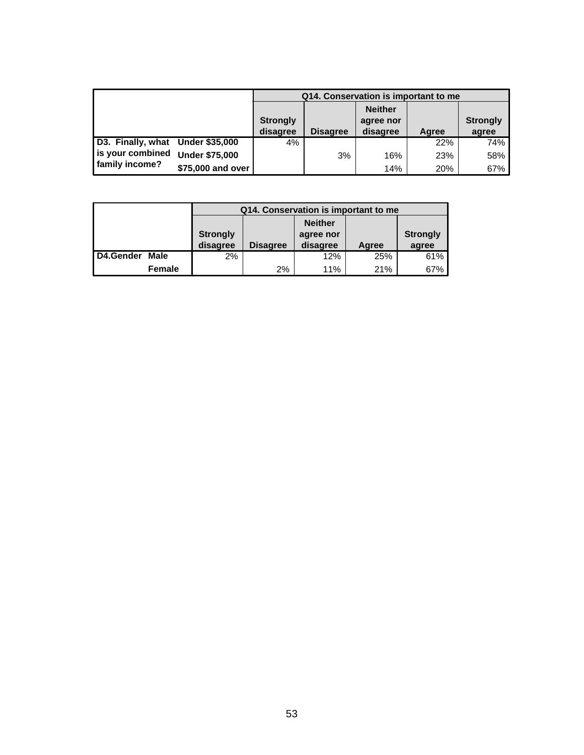| | | Q14. Conservation is important to me | | | | |
|---|---|---|---|---|---|---|
| | | Strongly disagree | Disagree | Neither agree nor disagree | Agree | Strongly agree |
| D3. Finally, what is your combined family income? | Under $35,000 | 4% | | | 22% | 74% |
| | Under $75,000 | | 3% | 16% | 23% | 58% |
| | $75,000 and over | | | 14% | 20% | 67% |

| | | Q14. Conservation is important to me | | | | |
|---|---|---|---|---|---|---|
| | | Strongly disagree | Disagree | Neither agree nor disagree | Agree | Strongly agree |
| D4.Gender | Male | 2% | | 12% | 25% | 61% |
| | Female | | 2% | 11% | 21% | 67% |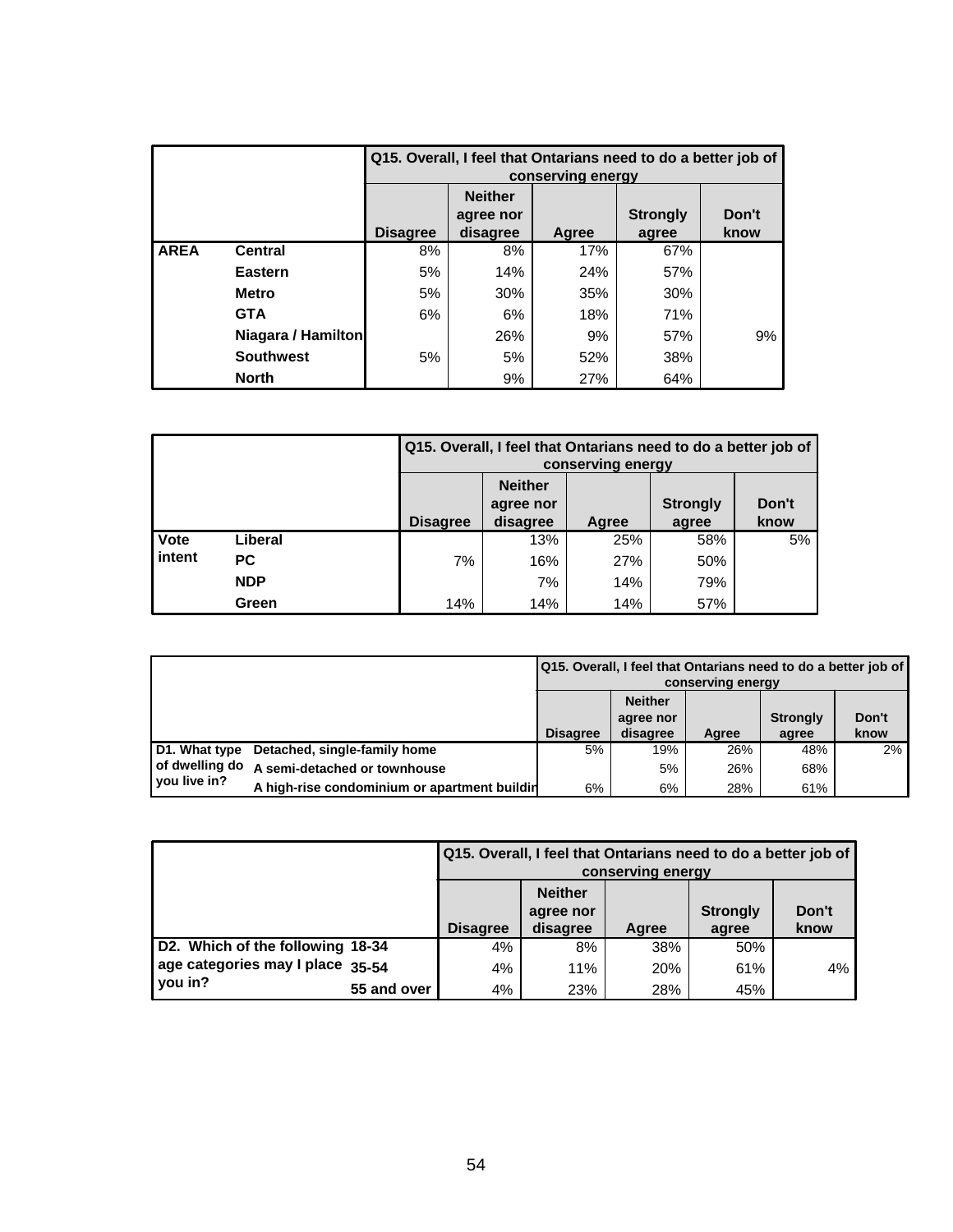| | | Q15. Overall, I feel that Ontarians need to do a better job of conserving energy | | | | |
|---|---|---|---|---|---|---|
| | | Disagree | Neither agree nor disagree | Agree | Strongly agree | Don't know |
| AREA | Central | 8% | 8% | 17% | 67% | |
| | Eastern | 5% | 14% | 24% | 57% | |
| | Metro | 5% | 30% | 35% | 30% | |
| | GTA | 6% | 6% | 18% | 71% | |
| | Niagara / Hamilton | | 26% | 9% | 57% | 9% |
| | Southwest | 5% | 5% | 52% | 38% | |
| | North | | 9% | 27% | 64% | |

| | | Q15. Overall, I feel that Ontarians need to do a better job of conserving energy | | | | |
|---|---|---|---|---|---|---|
| | | Disagree | Neither agree nor disagree | Agree | Strongly agree | Don't know |
| Vote intent | Liberal | | 13% | 25% | 58% | 5% |
| | PC | 7% | 16% | 27% | 50% | |
| | NDP | | 7% | 14% | 79% | |
| | Green | 14% | 14% | 14% | 57% | |

| | | Q15. Overall, I feel that Ontarians need to do a better job of conserving energy | | | | |
|---|---|---|---|---|---|---|
| | | Disagree | Neither agree nor disagree | Agree | Strongly agree | Don't know |
| D1. What type of dwelling do you live in? | Detached, single-family home | 5% | 19% | 26% | 48% | 2% |
| | A semi-detached or townhouse | | 5% | 26% | 68% | |
| | A high-rise condominium or apartment buildin | 6% | 6% | 28% | 61% | |

| | | Q15. Overall, I feel that Ontarians need to do a better job of conserving energy | | | | |
|---|---|---|---|---|---|---|
| | | Disagree | Neither agree nor disagree | Agree | Strongly agree | Don't know |
| D2. Which of the following age categories may I place you in? | 18-34 | 4% | 8% | 38% | 50% | |
| | 35-54 | 4% | 11% | 20% | 61% | 4% |
| | 55 and over | 4% | 23% | 28% | 45% | |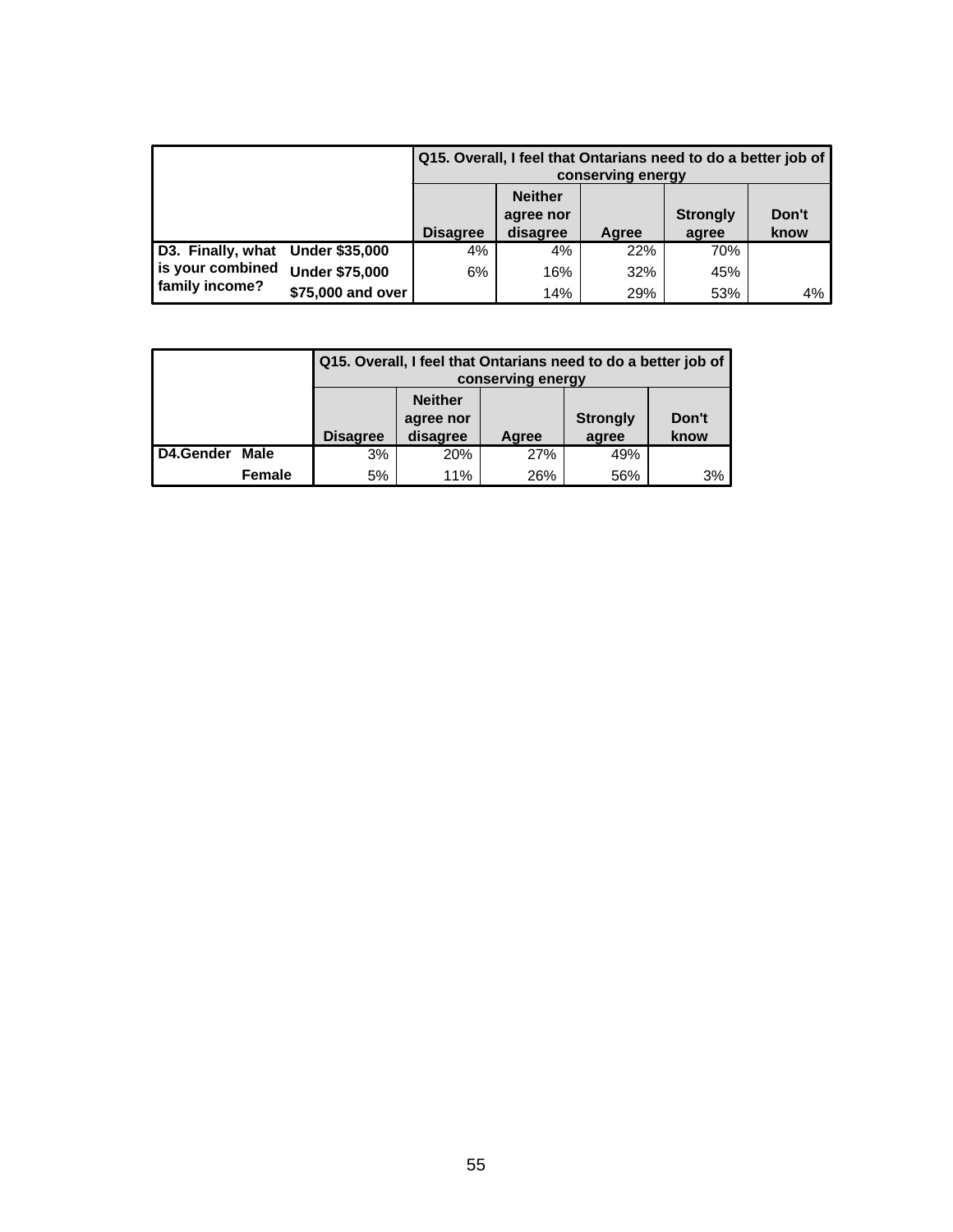| | | Q15. Overall, I feel that Ontarians need to do a better job of conserving energy | | | | |
|---|---|---|---|---|---|---|
| | | Disagree | Neither agree nor disagree | Agree | Strongly agree | Don't know |
| D3. Finally, what is your combined family income? | Under $35,000 | 4% | 4% | 22% | 70% | |
| | Under $75,000 | 6% | 16% | 32% | 45% | |
| | $75,000 and over | | 14% | 29% | 53% | 4% |

| | | Q15. Overall, I feel that Ontarians need to do a better job of conserving energy | | | | |
|---|---|---|---|---|---|---|
| | | Disagree | Neither agree nor disagree | Agree | Strongly agree | Don't know |
| D4.Gender | Male | 3% | 20% | 27% | 49% | |
| | Female | 5% | 11% | 26% | 56% | 3% |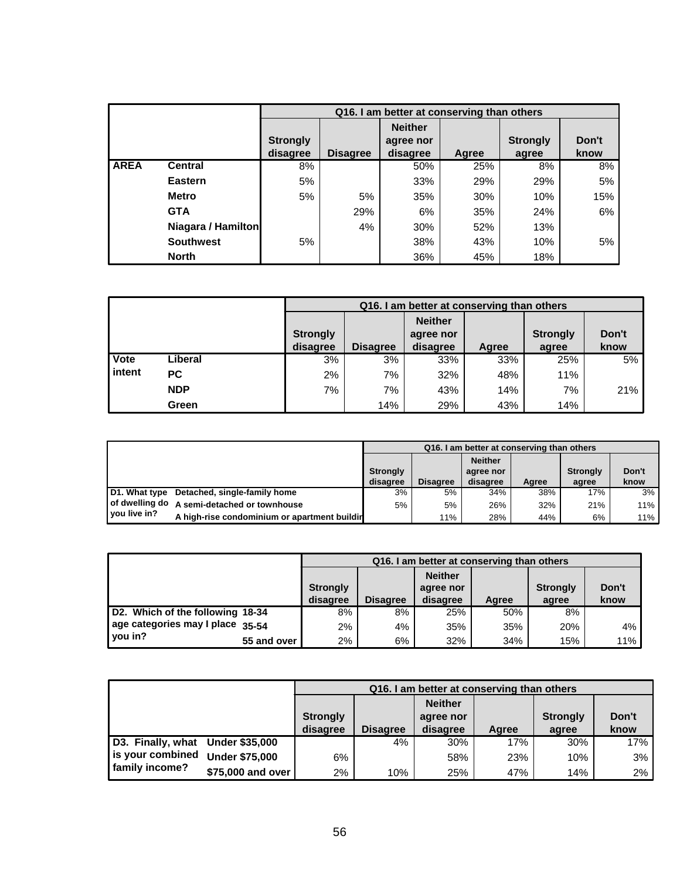| | | Q16. I am better at conserving than others | | | | | |
|---|---|---|---|---|---|---|---|
| | | Strongly disagree | Disagree | Neither agree nor disagree | Agree | Strongly agree | Don't know |
| **AREA** | **Central** | 8% | | 50% | 25% | 8% | 8% |
| | **Eastern** | 5% | | 33% | 29% | 29% | 5% |
| | **Metro** | 5% | 5% | 35% | 30% | 10% | 15% |
| | **GTA** | | 29% | 6% | 35% | 24% | 6% |
| | **Niagara / Hamilton** | | 4% | 30% | 52% | 13% | |
| | **Southwest** | 5% | | 38% | 43% | 10% | 5% |
| | **North** | | | 36% | 45% | 18% | |

| | | Q16. I am better at conserving than others | | | | | |
|---|---|---|---|---|---|---|---|
| | | Strongly disagree | Disagree | Neither agree nor disagree | Agree | Strongly agree | Don't know |
| **Vote intent** | **Liberal** | 3% | 3% | 33% | 33% | 25% | 5% |
| | **PC** | 2% | 7% | 32% | 48% | 11% | |
| | **NDP** | 7% | 7% | 43% | 14% | 7% | 21% |
| | **Green** | | 14% | 29% | 43% | 14% | |

| | | Q16. I am better at conserving than others | | | | | |
|---|---|---|---|---|---|---|---|
| | | Strongly disagree | Disagree | Neither agree nor disagree | Agree | Strongly agree | Don't know |
| **D1. What type of dwelling do you live in?** | **Detached, single-family home** | 3% | 5% | 34% | 38% | 17% | 3% |
| | **A semi-detached or townhouse** | 5% | 5% | 26% | 32% | 21% | 11% |
| | **A high-rise condominium or apartment buildin** | | 11% | 28% | 44% | 6% | 11% |

| | | Q16. I am better at conserving than others | | | | | |
|---|---|---|---|---|---|---|---|
| | | Strongly disagree | Disagree | Neither agree nor disagree | Agree | Strongly agree | Don't know |
| **D2. Which of the following age categories may I place you in?** | **18-34** | 8% | 8% | 25% | 50% | 8% | |
| | **35-54** | 2% | 4% | 35% | 35% | 20% | 4% |
| | **55 and over** | 2% | 6% | 32% | 34% | 15% | 11% |

| | | Q16. I am better at conserving than others | | | | | |
|---|---|---|---|---|---|---|---|
| | | Strongly disagree | Disagree | Neither agree nor disagree | Agree | Strongly agree | Don't know |
| **D3. Finally, what is your combined family income?** | **Under $35,000** | | 4% | 30% | 17% | 30% | 17% |
| | **Under $75,000** | 6% | | 58% | 23% | 10% | 3% |
| | **$75,000 and over** | 2% | 10% | 25% | 47% | 14% | 2% |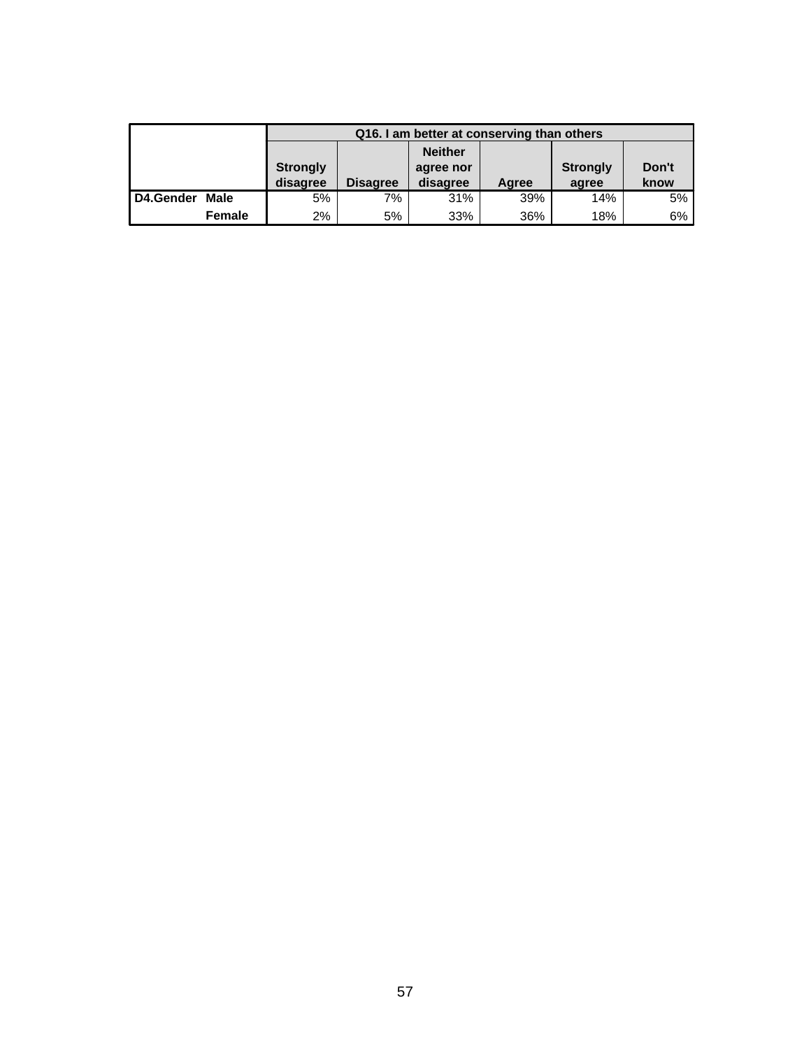| | | Q16. I am better at conserving than others | | | | | |
|---|---|---|---|---|---|---|---|
| | | Strongly disagree | Disagree | Neither agree nor disagree | Agree | Strongly agree | Don't know |
| D4.Gender | Male | 5% | 7% | 31% | 39% | 14% | 5% |
| | Female | 2% | 5% | 33% | 36% | 18% | 6% |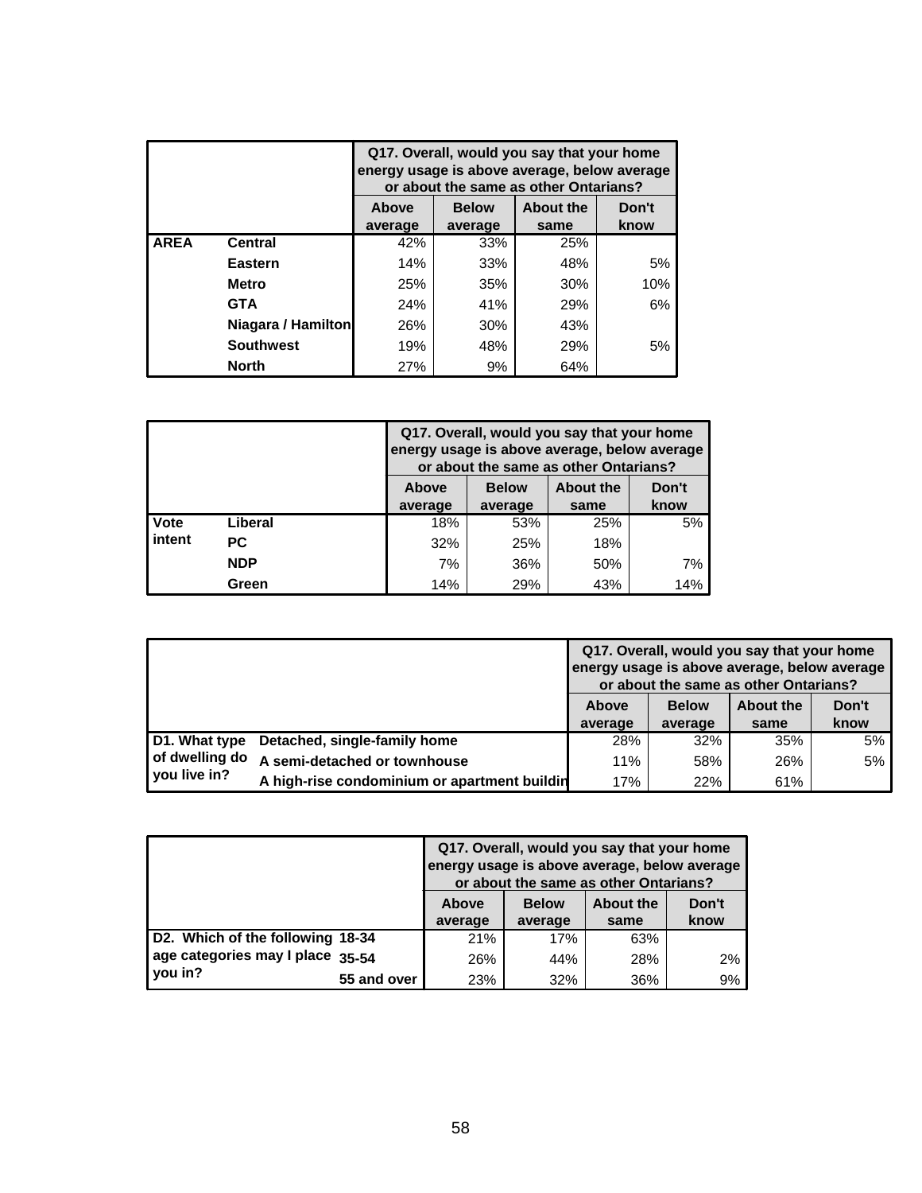| | | Q17. Overall, would you say that your home energy usage is above average, below average or about the same as other Ontarians? | | | |
|---|---|---|---|---|---|
| | | Above average | Below average | About the same | Don't know |
| AREA | Central | 42% | 33% | 25% | |
| | Eastern | 14% | 33% | 48% | 5% |
| | Metro | 25% | 35% | 30% | 10% |
| | GTA | 24% | 41% | 29% | 6% |
| | Niagara / Hamilton | 26% | 30% | 43% | |
| | Southwest | 19% | 48% | 29% | 5% |
| | North | 27% | 9% | 64% | |

| | | Q17. Overall, would you say that your home energy usage is above average, below average or about the same as other Ontarians? | | | |
|---|---|---|---|---|---|
| | | Above average | Below average | About the same | Don't know |
| Vote intent | Liberal | 18% | 53% | 25% | 5% |
| | PC | 32% | 25% | 18% | |
| | NDP | 7% | 36% | 50% | 7% |
| | Green | 14% | 29% | 43% | 14% |

| | | Q17. Overall, would you say that your home energy usage is above average, below average or about the same as other Ontarians? | | | |
|---|---|---|---|---|---|
| | | Above average | Below average | About the same | Don't know |
| D1. What type of dwelling do you live in? | Detached, single-family home | 28% | 32% | 35% | 5% |
| | A semi-detached or townhouse | 11% | 58% | 26% | 5% |
| | A high-rise condominium or apartment buildin | 17% | 22% | 61% | |

| | | Q17. Overall, would you say that your home energy usage is above average, below average or about the same as other Ontarians? | | | |
|---|---|---|---|---|---|
| | | Above average | Below average | About the same | Don't know |
| D2. Which of the following age categories may I place you in? | 18-34 | 21% | 17% | 63% | |
| | 35-54 | 26% | 44% | 28% | 2% |
| | 55 and over | 23% | 32% | 36% | 9% |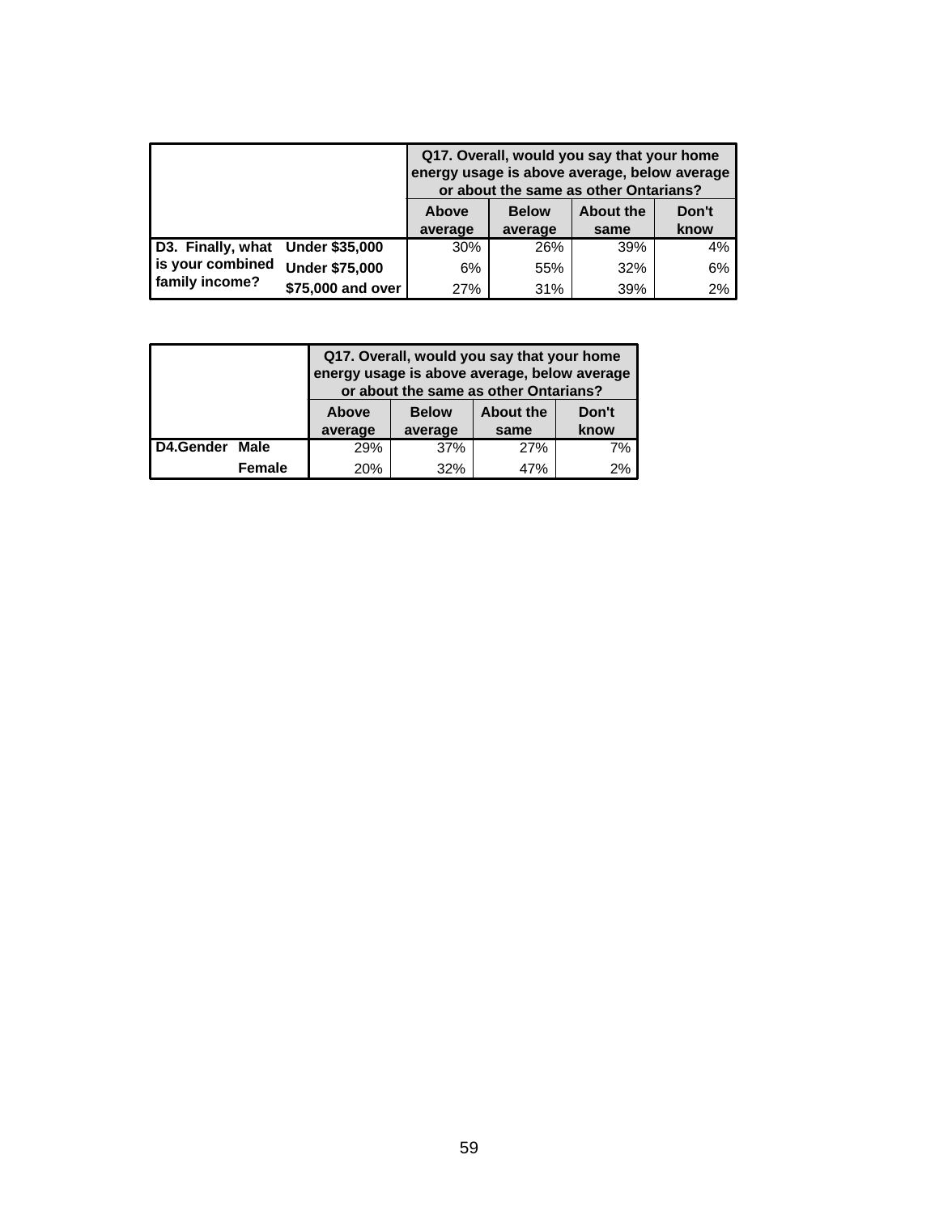| | | Q17. Overall, would you say that your home energy usage is above average, below average or about the same as other Ontarians? | | | |
|---|---|---|---|---|---|
| | | Above average | Below average | About the same | Don't know |
| D3. Finally, what is your combined family income? | Under $35,000 | 30% | 26% | 39% | 4% |
| | Under $75,000 | 6% | 55% | 32% | 6% |
| | $75,000 and over | 27% | 31% | 39% | 2% |

| | | Q17. Overall, would you say that your home energy usage is above average, below average or about the same as other Ontarians? | | | |
|---|---|---|---|---|---|
| | | Above average | Below average | About the same | Don't know |
| D4.Gender | Male | 29% | 37% | 27% | 7% |
| | Female | 20% | 32% | 47% | 2% |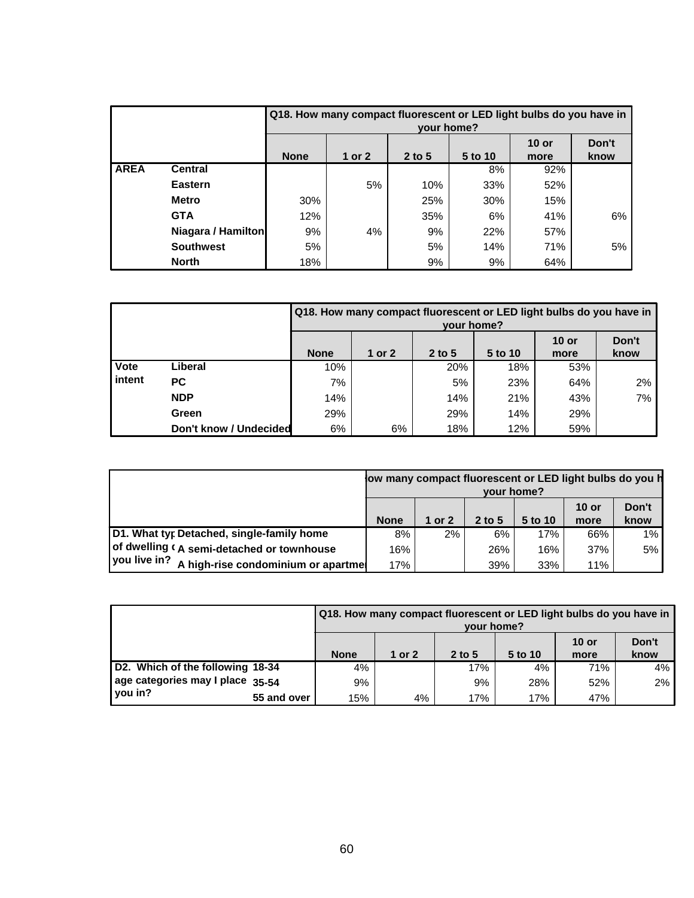| | | Q18. How many compact fluorescent or LED light bulbs do you have in your home? | | | | | |
|---|---|---|---|---|---|---|---|
| | | None | 1 or 2 | 2 to 5 | 5 to 10 | 10 or more | Don't know |
| **AREA** | **Central** | | | | 8% | 92% | |
| | **Eastern** | | 5% | 10% | 33% | 52% | |
| | **Metro** | 30% | | 25% | 30% | 15% | |
| | **GTA** | 12% | | 35% | 6% | 41% | 6% |
| | **Niagara / Hamilton** | 9% | 4% | 9% | 22% | 57% | |
| | **Southwest** | 5% | | 5% | 14% | 71% | 5% |
| | **North** | 18% | | 9% | 9% | 64% | |

| | | Q18. How many compact fluorescent or LED light bulbs do you have in your home? | | | | | |
|---|---|---|---|---|---|---|---|
| | | None | 1 or 2 | 2 to 5 | 5 to 10 | 10 or more | Don't know |
| **Vote intent** | **Liberal** | 10% | | 20% | 18% | 53% | |
| | **PC** | 7% | | 5% | 23% | 64% | 2% |
| | **NDP** | 14% | | 14% | 21% | 43% | 7% |
| | **Green** | 29% | | 29% | 14% | 29% | |
| | **Don't know / Undecided** | 6% | 6% | 18% | 12% | 59% | |

| | | Q18. How many compact fluorescent or LED light bulbs do you have in your home? | | | | | |
|---|---|---|---|---|---|---|---|
| | | None | 1 or 2 | 2 to 5 | 5 to 10 | 10 or more | Don't know |
| **D1. What type of dwelling do you live in?** | **Detached, single-family home** | 8% | 2% | 6% | 17% | 66% | 1% |
| | **A semi-detached or townhouse** | 16% | | 26% | 16% | 37% | 5% |
| | **A high-rise condominium or apartment** | 17% | | 39% | 33% | 11% | |

| | | Q18. How many compact fluorescent or LED light bulbs do you have in your home? | | | | | |
|---|---|---|---|---|---|---|---|
| | | None | 1 or 2 | 2 to 5 | 5 to 10 | 10 or more | Don't know |
| **D2. Which of the following age categories may I place you in?** | **18-34** | 4% | | 17% | 4% | 71% | 4% |
| | **35-54** | 9% | | 9% | 28% | 52% | 2% |
| | **55 and over** | 15% | 4% | 17% | 17% | 47% | |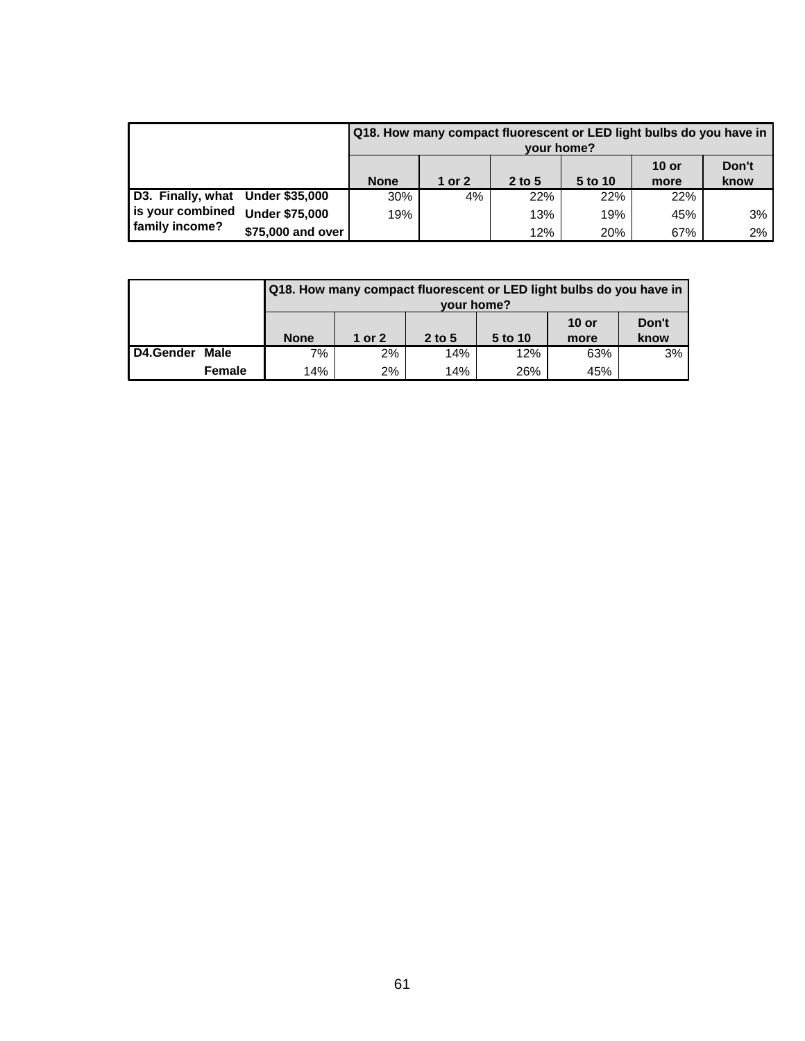| | | Q18. How many compact fluorescent or LED light bulbs do you have in your home? | | | | | |
|---|---|---|---|---|---|---|---|
| | | None | 1 or 2 | 2 to 5 | 5 to 10 | 10 or more | Don't know |
| D3. Finally, what is your combined family income? | Under $35,000 | 30% | 4% | 22% | 22% | 22% | |
| | Under $75,000 | 19% | | 13% | 19% | 45% | 3% |
| | $75,000 and over | | | 12% | 20% | 67% | 2% |

| | | Q18. How many compact fluorescent or LED light bulbs do you have in your home? | | | | | |
|---|---|---|---|---|---|---|---|
| | | None | 1 or 2 | 2 to 5 | 5 to 10 | 10 or more | Don't know |
| D4.Gender | Male | 7% | 2% | 14% | 12% | 63% | 3% |
| | Female | 14% | 2% | 14% | 26% | 45% | |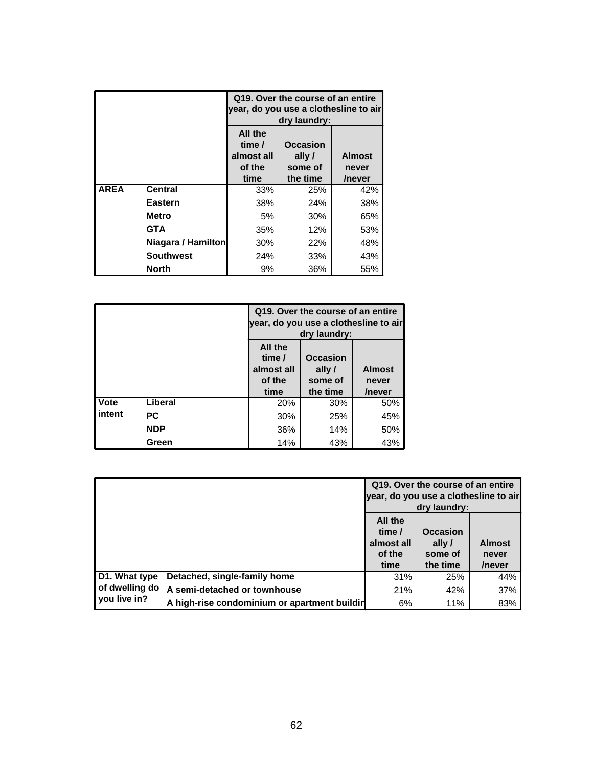| | | Q19. Over the course of an entire year, do you use a clothesline to air dry laundry: | | |
|---|---|---|---|---|
| | | All the time / almost all of the time | Occasionally / some of the time | Almost never /never |
| AREA | Central | 33% | 25% | 42% |
| | Eastern | 38% | 24% | 38% |
| | Metro | 5% | 30% | 65% |
| | GTA | 35% | 12% | 53% |
| | Niagara / Hamilton | 30% | 22% | 48% |
| | Southwest | 24% | 33% | 43% |
| | North | 9% | 36% | 55% |

| | | Q19. Over the course of an entire year, do you use a clothesline to air dry laundry: | | |
|---|---|---|---|---|
| | | All the time / almost all of the time | Occasionally / some of the time | Almost never /never |
| Vote intent | Liberal | 20% | 30% | 50% |
| | PC | 30% | 25% | 45% |
| | NDP | 36% | 14% | 50% |
| | Green | 14% | 43% | 43% |

| | | Q19. Over the course of an entire year, do you use a clothesline to air dry laundry: | | |
|---|---|---|---|---|
| | | All the time / almost all of the time | Occasionally / some of the time | Almost never /never |
| D1. What type of dwelling do you live in? | Detached, single-family home | 31% | 25% | 44% |
| | A semi-detached or townhouse | 21% | 42% | 37% |
| | A high-rise condominium or apartment buildin | 6% | 11% | 83% |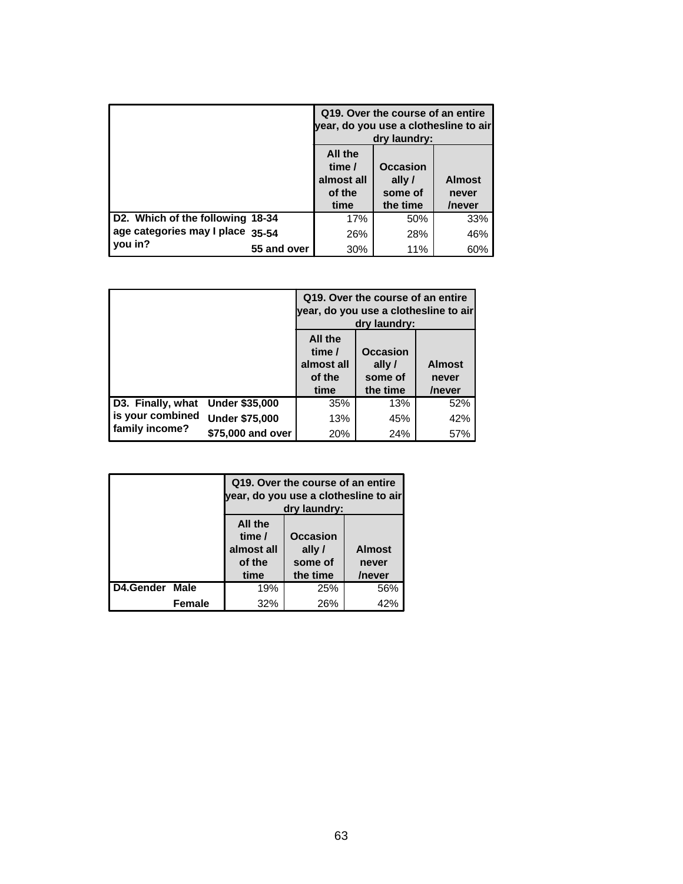| | | Q19. Over the course of an entire year, do you use a clothesline to air dry laundry: | | |
|---|---|---|---|---|
| | | All the time / almost all of the time | Occasionally / some of the time | Almost never /never |
| **D2. Which of the following age categories may I place you in?** | **18-34** | 17% | 50% | 33% |
| | **35-54** | 26% | 28% | 46% |
| | **55 and over** | 30% | 11% | 60% |

| | | Q19. Over the course of an entire year, do you use a clothesline to air dry laundry: | | |
|---|---|---|---|---|
| | | All the time / almost all of the time | Occasionally / some of the time | Almost never /never |
| **D3. Finally, what is your combined family income?** | **Under $35,000** | 35% | 13% | 52% |
| | **Under $75,000** | 13% | 45% | 42% |
| | **$75,000 and over** | 20% | 24% | 57% |

| | | Q19. Over the course of an entire year, do you use a clothesline to air dry laundry: | | |
|---|---|---|---|---|
| | | All the time / almost all of the time | Occasionally / some of the time | Almost never /never |
| **D4.Gender** | **Male** | 19% | 25% | 56% |
| | **Female** | 32% | 26% | 42% |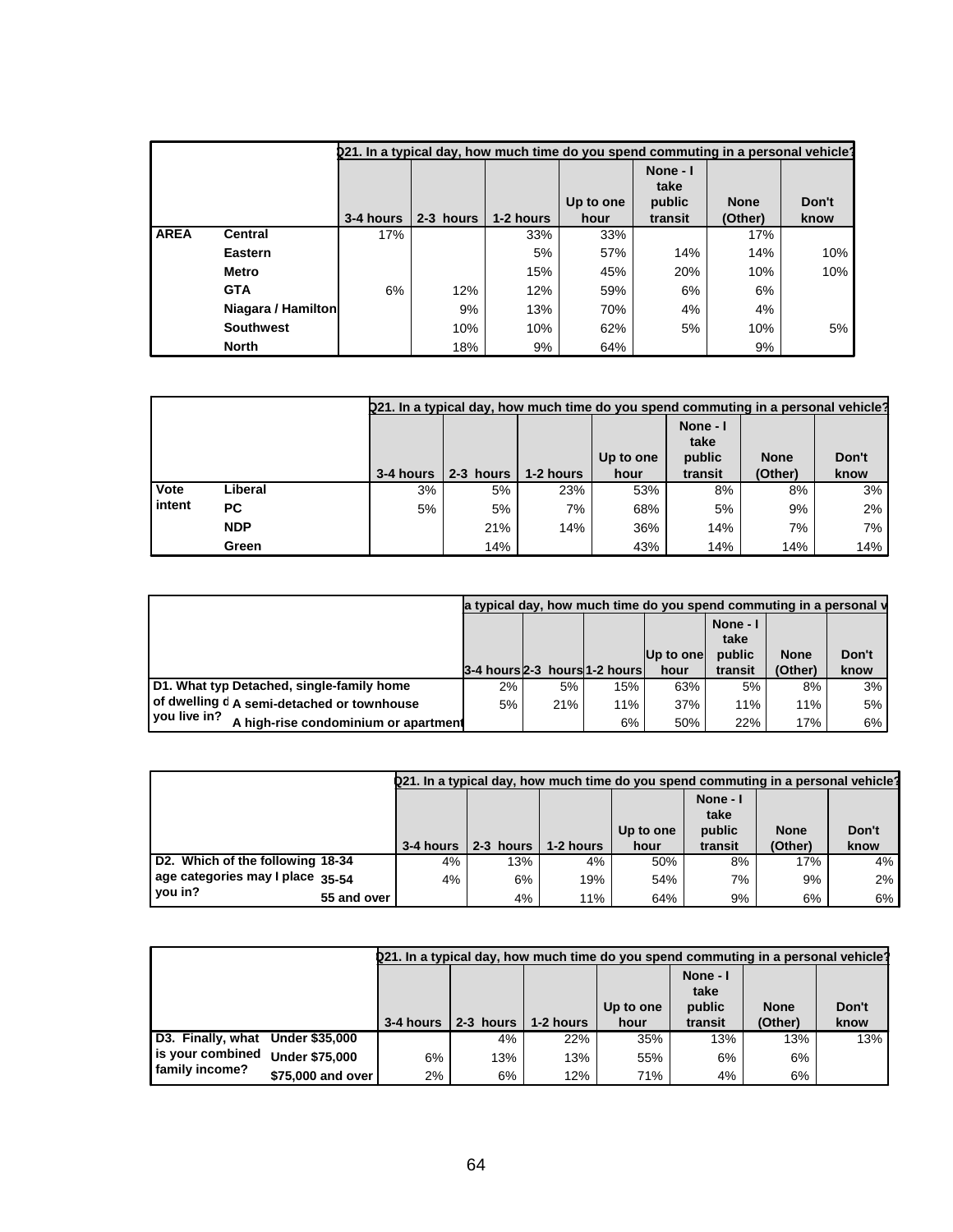| | | Q21. In a typical day, how much time do you spend commuting in a personal vehicle? | | | | | | |
|---|---|---|---|---|---|---|---|---|
| | | 3-4 hours | 2-3 hours | 1-2 hours | Up to one hour | None - I take public transit | None (Other) | Don't know |
| AREA | Central | 17% | | 33% | 33% | | 17% | |
| | Eastern | | | 5% | 57% | 14% | 14% | 10% |
| | Metro | | | 15% | 45% | 20% | 10% | 10% |
| | GTA | 6% | 12% | 12% | 59% | 6% | 6% | |
| | Niagara / Hamilton | | 9% | 13% | 70% | 4% | 4% | |
| | Southwest | | 10% | 10% | 62% | 5% | 10% | 5% |
| | North | | 18% | 9% | 64% | | 9% | |

| | | Q21. In a typical day, how much time do you spend commuting in a personal vehicle? | | | | | | |
|---|---|---|---|---|---|---|---|---|
| | | 3-4 hours | 2-3 hours | 1-2 hours | Up to one hour | None - I take public transit | None (Other) | Don't know |
| Vote intent | Liberal | 3% | 5% | 23% | 53% | 8% | 8% | 3% |
| | PC | 5% | 5% | 7% | 68% | 5% | 9% | 2% |
| | NDP | | 21% | 14% | 36% | 14% | 7% | 7% |
| | Green | | 14% | | 43% | 14% | 14% | 14% |

| | | a typical day, how much time do you spend commuting in a personal v | | | | | | |
|---|---|---|---|---|---|---|---|---|
| | | 3-4 hours | 2-3 hours | 1-2 hours | Up to one hour | None - I take public transit | None (Other) | Don't know |
| D1. What type of dwelling do you live in? | Detached, single-family home | 2% | 5% | 15% | 63% | 5% | 8% | 3% |
| | A semi-detached or townhouse | 5% | 21% | 11% | 37% | 11% | 11% | 5% |
| | A high-rise condominium or apartment | | | 6% | 50% | 22% | 17% | 6% |

| | | Q21. In a typical day, how much time do you spend commuting in a personal vehicle? | | | | | | |
|---|---|---|---|---|---|---|---|---|
| | | 3-4 hours | 2-3 hours | 1-2 hours | Up to one hour | None - I take public transit | None (Other) | Don't know |
| D2. Which of the following age categories may I place you in? | 18-34 | 4% | 13% | 4% | 50% | 8% | 17% | 4% |
| | 35-54 | 4% | 6% | 19% | 54% | 7% | 9% | 2% |
| | 55 and over | | 4% | 11% | 64% | 9% | 6% | 6% |

| | | Q21. In a typical day, how much time do you spend commuting in a personal vehicle? | | | | | | |
|---|---|---|---|---|---|---|---|---|
| | | 3-4 hours | 2-3 hours | 1-2 hours | Up to one hour | None - I take public transit | None (Other) | Don't know |
| D3. Finally, what is your combined family income? | Under $35,000 | | 4% | 22% | 35% | 13% | 13% | 13% |
| | Under $75,000 | 6% | 13% | 13% | 55% | 6% | 6% | |
| | $75,000 and over | 2% | 6% | 12% | 71% | 4% | 6% | |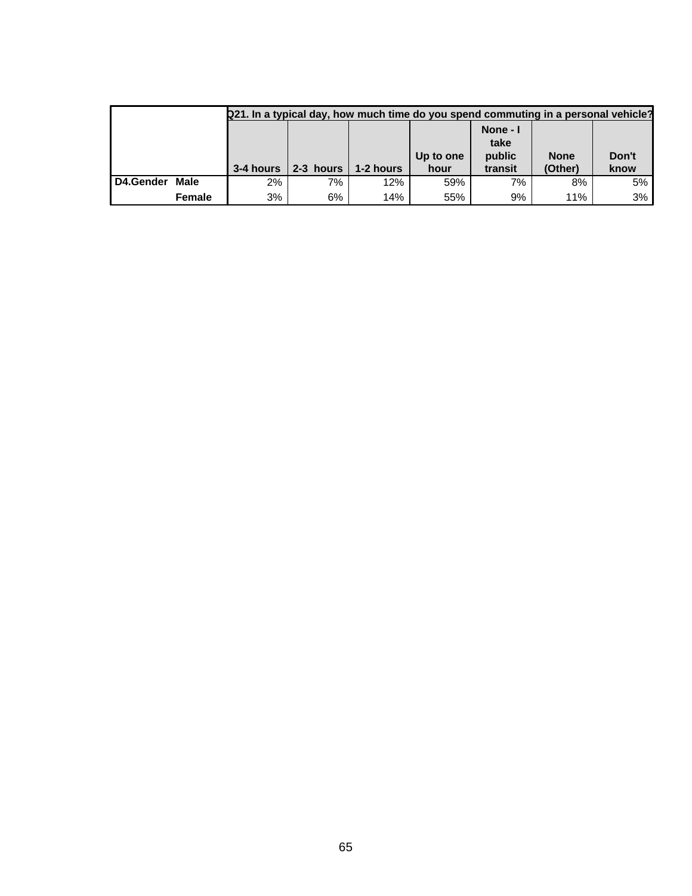| | | Q21. In a typical day, how much time do you spend commuting in a personal vehicle? | | | | | | |
|---|---|---|---|---|---|---|---|---|
| | | 3-4 hours | 2-3 hours | 1-2 hours | Up to one hour | None - I take public transit | None (Other) | Don't know |
| D4.Gender | Male | 2% | 7% | 12% | 59% | 7% | 8% | 5% |
| | Female | 3% | 6% | 14% | 55% | 9% | 11% | 3% |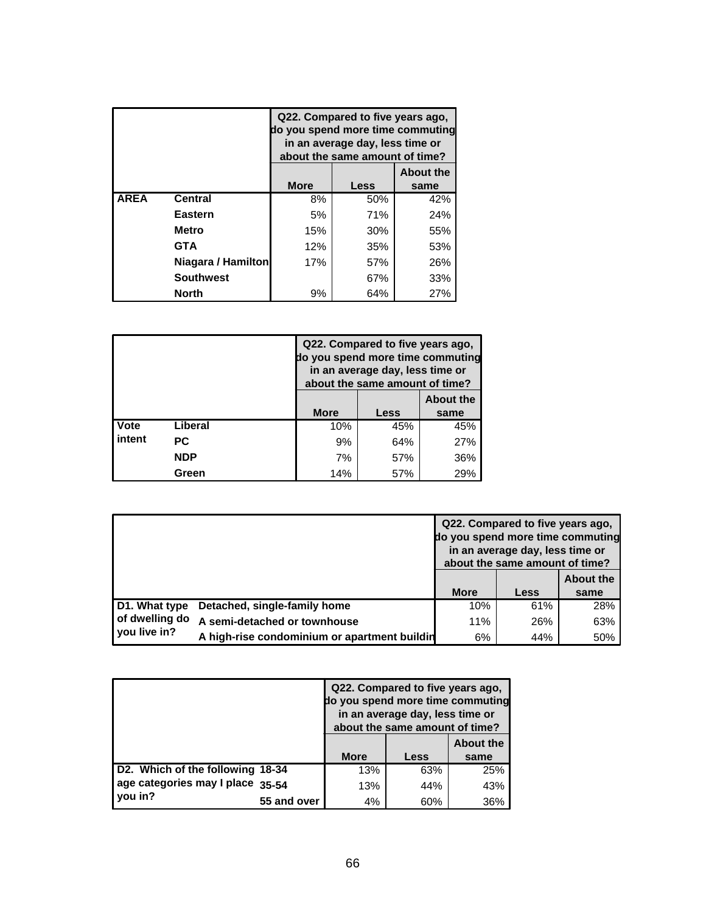| | | Q22. Compared to five years ago, do you spend more time commuting in an average day, less time or about the same amount of time? | | |
|---|---|---|---|---|
| | | More | Less | About the same |
| AREA | Central | 8% | 50% | 42% |
| | Eastern | 5% | 71% | 24% |
| | Metro | 15% | 30% | 55% |
| | GTA | 12% | 35% | 53% |
| | Niagara / Hamilton | 17% | 57% | 26% |
| | Southwest | | 67% | 33% |
| | North | 9% | 64% | 27% |

| | | Q22. Compared to five years ago, do you spend more time commuting in an average day, less time or about the same amount of time? | | |
|---|---|---|---|---|
| | | More | Less | About the same |
| Vote intent | Liberal | 10% | 45% | 45% |
| | PC | 9% | 64% | 27% |
| | NDP | 7% | 57% | 36% |
| | Green | 14% | 57% | 29% |

| | | Q22. Compared to five years ago, do you spend more time commuting in an average day, less time or about the same amount of time? | | |
|---|---|---|---|---|
| | | More | Less | About the same |
| D1. What type of dwelling do you live in? | Detached, single-family home | 10% | 61% | 28% |
| | A semi-detached or townhouse | 11% | 26% | 63% |
| | A high-rise condominium or apartment buildin | 6% | 44% | 50% |

| | | Q22. Compared to five years ago, do you spend more time commuting in an average day, less time or about the same amount of time? | | |
|---|---|---|---|---|
| | | More | Less | About the same |
| D2. Which of the following age categories may I place you in? | 18-34 | 13% | 63% | 25% |
| | 35-54 | 13% | 44% | 43% |
| | 55 and over | 4% | 60% | 36% |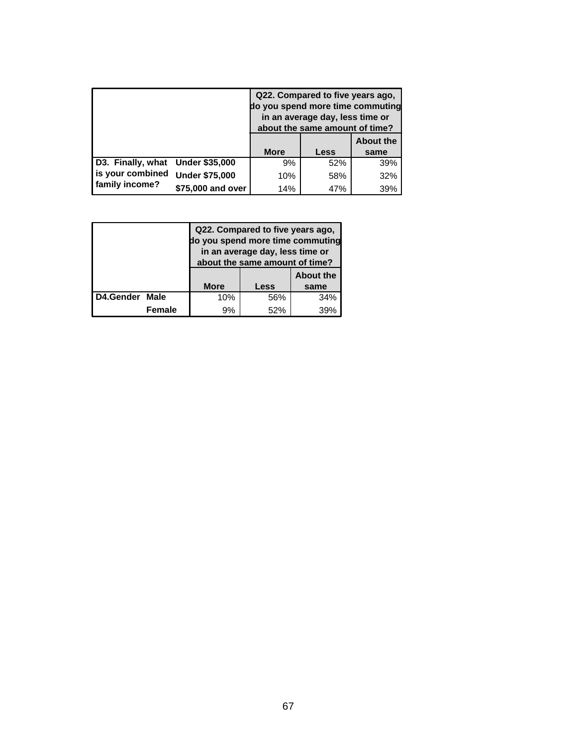| | | Q22. Compared to five years ago, do you spend more time commuting in an average day, less time or about the same amount of time? | | |
|---|---|---|---|---|
| | | More | Less | About the same |
| D3. Finally, what is your combined family income? | Under $35,000 | 9% | 52% | 39% |
| | Under $75,000 | 10% | 58% | 32% |
| | $75,000 and over | 14% | 47% | 39% |

| | | Q22. Compared to five years ago, do you spend more time commuting in an average day, less time or about the same amount of time? | | |
|---|---|---|---|---|
| | | More | Less | About the same |
| D4.Gender | Male | 10% | 56% | 34% |
| | Female | 9% | 52% | 39% |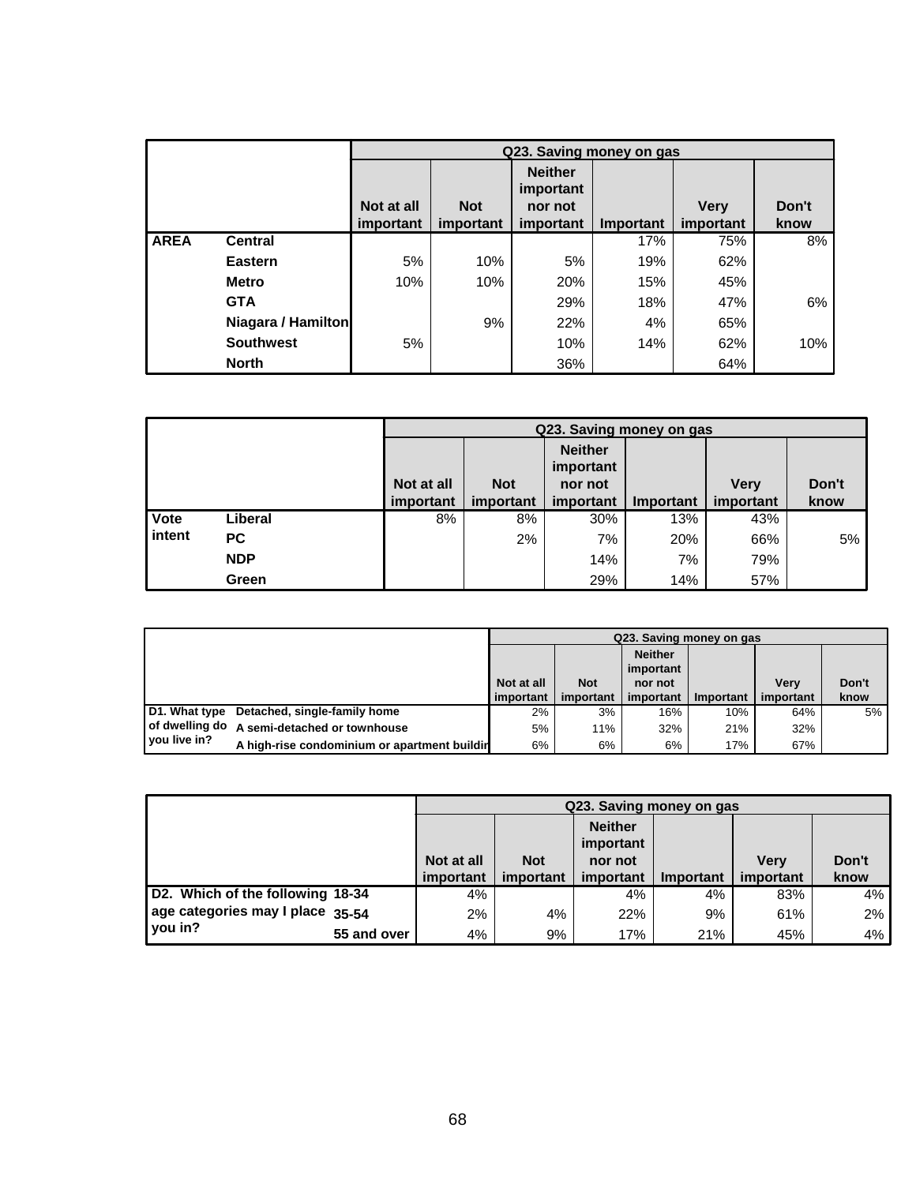| | | Q23. Saving money on gas | | | | | |
|---|---|---|---|---|---|---|---|
| | | Not at all important | Not important | Neither important nor not important | Important | Very important | Don't know |
| **AREA** | **Central** | | | | 17% | 75% | 8% |
| | **Eastern** | 5% | 10% | 5% | 19% | 62% | |
| | **Metro** | 10% | 10% | 20% | 15% | 45% | |
| | **GTA** | | | 29% | 18% | 47% | 6% |
| | **Niagara / Hamilton** | | 9% | 22% | 4% | 65% | |
| | **Southwest** | 5% | | 10% | 14% | 62% | 10% |
| | **North** | | | 36% | | 64% | |

| | | Q23. Saving money on gas | | | | | |
|---|---|---|---|---|---|---|---|
| | | Not at all important | Not important | Neither important nor not important | Important | Very important | Don't know |
| **Vote intent** | **Liberal** | 8% | 8% | 30% | 13% | 43% | |
| | **PC** | | 2% | 7% | 20% | 66% | 5% |
| | **NDP** | | | 14% | 7% | 79% | |
| | **Green** | | | 29% | 14% | 57% | |

| | | Q23. Saving money on gas | | | | | |
|---|---|---|---|---|---|---|---|
| | | Not at all important | Not important | Neither important nor not important | Important | Very important | Don't know |
| **D1. What type of dwelling do you live in?** | **Detached, single-family home** | 2% | 3% | 16% | 10% | 64% | 5% |
| | **A semi-detached or townhouse** | 5% | 11% | 32% | 21% | 32% | |
| | **A high-rise condominium or apartment buildin** | 6% | 6% | 6% | 17% | 67% | |

| | | Q23. Saving money on gas | | | | | |
|---|---|---|---|---|---|---|---|
| | | Not at all important | Not important | Neither important nor not important | Important | Very important | Don't know |
| **D2. Which of the following age categories may I place you in?** | **18-34** | 4% | | 4% | 4% | 83% | 4% |
| | **35-54** | 2% | 4% | 22% | 9% | 61% | 2% |
| | **55 and over** | 4% | 9% | 17% | 21% | 45% | 4% |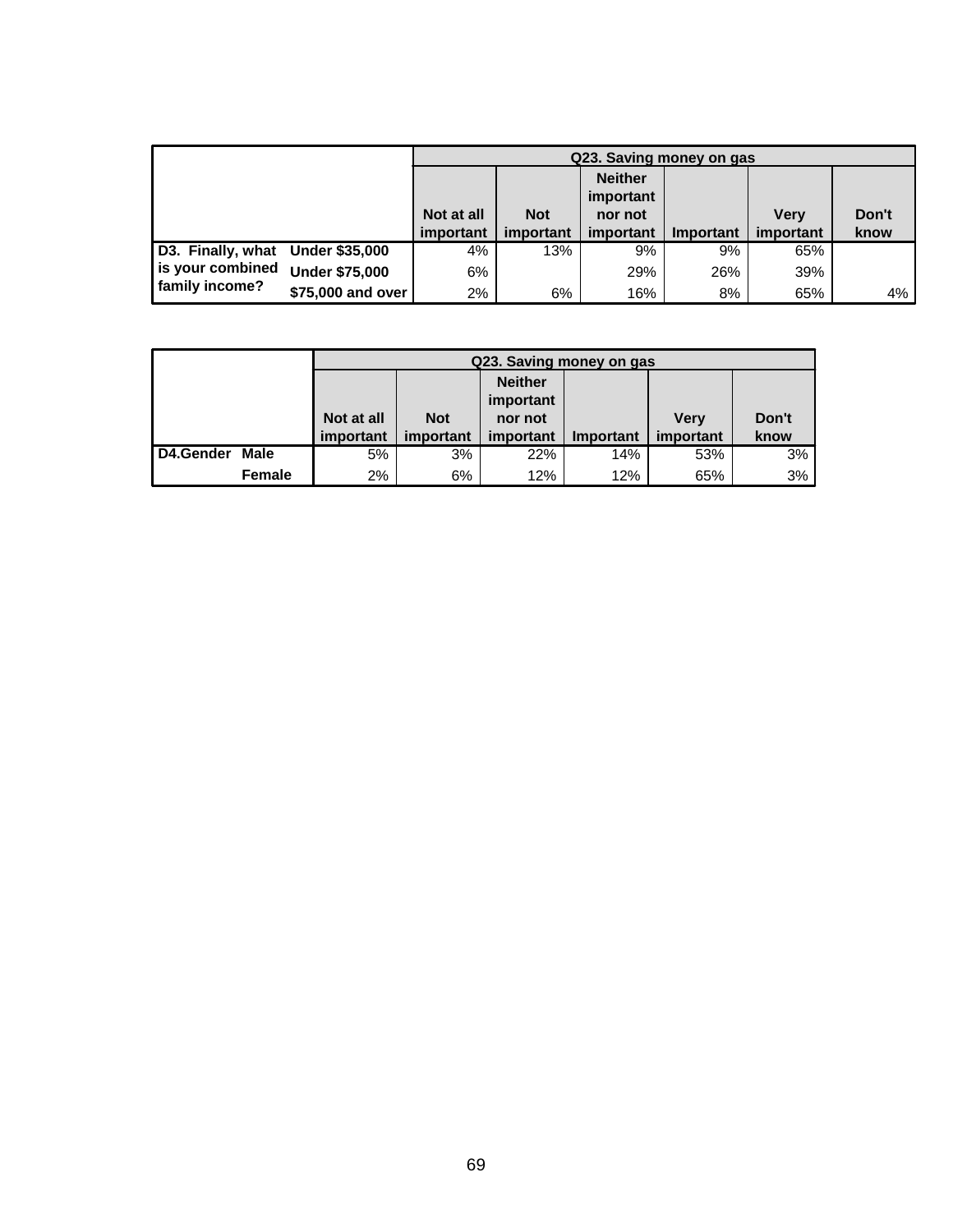| | | Q23. Saving money on gas | | | | | |
|---|---|---|---|---|---|---|---|
| | | Not at all important | Not important | Neither important nor not important | Important | Very important | Don't know |
| D3. Finally, what is your combined family income? | Under $35,000 | 4% | 13% | 9% | 9% | 65% | |
| | Under $75,000 | 6% | | 29% | 26% | 39% | |
| | $75,000 and over | 2% | 6% | 16% | 8% | 65% | 4% |

| | | Q23. Saving money on gas | | | | | |
|---|---|---|---|---|---|---|---|
| | | Not at all important | Not important | Neither important nor not important | Important | Very important | Don't know |
| D4.Gender | Male | 5% | 3% | 22% | 14% | 53% | 3% |
| | Female | 2% | 6% | 12% | 12% | 65% | 3% |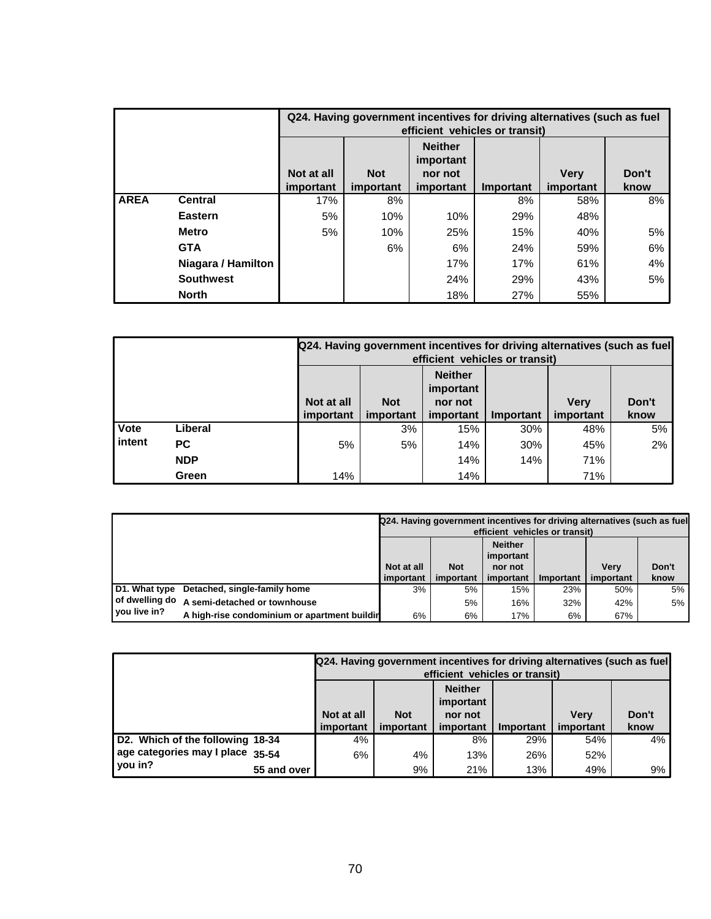| | | Q24. Having government incentives for driving alternatives (such as fuel efficient vehicles or transit) | | | | | |
|---|---|---|---|---|---|---|---|
| | | Not at all important | Not important | Neither important nor not important | Important | Very important | Don't know |
| AREA | Central | 17% | 8% | | 8% | 58% | 8% |
| | Eastern | 5% | 10% | 10% | 29% | 48% | |
| | Metro | 5% | 10% | 25% | 15% | 40% | 5% |
| | GTA | | 6% | 6% | 24% | 59% | 6% |
| | Niagara / Hamilton | | | 17% | 17% | 61% | 4% |
| | Southwest | | | 24% | 29% | 43% | 5% |
| | North | | | 18% | 27% | 55% | |

| | | Q24. Having government incentives for driving alternatives (such as fuel efficient vehicles or transit) | | | | | |
|---|---|---|---|---|---|---|---|
| | | Not at all important | Not important | Neither important nor not important | Important | Very important | Don't know |
| Vote intent | Liberal | | 3% | 15% | 30% | 48% | 5% |
| | PC | 5% | 5% | 14% | 30% | 45% | 2% |
| | NDP | | | 14% | 14% | 71% | |
| | Green | 14% | | 14% | | 71% | |

| | | Q24. Having government incentives for driving alternatives (such as fuel efficient vehicles or transit) | | | | | |
|---|---|---|---|---|---|---|---|
| | | Not at all important | Not important | Neither important nor not important | Important | Very important | Don't know |
| D1. What type of dwelling do you live in? | Detached, single-family home | 3% | 5% | 15% | 23% | 50% | 5% |
| | A semi-detached or townhouse | | 5% | 16% | 32% | 42% | 5% |
| | A high-rise condominium or apartment buildin | 6% | 6% | 17% | 6% | 67% | |

| | | Q24. Having government incentives for driving alternatives (such as fuel efficient vehicles or transit) | | | | | |
|---|---|---|---|---|---|---|---|
| | | Not at all important | Not important | Neither important nor not important | Important | Very important | Don't know |
| D2. Which of the following age categories may I place you in? | 18-34 | 4% | | 8% | 29% | 54% | 4% |
| | 35-54 | 6% | 4% | 13% | 26% | 52% | |
| | 55 and over | | 9% | 21% | 13% | 49% | 9% |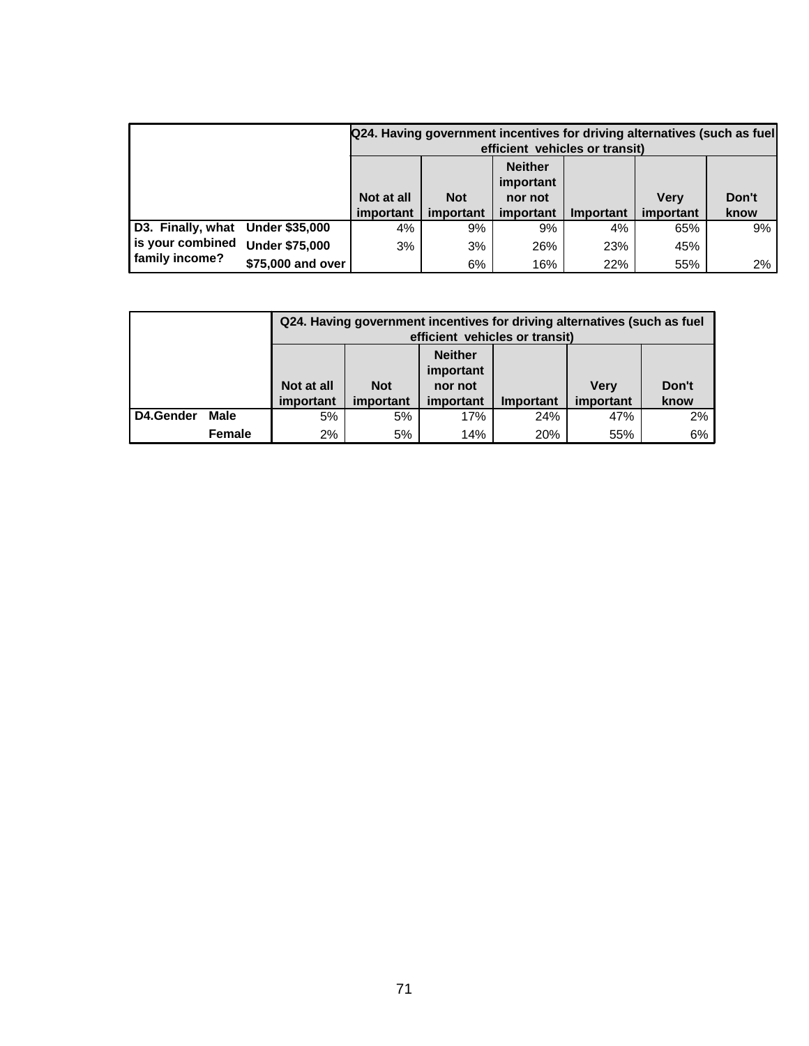| | | Q24. Having government incentives for driving alternatives (such as fuel efficient vehicles or transit) | | | | | |
|---|---|---|---|---|---|---|---|
| | | Not at all important | Not important | Neither important nor not important | Important | Very important | Don't know |
| D3. Finally, what is your combined family income? | Under $35,000 | 4% | 9% | 9% | 4% | 65% | 9% |
| | Under $75,000 | 3% | 3% | 26% | 23% | 45% | |
| | $75,000 and over | | 6% | 16% | 22% | 55% | 2% |

| | | Q24. Having government incentives for driving alternatives (such as fuel efficient vehicles or transit) | | | | | |
|---|---|---|---|---|---|---|---|
| | | Not at all important | Not important | Neither important nor not important | Important | Very important | Don't know |
| D4.Gender | Male | 5% | 5% | 17% | 24% | 47% | 2% |
| | Female | 2% | 5% | 14% | 20% | 55% | 6% |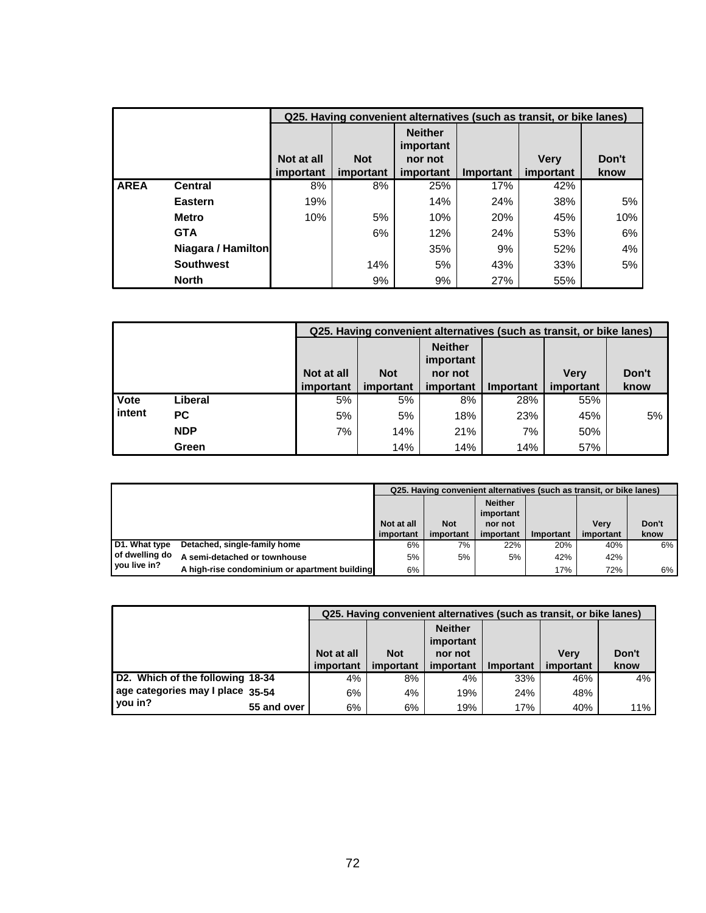| | | Q25. Having convenient alternatives (such as transit, or bike lanes) | | | | | |
|---|---|---|---|---|---|---|---|
| | | Not at all important | Not important | Neither important nor not important | Important | Very important | Don't know |
| **AREA** | **Central** | 8% | 8% | 25% | 17% | 42% | |
| | **Eastern** | 19% | | 14% | 24% | 38% | 5% |
| | **Metro** | 10% | 5% | 10% | 20% | 45% | 10% |
| | **GTA** | | 6% | 12% | 24% | 53% | 6% |
| | **Niagara / Hamilton** | | | 35% | 9% | 52% | 4% |
| | **Southwest** | | 14% | 5% | 43% | 33% | 5% |
| | **North** | | 9% | 9% | 27% | 55% | |

| | | Q25. Having convenient alternatives (such as transit, or bike lanes) | | | | | |
|---|---|---|---|---|---|---|---|
| | | Not at all important | Not important | Neither important nor not important | Important | Very important | Don't know |
| **Vote intent** | **Liberal** | 5% | 5% | 8% | 28% | 55% | |
| | **PC** | 5% | 5% | 18% | 23% | 45% | 5% |
| | **NDP** | 7% | 14% | 21% | 7% | 50% | |
| | **Green** | | 14% | 14% | 14% | 57% | |

| | | Q25. Having convenient alternatives (such as transit, or bike lanes) | | | | | |
|---|---|---|---|---|---|---|---|
| | | Not at all important | Not important | Neither important nor not important | Important | Very important | Don't know |
| **D1. What type of dwelling do you live in?** | **Detached, single-family home** | 6% | 7% | 22% | 20% | 40% | 6% |
| | **A semi-detached or townhouse** | 5% | 5% | 5% | 42% | 42% | |
| | **A high-rise condominium or apartment building** | 6% | | | 17% | 72% | 6% |

| | | Q25. Having convenient alternatives (such as transit, or bike lanes) | | | | | |
|---|---|---|---|---|---|---|---|
| | | Not at all important | Not important | Neither important nor not important | Important | Very important | Don't know |
| **D2. Which of the following age categories may I place you in?** | **18-34** | 4% | 8% | 4% | 33% | 46% | 4% |
| | **35-54** | 6% | 4% | 19% | 24% | 48% | |
| | **55 and over** | 6% | 6% | 19% | 17% | 40% | 11% |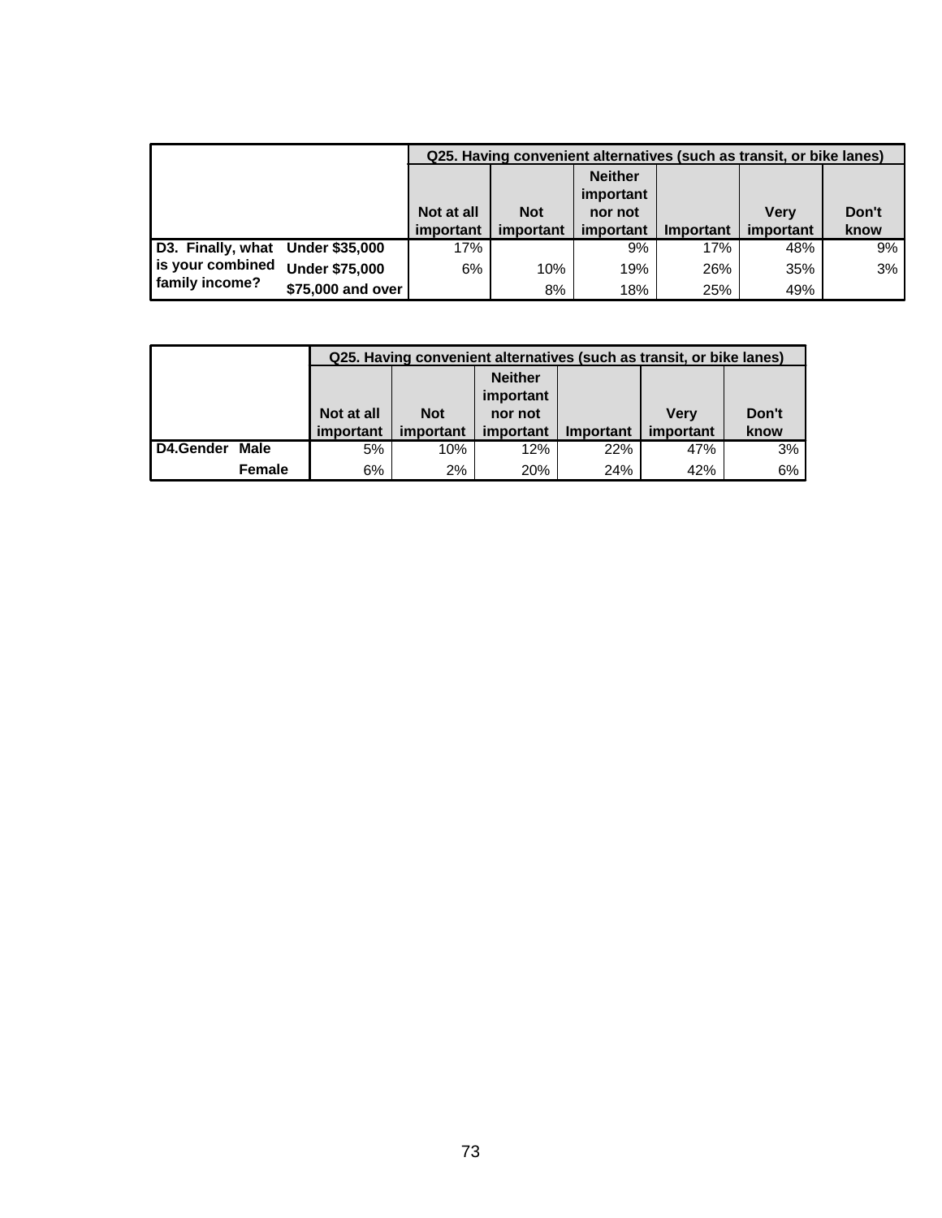| | | Q25. Having convenient alternatives (such as transit, or bike lanes) | | | | | |
|---|---|---|---|---|---|---|---|
| | | Not at all important | Not important | Neither important nor not important | Important | Very important | Don't know |
| D3. Finally, what is your combined family income? | Under $35,000 | 17% | | 9% | 17% | 48% | 9% |
| | Under $75,000 | 6% | 10% | 19% | 26% | 35% | 3% |
| | $75,000 and over | | 8% | 18% | 25% | 49% | |

| | | Q25. Having convenient alternatives (such as transit, or bike lanes) | | | | | |
|---|---|---|---|---|---|---|---|
| | | Not at all important | Not important | Neither important nor not important | Important | Very important | Don't know |
| D4.Gender | Male | 5% | 10% | 12% | 22% | 47% | 3% |
| | Female | 6% | 2% | 20% | 24% | 42% | 6% |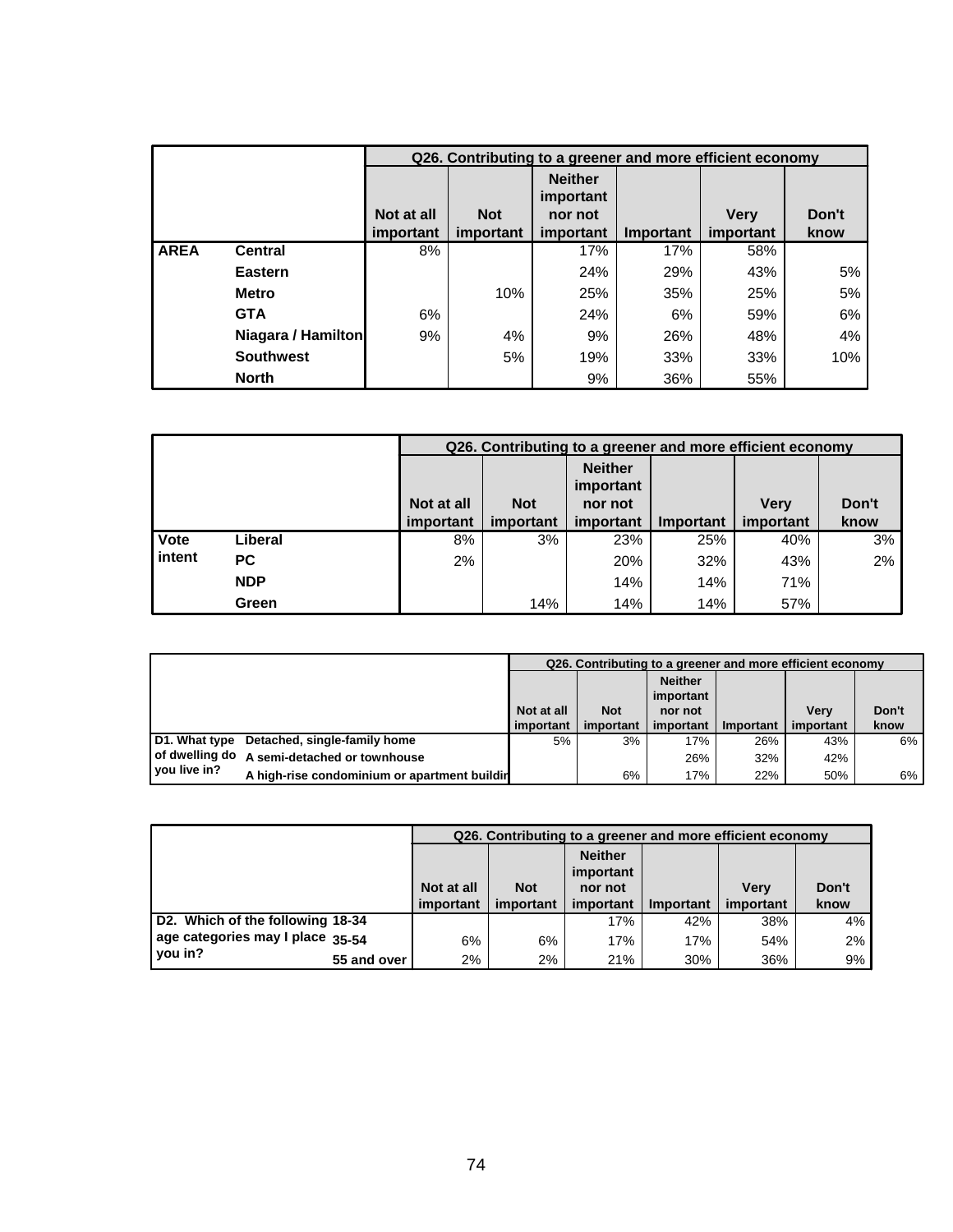| | | Q26. Contributing to a greener and more efficient economy | | | | | |
|---|---|---|---|---|---|---|---|
| | | Not at all important | Not important | Neither important nor not important | Important | Very important | Don't know |
| **AREA** | **Central** | 8% | | 17% | 17% | 58% | |
| | **Eastern** | | | 24% | 29% | 43% | 5% |
| | **Metro** | | 10% | 25% | 35% | 25% | 5% |
| | **GTA** | 6% | | 24% | 6% | 59% | 6% |
| | **Niagara / Hamilton** | 9% | 4% | 9% | 26% | 48% | 4% |
| | **Southwest** | | 5% | 19% | 33% | 33% | 10% |
| | **North** | | | 9% | 36% | 55% | |

| | | Q26. Contributing to a greener and more efficient economy | | | | | |
|---|---|---|---|---|---|---|---|
| | | Not at all important | Not important | Neither important nor not important | Important | Very important | Don't know |
| **Vote intent** | **Liberal** | 8% | 3% | 23% | 25% | 40% | 3% |
| | **PC** | 2% | | 20% | 32% | 43% | 2% |
| | **NDP** | | | 14% | 14% | 71% | |
| | **Green** | | 14% | 14% | 14% | 57% | |

| | | Q26. Contributing to a greener and more efficient economy | | | | | |
|---|---|---|---|---|---|---|---|
| | | Not at all important | Not important | Neither important nor not important | Important | Very important | Don't know |
| **D1. What type of dwelling do you live in?** | **Detached, single-family home** | 5% | 3% | 17% | 26% | 43% | 6% |
| | **A semi-detached or townhouse** | | | 26% | 32% | 42% | |
| | **A high-rise condominium or apartment buildin** | | 6% | 17% | 22% | 50% | 6% |

| | | Q26. Contributing to a greener and more efficient economy | | | | | |
|---|---|---|---|---|---|---|---|
| | | Not at all important | Not important | Neither important nor not important | Important | Very important | Don't know |
| **D2. Which of the following age categories may I place you in?** | **18-34** | | | 17% | 42% | 38% | 4% |
| | **35-54** | 6% | 6% | 17% | 17% | 54% | 2% |
| | **55 and over** | 2% | 2% | 21% | 30% | 36% | 9% |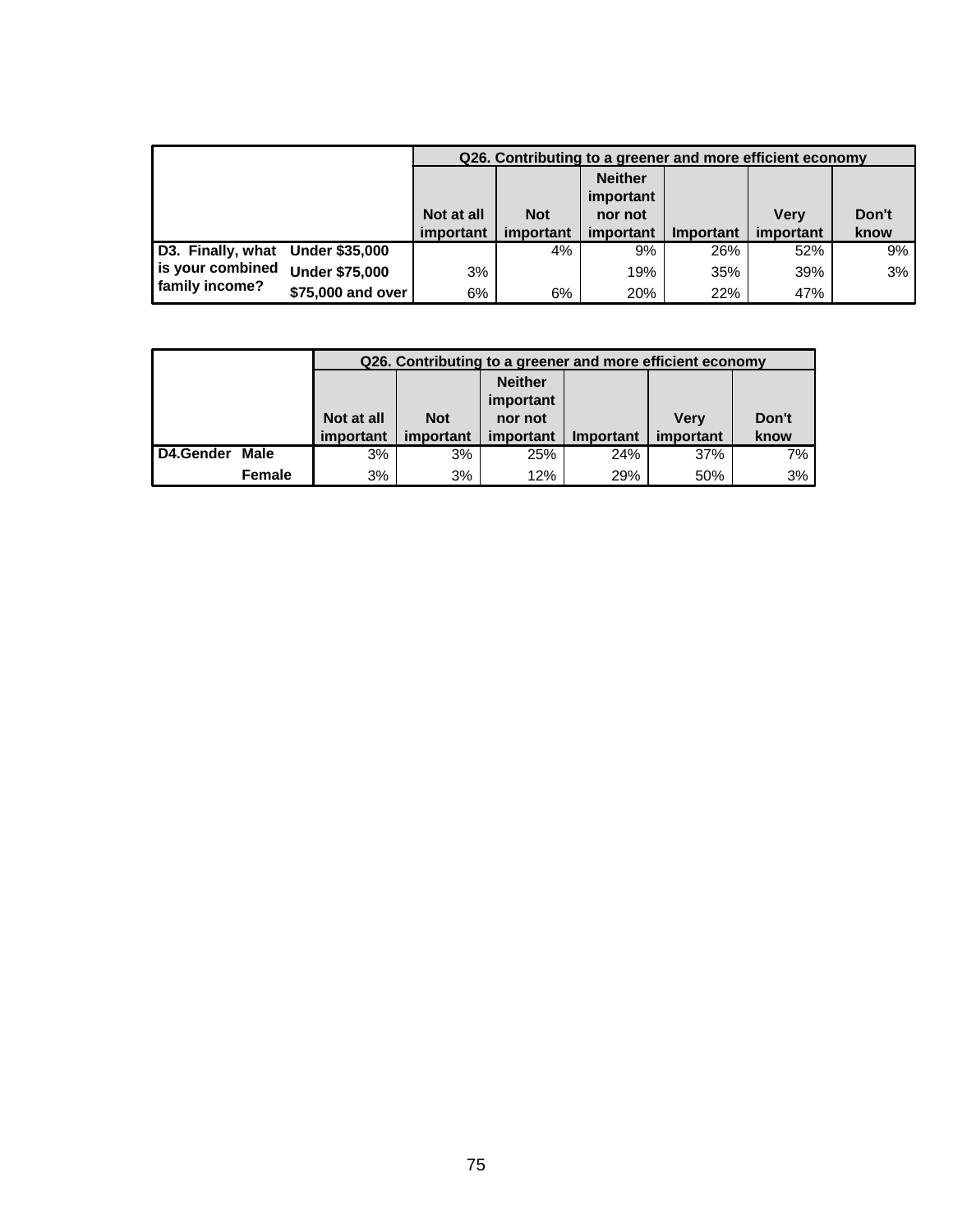| | | Q26. Contributing to a greener and more efficient economy | | | | | |
|---|---|---|---|---|---|---|---|
| | | Not at all important | Not important | Neither important nor not important | Important | Very important | Don't know |
| D3. Finally, what is your combined family income? | Under $35,000 | | 4% | 9% | 26% | 52% | 9% |
| | Under $75,000 | 3% | | 19% | 35% | 39% | 3% |
| | $75,000 and over | 6% | 6% | 20% | 22% | 47% | |

| | | Q26. Contributing to a greener and more efficient economy | | | | | |
|---|---|---|---|---|---|---|---|
| | | Not at all important | Not important | Neither important nor not important | Important | Very important | Don't know |
| D4.Gender | Male | 3% | 3% | 25% | 24% | 37% | 7% |
| | Female | 3% | 3% | 12% | 29% | 50% | 3% |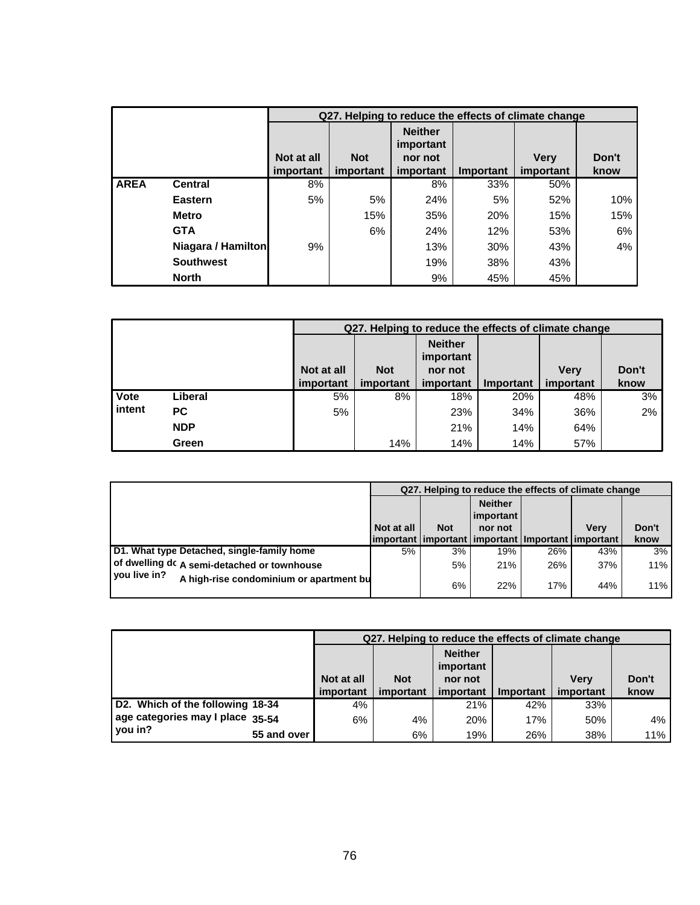| | | Q27. Helping to reduce the effects of climate change | | | | | |
|---|---|---|---|---|---|---|---|
| | | Not at all important | Not important | Neither important nor not important | Important | Very important | Don't know |
| **AREA** | **Central** | 8% | | 8% | 33% | 50% | |
| | **Eastern** | 5% | 5% | 24% | 5% | 52% | 10% |
| | **Metro** | | 15% | 35% | 20% | 15% | 15% |
| | **GTA** | | 6% | 24% | 12% | 53% | 6% |
| | **Niagara / Hamilton** | 9% | | 13% | 30% | 43% | 4% |
| | **Southwest** | | | 19% | 38% | 43% | |
| | **North** | | | 9% | 45% | 45% | |

| | | Q27. Helping to reduce the effects of climate change | | | | | |
|---|---|---|---|---|---|---|---|
| | | Not at all important | Not important | Neither important nor not important | Important | Very important | Don't know |
| **Vote intent** | **Liberal** | 5% | 8% | 18% | 20% | 48% | 3% |
| | **PC** | 5% | | 23% | 34% | 36% | 2% |
| | **NDP** | | | 21% | 14% | 64% | |
| | **Green** | | 14% | 14% | 14% | 57% | |

| | | Q27. Helping to reduce the effects of climate change | | | | | |
|---|---|---|---|---|---|---|---|
| | | Not at all important | Not important | Neither important nor not important | Important | Very important | Don't know |
| **D1. What type of dwelling do you live in?** | **Detached, single-family home** | 5% | 3% | 19% | 26% | 43% | 3% |
| | **A semi-detached or townhouse** | | 5% | 21% | 26% | 37% | 11% |
| | **A high-rise condominium or apartment bu** | | 6% | 22% | 17% | 44% | 11% |

| | | Q27. Helping to reduce the effects of climate change | | | | | |
|---|---|---|---|---|---|---|---|
| | | Not at all important | Not important | Neither important nor not important | Important | Very important | Don't know |
| **D2. Which of the following age categories may I place you in?** | **18-34** | 4% | | 21% | 42% | 33% | |
| | **35-54** | 6% | 4% | 20% | 17% | 50% | 4% |
| | **55 and over** | | 6% | 19% | 26% | 38% | 11% |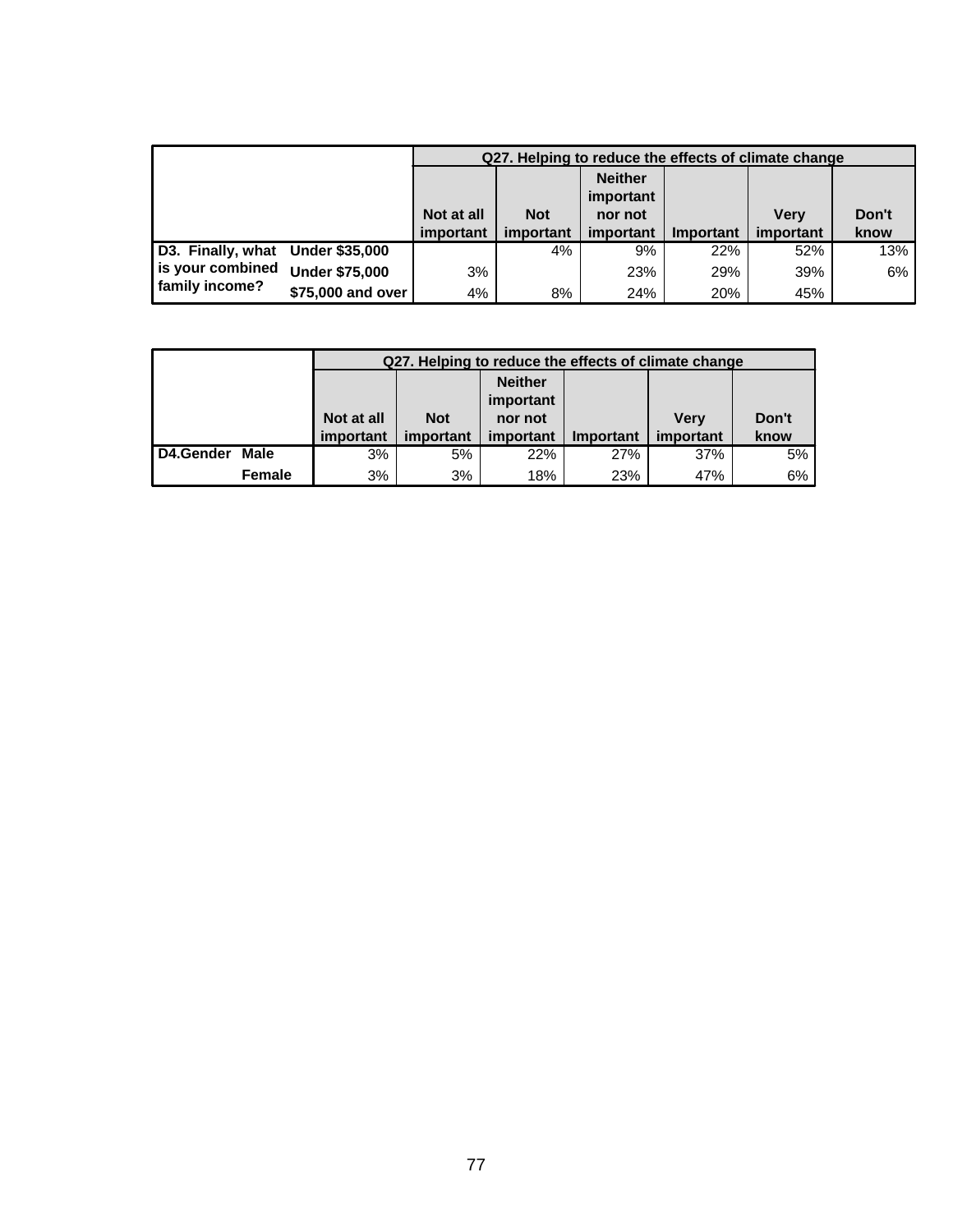| | | Q27. Helping to reduce the effects of climate change | | | | | |
|---|---|---|---|---|---|---|---|
| | | Not at all important | Not important | Neither important nor not important | Important | Very important | Don't know |
| D3. Finally, what is your combined family income? | Under $35,000 | | 4% | 9% | 22% | 52% | 13% |
| | Under $75,000 | 3% | | 23% | 29% | 39% | 6% |
| | $75,000 and over | 4% | 8% | 24% | 20% | 45% | |

| | | Q27. Helping to reduce the effects of climate change | | | | | |
|---|---|---|---|---|---|---|---|
| | | Not at all important | Not important | Neither important nor not important | Important | Very important | Don't know |
| D4.Gender | Male | 3% | 5% | 22% | 27% | 37% | 5% |
| | Female | 3% | 3% | 18% | 23% | 47% | 6% |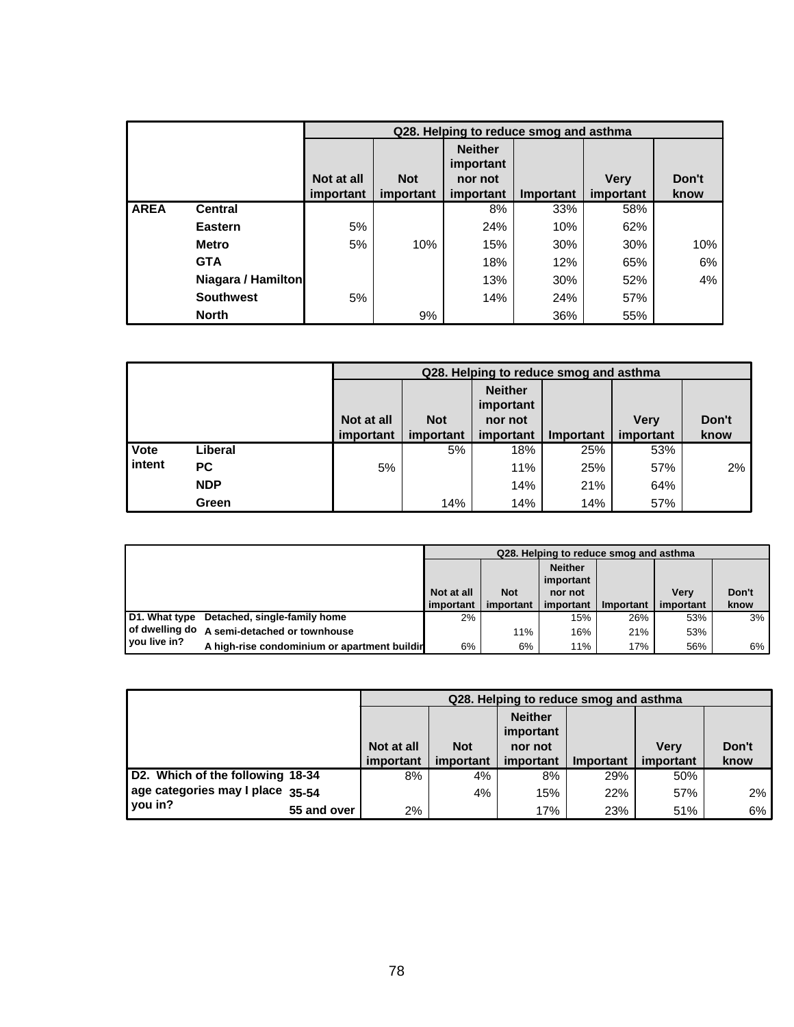| | | Q28. Helping to reduce smog and asthma | | | | | |
|---|---|---|---|---|---|---|---|
| | | Not at all important | Not important | Neither important nor not important | Important | Very important | Don't know |
| **AREA** | **Central** | | | 8% | 33% | 58% | |
| | **Eastern** | 5% | | 24% | 10% | 62% | |
| | **Metro** | 5% | 10% | 15% | 30% | 30% | 10% |
| | **GTA** | | | 18% | 12% | 65% | 6% |
| | **Niagara / Hamilton** | | | 13% | 30% | 52% | 4% |
| | **Southwest** | 5% | | 14% | 24% | 57% | |
| | **North** | | 9% | | 36% | 55% | |

| | | Q28. Helping to reduce smog and asthma | | | | | |
|---|---|---|---|---|---|---|---|
| | | Not at all important | Not important | Neither important nor not important | Important | Very important | Don't know |
| **Vote intent** | **Liberal** | | 5% | 18% | 25% | 53% | |
| | **PC** | 5% | | 11% | 25% | 57% | 2% |
| | **NDP** | | | 14% | 21% | 64% | |
| | **Green** | | 14% | 14% | 14% | 57% | |

| | | Q28. Helping to reduce smog and asthma | | | | | |
|---|---|---|---|---|---|---|---|
| | | Not at all important | Not important | Neither important nor not important | Important | Very important | Don't know |
| **D1. What type of dwelling do you live in?** | **Detached, single-family home** | 2% | | 15% | 26% | 53% | 3% |
| | **A semi-detached or townhouse** | | 11% | 16% | 21% | 53% | |
| | **A high-rise condominium or apartment buildin** | 6% | 6% | 11% | 17% | 56% | 6% |

| | | Q28. Helping to reduce smog and asthma | | | | | |
|---|---|---|---|---|---|---|---|
| | | Not at all important | Not important | Neither important nor not important | Important | Very important | Don't know |
| **D2. Which of the following age categories may I place you in?** | **18-34** | 8% | 4% | 8% | 29% | 50% | |
| | **35-54** | | 4% | 15% | 22% | 57% | 2% |
| | **55 and over** | 2% | | 17% | 23% | 51% | 6% |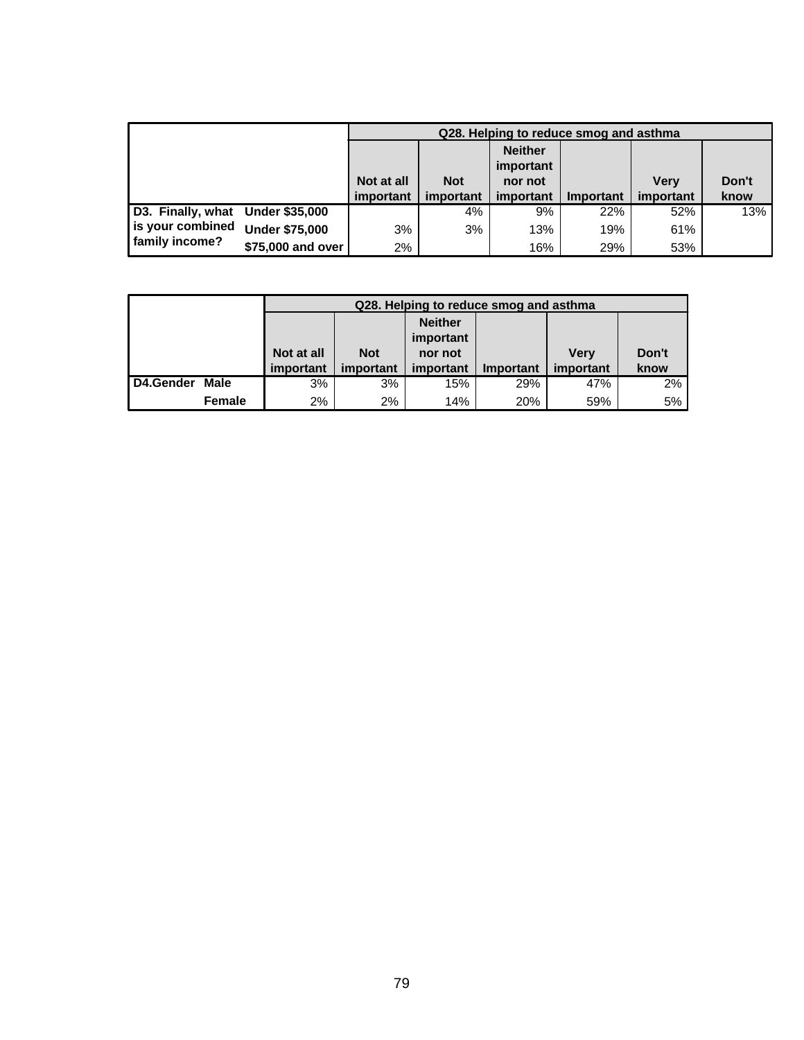| | | Q28. Helping to reduce smog and asthma | | | | | |
|---|---|---|---|---|---|---|---|
| | | Not at all important | Not important | Neither important nor not important | Important | Very important | Don't know |
| D3. Finally, what is your combined family income? | Under $35,000 | | 4% | 9% | 22% | 52% | 13% |
| | Under $75,000 | 3% | 3% | 13% | 19% | 61% | |
| | $75,000 and over | 2% | | 16% | 29% | 53% | |

| | | Q28. Helping to reduce smog and asthma | | | | | |
|---|---|---|---|---|---|---|---|
| | | Not at all important | Not important | Neither important nor not important | Important | Very important | Don't know |
| D4.Gender | Male | 3% | 3% | 15% | 29% | 47% | 2% |
| | Female | 2% | 2% | 14% | 20% | 59% | 5% |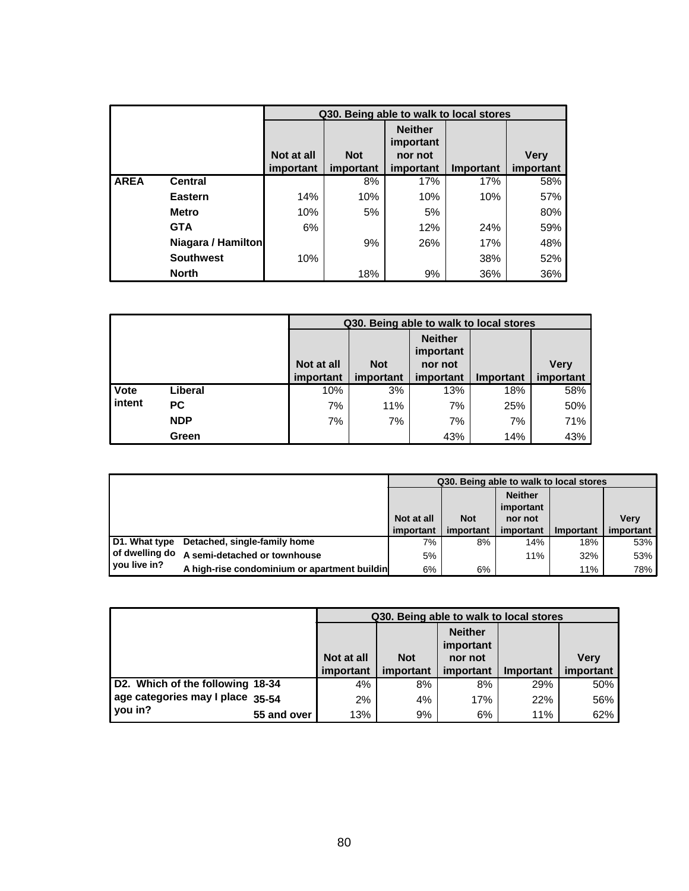| | | Q30. Being able to walk to local stores | | | | |
|---|---|---|---|---|---|---|
| | | Not at all important | Not important | Neither important nor not important | Important | Very important |
| AREA | Central | | 8% | 17% | 17% | 58% |
| | Eastern | 14% | 10% | 10% | 10% | 57% |
| | Metro | 10% | 5% | 5% | | 80% |
| | GTA | 6% | | 12% | 24% | 59% |
| | Niagara / Hamilton | | 9% | 26% | 17% | 48% |
| | Southwest | 10% | | | 38% | 52% |
| | North | | 18% | 9% | 36% | 36% |

| | | Q30. Being able to walk to local stores | | | | |
|---|---|---|---|---|---|---|
| | | Not at all important | Not important | Neither important nor not important | Important | Very important |
| Vote intent | Liberal | 10% | 3% | 13% | 18% | 58% |
| | PC | 7% | 11% | 7% | 25% | 50% |
| | NDP | 7% | 7% | 7% | 7% | 71% |
| | Green | | | 43% | 14% | 43% |

| | | Q30. Being able to walk to local stores | | | | |
|---|---|---|---|---|---|---|
| | | Not at all important | Not important | Neither important nor not important | Important | Very important |
| D1. What type of dwelling do you live in? | Detached, single-family home | 7% | 8% | 14% | 18% | 53% |
| | A semi-detached or townhouse | 5% | | 11% | 32% | 53% |
| | A high-rise condominium or apartment buildin | 6% | 6% | | 11% | 78% |

| | | Q30. Being able to walk to local stores | | | | |
|---|---|---|---|---|---|---|
| | | Not at all important | Not important | Neither important nor not important | Important | Very important |
| D2. Which of the following age categories may I place you in? | 18-34 | 4% | 8% | 8% | 29% | 50% |
| | 35-54 | 2% | 4% | 17% | 22% | 56% |
| | 55 and over | 13% | 9% | 6% | 11% | 62% |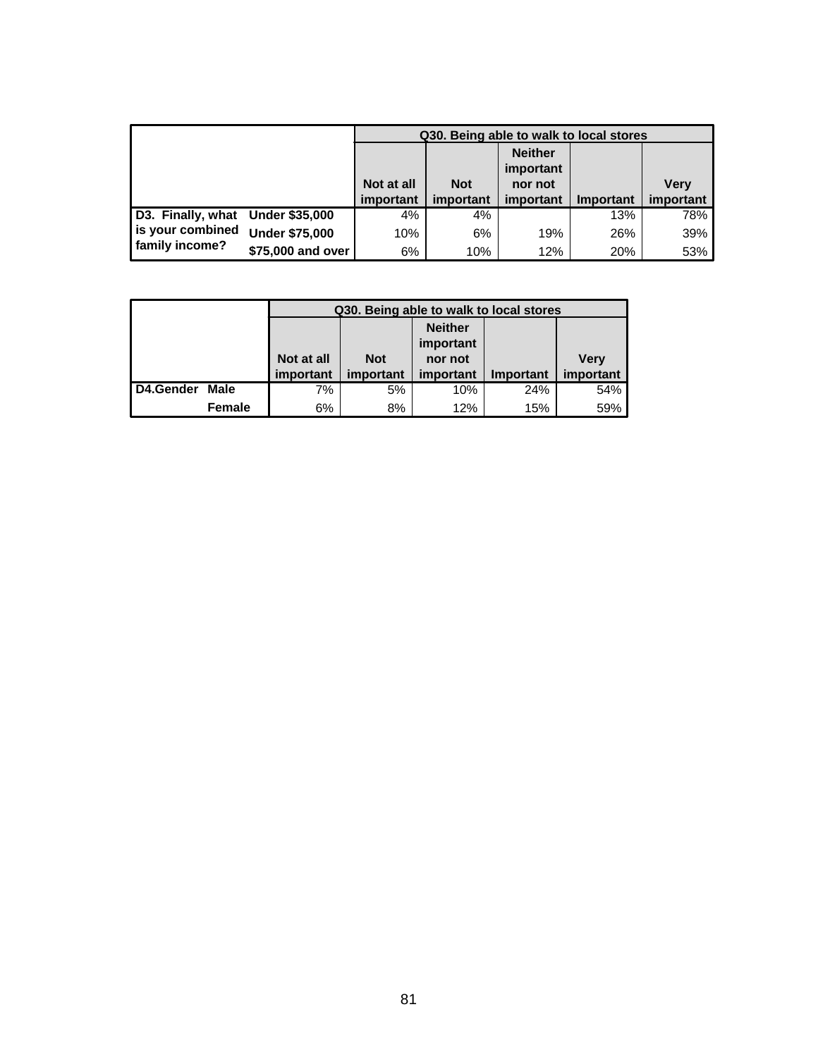| | | Q30. Being able to walk to local stores | | | | |
|---|---|---|---|---|---|---|
| | | Not at all important | Not important | Neither important nor not important | Important | Very important |
| D3. Finally, what is your combined family income? | Under $35,000 | 4% | 4% | | 13% | 78% |
| | Under $75,000 | 10% | 6% | 19% | 26% | 39% |
| | $75,000 and over | 6% | 10% | 12% | 20% | 53% |

| | | Q30. Being able to walk to local stores | | | | |
|---|---|---|---|---|---|---|
| | | Not at all important | Not important | Neither important nor not important | Important | Very important |
| D4.Gender | Male | 7% | 5% | 10% | 24% | 54% |
| | Female | 6% | 8% | 12% | 15% | 59% |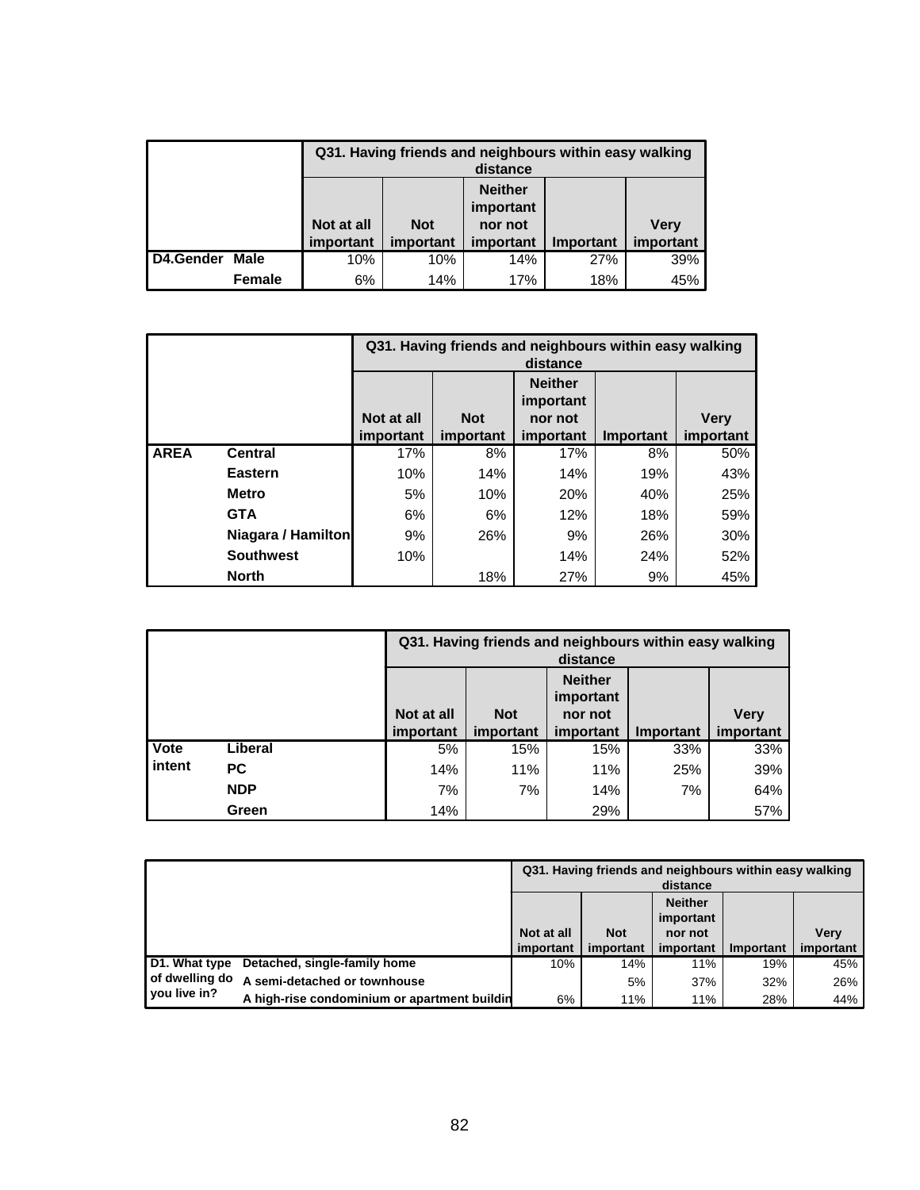| | | Q31. Having friends and neighbours within easy walking distance | | | | |
|---|---|---|---|---|---|---|
| | | Not at all important | Not important | Neither important nor not important | Important | Very important |
| D4.Gender | Male | 10% | 10% | 14% | 27% | 39% |
| | Female | 6% | 14% | 17% | 18% | 45% |

| | | Q31. Having friends and neighbours within easy walking distance | | | | |
|---|---|---|---|---|---|---|
| | | Not at all important | Not important | Neither important nor not important | Important | Very important |
| AREA | Central | 17% | 8% | 17% | 8% | 50% |
| | Eastern | 10% | 14% | 14% | 19% | 43% |
| | Metro | 5% | 10% | 20% | 40% | 25% |
| | GTA | 6% | 6% | 12% | 18% | 59% |
| | Niagara / Hamilton | 9% | 26% | 9% | 26% | 30% |
| | Southwest | 10% | | 14% | 24% | 52% |
| | North | | 18% | 27% | 9% | 45% |

| | | Q31. Having friends and neighbours within easy walking distance | | | | |
|---|---|---|---|---|---|---|
| | | Not at all important | Not important | Neither important nor not important | Important | Very important |
| Vote intent | Liberal | 5% | 15% | 15% | 33% | 33% |
| | PC | 14% | 11% | 11% | 25% | 39% |
| | NDP | 7% | 7% | 14% | 7% | 64% |
| | Green | 14% | | 29% | | 57% |

| | | Q31. Having friends and neighbours within easy walking distance | | | | |
|---|---|---|---|---|---|---|
| | | Not at all important | Not important | Neither important nor not important | Important | Very important |
| D1. What type of dwelling do you live in? | Detached, single-family home | 10% | 14% | 11% | 19% | 45% |
| | A semi-detached or townhouse | | 5% | 37% | 32% | 26% |
| | A high-rise condominium or apartment buildin | 6% | 11% | 11% | 28% | 44% |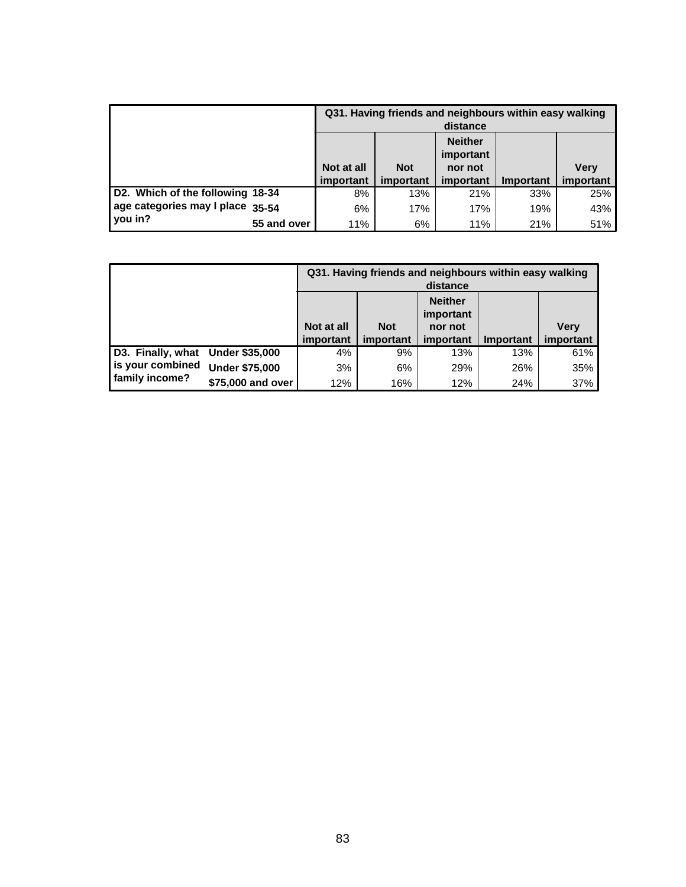| | | Q31. Having friends and neighbours within easy walking distance | | | | |
|---|---|---|---|---|---|---|
| | | Not at all important | Not important | Neither important nor not important | Important | Very important |
| D2. Which of the following age categories may I place you in? | 18-34 | 8% | 13% | 21% | 33% | 25% |
| | 35-54 | 6% | 17% | 17% | 19% | 43% |
| | 55 and over | 11% | 6% | 11% | 21% | 51% |

| | | Q31. Having friends and neighbours within easy walking distance | | | | |
|---|---|---|---|---|---|---|
| | | Not at all important | Not important | Neither important nor not important | Important | Very important |
| D3. Finally, what is your combined family income? | Under $35,000 | 4% | 9% | 13% | 13% | 61% |
| | Under $75,000 | 3% | 6% | 29% | 26% | 35% |
| | $75,000 and over | 12% | 16% | 12% | 24% | 37% |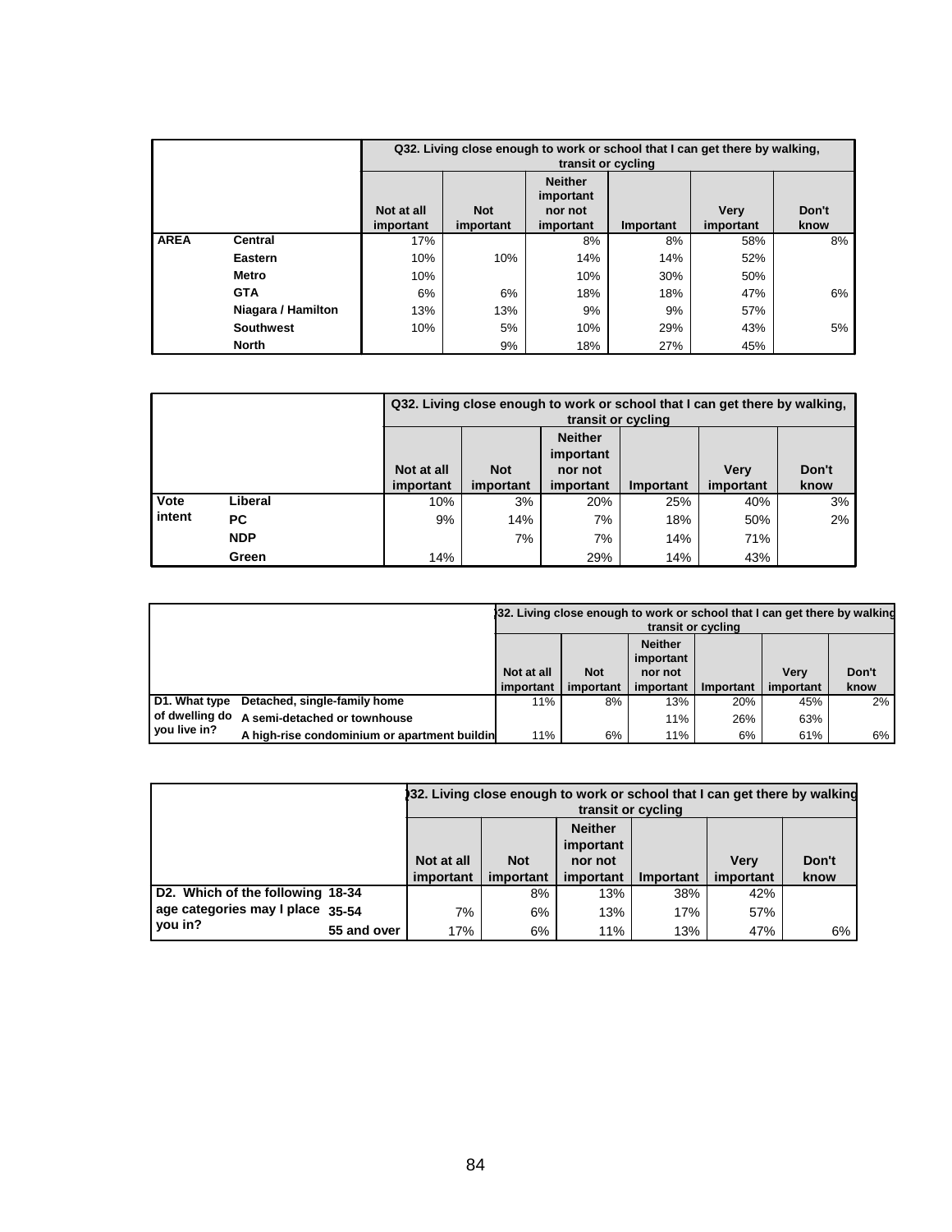| | | Q32. Living close enough to work or school that I can get there by walking, transit or cycling | | | | | |
|---|---|---|---|---|---|---|---|
| | | Not at all important | Not important | Neither important nor not important | Important | Very important | Don't know |
| AREA | Central | 17% | | 8% | 8% | 58% | 8% |
| | Eastern | 10% | 10% | 14% | 14% | 52% | |
| | Metro | 10% | | 10% | 30% | 50% | |
| | GTA | 6% | 6% | 18% | 18% | 47% | 6% |
| | Niagara / Hamilton | 13% | 13% | 9% | 9% | 57% | |
| | Southwest | 10% | 5% | 10% | 29% | 43% | 5% |
| | North | | 9% | 18% | 27% | 45% | |

| | | Q32. Living close enough to work or school that I can get there by walking, transit or cycling | | | | | |
|---|---|---|---|---|---|---|---|
| | | Not at all important | Not important | Neither important nor not important | Important | Very important | Don't know |
| Vote intent | Liberal | 10% | 3% | 20% | 25% | 40% | 3% |
| | PC | 9% | 14% | 7% | 18% | 50% | 2% |
| | NDP | | 7% | 7% | 14% | 71% | |
| | Green | 14% | | 29% | 14% | 43% | |

| | | Q32. Living close enough to work or school that I can get there by walking, transit or cycling | | | | | |
|---|---|---|---|---|---|---|---|
| | | Not at all important | Not important | Neither important nor not important | Important | Very important | Don't know |
| D1. What type of dwelling do you live in? | Detached, single-family home | 11% | 8% | 13% | 20% | 45% | 2% |
| | A semi-detached or townhouse | | | 11% | 26% | 63% | |
| | A high-rise condominium or apartment building | 11% | 6% | 11% | 6% | 61% | 6% |

| | | Q32. Living close enough to work or school that I can get there by walking, transit or cycling | | | | | |
|---|---|---|---|---|---|---|---|
| | | Not at all important | Not important | Neither important nor not important | Important | Very important | Don't know |
| D2. Which of the following age categories may I place you in? | 18-34 | | 8% | 13% | 38% | 42% | |
| | 35-54 | 7% | 6% | 13% | 17% | 57% | |
| | 55 and over | 17% | 6% | 11% | 13% | 47% | 6% |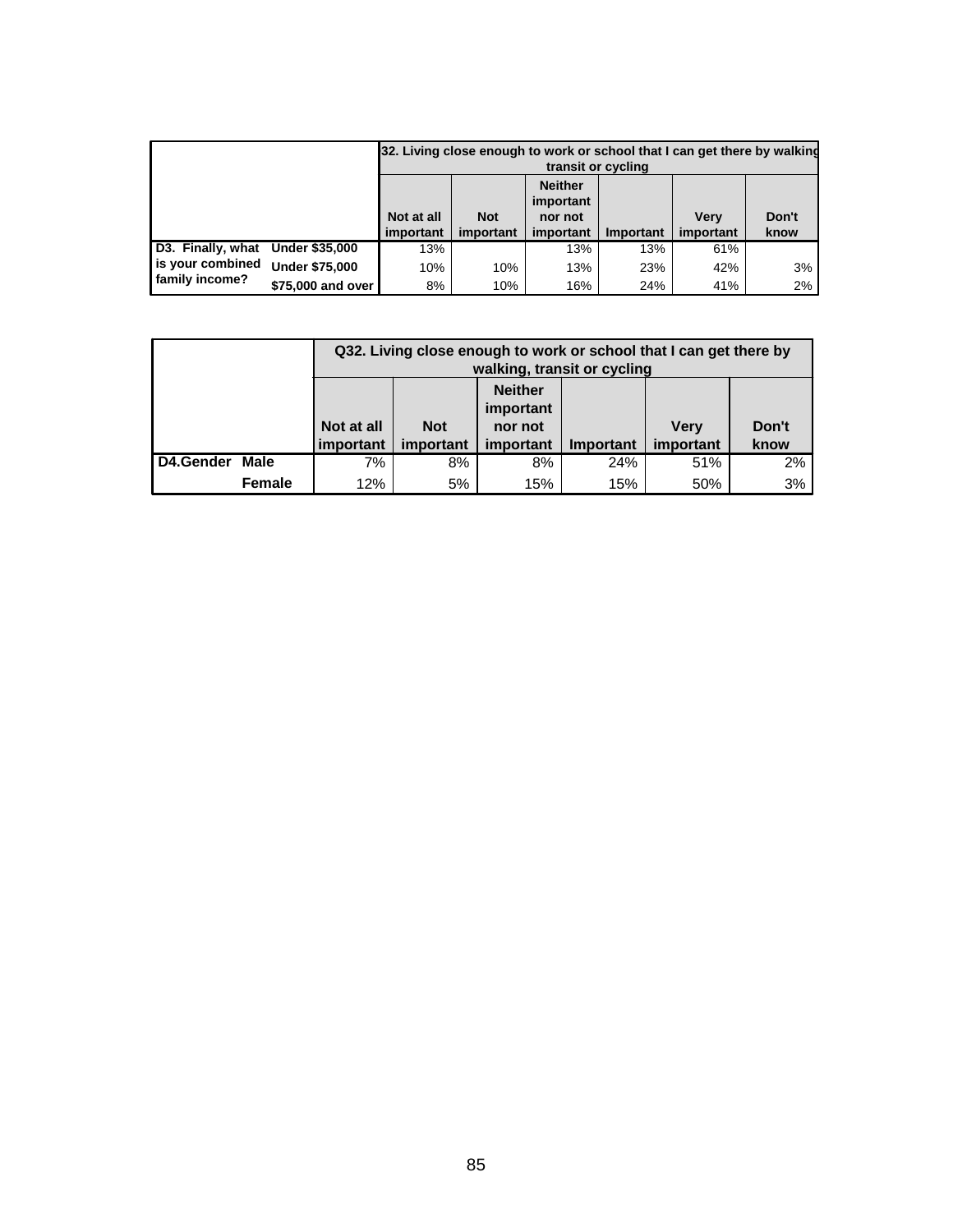| | | 32. Living close enough to work or school that I can get there by walking transit or cycling | | | | | |
|---|---|---|---|---|---|---|---|
| | | Not at all important | Not important | Neither important nor not important | Important | Very important | Don't know |
| D3. Finally, what is your combined family income? | Under $35,000 | 13% | | 13% | 13% | 61% | |
| | Under $75,000 | 10% | 10% | 13% | 23% | 42% | 3% |
| | $75,000 and over | 8% | 10% | 16% | 24% | 41% | 2% |

| | | Q32. Living close enough to work or school that I can get there by walking, transit or cycling | | | | | |
|---|---|---|---|---|---|---|---|
| | | Not at all important | Not important | Neither important nor not important | Important | Very important | Don't know |
| D4.Gender | Male | 7% | 8% | 8% | 24% | 51% | 2% |
| | Female | 12% | 5% | 15% | 15% | 50% | 3% |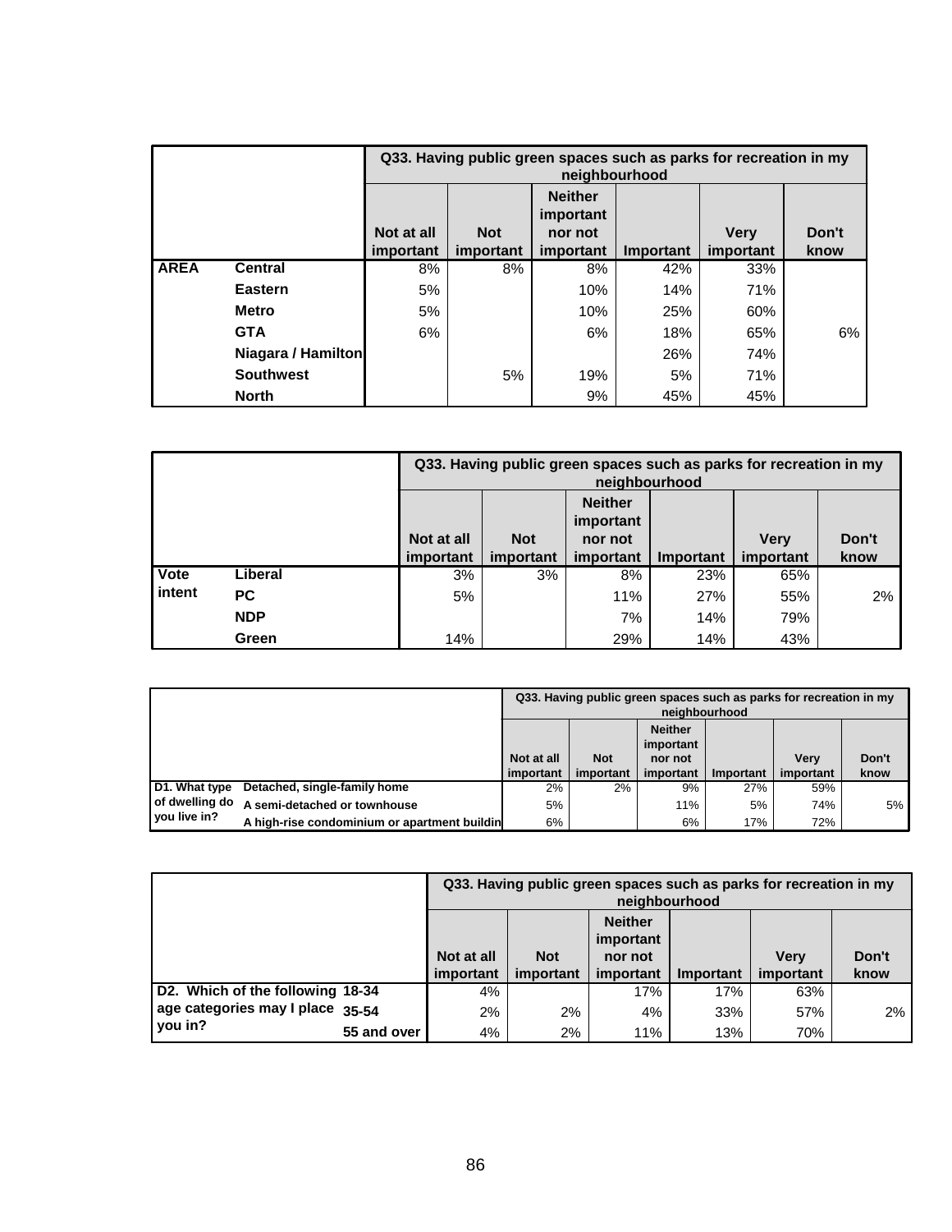| | | Q33. Having public green spaces such as parks for recreation in my neighbourhood | | | | | |
|---|---|---|---|---|---|---|---|
| | | Not at all important | Not important | Neither important nor not important | Important | Very important | Don't know |
| **AREA** | **Central** | 8% | 8% | 8% | 42% | 33% | |
| | **Eastern** | 5% | | 10% | 14% | 71% | |
| | **Metro** | 5% | | 10% | 25% | 60% | |
| | **GTA** | 6% | | 6% | 18% | 65% | 6% |
| | **Niagara / Hamilton** | | | | 26% | 74% | |
| | **Southwest** | | 5% | 19% | 5% | 71% | |
| | **North** | | | 9% | 45% | 45% | |

| | | Q33. Having public green spaces such as parks for recreation in my neighbourhood | | | | | |
|---|---|---|---|---|---|---|---|
| | | Not at all important | Not important | Neither important nor not important | Important | Very important | Don't know |
| **Vote intent** | **Liberal** | 3% | 3% | 8% | 23% | 65% | |
| | **PC** | 5% | | 11% | 27% | 55% | 2% |
| | **NDP** | | | 7% | 14% | 79% | |
| | **Green** | 14% | | 29% | 14% | 43% | |

| | | Q33. Having public green spaces such as parks for recreation in my neighbourhood | | | | | |
|---|---|---|---|---|---|---|---|
| | | Not at all important | Not important | Neither important nor not important | Important | Very important | Don't know |
| **D1. What type of dwelling do you live in?** | **Detached, single-family home** | 2% | 2% | 9% | 27% | 59% | |
| | **A semi-detached or townhouse** | 5% | | 11% | 5% | 74% | 5% |
| | **A high-rise condominium or apartment buildin** | 6% | | 6% | 17% | 72% | |

| | | Q33. Having public green spaces such as parks for recreation in my neighbourhood | | | | | |
|---|---|---|---|---|---|---|---|
| | | Not at all important | Not important | Neither important nor not important | Important | Very important | Don't know |
| **D2. Which of the following age categories may I place you in?** | **18-34** | 4% | | 17% | 17% | 63% | |
| | **35-54** | 2% | 2% | 4% | 33% | 57% | 2% |
| | **55 and over** | 4% | 2% | 11% | 13% | 70% | |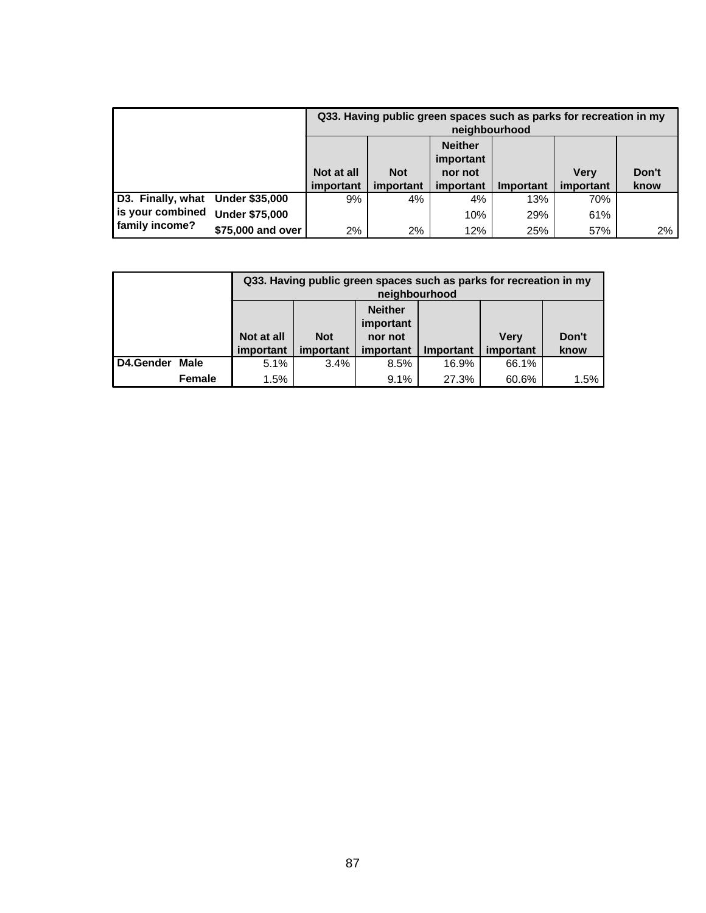| | | Q33. Having public green spaces such as parks for recreation in my neighbourhood | | | | | |
|---|---|---|---|---|---|---|---|
| | | Not at all important | Not important | Neither important nor not important | Important | Very important | Don't know |
| D3. Finally, what is your combined family income? | Under $35,000 | 9% | 4% | 4% | 13% | 70% | |
| | Under $75,000 | | | 10% | 29% | 61% | |
| | $75,000 and over | 2% | 2% | 12% | 25% | 57% | 2% |

| | | Q33. Having public green spaces such as parks for recreation in my neighbourhood | | | | | |
|---|---|---|---|---|---|---|---|
| | | Not at all important | Not important | Neither important nor not important | Important | Very important | Don't know |
| D4.Gender | Male | 5.1% | 3.4% | 8.5% | 16.9% | 66.1% | |
| | Female | 1.5% | | 9.1% | 27.3% | 60.6% | 1.5% |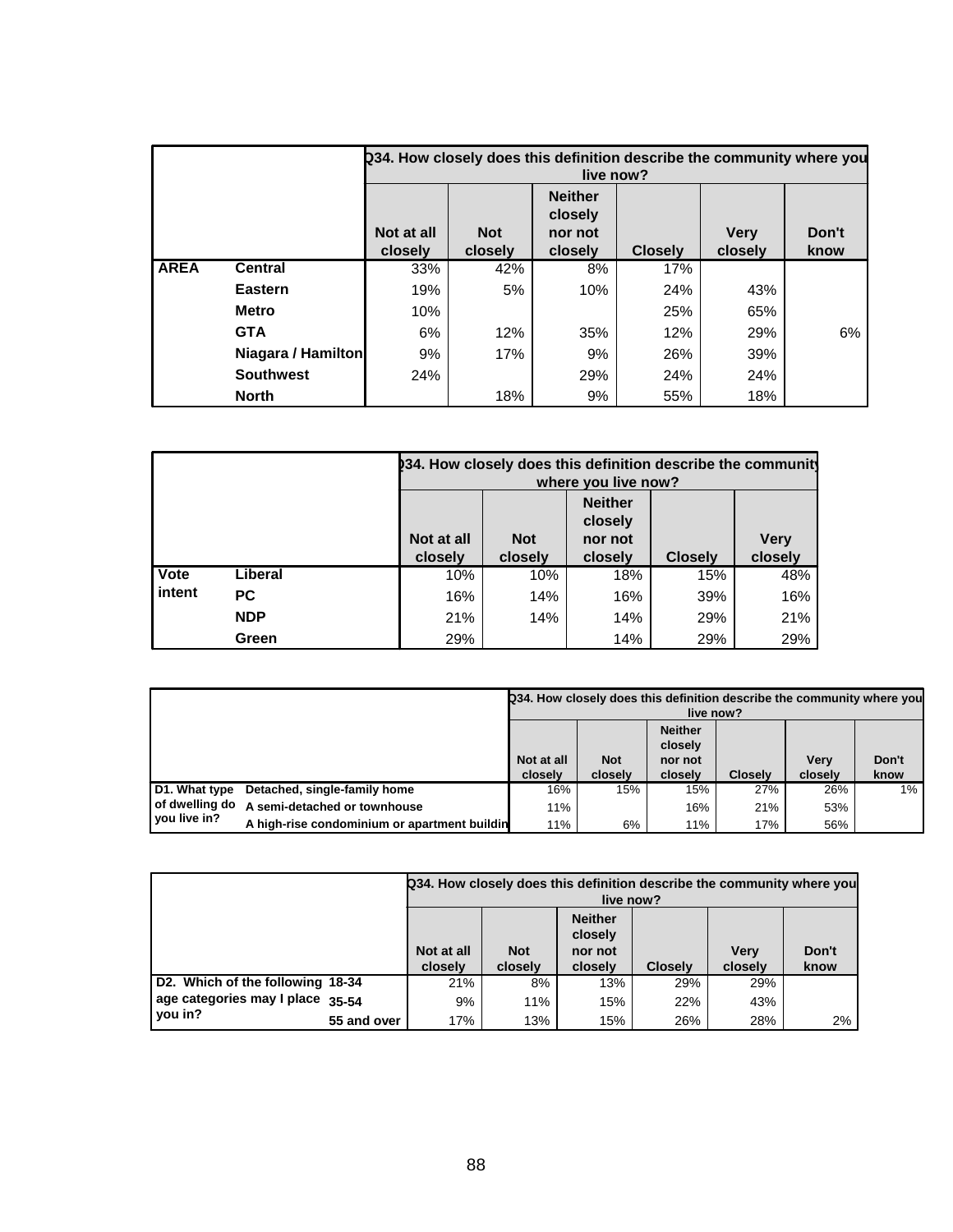| | | Q34. How closely does this definition describe the community where you live now? | | | | | |
|---|---|---|---|---|---|---|---|
| | | Not at all closely | Not closely | Neither closely nor not closely | Closely | Very closely | Don't know |
| **AREA** | **Central** | 33% | 42% | 8% | 17% | | |
| | **Eastern** | 19% | 5% | 10% | 24% | 43% | |
| | **Metro** | 10% | | | 25% | 65% | |
| | **GTA** | 6% | 12% | 35% | 12% | 29% | 6% |
| | **Niagara / Hamilton** | 9% | 17% | 9% | 26% | 39% | |
| | **Southwest** | 24% | | 29% | 24% | 24% | |
| | **North** | | 18% | 9% | 55% | 18% | |

| | | Q34. How closely does this definition describe the community where you live now? | | | | |
|---|---|---|---|---|---|---|
| | | Not at all closely | Not closely | Neither closely nor not closely | Closely | Very closely |
| **Vote intent** | **Liberal** | 10% | 10% | 18% | 15% | 48% |
| | **PC** | 16% | 14% | 16% | 39% | 16% |
| | **NDP** | 21% | 14% | 14% | 29% | 21% |
| | **Green** | 29% | | 14% | 29% | 29% |

| | | Q34. How closely does this definition describe the community where you live now? | | | | | |
|---|---|---|---|---|---|---|---|
| | | Not at all closely | Not closely | Neither closely nor not closely | Closely | Very closely | Don't know |
| **D1. What type of dwelling do you live in?** | **Detached, single-family home** | 16% | 15% | 15% | 27% | 26% | 1% |
| | **A semi-detached or townhouse** | 11% | | 16% | 21% | 53% | |
| | **A high-rise condominium or apartment buildin** | 11% | 6% | 11% | 17% | 56% | |

| | | Q34. How closely does this definition describe the community where you live now? | | | | | |
|---|---|---|---|---|---|---|---|
| | | Not at all closely | Not closely | Neither closely nor not closely | Closely | Very closely | Don't know |
| **D2. Which of the following age categories may I place you in?** | **18-34** | 21% | 8% | 13% | 29% | 29% | |
| | **35-54** | 9% | 11% | 15% | 22% | 43% | |
| | **55 and over** | 17% | 13% | 15% | 26% | 28% | 2% |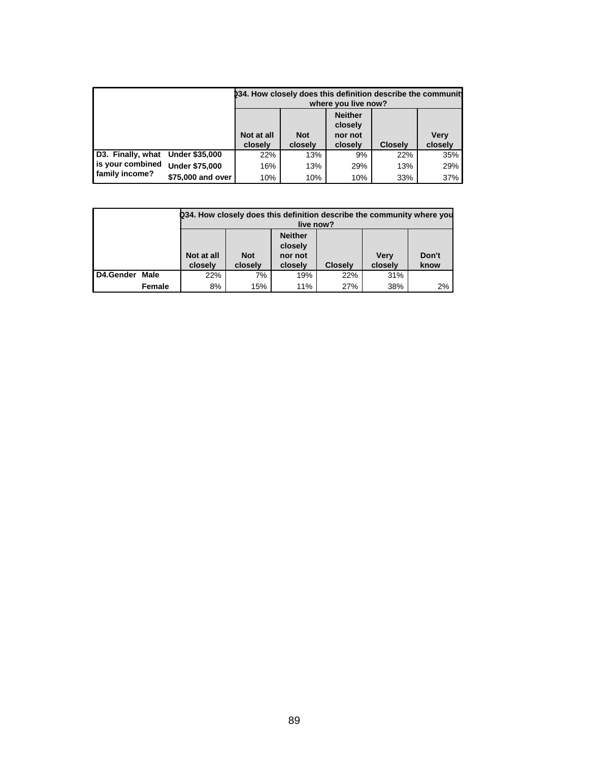| | | Q34. How closely does this definition describe the community where you live now? | | | | |
|---|---|---|---|---|---|---|
| | | Not at all closely | Not closely | Neither closely nor not closely | Closely | Very closely |
| D3. Finally, what is your combined family income? | Under $35,000 | 22% | 13% | 9% | 22% | 35% |
| | Under $75,000 | 16% | 13% | 29% | 13% | 29% |
| | $75,000 and over | 10% | 10% | 10% | 33% | 37% |

| | | Q34. How closely does this definition describe the community where you live now? | | | | | |
|---|---|---|---|---|---|---|---|
| | | Not at all closely | Not closely | Neither closely nor not closely | Closely | Very closely | Don't know |
| D4.Gender | Male | 22% | 7% | 19% | 22% | 31% | |
| | Female | 8% | 15% | 11% | 27% | 38% | 2% |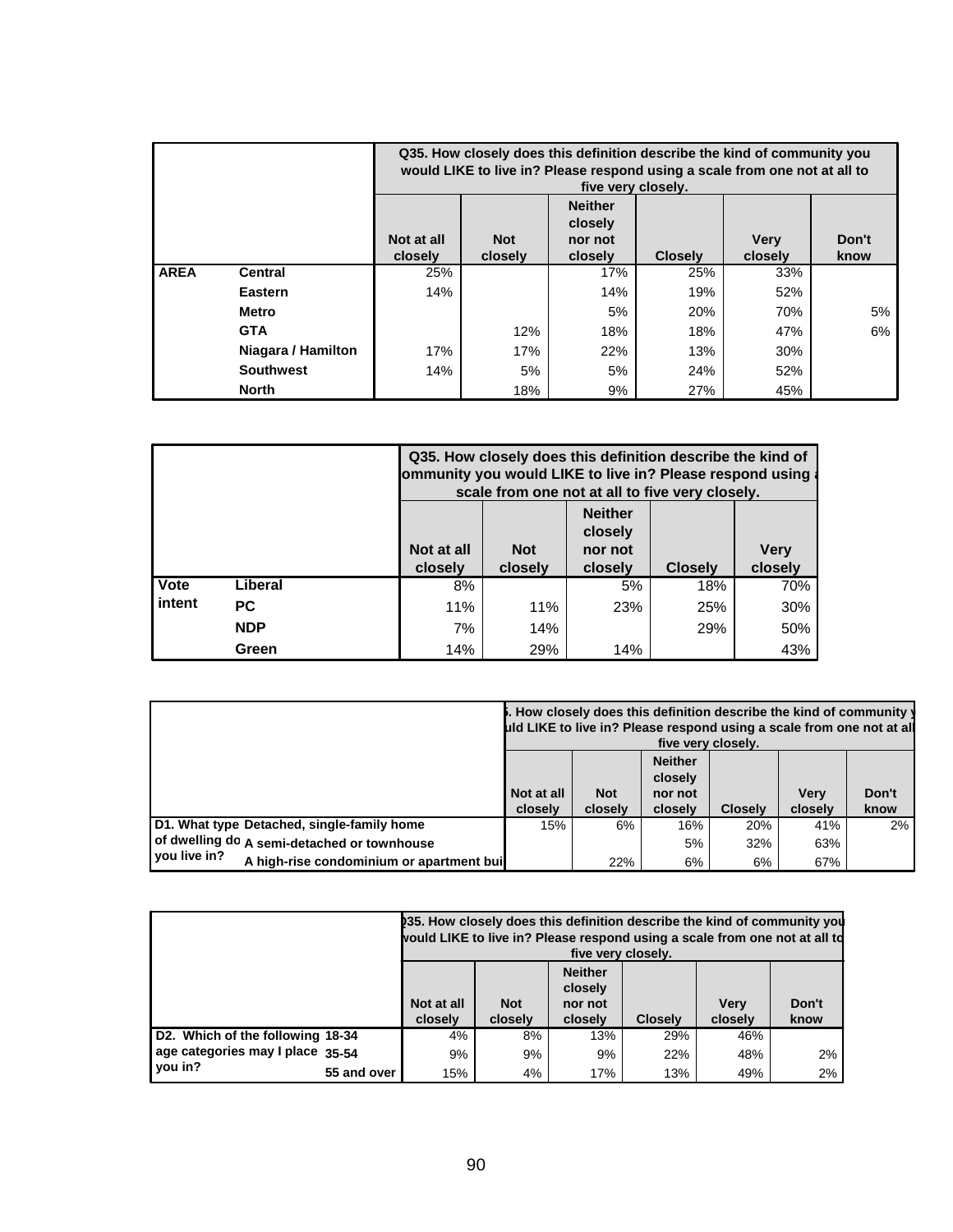| | | Q35. How closely does this definition describe the kind of community you would LIKE to live in? Please respond using a scale from one not at all to five very closely. | | | | | |
|---|---|---|---|---|---|---|---|
| | | Not at all closely | Not closely | Neither closely nor not closely | Closely | Very closely | Don't know |
| AREA | Central | 25% | | 17% | 25% | 33% | |
| | Eastern | 14% | | 14% | 19% | 52% | |
| | Metro | | | 5% | 20% | 70% | 5% |
| | GTA | | 12% | 18% | 18% | 47% | 6% |
| | Niagara / Hamilton | 17% | 17% | 22% | 13% | 30% | |
| | Southwest | 14% | 5% | 5% | 24% | 52% | |
| | North | | 18% | 9% | 27% | 45% | |

| | | Q35. How closely does this definition describe the kind of community you would LIKE to live in? Please respond using a scale from one not at all to five very closely. | | | | |
|---|---|---|---|---|---|---|
| | | Not at all closely | Not closely | Neither closely nor not closely | Closely | Very closely |
| Vote intent | Liberal | 8% | | 5% | 18% | 70% |
| | PC | 11% | 11% | 23% | 25% | 30% |
| | NDP | 7% | 14% | | 29% | 50% |
| | Green | 14% | 29% | 14% | | 43% |

| | | Q35. How closely does this definition describe the kind of community you would LIKE to live in? Please respond using a scale from one not at all to five very closely. | | | | | |
|---|---|---|---|---|---|---|---|
| | | Not at all closely | Not closely | Neither closely nor not closely | Closely | Very closely | Don't know |
| D1. What type of dwelling do you live in? | Detached, single-family home | 15% | 6% | 16% | 20% | 41% | 2% |
| | A semi-detached or townhouse | | | 5% | 32% | 63% | |
| | A high-rise condominium or apartment building | | 22% | 6% | 6% | 67% | |

| | | Q35. How closely does this definition describe the kind of community you would LIKE to live in? Please respond using a scale from one not at all to five very closely. | | | | | |
|---|---|---|---|---|---|---|---|
| | | Not at all closely | Not closely | Neither closely nor not closely | Closely | Very closely | Don't know |
| D2. Which of the following age categories may I place you in? | 18-34 | 4% | 8% | 13% | 29% | 46% | |
| | 35-54 | 9% | 9% | 9% | 22% | 48% | 2% |
| | 55 and over | 15% | 4% | 17% | 13% | 49% | 2% |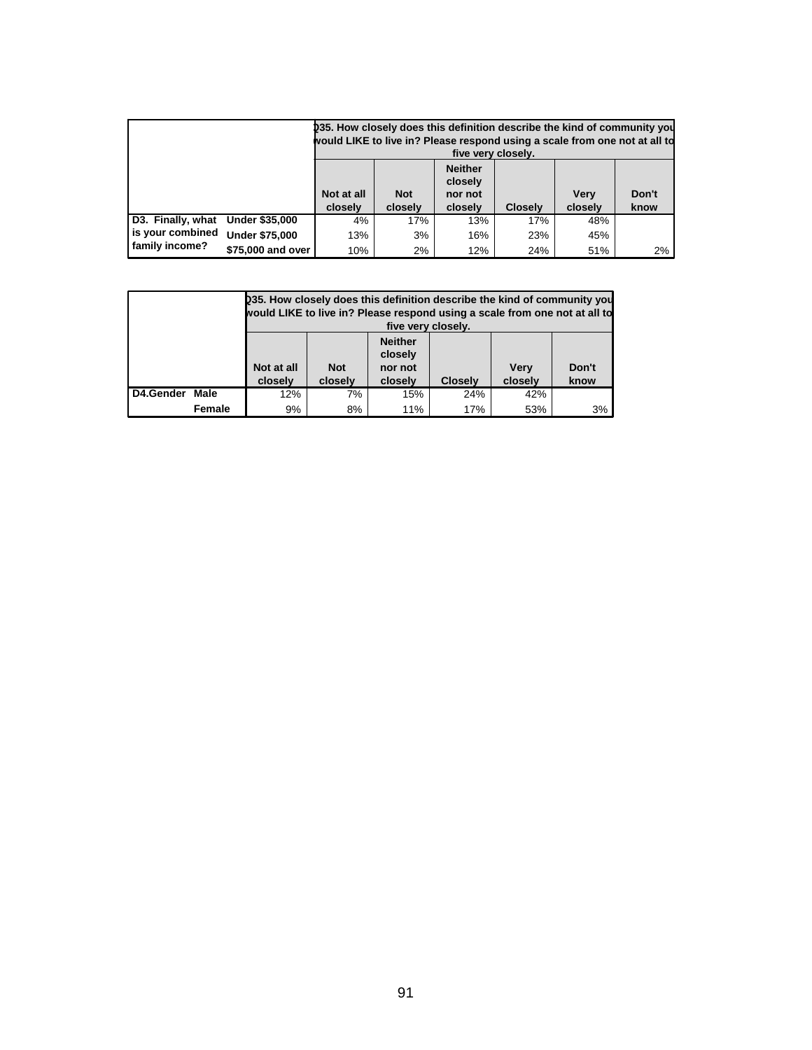| | | Q35. How closely does this definition describe the kind of community you would LIKE to live in? Please respond using a scale from one not at all to five very closely. | | | | | |
|---|---|---|---|---|---|---|---|
| | | Not at all closely | Not closely | Neither closely nor not closely | Closely | Very closely | Don't know |
| D3. Finally, what is your combined family income? | Under $35,000 | 4% | 17% | 13% | 17% | 48% | |
| | Under $75,000 | 13% | 3% | 16% | 23% | 45% | |
| | $75,000 and over | 10% | 2% | 12% | 24% | 51% | 2% |

| | | Q35. How closely does this definition describe the kind of community you would LIKE to live in? Please respond using a scale from one not at all to five very closely. | | | | | |
|---|---|---|---|---|---|---|---|
| | | Not at all closely | Not closely | Neither closely nor not closely | Closely | Very closely | Don't know |
| D4.Gender | Male | 12% | 7% | 15% | 24% | 42% | |
| | Female | 9% | 8% | 11% | 17% | 53% | 3% |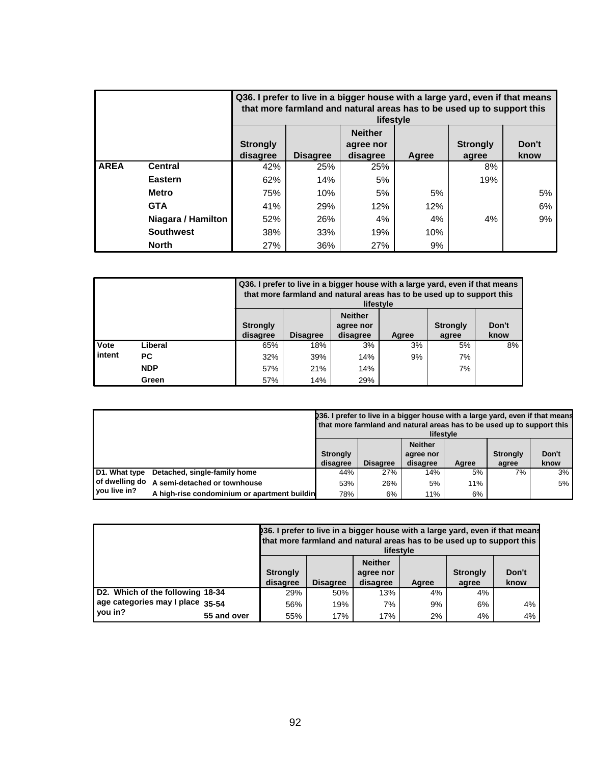| | | Q36. I prefer to live in a bigger house with a large yard, even if that means that more farmland and natural areas has to be used up to support this lifestyle | | | | | |
|---|---|---|---|---|---|---|---|
| | | Strongly disagree | Disagree | Neither agree nor disagree | Agree | Strongly agree | Don't know |
| AREA | Central | 42% | 25% | 25% | | 8% | |
| | Eastern | 62% | 14% | 5% | | 19% | |
| | Metro | 75% | 10% | 5% | 5% | | 5% |
| | GTA | 41% | 29% | 12% | 12% | | 6% |
| | Niagara / Hamilton | 52% | 26% | 4% | 4% | 4% | 9% |
| | Southwest | 38% | 33% | 19% | 10% | | |
| | North | 27% | 36% | 27% | 9% | | |

| | | Q36. I prefer to live in a bigger house with a large yard, even if that means that more farmland and natural areas has to be used up to support this lifestyle | | | | | |
|---|---|---|---|---|---|---|---|
| | | Strongly disagree | Disagree | Neither agree nor disagree | Agree | Strongly agree | Don't know |
| Vote intent | Liberal | 65% | 18% | 3% | 3% | 5% | 8% |
| | PC | 32% | 39% | 14% | 9% | 7% | |
| | NDP | 57% | 21% | 14% | | 7% | |
| | Green | 57% | 14% | 29% | | | |

| | | Q36. I prefer to live in a bigger house with a large yard, even if that means that more farmland and natural areas has to be used up to support this lifestyle | | | | | |
|---|---|---|---|---|---|---|---|
| | | Strongly disagree | Disagree | Neither agree nor disagree | Agree | Strongly agree | Don't know |
| D1. What type of dwelling do you live in? | Detached, single-family home | 44% | 27% | 14% | 5% | 7% | 3% |
| | A semi-detached or townhouse | 53% | 26% | 5% | 11% | | 5% |
| | A high-rise condominium or apartment buildin | 78% | 6% | 11% | 6% | | |

| | | Q36. I prefer to live in a bigger house with a large yard, even if that means that more farmland and natural areas has to be used up to support this lifestyle | | | | | |
|---|---|---|---|---|---|---|---|
| | | Strongly disagree | Disagree | Neither agree nor disagree | Agree | Strongly agree | Don't know |
| D2. Which of the following age categories may I place you in? | 18-34 | 29% | 50% | 13% | 4% | 4% | |
| | 35-54 | 56% | 19% | 7% | 9% | 6% | 4% |
| | 55 and over | 55% | 17% | 17% | 2% | 4% | 4% |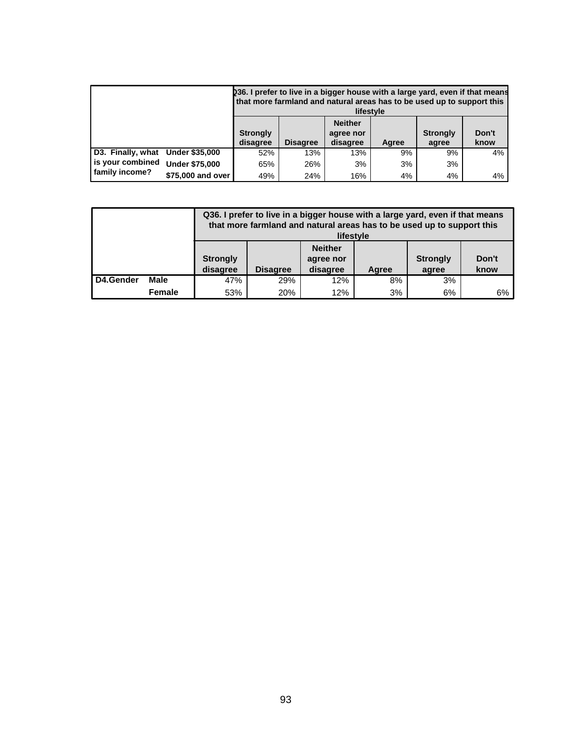| | | Q36. I prefer to live in a bigger house with a large yard, even if that means that more farmland and natural areas has to be used up to support this lifestyle | | | | | |
|---|---|---|---|---|---|---|---|
| | | Strongly disagree | Disagree | Neither agree nor disagree | Agree | Strongly agree | Don't know |
| D3. Finally, what is your combined family income? | Under $35,000 | 52% | 13% | 13% | 9% | 9% | 4% |
| | Under $75,000 | 65% | 26% | 3% | 3% | 3% | |
| | $75,000 and over | 49% | 24% | 16% | 4% | 4% | 4% |

| | | Q36. I prefer to live in a bigger house with a large yard, even if that means that more farmland and natural areas has to be used up to support this lifestyle | | | | | |
|---|---|---|---|---|---|---|---|
| | | Strongly disagree | Disagree | Neither agree nor disagree | Agree | Strongly agree | Don't know |
| D4.Gender | Male | 47% | 29% | 12% | 8% | 3% | |
| | Female | 53% | 20% | 12% | 3% | 6% | 6% |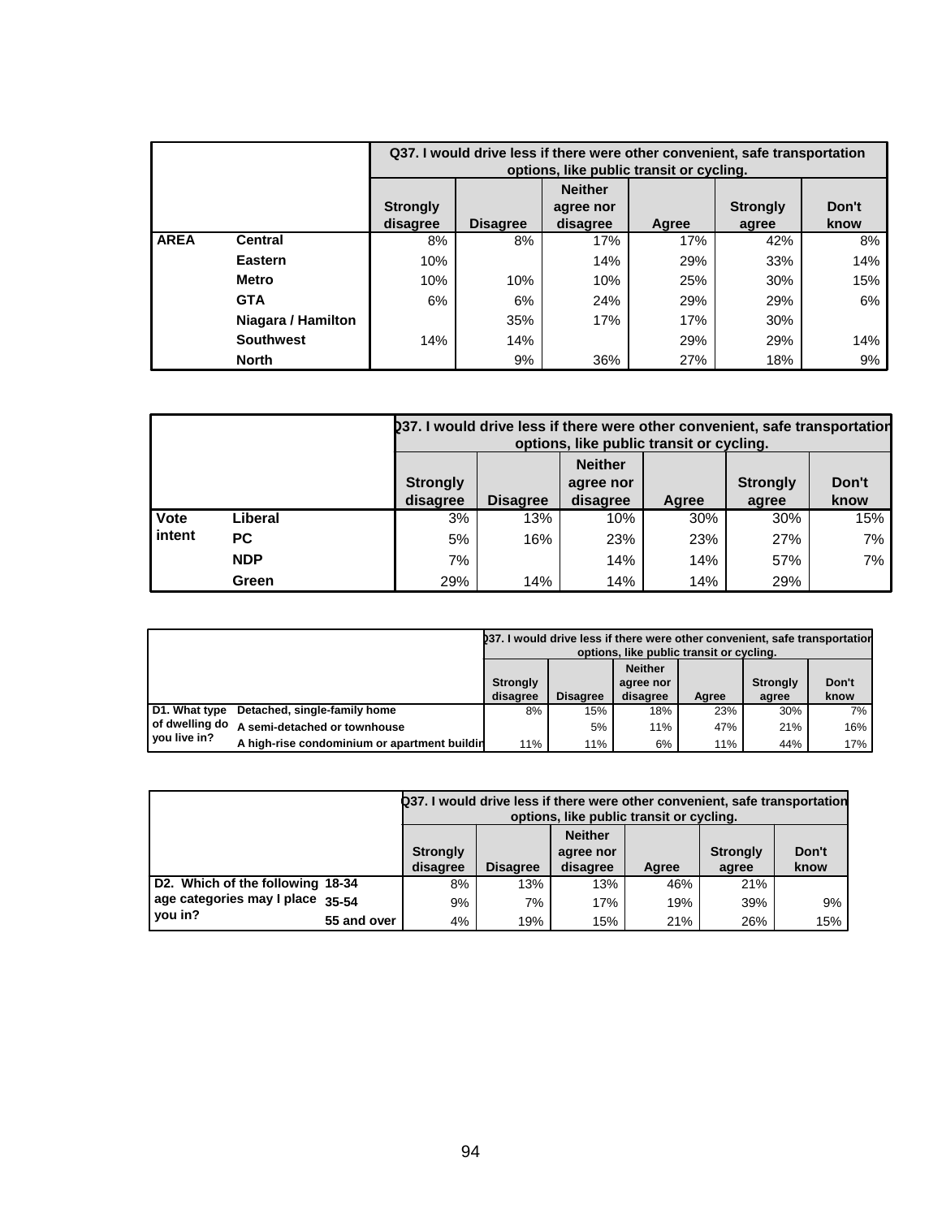| | | Q37. I would drive less if there were other convenient, safe transportation options, like public transit or cycling. | | | | | |
|---|---|---|---|---|---|---|---|
| | | Strongly disagree | Disagree | Neither agree nor disagree | Agree | Strongly agree | Don't know |
| **AREA** | **Central** | 8% | 8% | 17% | 17% | 42% | 8% |
| | **Eastern** | 10% | | 14% | 29% | 33% | 14% |
| | **Metro** | 10% | 10% | 10% | 25% | 30% | 15% |
| | **GTA** | 6% | 6% | 24% | 29% | 29% | 6% |
| | **Niagara / Hamilton** | | 35% | 17% | 17% | 30% | |
| | **Southwest** | 14% | 14% | | 29% | 29% | 14% |
| | **North** | | 9% | 36% | 27% | 18% | 9% |

| | | Q37. I would drive less if there were other convenient, safe transportation options, like public transit or cycling. | | | | | |
|---|---|---|---|---|---|---|---|
| | | Strongly disagree | Disagree | Neither agree nor disagree | Agree | Strongly agree | Don't know |
| **Vote intent** | **Liberal** | 3% | 13% | 10% | 30% | 30% | 15% |
| | **PC** | 5% | 16% | 23% | 23% | 27% | 7% |
| | **NDP** | 7% | | 14% | 14% | 57% | 7% |
| | **Green** | 29% | 14% | 14% | 14% | 29% | |

| | | Q37. I would drive less if there were other convenient, safe transportation options, like public transit or cycling. | | | | | |
|---|---|---|---|---|---|---|---|
| | | Strongly disagree | Disagree | Neither agree nor disagree | Agree | Strongly agree | Don't know |
| **D1. What type of dwelling do you live in?** | **Detached, single-family home** | 8% | 15% | 18% | 23% | 30% | 7% |
| | **A semi-detached or townhouse** | | 5% | 11% | 47% | 21% | 16% |
| | **A high-rise condominium or apartment building** | 11% | 11% | 6% | 11% | 44% | 17% |

| | | Q37. I would drive less if there were other convenient, safe transportation options, like public transit or cycling. | | | | | |
|---|---|---|---|---|---|---|---|
| | | Strongly disagree | Disagree | Neither agree nor disagree | Agree | Strongly agree | Don't know |
| **D2. Which of the following age categories may I place you in?** | **18-34** | 8% | 13% | 13% | 46% | 21% | |
| | **35-54** | 9% | 7% | 17% | 19% | 39% | 9% |
| | **55 and over** | 4% | 19% | 15% | 21% | 26% | 15% |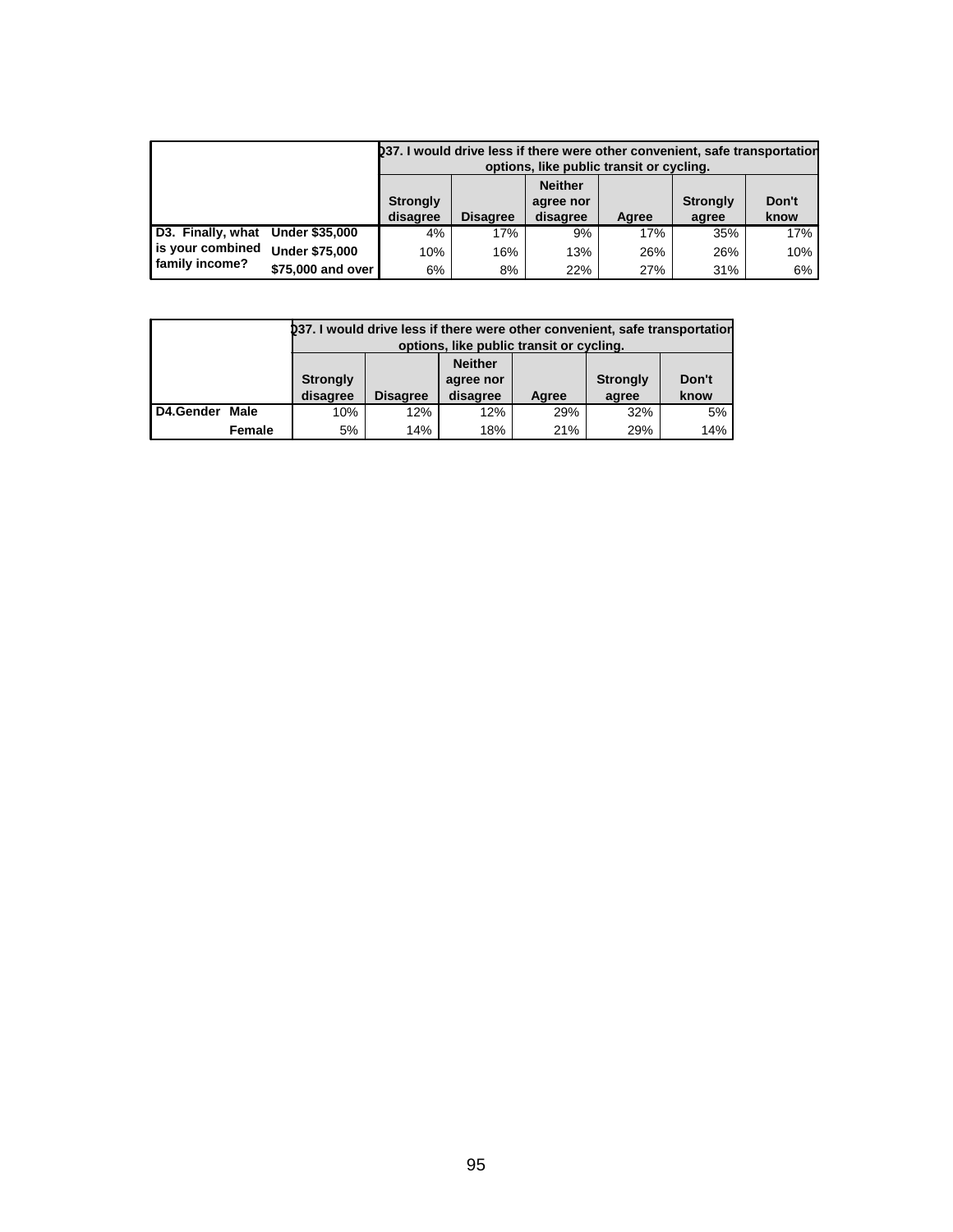| | | Q37. I would drive less if there were other convenient, safe transportation options, like public transit or cycling. | | | | | |
|---|---|---|---|---|---|---|---|
| | | Strongly disagree | Disagree | Neither agree nor disagree | Agree | Strongly agree | Don't know |
| D3. Finally, what is your combined family income? | Under $35,000 | 4% | 17% | 9% | 17% | 35% | 17% |
| | Under $75,000 | 10% | 16% | 13% | 26% | 26% | 10% |
| | $75,000 and over | 6% | 8% | 22% | 27% | 31% | 6% |

| | | Q37. I would drive less if there were other convenient, safe transportation options, like public transit or cycling. | | | | | |
|---|---|---|---|---|---|---|---|
| | | Strongly disagree | Disagree | Neither agree nor disagree | Agree | Strongly agree | Don't know |
| D4.Gender | Male | 10% | 12% | 12% | 29% | 32% | 5% |
| | Female | 5% | 14% | 18% | 21% | 29% | 14% |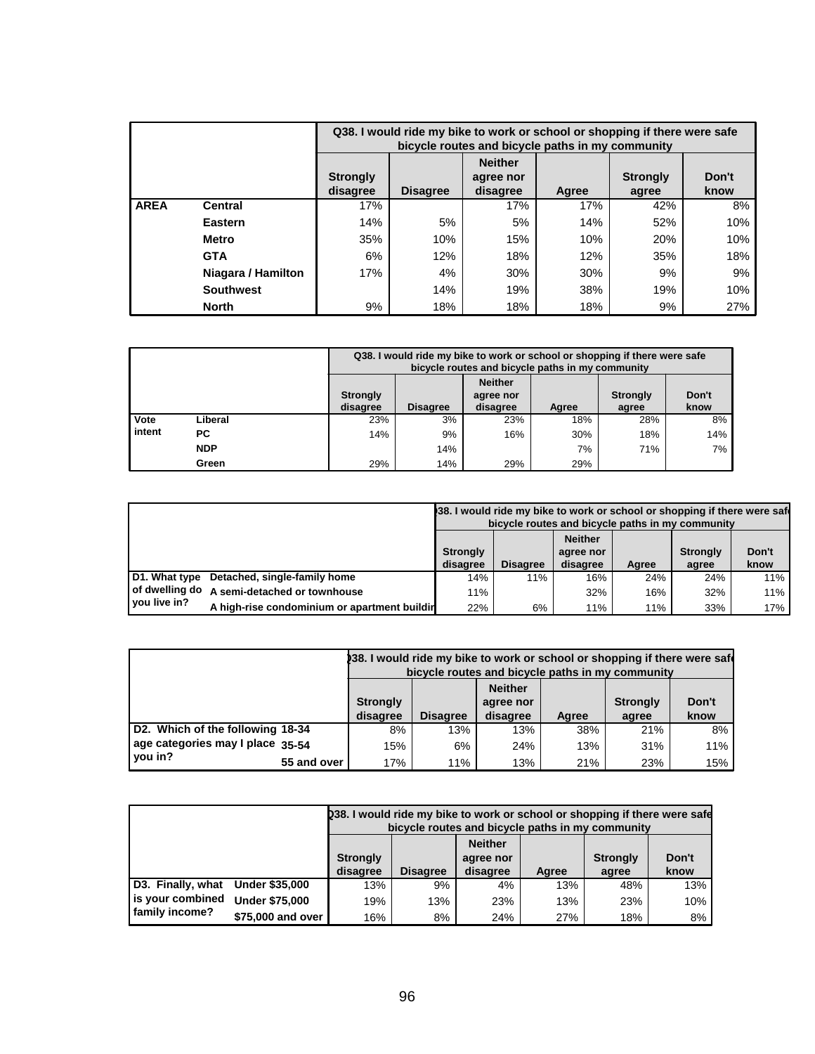| | | Q38. I would ride my bike to work or school or shopping if there were safe bicycle routes and bicycle paths in my community | | | | | |
|---|---|---|---|---|---|---|---|
| | | Strongly disagree | Disagree | Neither agree nor disagree | Agree | Strongly agree | Don't know |
| **AREA** | **Central** | 17% | | 17% | 17% | 42% | 8% |
| | **Eastern** | 14% | 5% | 5% | 14% | 52% | 10% |
| | **Metro** | 35% | 10% | 15% | 10% | 20% | 10% |
| | **GTA** | 6% | 12% | 18% | 12% | 35% | 18% |
| | **Niagara / Hamilton** | 17% | 4% | 30% | 30% | 9% | 9% |
| | **Southwest** | | 14% | 19% | 38% | 19% | 10% |
| | **North** | 9% | 18% | 18% | 18% | 9% | 27% |

| | | Q38. I would ride my bike to work or school or shopping if there were safe bicycle routes and bicycle paths in my community | | | | | |
|---|---|---|---|---|---|---|---|
| | | Strongly disagree | Disagree | Neither agree nor disagree | Agree | Strongly agree | Don't know |
| **Vote intent** | **Liberal** | 23% | 3% | 23% | 18% | 28% | 8% |
| | **PC** | 14% | 9% | 16% | 30% | 18% | 14% |
| | **NDP** | | 14% | | 7% | 71% | 7% |
| | **Green** | 29% | 14% | 29% | 29% | | |

| | | Q38. I would ride my bike to work or school or shopping if there were safe bicycle routes and bicycle paths in my community | | | | | |
|---|---|---|---|---|---|---|---|
| | | Strongly disagree | Disagree | Neither agree nor disagree | Agree | Strongly agree | Don't know |
| **D1. What type of dwelling do you live in?** | **Detached, single-family home** | 14% | 11% | 16% | 24% | 24% | 11% |
| | **A semi-detached or townhouse** | 11% | | 32% | 16% | 32% | 11% |
| | **A high-rise condominium or apartment building** | 22% | 6% | 11% | 11% | 33% | 17% |

| | | Q38. I would ride my bike to work or school or shopping if there were safe bicycle routes and bicycle paths in my community | | | | | |
|---|---|---|---|---|---|---|---|
| | | Strongly disagree | Disagree | Neither agree nor disagree | Agree | Strongly agree | Don't know |
| **D2. Which of the following age categories may I place you in?** | **18-34** | 8% | 13% | 13% | 38% | 21% | 8% |
| | **35-54** | 15% | 6% | 24% | 13% | 31% | 11% |
| | **55 and over** | 17% | 11% | 13% | 21% | 23% | 15% |

| | | Q38. I would ride my bike to work or school or shopping if there were safe bicycle routes and bicycle paths in my community | | | | | |
|---|---|---|---|---|---|---|---|
| | | Strongly disagree | Disagree | Neither agree nor disagree | Agree | Strongly agree | Don't know |
| **D3. Finally, what is your combined family income?** | **Under $35,000** | 13% | 9% | 4% | 13% | 48% | 13% |
| | **Under $75,000** | 19% | 13% | 23% | 13% | 23% | 10% |
| | **$75,000 and over** | 16% | 8% | 24% | 27% | 18% | 8% |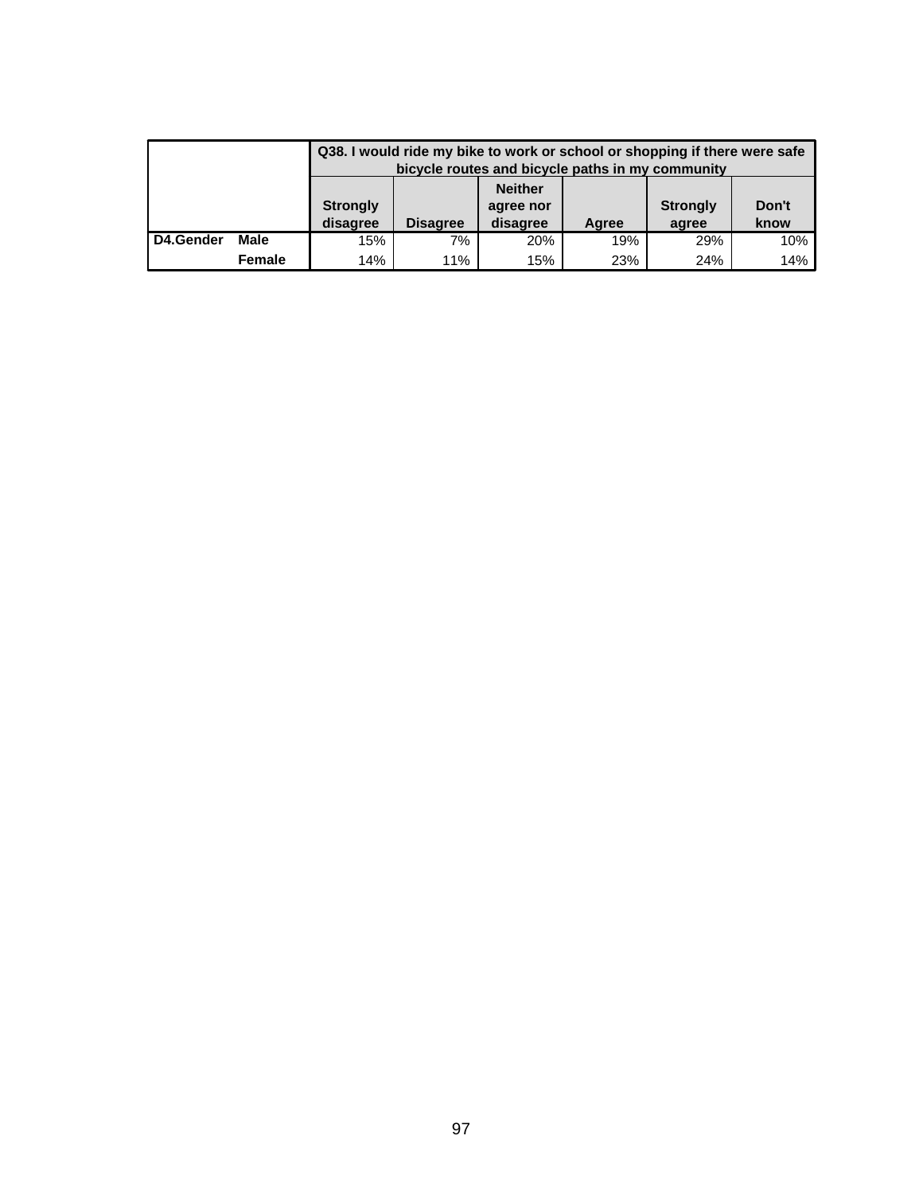| | | Q38. I would ride my bike to work or school or shopping if there were safe bicycle routes and bicycle paths in my community | | | | | |
|---|---|---|---|---|---|---|---|
| | | Strongly disagree | Disagree | Neither agree nor disagree | Agree | Strongly agree | Don't know |
| **D4.Gender** | **Male** | 15% | 7% | 20% | 19% | 29% | 10% |
| | **Female** | 14% | 11% | 15% | 23% | 24% | 14% |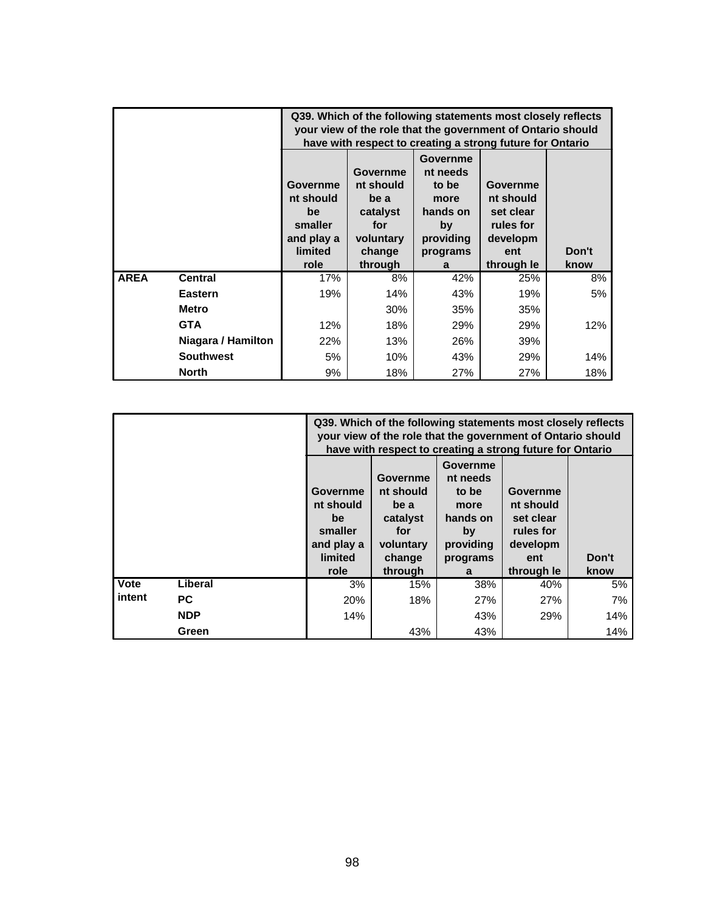| | | Q39. Which of the following statements most closely reflects your view of the role that the government of Ontario should have with respect to creating a strong future for Ontario | | | | |
|---|---|---|---|---|---|---|
| | | Government should be smaller and play a limited role | Government should be a catalyst for voluntary change through | Government needs to be more hands on by providing programs a | Government should set clear rules for development through le | Don't know |
| **AREA** | **Central** | 17% | 8% | 42% | 25% | 8% |
| | **Eastern** | 19% | 14% | 43% | 19% | 5% |
| | **Metro** | | 30% | 35% | 35% | |
| | **GTA** | 12% | 18% | 29% | 29% | 12% |
| | **Niagara / Hamilton** | 22% | 13% | 26% | 39% | |
| | **Southwest** | 5% | 10% | 43% | 29% | 14% |
| | **North** | 9% | 18% | 27% | 27% | 18% |

| | | Q39. Which of the following statements most closely reflects your view of the role that the government of Ontario should have with respect to creating a strong future for Ontario | | | | |
|---|---|---|---|---|---|---|
| | | Government should be smaller and play a limited role | Government should be a catalyst for voluntary change through | Government needs to be more hands on by providing programs a | Government should set clear rules for development through le | Don't know |
| **Vote intent** | **Liberal** | 3% | 15% | 38% | 40% | 5% |
| | **PC** | 20% | 18% | 27% | 27% | 7% |
| | **NDP** | 14% | | 43% | 29% | 14% |
| | **Green** | | 43% | 43% | | 14% |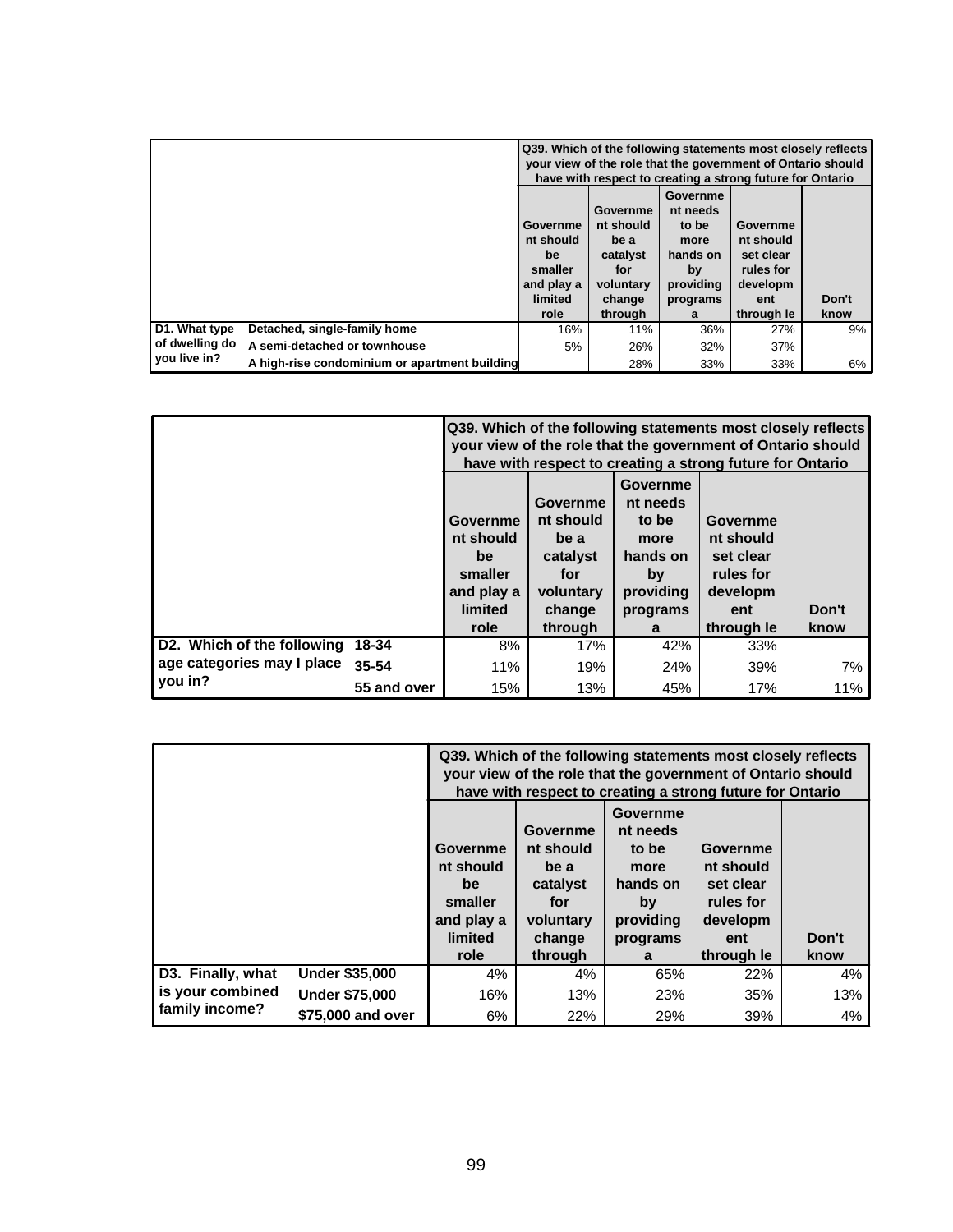| | | Q39. Which of the following statements most closely reflects your view of the role that the government of Ontario should have with respect to creating a strong future for Ontario | | | | |
|---|---|---|---|---|---|---|
| | | Government should be smaller and play a limited role | Government should be a catalyst for voluntary change through | Government needs to be more hands on by providing programs a | Government should set clear rules for development through le | Don't know |
| D1. What type of dwelling do you live in? | Detached, single-family home | 16% | 11% | 36% | 27% | 9% |
| | A semi-detached or townhouse | 5% | 26% | 32% | 37% | |
| | A high-rise condominium or apartment building | | 28% | 33% | 33% | 6% |

| | | Q39. Which of the following statements most closely reflects your view of the role that the government of Ontario should have with respect to creating a strong future for Ontario | | | | |
|---|---|---|---|---|---|---|
| | | Government should be smaller and play a limited role | Government should be a catalyst for voluntary change through | Government needs to be more hands on by providing programs a | Government should set clear rules for development through le | Don't know |
| D2. Which of the following age categories may I place you in? | 18-34 | 8% | 17% | 42% | 33% | |
| | 35-54 | 11% | 19% | 24% | 39% | 7% |
| | 55 and over | 15% | 13% | 45% | 17% | 11% |

| | | Q39. Which of the following statements most closely reflects your view of the role that the government of Ontario should have with respect to creating a strong future for Ontario | | | | |
|---|---|---|---|---|---|---|
| | | Government should be smaller and play a limited role | Government should be a catalyst for voluntary change through | Government needs to be more hands on by providing programs a | Government should set clear rules for development through le | Don't know |
| D3. Finally, what is your combined family income? | Under $35,000 | 4% | 4% | 65% | 22% | 4% |
| | Under $75,000 | 16% | 13% | 23% | 35% | 13% |
| | $75,000 and over | 6% | 22% | 29% | 39% | 4% |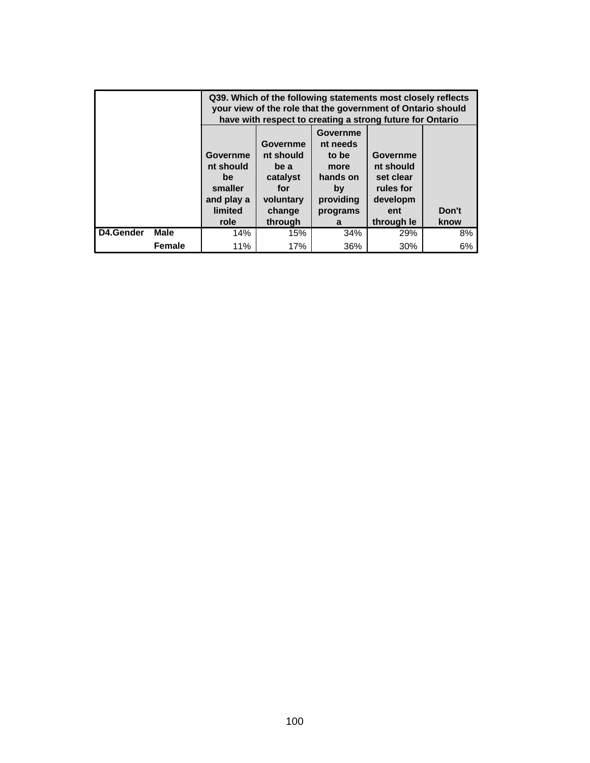| | | Q39. Which of the following statements most closely reflects your view of the role that the government of Ontario should have with respect to creating a strong future for Ontario | | | | |
|---|---|---|---|---|---|---|
| | | Government should be smaller and play a limited role | Government should be a catalyst for voluntary change through | Government needs to be more hands on by providing programs a | Government should set clear rules for development through le | Don't know |
| D4.Gender | Male | 14% | 15% | 34% | 29% | 8% |
| | Female | 11% | 17% | 36% | 30% | 6% |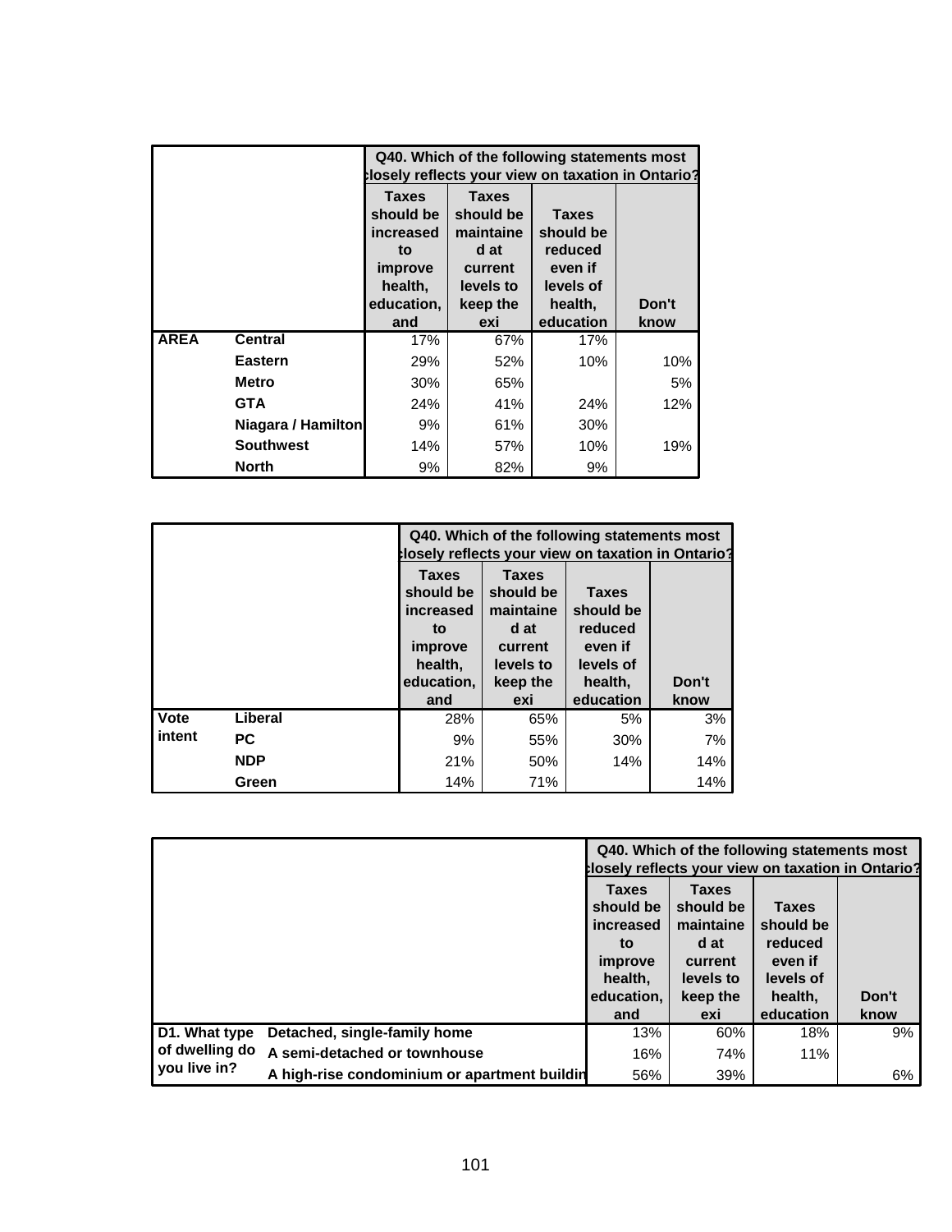| | | Q40. Which of the following statements most closely reflects your view on taxation in Ontario? | | | |
|---|---|---|---|---|---|
| | | Taxes should be increased to improve health, education, and | Taxes should be maintained at current levels to keep the exi | Taxes should be reduced even if levels of health, education | Don't know |
| **AREA** | **Central** | 17% | 67% | 17% | |
| | **Eastern** | 29% | 52% | 10% | 10% |
| | **Metro** | 30% | 65% | | 5% |
| | **GTA** | 24% | 41% | 24% | 12% |
| | **Niagara / Hamilton** | 9% | 61% | 30% | |
| | **Southwest** | 14% | 57% | 10% | 19% |
| | **North** | 9% | 82% | 9% | |

| | | Q40. Which of the following statements most closely reflects your view on taxation in Ontario? | | | |
|---|---|---|---|---|---|
| | | Taxes should be increased to improve health, education, and | Taxes should be maintained at current levels to keep the exi | Taxes should be reduced even if levels of health, education | Don't know |
| **Vote intent** | **Liberal** | 28% | 65% | 5% | 3% |
| | **PC** | 9% | 55% | 30% | 7% |
| | **NDP** | 21% | 50% | 14% | 14% |
| | **Green** | 14% | 71% | | 14% |

| | | Q40. Which of the following statements most closely reflects your view on taxation in Ontario? | | | |
|---|---|---|---|---|---|
| | | Taxes should be increased to improve health, education, and | Taxes should be maintained at current levels to keep the exi | Taxes should be reduced even if levels of health, education | Don't know |
| **D1. What type of dwelling do you live in?** | **Detached, single-family home** | 13% | 60% | 18% | 9% |
| | **A semi-detached or townhouse** | 16% | 74% | 11% | |
| | **A high-rise condominium or apartment buildin** | 56% | 39% | | 6% |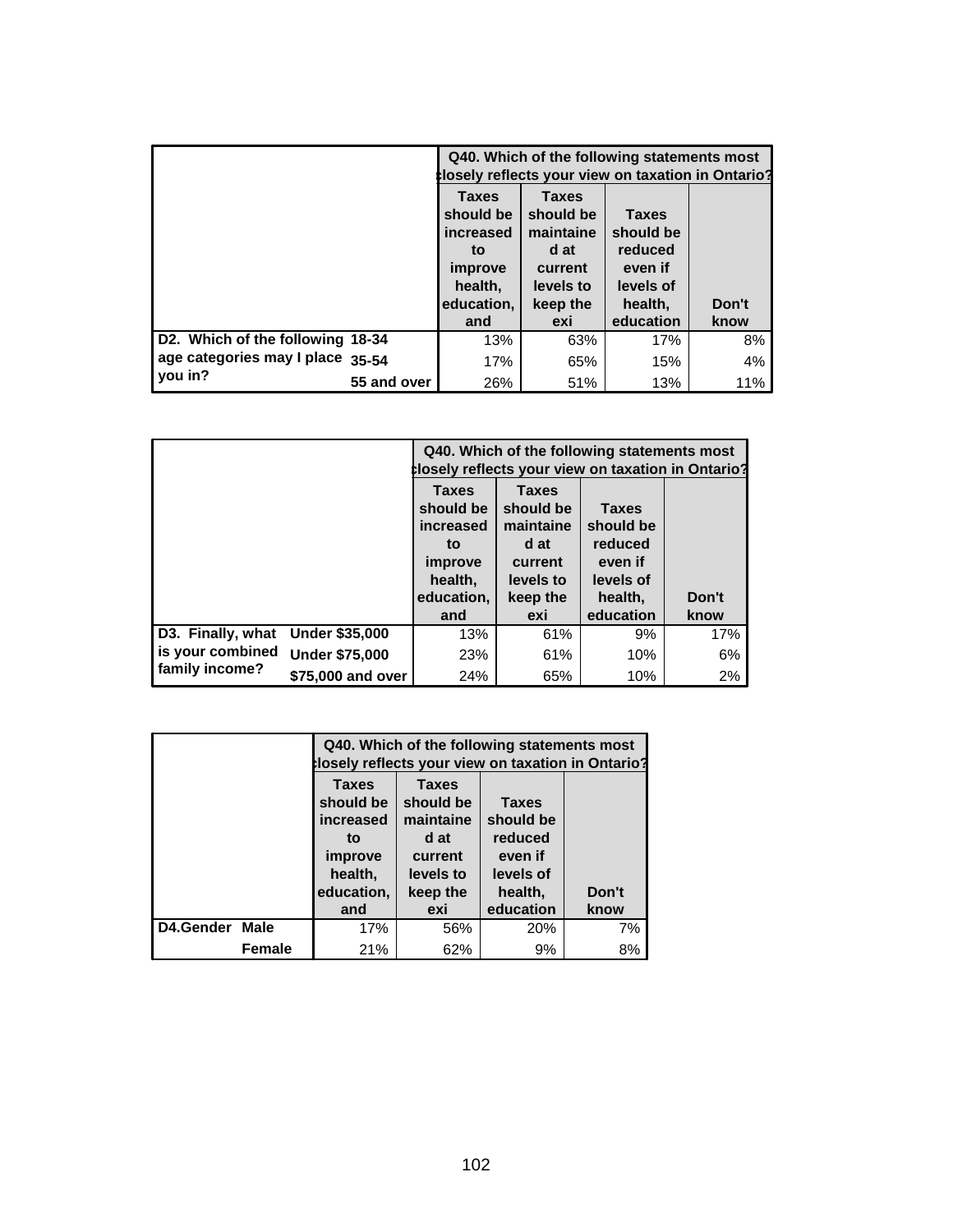| | | Q40. Which of the following statements most closely reflects your view on taxation in Ontario? | | | |
|---|---|---|---|---|---|
| | | Taxes should be increased to improve health, education, and | Taxes should be maintained at current levels to keep the exi | Taxes should be reduced even if levels of health, education | Don't know |
| D2. Which of the following age categories may I place you in? | 18-34 | 13% | 63% | 17% | 8% |
| | 35-54 | 17% | 65% | 15% | 4% |
| | 55 and over | 26% | 51% | 13% | 11% |

| | | Q40. Which of the following statements most closely reflects your view on taxation in Ontario? | | | |
|---|---|---|---|---|---|
| | | Taxes should be increased to improve health, education, and | Taxes should be maintained at current levels to keep the exi | Taxes should be reduced even if levels of health, education | Don't know |
| D3. Finally, what is your combined family income? | Under $35,000 | 13% | 61% | 9% | 17% |
| | Under $75,000 | 23% | 61% | 10% | 6% |
| | $75,000 and over | 24% | 65% | 10% | 2% |

| | | Q40. Which of the following statements most closely reflects your view on taxation in Ontario? | | | |
|---|---|---|---|---|---|
| | | Taxes should be increased to improve health, education, and | Taxes should be maintained at current levels to keep the exi | Taxes should be reduced even if levels of health, education | Don't know |
| D4.Gender | Male | 17% | 56% | 20% | 7% |
| | Female | 21% | 62% | 9% | 8% |